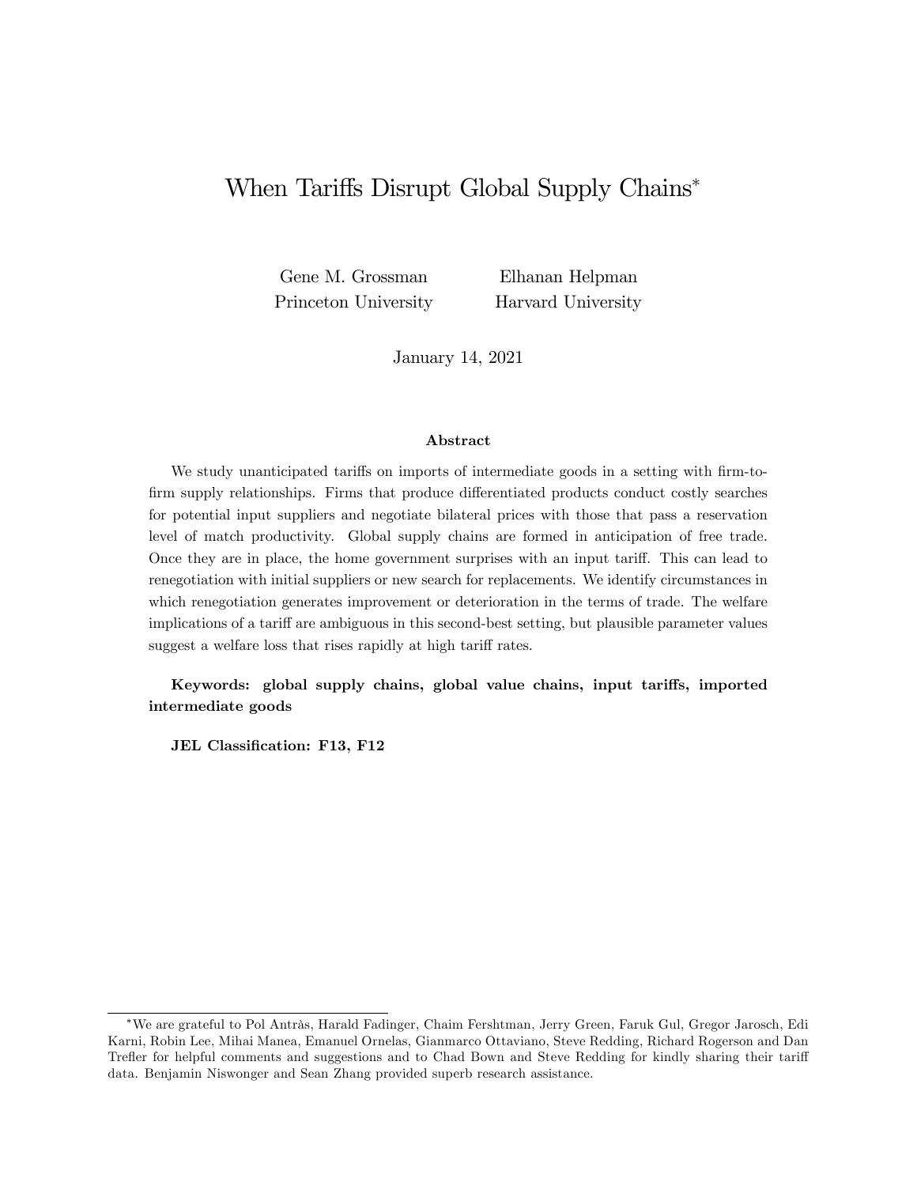# When Tariffs Disrupt Global Supply Chains*

Gene M. Grossman
Princeton University

Elhanan Helpman
Harvard University

January 14, 2021

### Abstract

We study unanticipated tariffs on imports of intermediate goods in a setting with firm-to-firm supply relationships. Firms that produce differentiated products conduct costly searches for potential input suppliers and negotiate bilateral prices with those that pass a reservation level of match productivity. Global supply chains are formed in anticipation of free trade. Once they are in place, the home government surprises with an input tariff. This can lead to renegotiation with initial suppliers or new search for replacements. We identify circumstances in which renegotiation generates improvement or deterioration in the terms of trade. The welfare implications of a tariff are ambiguous in this second-best setting, but plausible parameter values suggest a welfare loss that rises rapidly at high tariff rates.

**Keywords: global supply chains, global value chains, input tariffs, imported intermediate goods**

**JEL Classification: F13, F12**

---

*We are grateful to Pol Antràs, Harald Fadinger, Chaim Fershtman, Jerry Green, Faruk Gul, Gregor Jarosch, Edi Karni, Robin Lee, Mihai Manea, Emanuel Ornelas, Gianmarco Ottaviano, Steve Redding, Richard Rogerson and Dan Trefler for helpful comments and suggestions and to Chad Bown and Steve Redding for kindly sharing their tariff data. Benjamin Niswonger and Sean Zhang provided superb research assistance.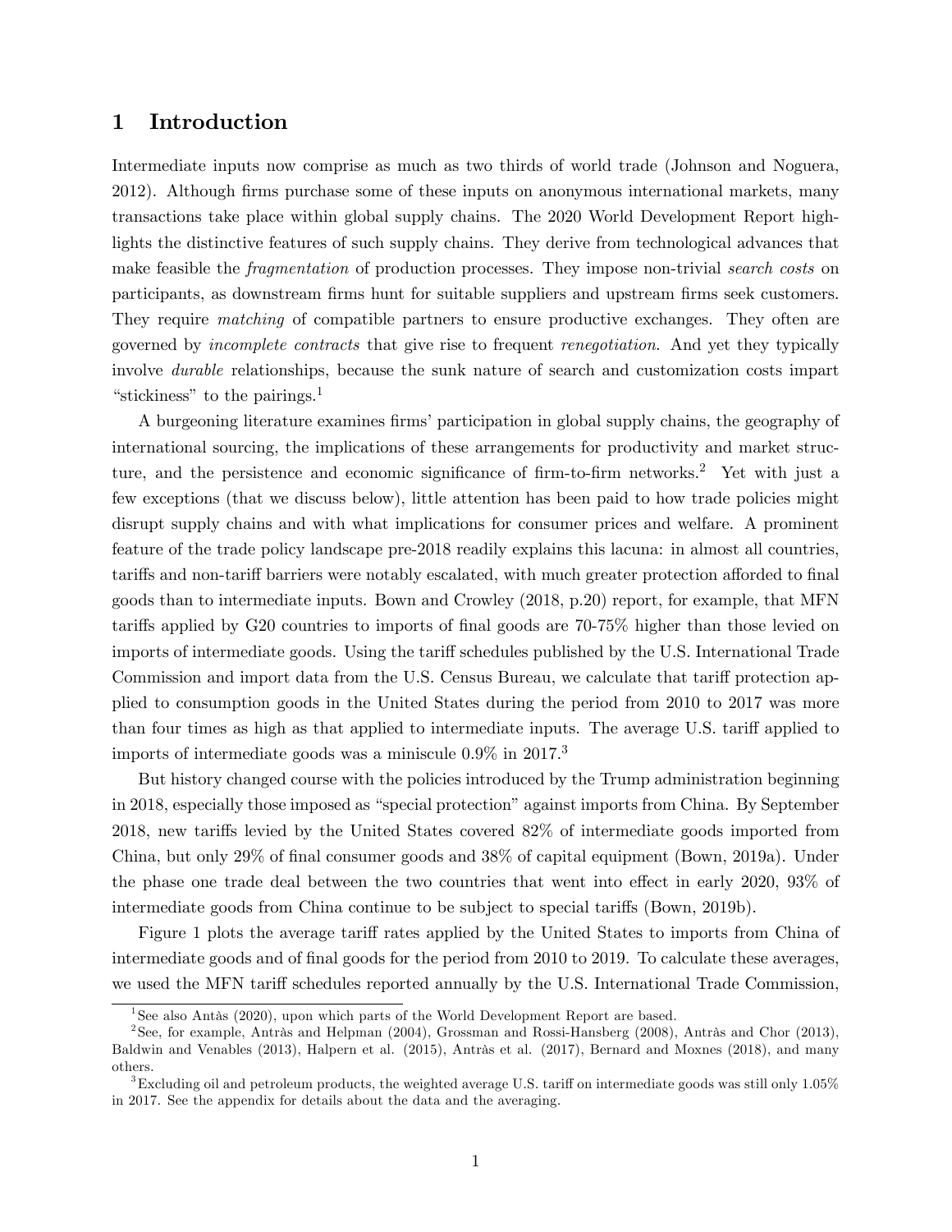# 1 Introduction

Intermediate inputs now comprise as much as two thirds of world trade (Johnson and Noguera, 2012). Although firms purchase some of these inputs on anonymous international markets, many transactions take place within global supply chains. The 2020 World Development Report highlights the distinctive features of such supply chains. They derive from technological advances that make feasible the *fragmentation* of production processes. They impose non-trivial *search costs* on participants, as downstream firms hunt for suitable suppliers and upstream firms seek customers. They require *matching* of compatible partners to ensure productive exchanges. They often are governed by *incomplete contracts* that give rise to frequent *renegotiation*. And yet they typically involve *durable* relationships, because the sunk nature of search and customization costs impart "stickiness" to the pairings.[1]

A burgeoning literature examines firms' participation in global supply chains, the geography of international sourcing, the implications of these arrangements for productivity and market structure, and the persistence and economic significance of firm-to-firm networks.[2] Yet with just a few exceptions (that we discuss below), little attention has been paid to how trade policies might disrupt supply chains and with what implications for consumer prices and welfare. A prominent feature of the trade policy landscape pre-2018 readily explains this lacuna: in almost all countries, tariffs and non-tariff barriers were notably escalated, with much greater protection afforded to final goods than to intermediate inputs. Bown and Crowley (2018, p.20) report, for example, that MFN tariffs applied by G20 countries to imports of final goods are 70-75% higher than those levied on imports of intermediate goods. Using the tariff schedules published by the U.S. International Trade Commission and import data from the U.S. Census Bureau, we calculate that tariff protection applied to consumption goods in the United States during the period from 2010 to 2017 was more than four times as high as that applied to intermediate inputs. The average U.S. tariff applied to imports of intermediate goods was a miniscule 0.9% in 2017.[3]

But history changed course with the policies introduced by the Trump administration beginning in 2018, especially those imposed as "special protection" against imports from China. By September 2018, new tariffs levied by the United States covered 82% of intermediate goods imported from China, but only 29% of final consumer goods and 38% of capital equipment (Bown, 2019a). Under the phase one trade deal between the two countries that went into effect in early 2020, 93% of intermediate goods from China continue to be subject to special tariffs (Bown, 2019b).

Figure 1 plots the average tariff rates applied by the United States to imports from China of intermediate goods and of final goods for the period from 2010 to 2019. To calculate these averages, we used the MFN tariff schedules reported annually by the U.S. International Trade Commission,

[1] See also Antàs (2020), upon which parts of the World Development Report are based.

[2] See, for example, Antràs and Helpman (2004), Grossman and Rossi-Hansberg (2008), Antràs and Chor (2013), Baldwin and Venables (2013), Halpern et al. (2015), Antràs et al. (2017), Bernard and Moxnes (2018), and many others.

[3] Excluding oil and petroleum products, the weighted average U.S. tariff on intermediate goods was still only 1.05% in 2017. See the appendix for details about the data and the averaging.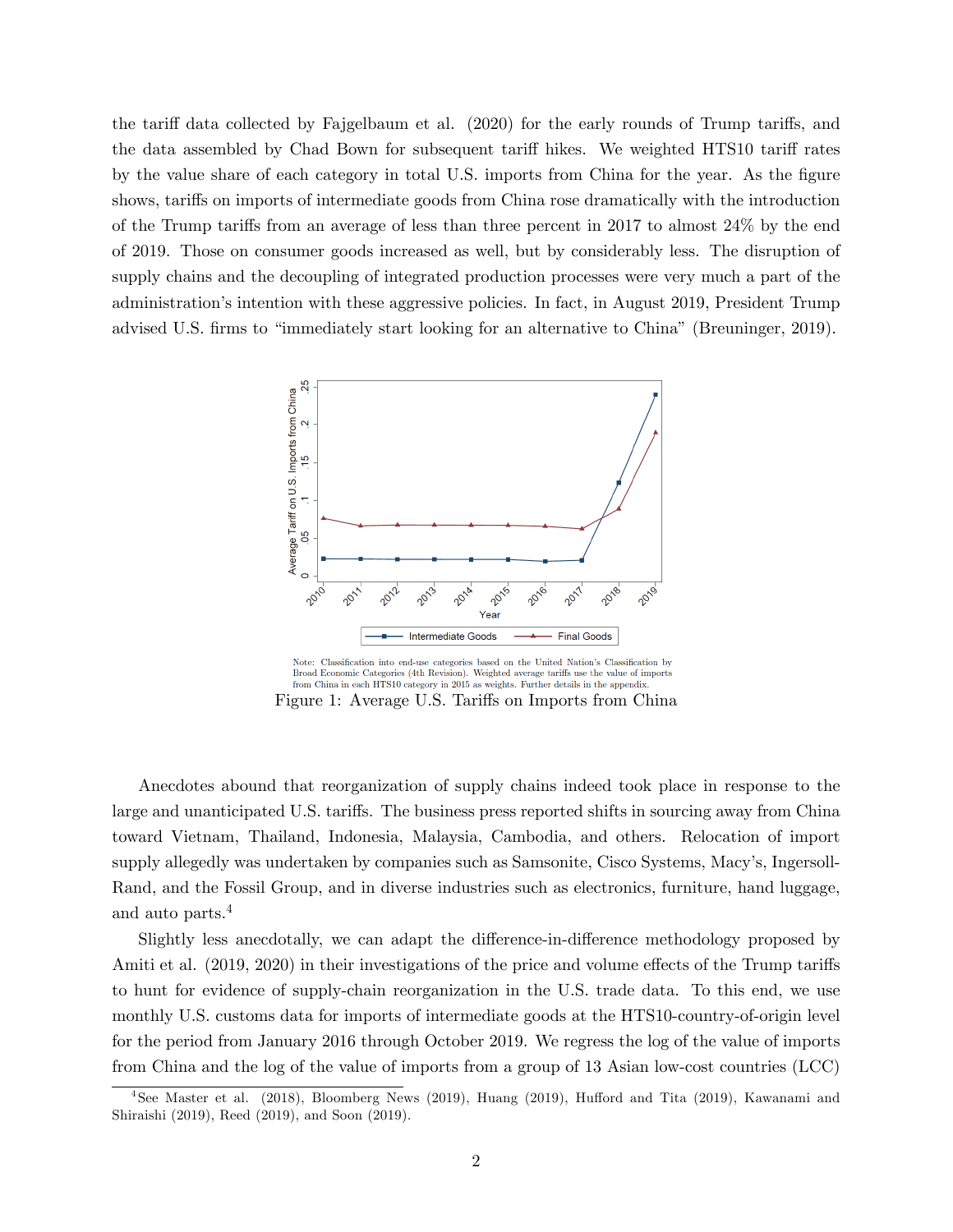the tariff data collected by Fajgelbaum et al. (2020) for the early rounds of Trump tariffs, and the data assembled by Chad Bown for subsequent tariff hikes. We weighted HTS10 tariff rates by the value share of each category in total U.S. imports from China for the year. As the figure shows, tariffs on imports of intermediate goods from China rose dramatically with the introduction of the Trump tariffs from an average of less than three percent in 2017 to almost 24% by the end of 2019. Those on consumer goods increased as well, but by considerably less. The disruption of supply chains and the decoupling of integrated production processes were very much a part of the administration's intention with these aggressive policies. In fact, in August 2019, President Trump advised U.S. firms to "immediately start looking for an alternative to China" (Breuninger, 2019).

Note: Classification into end-use categories based on the United Nation's Classification by Broad Economic Categories (4th Revision). Weighted average tariffs use the value of imports from China in each HTS10 category in 2015 as weights. Further details in the appendix.

Figure 1: Average U.S. Tariffs on Imports from China

Anecdotes abound that reorganization of supply chains indeed took place in response to the large and unanticipated U.S. tariffs. The business press reported shifts in sourcing away from China toward Vietnam, Thailand, Indonesia, Malaysia, Cambodia, and others. Relocation of import supply allegedly was undertaken by companies such as Samsonite, Cisco Systems, Macy's, Ingersoll-Rand, and the Fossil Group, and in diverse industries such as electronics, furniture, hand luggage, and auto parts.[4]

Slightly less anecdotally, we can adapt the difference-in-difference methodology proposed by Amiti et al. (2019, 2020) in their investigations of the price and volume effects of the Trump tariffs to hunt for evidence of supply-chain reorganization in the U.S. trade data. To this end, we use monthly U.S. customs data for imports of intermediate goods at the HTS10-country-of-origin level for the period from January 2016 through October 2019. We regress the log of the value of imports from China and the log of the value of imports from a group of 13 Asian low-cost countries (LCC)

[4] See Master et al. (2018), Bloomberg News (2019), Huang (2019), Hufford and Tita (2019), Kawanami and Shiraishi (2019), Reed (2019), and Soon (2019).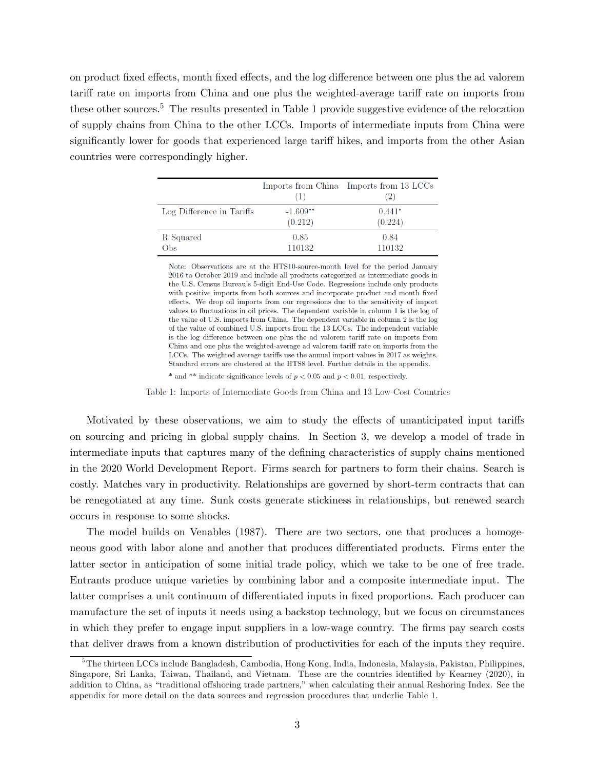on product fixed effects, month fixed effects, and the log difference between one plus the ad valorem tariff rate on imports from China and one plus the weighted-average tariff rate on imports from these other sources.[5] The results presented in Table 1 provide suggestive evidence of the relocation of supply chains from China to the other LCCs. Imports of intermediate inputs from China were significantly lower for goods that experienced large tariff hikes, and imports from the other Asian countries were correspondingly higher.

| | Imports from China (1) | Imports from 13 LCCs (2) |
|---|---|---|
| Log Difference in Tariffs | -1.609** | 0.441* |
| | (0.212) | (0.224) |
| R Squared | 0.85 | 0.84 |
| Obs | 110132 | 110132 |

Note: Observations are at the HTS10-source-month level for the period January 2016 to October 2019 and include all products categorized as intermediate goods in the U.S. Census Bureau's 5-digit End-Use Code. Regressions include only products with positive imports from both sources and incorporate product and month fixed effects. We drop oil imports from our regressions due to the sensitivity of import values to fluctuations in oil prices. The dependent variable in column 1 is the log of the value of U.S. imports from China. The dependent variable in column 2 is the log of the value of combined U.S. imports from the 13 LCCs. The independent variable is the log difference between one plus the ad valorem tariff rate on imports from China and one plus the weighted-average ad valorem tariff rate on imports from the LCCs. The weighted average tariffs use the annual import values in 2017 as weights. Standard errors are clustered at the HTS8 level. Further details in the appendix.

* and ** indicate significance levels of $p < 0.05$ and $p < 0.01$, respectively.

Table 1: Imports of Intermediate Goods from China and 13 Low-Cost Countries

Motivated by these observations, we aim to study the effects of unanticipated input tariffs on sourcing and pricing in global supply chains. In Section 3, we develop a model of trade in intermediate inputs that captures many of the defining characteristics of supply chains mentioned in the 2020 World Development Report. Firms search for partners to form their chains. Search is costly. Matches vary in productivity. Relationships are governed by short-term contracts that can be renegotiated at any time. Sunk costs generate stickiness in relationships, but renewed search occurs in response to some shocks.

The model builds on Venables (1987). There are two sectors, one that produces a homogeneous good with labor alone and another that produces differentiated products. Firms enter the latter sector in anticipation of some initial trade policy, which we take to be one of free trade. Entrants produce unique varieties by combining labor and a composite intermediate input. The latter comprises a unit continuum of differentiated inputs in fixed proportions. Each producer can manufacture the set of inputs it needs using a backstop technology, but we focus on circumstances in which they prefer to engage input suppliers in a low-wage country. The firms pay search costs that deliver draws from a known distribution of productivities for each of the inputs they require.

[5] The thirteen LCCs include Bangladesh, Cambodia, Hong Kong, India, Indonesia, Malaysia, Pakistan, Philippines, Singapore, Sri Lanka, Taiwan, Thailand, and Vietnam. These are the countries identified by Kearney (2020), in addition to China, as "traditional offshoring trade partners," when calculating their annual Reshoring Index. See the appendix for more detail on the data sources and regression procedures that underlie Table 1.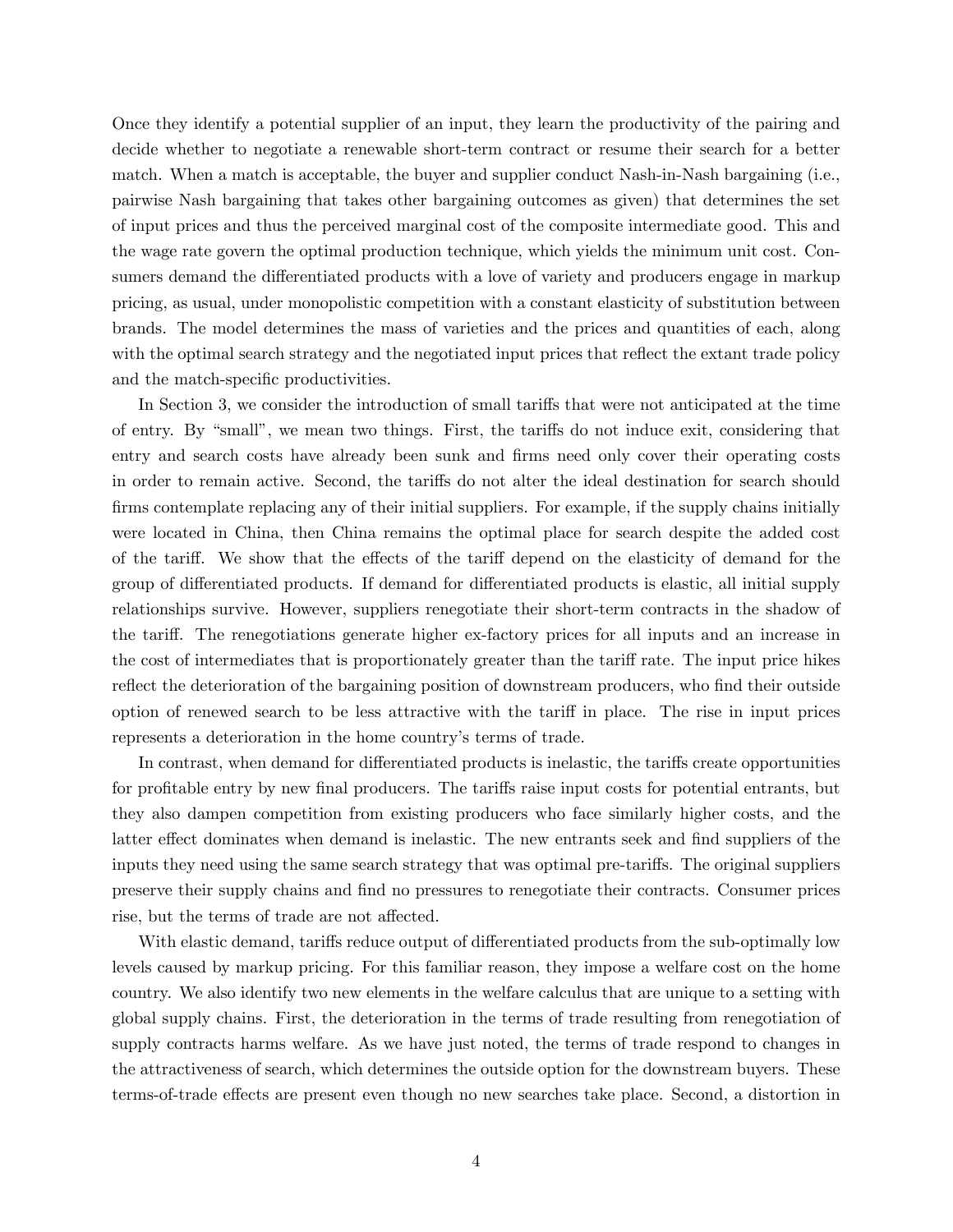Once they identify a potential supplier of an input, they learn the productivity of the pairing and decide whether to negotiate a renewable short-term contract or resume their search for a better match. When a match is acceptable, the buyer and supplier conduct Nash-in-Nash bargaining (i.e., pairwise Nash bargaining that takes other bargaining outcomes as given) that determines the set of input prices and thus the perceived marginal cost of the composite intermediate good. This and the wage rate govern the optimal production technique, which yields the minimum unit cost. Consumers demand the differentiated products with a love of variety and producers engage in markup pricing, as usual, under monopolistic competition with a constant elasticity of substitution between brands. The model determines the mass of varieties and the prices and quantities of each, along with the optimal search strategy and the negotiated input prices that reflect the extant trade policy and the match-specific productivities.

In Section 3, we consider the introduction of small tariffs that were not anticipated at the time of entry. By "small", we mean two things. First, the tariffs do not induce exit, considering that entry and search costs have already been sunk and firms need only cover their operating costs in order to remain active. Second, the tariffs do not alter the ideal destination for search should firms contemplate replacing any of their initial suppliers. For example, if the supply chains initially were located in China, then China remains the optimal place for search despite the added cost of the tariff. We show that the effects of the tariff depend on the elasticity of demand for the group of differentiated products. If demand for differentiated products is elastic, all initial supply relationships survive. However, suppliers renegotiate their short-term contracts in the shadow of the tariff. The renegotiations generate higher ex-factory prices for all inputs and an increase in the cost of intermediates that is proportionately greater than the tariff rate. The input price hikes reflect the deterioration of the bargaining position of downstream producers, who find their outside option of renewed search to be less attractive with the tariff in place. The rise in input prices represents a deterioration in the home country's terms of trade.

In contrast, when demand for differentiated products is inelastic, the tariffs create opportunities for profitable entry by new final producers. The tariffs raise input costs for potential entrants, but they also dampen competition from existing producers who face similarly higher costs, and the latter effect dominates when demand is inelastic. The new entrants seek and find suppliers of the inputs they need using the same search strategy that was optimal pre-tariffs. The original suppliers preserve their supply chains and find no pressures to renegotiate their contracts. Consumer prices rise, but the terms of trade are not affected.

With elastic demand, tariffs reduce output of differentiated products from the sub-optimally low levels caused by markup pricing. For this familiar reason, they impose a welfare cost on the home country. We also identify two new elements in the welfare calculus that are unique to a setting with global supply chains. First, the deterioration in the terms of trade resulting from renegotiation of supply contracts harms welfare. As we have just noted, the terms of trade respond to changes in the attractiveness of search, which determines the outside option for the downstream buyers. These terms-of-trade effects are present even though no new searches take place. Second, a distortion in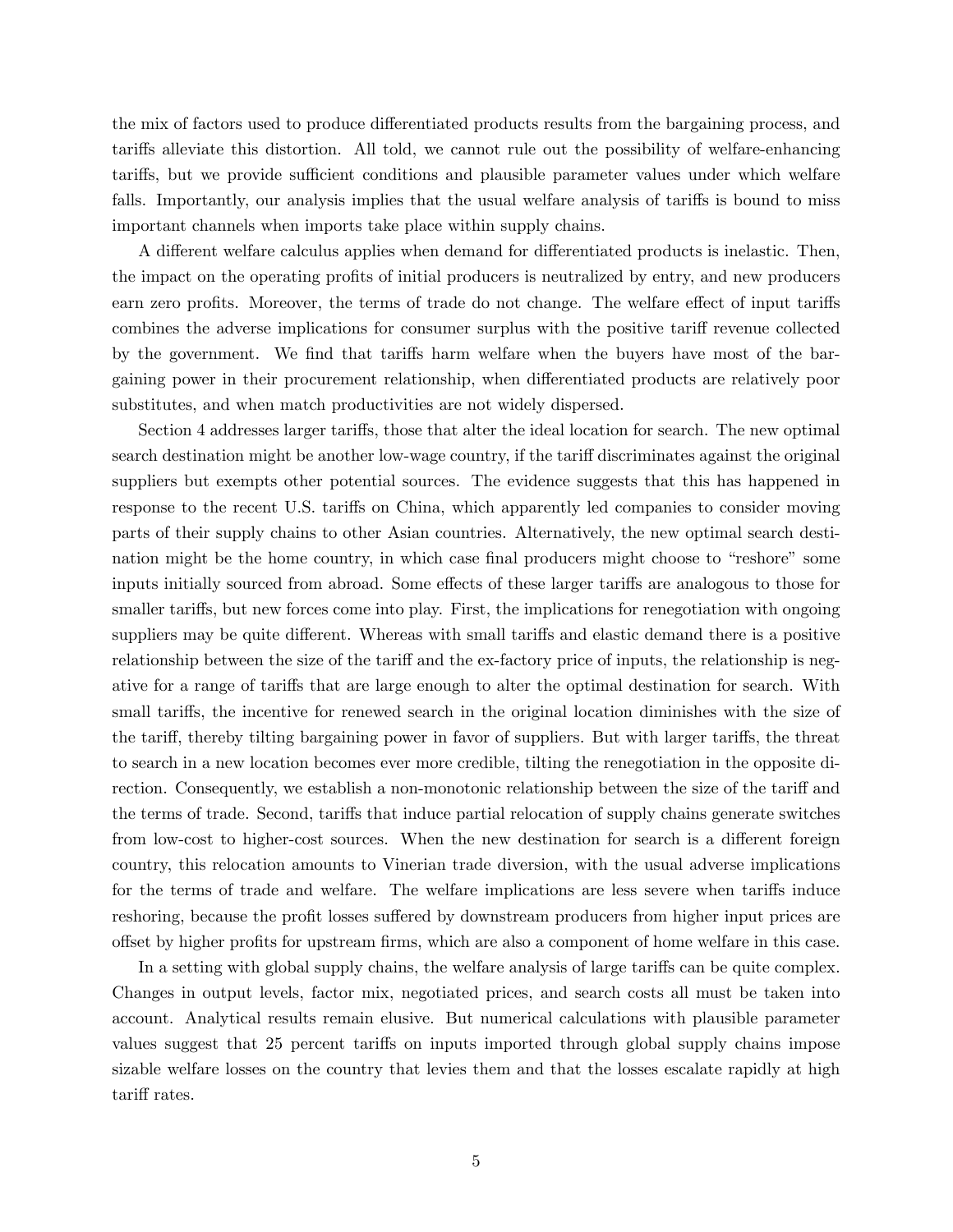the mix of factors used to produce differentiated products results from the bargaining process, and tariffs alleviate this distortion. All told, we cannot rule out the possibility of welfare-enhancing tariffs, but we provide sufficient conditions and plausible parameter values under which welfare falls. Importantly, our analysis implies that the usual welfare analysis of tariffs is bound to miss important channels when imports take place within supply chains.

A different welfare calculus applies when demand for differentiated products is inelastic. Then, the impact on the operating profits of initial producers is neutralized by entry, and new producers earn zero profits. Moreover, the terms of trade do not change. The welfare effect of input tariffs combines the adverse implications for consumer surplus with the positive tariff revenue collected by the government. We find that tariffs harm welfare when the buyers have most of the bargaining power in their procurement relationship, when differentiated products are relatively poor substitutes, and when match productivities are not widely dispersed.

Section 4 addresses larger tariffs, those that alter the ideal location for search. The new optimal search destination might be another low-wage country, if the tariff discriminates against the original suppliers but exempts other potential sources. The evidence suggests that this has happened in response to the recent U.S. tariffs on China, which apparently led companies to consider moving parts of their supply chains to other Asian countries. Alternatively, the new optimal search destination might be the home country, in which case final producers might choose to "reshore" some inputs initially sourced from abroad. Some effects of these larger tariffs are analogous to those for smaller tariffs, but new forces come into play. First, the implications for renegotiation with ongoing suppliers may be quite different. Whereas with small tariffs and elastic demand there is a positive relationship between the size of the tariff and the ex-factory price of inputs, the relationship is negative for a range of tariffs that are large enough to alter the optimal destination for search. With small tariffs, the incentive for renewed search in the original location diminishes with the size of the tariff, thereby tilting bargaining power in favor of suppliers. But with larger tariffs, the threat to search in a new location becomes ever more credible, tilting the renegotiation in the opposite direction. Consequently, we establish a non-monotonic relationship between the size of the tariff and the terms of trade. Second, tariffs that induce partial relocation of supply chains generate switches from low-cost to higher-cost sources. When the new destination for search is a different foreign country, this relocation amounts to Vinerian trade diversion, with the usual adverse implications for the terms of trade and welfare. The welfare implications are less severe when tariffs induce reshoring, because the profit losses suffered by downstream producers from higher input prices are offset by higher profits for upstream firms, which are also a component of home welfare in this case.

In a setting with global supply chains, the welfare analysis of large tariffs can be quite complex. Changes in output levels, factor mix, negotiated prices, and search costs all must be taken into account. Analytical results remain elusive. But numerical calculations with plausible parameter values suggest that 25 percent tariffs on inputs imported through global supply chains impose sizable welfare losses on the country that levies them and that the losses escalate rapidly at high tariff rates.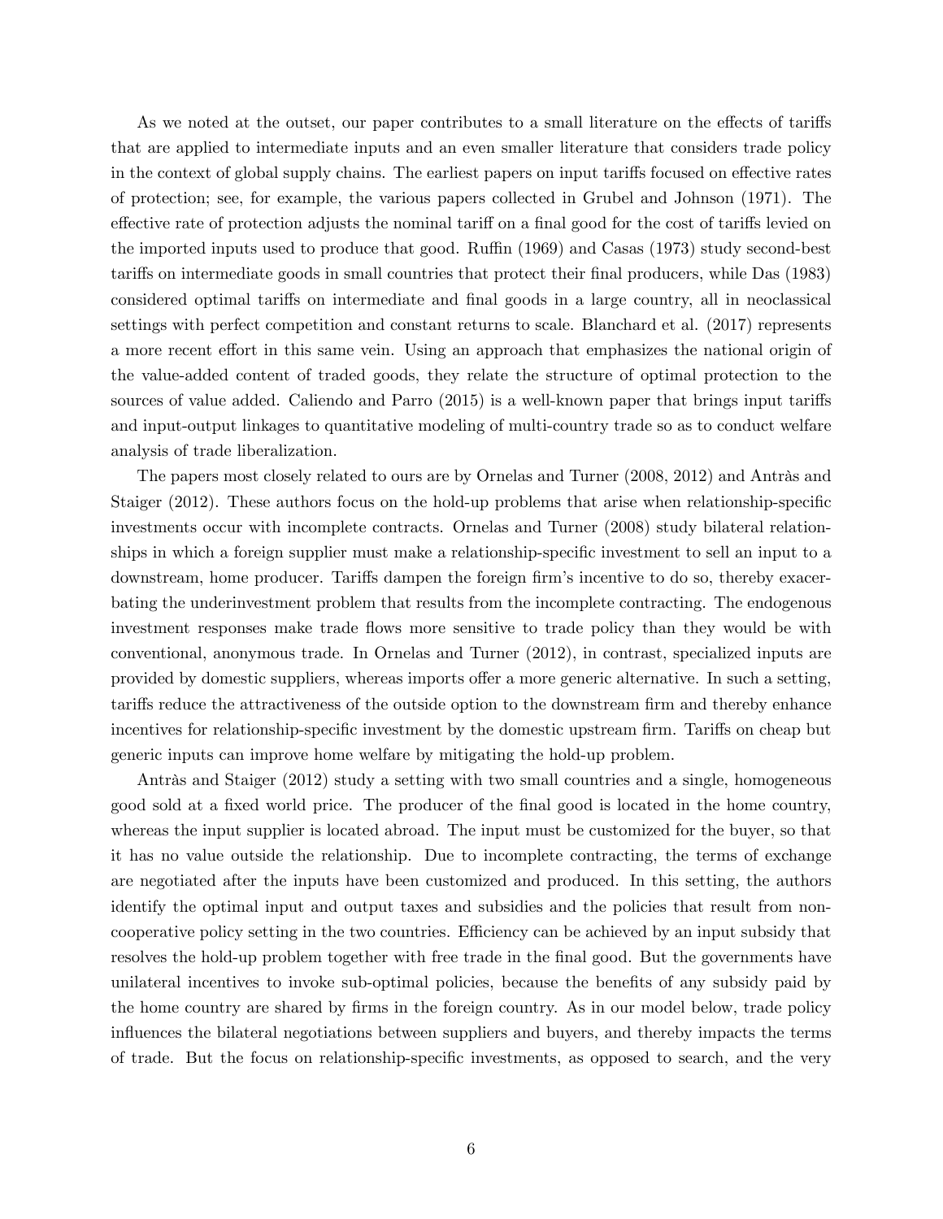As we noted at the outset, our paper contributes to a small literature on the effects of tariffs that are applied to intermediate inputs and an even smaller literature that considers trade policy in the context of global supply chains. The earliest papers on input tariffs focused on effective rates of protection; see, for example, the various papers collected in Grubel and Johnson (1971). The effective rate of protection adjusts the nominal tariff on a final good for the cost of tariffs levied on the imported inputs used to produce that good. Ruffin (1969) and Casas (1973) study second-best tariffs on intermediate goods in small countries that protect their final producers, while Das (1983) considered optimal tariffs on intermediate and final goods in a large country, all in neoclassical settings with perfect competition and constant returns to scale. Blanchard et al. (2017) represents a more recent effort in this same vein. Using an approach that emphasizes the national origin of the value-added content of traded goods, they relate the structure of optimal protection to the sources of value added. Caliendo and Parro (2015) is a well-known paper that brings input tariffs and input-output linkages to quantitative modeling of multi-country trade so as to conduct welfare analysis of trade liberalization.

The papers most closely related to ours are by Ornelas and Turner (2008, 2012) and Antràs and Staiger (2012). These authors focus on the hold-up problems that arise when relationship-specific investments occur with incomplete contracts. Ornelas and Turner (2008) study bilateral relationships in which a foreign supplier must make a relationship-specific investment to sell an input to a downstream, home producer. Tariffs dampen the foreign firm's incentive to do so, thereby exacerbating the underinvestment problem that results from the incomplete contracting. The endogenous investment responses make trade flows more sensitive to trade policy than they would be with conventional, anonymous trade. In Ornelas and Turner (2012), in contrast, specialized inputs are provided by domestic suppliers, whereas imports offer a more generic alternative. In such a setting, tariffs reduce the attractiveness of the outside option to the downstream firm and thereby enhance incentives for relationship-specific investment by the domestic upstream firm. Tariffs on cheap but generic inputs can improve home welfare by mitigating the hold-up problem.

Antràs and Staiger (2012) study a setting with two small countries and a single, homogeneous good sold at a fixed world price. The producer of the final good is located in the home country, whereas the input supplier is located abroad. The input must be customized for the buyer, so that it has no value outside the relationship. Due to incomplete contracting, the terms of exchange are negotiated after the inputs have been customized and produced. In this setting, the authors identify the optimal input and output taxes and subsidies and the policies that result from non-cooperative policy setting in the two countries. Efficiency can be achieved by an input subsidy that resolves the hold-up problem together with free trade in the final good. But the governments have unilateral incentives to invoke sub-optimal policies, because the benefits of any subsidy paid by the home country are shared by firms in the foreign country. As in our model below, trade policy influences the bilateral negotiations between suppliers and buyers, and thereby impacts the terms of trade. But the focus on relationship-specific investments, as opposed to search, and the very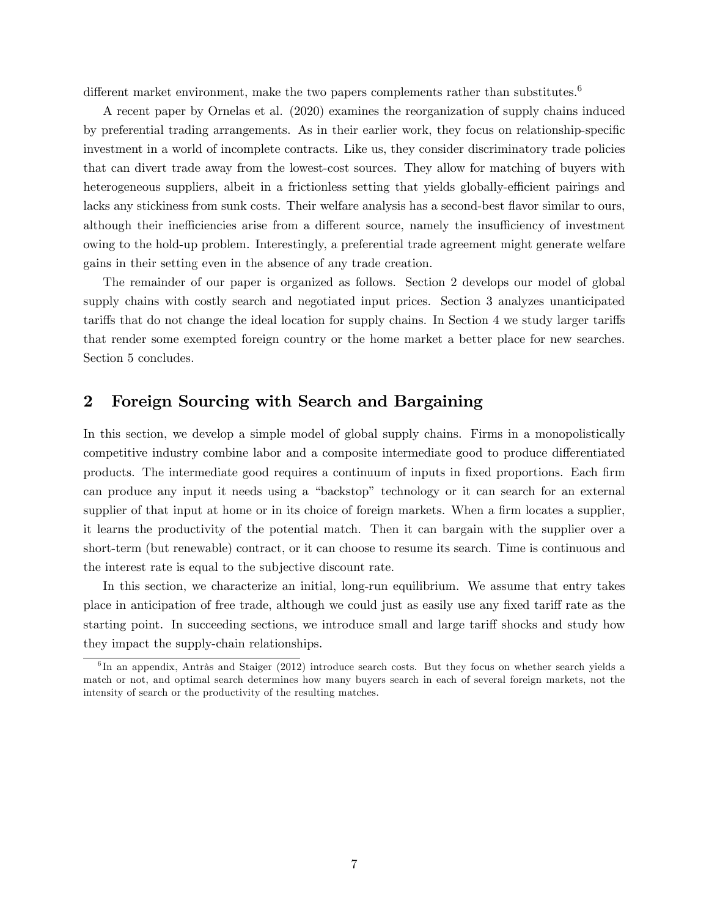different market environment, make the two papers complements rather than substitutes.[6]

A recent paper by Ornelas et al. (2020) examines the reorganization of supply chains induced by preferential trading arrangements. As in their earlier work, they focus on relationship-specific investment in a world of incomplete contracts. Like us, they consider discriminatory trade policies that can divert trade away from the lowest-cost sources. They allow for matching of buyers with heterogeneous suppliers, albeit in a frictionless setting that yields globally-efficient pairings and lacks any stickiness from sunk costs. Their welfare analysis has a second-best flavor similar to ours, although their inefficiencies arise from a different source, namely the insufficiency of investment owing to the hold-up problem. Interestingly, a preferential trade agreement might generate welfare gains in their setting even in the absence of any trade creation.

The remainder of our paper is organized as follows. Section 2 develops our model of global supply chains with costly search and negotiated input prices. Section 3 analyzes unanticipated tariffs that do not change the ideal location for supply chains. In Section 4 we study larger tariffs that render some exempted foreign country or the home market a better place for new searches. Section 5 concludes.

## 2 Foreign Sourcing with Search and Bargaining

In this section, we develop a simple model of global supply chains. Firms in a monopolistically competitive industry combine labor and a composite intermediate good to produce differentiated products. The intermediate good requires a continuum of inputs in fixed proportions. Each firm can produce any input it needs using a "backstop" technology or it can search for an external supplier of that input at home or in its choice of foreign markets. When a firm locates a supplier, it learns the productivity of the potential match. Then it can bargain with the supplier over a short-term (but renewable) contract, or it can choose to resume its search. Time is continuous and the interest rate is equal to the subjective discount rate.

In this section, we characterize an initial, long-run equilibrium. We assume that entry takes place in anticipation of free trade, although we could just as easily use any fixed tariff rate as the starting point. In succeeding sections, we introduce small and large tariff shocks and study how they impact the supply-chain relationships.

[6] In an appendix, Antràs and Staiger (2012) introduce search costs. But they focus on whether search yields a match or not, and optimal search determines how many buyers search in each of several foreign markets, not the intensity of search or the productivity of the resulting matches.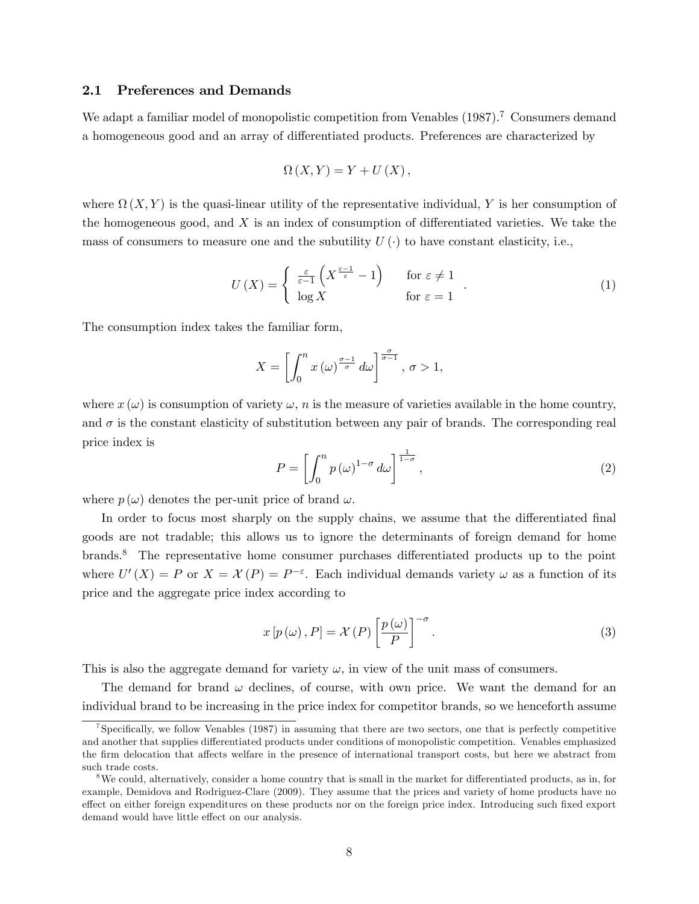### 2.1 Preferences and Demands

We adapt a familiar model of monopolistic competition from Venables (1987).[7] Consumers demand a homogeneous good and an array of differentiated products. Preferences are characterized by

$$\Omega(X, Y) = Y + U(X),$$

where $\Omega(X, Y)$ is the quasi-linear utility of the representative individual, $Y$ is her consumption of the homogeneous good, and $X$ is an index of consumption of differentiated varieties. We take the mass of consumers to measure one and the subutility $U(\cdot)$ to have constant elasticity, i.e.,

$$U(X) = \begin{cases} \frac{\varepsilon}{\varepsilon - 1}\left(X^{\frac{\varepsilon-1}{\varepsilon}} - 1\right) & \text{for } \varepsilon \neq 1 \\ \log X & \text{for } \varepsilon = 1 \end{cases}. \tag{1}$$

The consumption index takes the familiar form,

$$X = \left[\int_0^n x(\omega)^{\frac{\sigma-1}{\sigma}} d\omega\right]^{\frac{\sigma}{\sigma-1}},\ \sigma > 1,$$

where $x(\omega)$ is consumption of variety $\omega$, $n$ is the measure of varieties available in the home country, and $\sigma$ is the constant elasticity of substitution between any pair of brands. The corresponding real price index is

$$P = \left[\int_0^n p(\omega)^{1-\sigma} d\omega\right]^{\frac{1}{1-\sigma}}, \tag{2}$$

where $p(\omega)$ denotes the per-unit price of brand $\omega$.

In order to focus most sharply on the supply chains, we assume that the differentiated final goods are not tradable; this allows us to ignore the determinants of foreign demand for home brands.[8] The representative home consumer purchases differentiated products up to the point where $U'(X) = P$ or $X = \mathcal{X}(P) = P^{-\varepsilon}$. Each individual demands variety $\omega$ as a function of its price and the aggregate price index according to

$$x[p(\omega), P] = \mathcal{X}(P)\left[\frac{p(\omega)}{P}\right]^{-\sigma}. \tag{3}$$

This is also the aggregate demand for variety $\omega$, in view of the unit mass of consumers.

The demand for brand $\omega$ declines, of course, with own price. We want the demand for an individual brand to be increasing in the price index for competitor brands, so we henceforth assume

[7] Specifically, we follow Venables (1987) in assuming that there are two sectors, one that is perfectly competitive and another that supplies differentiated products under conditions of monopolistic competition. Venables emphasized the firm delocation that affects welfare in the presence of international transport costs, but here we abstract from such trade costs.

[8] We could, alternatively, consider a home country that is small in the market for differentiated products, as in, for example, Demidova and Rodriguez-Clare (2009). They assume that the prices and variety of home products have no effect on either foreign expenditures on these products nor on the foreign price index. Introducing such fixed export demand would have little effect on our analysis.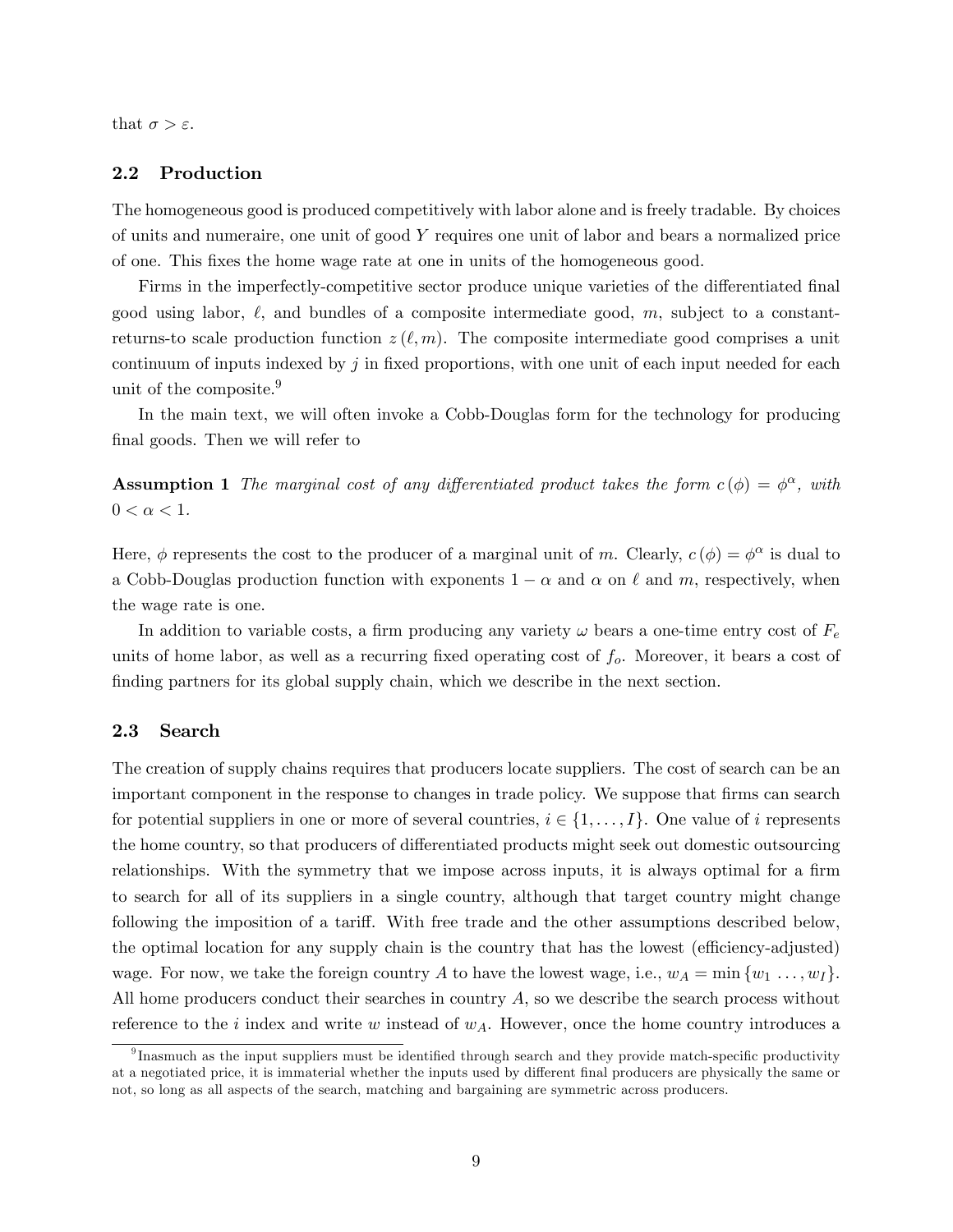that $\sigma > \varepsilon$.

## 2.2 Production

The homogeneous good is produced competitively with labor alone and is freely tradable. By choices of units and numeraire, one unit of good $Y$ requires one unit of labor and bears a normalized price of one. This fixes the home wage rate at one in units of the homogeneous good.

Firms in the imperfectly-competitive sector produce unique varieties of the differentiated final good using labor, $\ell$, and bundles of a composite intermediate good, $m$, subject to a constant-returns-to scale production function $z(\ell, m)$. The composite intermediate good comprises a unit continuum of inputs indexed by $j$ in fixed proportions, with one unit of each input needed for each unit of the composite.[9]

In the main text, we will often invoke a Cobb-Douglas form for the technology for producing final goods. Then we will refer to

**Assumption 1** *The marginal cost of any differentiated product takes the form $c(\phi) = \phi^{\alpha}$, with $0 < \alpha < 1$.*

Here, $\phi$ represents the cost to the producer of a marginal unit of $m$. Clearly, $c(\phi) = \phi^{\alpha}$ is dual to a Cobb-Douglas production function with exponents $1 - \alpha$ and $\alpha$ on $\ell$ and $m$, respectively, when the wage rate is one.

In addition to variable costs, a firm producing any variety $\omega$ bears a one-time entry cost of $F_e$ units of home labor, as well as a recurring fixed operating cost of $f_o$. Moreover, it bears a cost of finding partners for its global supply chain, which we describe in the next section.

## 2.3 Search

The creation of supply chains requires that producers locate suppliers. The cost of search can be an important component in the response to changes in trade policy. We suppose that firms can search for potential suppliers in one or more of several countries, $i \in \{1, \ldots, I\}$. One value of $i$ represents the home country, so that producers of differentiated products might seek out domestic outsourcing relationships. With the symmetry that we impose across inputs, it is always optimal for a firm to search for all of its suppliers in a single country, although that target country might change following the imposition of a tariff. With free trade and the other assumptions described below, the optimal location for any supply chain is the country that has the lowest (efficiency-adjusted) wage. For now, we take the foreign country $A$ to have the lowest wage, i.e., $w_A = \min\{w_1 \ldots, w_I\}$. All home producers conduct their searches in country $A$, so we describe the search process without reference to the $i$ index and write $w$ instead of $w_A$. However, once the home country introduces a

[9] Inasmuch as the input suppliers must be identified through search and they provide match-specific productivity at a negotiated price, it is immaterial whether the inputs used by different final producers are physically the same or not, so long as all aspects of the search, matching and bargaining are symmetric across producers.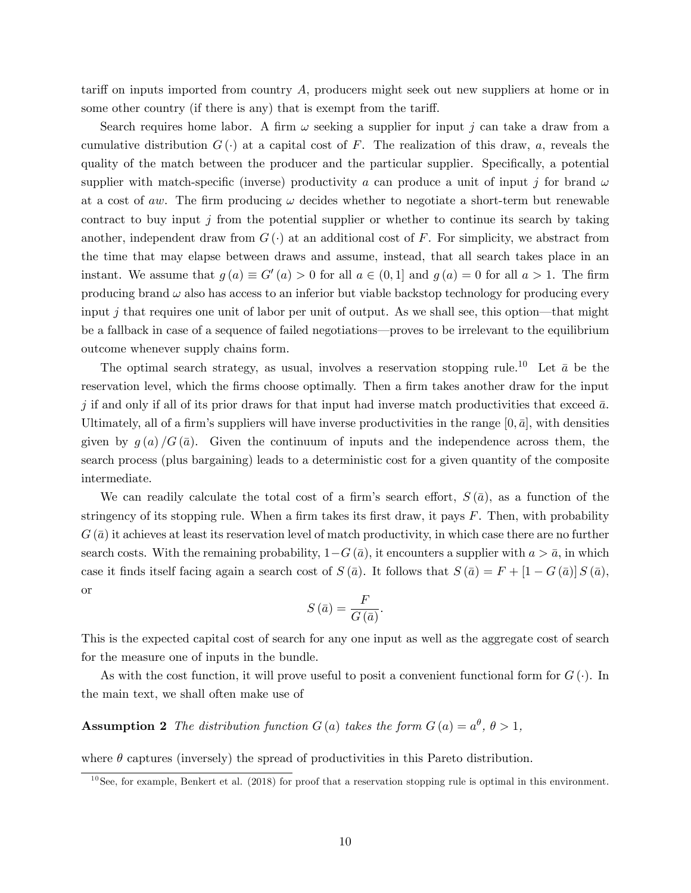tariff on inputs imported from country $A$, producers might seek out new suppliers at home or in some other country (if there is any) that is exempt from the tariff.

Search requires home labor. A firm $\omega$ seeking a supplier for input $j$ can take a draw from a cumulative distribution $G(\cdot)$ at a capital cost of $F$. The realization of this draw, $a$, reveals the quality of the match between the producer and the particular supplier. Specifically, a potential supplier with match-specific (inverse) productivity $a$ can produce a unit of input $j$ for brand $\omega$ at a cost of $aw$. The firm producing $\omega$ decides whether to negotiate a short-term but renewable contract to buy input $j$ from the potential supplier or whether to continue its search by taking another, independent draw from $G(\cdot)$ at an additional cost of $F$. For simplicity, we abstract from the time that may elapse between draws and assume, instead, that all search takes place in an instant. We assume that $g(a) \equiv G'(a) > 0$ for all $a \in (0, 1]$ and $g(a) = 0$ for all $a > 1$. The firm producing brand $\omega$ also has access to an inferior but viable backstop technology for producing every input $j$ that requires one unit of labor per unit of output. As we shall see, this option—that might be a fallback in case of a sequence of failed negotiations—proves to be irrelevant to the equilibrium outcome whenever supply chains form.

The optimal search strategy, as usual, involves a reservation stopping rule.[10] Let $\bar{a}$ be the reservation level, which the firms choose optimally. Then a firm takes another draw for the input $j$ if and only if all of its prior draws for that input had inverse match productivities that exceed $\bar{a}$. Ultimately, all of a firm's suppliers will have inverse productivities in the range $[0, \bar{a}]$, with densities given by $g(a)/G(\bar{a})$. Given the continuum of inputs and the independence across them, the search process (plus bargaining) leads to a deterministic cost for a given quantity of the composite intermediate.

We can readily calculate the total cost of a firm's search effort, $S(\bar{a})$, as a function of the stringency of its stopping rule. When a firm takes its first draw, it pays $F$. Then, with probability $G(\bar{a})$ it achieves at least its reservation level of match productivity, in which case there are no further search costs. With the remaining probability, $1 - G(\bar{a})$, it encounters a supplier with $a > \bar{a}$, in which case it finds itself facing again a search cost of $S(\bar{a})$. It follows that $S(\bar{a}) = F + [1 - G(\bar{a})] S(\bar{a})$, or

$$S(\bar{a}) = \frac{F}{G(\bar{a})}.$$

This is the expected capital cost of search for any one input as well as the aggregate cost of search for the measure one of inputs in the bundle.

As with the cost function, it will prove useful to posit a convenient functional form for $G(\cdot)$. In the main text, we shall often make use of

**Assumption 2** *The distribution function $G(a)$ takes the form $G(a) = a^{\theta}$, $\theta > 1$,*

where $\theta$ captures (inversely) the spread of productivities in this Pareto distribution.

[10] See, for example, Benkert et al. (2018) for proof that a reservation stopping rule is optimal in this environment.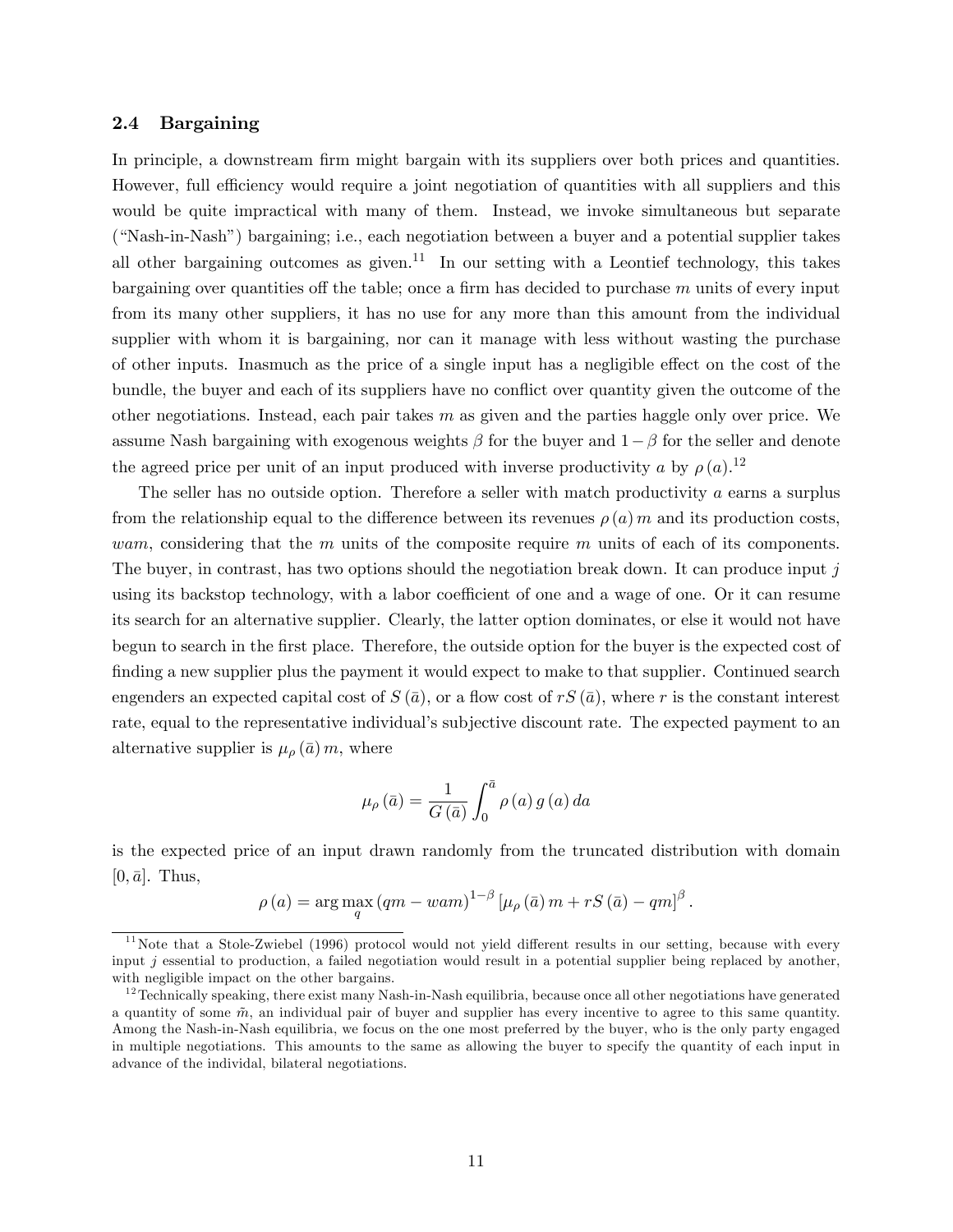### 2.4 Bargaining

In principle, a downstream firm might bargain with its suppliers over both prices and quantities. However, full efficiency would require a joint negotiation of quantities with all suppliers and this would be quite impractical with many of them. Instead, we invoke simultaneous but separate ("Nash-in-Nash") bargaining; i.e., each negotiation between a buyer and a potential supplier takes all other bargaining outcomes as given.[11] In our setting with a Leontief technology, this takes bargaining over quantities off the table; once a firm has decided to purchase $m$ units of every input from its many other suppliers, it has no use for any more than this amount from the individual supplier with whom it is bargaining, nor can it manage with less without wasting the purchase of other inputs. Inasmuch as the price of a single input has a negligible effect on the cost of the bundle, the buyer and each of its suppliers have no conflict over quantity given the outcome of the other negotiations. Instead, each pair takes $m$ as given and the parties haggle only over price. We assume Nash bargaining with exogenous weights $\beta$ for the buyer and $1-\beta$ for the seller and denote the agreed price per unit of an input produced with inverse productivity $a$ by $\rho(a)$.[12]

The seller has no outside option. Therefore a seller with match productivity $a$ earns a surplus from the relationship equal to the difference between its revenues $\rho(a)\,m$ and its production costs, $wam$, considering that the $m$ units of the composite require $m$ units of each of its components. The buyer, in contrast, has two options should the negotiation break down. It can produce input $j$ using its backstop technology, with a labor coefficient of one and a wage of one. Or it can resume its search for an alternative supplier. Clearly, the latter option dominates, or else it would not have begun to search in the first place. Therefore, the outside option for the buyer is the expected cost of finding a new supplier plus the payment it would expect to make to that supplier. Continued search engenders an expected capital cost of $S(\bar{a})$, or a flow cost of $rS(\bar{a})$, where $r$ is the constant interest rate, equal to the representative individual's subjective discount rate. The expected payment to an alternative supplier is $\mu_\rho(\bar{a})\,m$, where

$$\mu_\rho(\bar{a}) = \frac{1}{G(\bar{a})}\int_0^{\bar{a}} \rho(a)\,g(a)\,da$$

is the expected price of an input drawn randomly from the truncated distribution with domain $[0,\bar{a}]$. Thus,

$$\rho(a) = \arg\max_q\,(qm - wam)^{1-\beta}\left[\mu_\rho(\bar{a})\,m + rS(\bar{a}) - qm\right]^{\beta}.$$

---

[11] Note that a Stole-Zwiebel (1996) protocol would not yield different results in our setting, because with every input $j$ essential to production, a failed negotiation would result in a potential supplier being replaced by another, with negligible impact on the other bargains.

[12] Technically speaking, there exist many Nash-in-Nash equilibria, because once all other negotiations have generated a quantity of some $\tilde{m}$, an individual pair of buyer and supplier has every incentive to agree to this same quantity. Among the Nash-in-Nash equilibria, we focus on the one most preferred by the buyer, who is the only party engaged in multiple negotiations. This amounts to the same as allowing the buyer to specify the quantity of each input in advance of the individal, bilateral negotiations.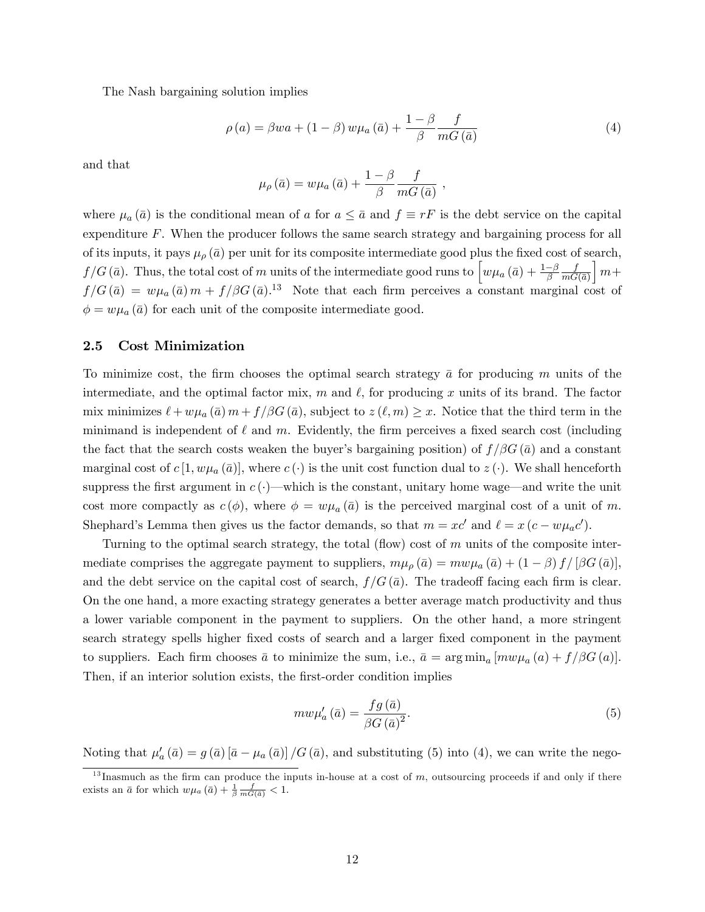The Nash bargaining solution implies

$$\rho(a) = \beta w a + (1-\beta) w \mu_a(\bar{a}) + \frac{1-\beta}{\beta} \frac{f}{mG(\bar{a})} \tag{4}$$

and that

$$\mu_\rho(\bar{a}) = w\mu_a(\bar{a}) + \frac{1-\beta}{\beta} \frac{f}{mG(\bar{a})} \ ,$$

where $\mu_a(\bar{a})$ is the conditional mean of $a$ for $a \leq \bar{a}$ and $f \equiv rF$ is the debt service on the capital expenditure $F$. When the producer follows the same search strategy and bargaining process for all of its inputs, it pays $\mu_\rho(\bar{a})$ per unit for its composite intermediate good plus the fixed cost of search, $f/G(\bar{a})$. Thus, the total cost of $m$ units of the intermediate good runs to $\left[w\mu_a(\bar{a}) + \frac{1-\beta}{\beta}\frac{f}{mG(\bar{a})}\right]m + f/G(\bar{a}) = w\mu_a(\bar{a})m + f/\beta G(\bar{a})$.[13] Note that each firm perceives a constant marginal cost of $\phi = w\mu_a(\bar{a})$ for each unit of the composite intermediate good.

### 2.5 Cost Minimization

To minimize cost, the firm chooses the optimal search strategy $\bar{a}$ for producing $m$ units of the intermediate, and the optimal factor mix, $m$ and $\ell$, for producing $x$ units of its brand. The factor mix minimizes $\ell + w\mu_a(\bar{a})m + f/\beta G(\bar{a})$, subject to $z(\ell, m) \geq x$. Notice that the third term in the minimand is independent of $\ell$ and $m$. Evidently, the firm perceives a fixed search cost (including the fact that the search costs weaken the buyer's bargaining position) of $f/\beta G(\bar{a})$ and a constant marginal cost of $c[1, w\mu_a(\bar{a})]$, where $c(\cdot)$ is the unit cost function dual to $z(\cdot)$. We shall henceforth suppress the first argument in $c(\cdot)$—which is the constant, unitary home wage—and write the unit cost more compactly as $c(\phi)$, where $\phi = w\mu_a(\bar{a})$ is the perceived marginal cost of a unit of $m$. Shephard's Lemma then gives us the factor demands, so that $m = xc'$ and $\ell = x(c - w\mu_a c')$.

Turning to the optimal search strategy, the total (flow) cost of $m$ units of the composite intermediate comprises the aggregate payment to suppliers, $m\mu_\rho(\bar{a}) = mw\mu_a(\bar{a}) + (1-\beta)f/[\beta G(\bar{a})]$, and the debt service on the capital cost of search, $f/G(\bar{a})$. The tradeoff facing each firm is clear. On the one hand, a more exacting strategy generates a better average match productivity and thus a lower variable component in the payment to suppliers. On the other hand, a more stringent search strategy spells higher fixed costs of search and a larger fixed component in the payment to suppliers. Each firm chooses $\bar{a}$ to minimize the sum, i.e., $\bar{a} = \arg\min_a [mw\mu_a(a) + f/\beta G(a)]$. Then, if an interior solution exists, the first-order condition implies

$$mw\mu_a'(\bar{a}) = \frac{fg(\bar{a})}{\beta G(\bar{a})^2}. \tag{5}$$

Noting that $\mu_a'(\bar{a}) = g(\bar{a})[\bar{a} - \mu_a(\bar{a})]/G(\bar{a})$, and substituting (5) into (4), we can write the nego-

[13] Inasmuch as the firm can produce the inputs in-house at a cost of $m$, outsourcing proceeds if and only if there exists an $\bar{a}$ for which $w\mu_a(\bar{a}) + \frac{1}{\beta}\frac{f}{mG(\bar{a})} < 1$.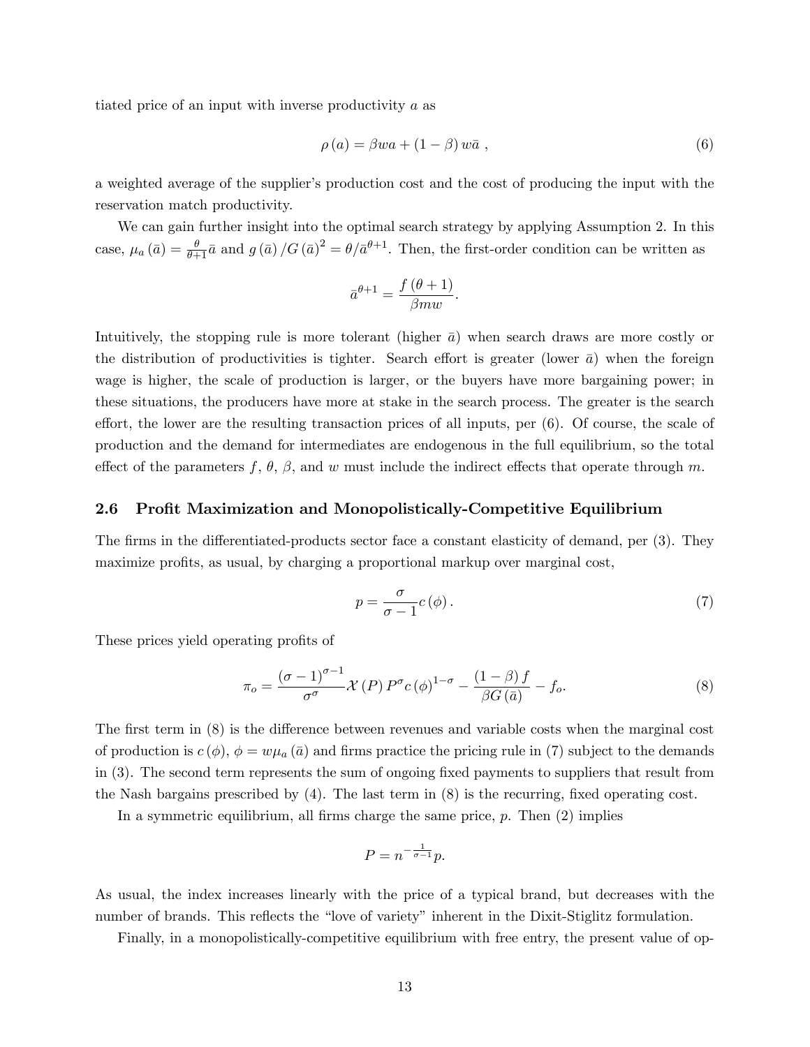tiated price of an input with inverse productivity $a$ as

$$\rho(a) = \beta w a + (1-\beta) w \bar{a} \ , \tag{6}$$

a weighted average of the supplier's production cost and the cost of producing the input with the reservation match productivity.

We can gain further insight into the optimal search strategy by applying Assumption 2. In this case, $\mu_a(\bar{a}) = \frac{\theta}{\theta+1}\bar{a}$ and $g(\bar{a})/G(\bar{a})^2 = \theta/\bar{a}^{\theta+1}$. Then, the first-order condition can be written as

$$\bar{a}^{\theta+1} = \frac{f(\theta+1)}{\beta m w}.$$

Intuitively, the stopping rule is more tolerant (higher $\bar{a}$) when search draws are more costly or the distribution of productivities is tighter. Search effort is greater (lower $\bar{a}$) when the foreign wage is higher, the scale of production is larger, or the buyers have more bargaining power; in these situations, the producers have more at stake in the search process. The greater is the search effort, the lower are the resulting transaction prices of all inputs, per (6). Of course, the scale of production and the demand for intermediates are endogenous in the full equilibrium, so the total effect of the parameters $f$, $\theta$, $\beta$, and $w$ must include the indirect effects that operate through $m$.

## 2.6 Profit Maximization and Monopolistically-Competitive Equilibrium

The firms in the differentiated-products sector face a constant elasticity of demand, per (3). They maximize profits, as usual, by charging a proportional markup over marginal cost,

$$p = \frac{\sigma}{\sigma-1} c(\phi). \tag{7}$$

These prices yield operating profits of

$$\pi_o = \frac{(\sigma-1)^{\sigma-1}}{\sigma^\sigma} \mathcal{X}(P) P^\sigma c(\phi)^{1-\sigma} - \frac{(1-\beta) f}{\beta G(\bar{a})} - f_o. \tag{8}$$

The first term in (8) is the difference between revenues and variable costs when the marginal cost of production is $c(\phi)$, $\phi = w\mu_a(\bar{a})$ and firms practice the pricing rule in (7) subject to the demands in (3). The second term represents the sum of ongoing fixed payments to suppliers that result from the Nash bargains prescribed by (4). The last term in (8) is the recurring, fixed operating cost.

In a symmetric equilibrium, all firms charge the same price, $p$. Then (2) implies

$$P = n^{-\frac{1}{\sigma-1}} p.$$

As usual, the index increases linearly with the price of a typical brand, but decreases with the number of brands. This reflects the "love of variety" inherent in the Dixit-Stiglitz formulation.

Finally, in a monopolistically-competitive equilibrium with free entry, the present value of op-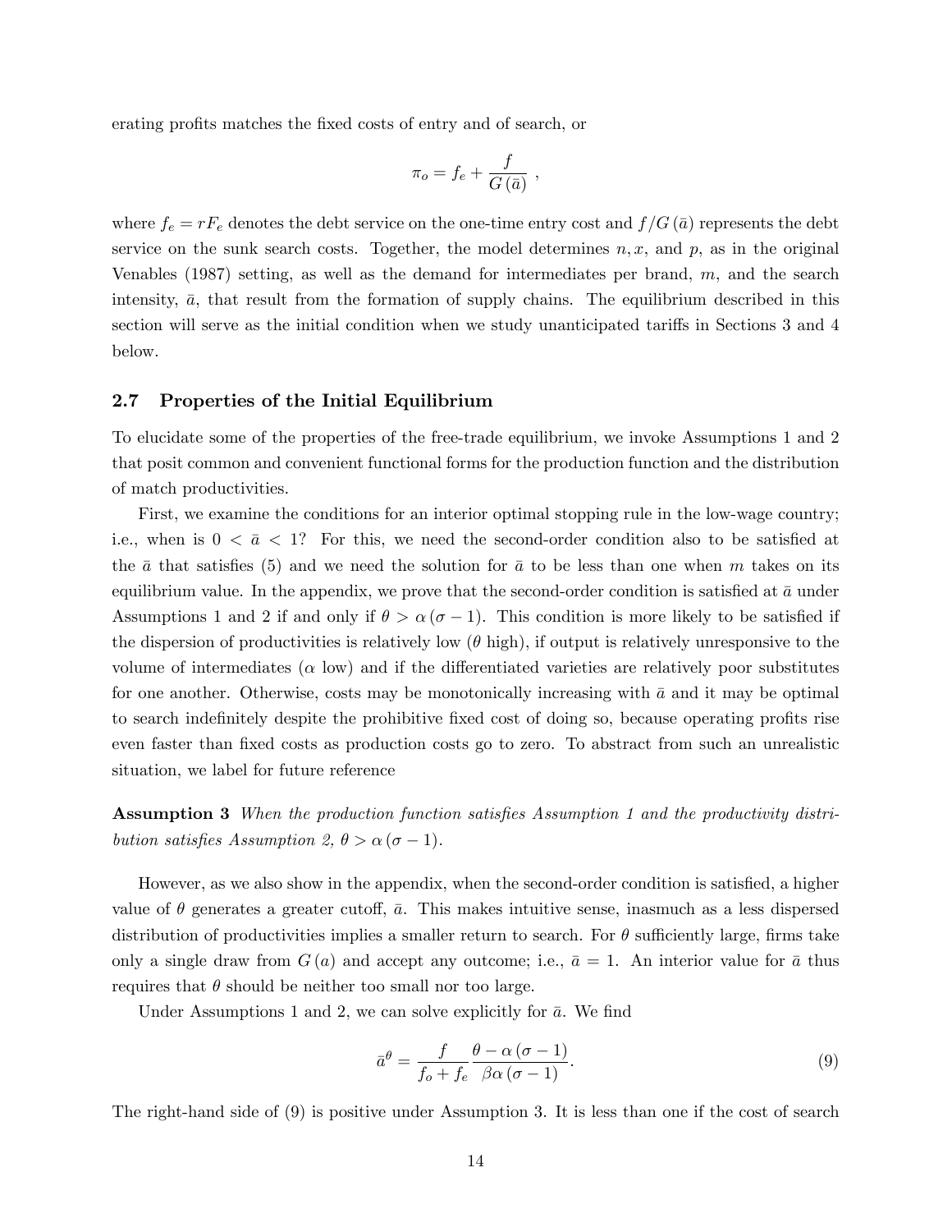erating profits matches the fixed costs of entry and of search, or

$$\pi_o = f_e + \frac{f}{G(\bar{a})} \ ,$$

where $f_e = rF_e$ denotes the debt service on the one-time entry cost and $f/G(\bar{a})$ represents the debt service on the sunk search costs. Together, the model determines $n, x$, and $p$, as in the original Venables (1987) setting, as well as the demand for intermediates per brand, $m$, and the search intensity, $\bar{a}$, that result from the formation of supply chains. The equilibrium described in this section will serve as the initial condition when we study unanticipated tariffs in Sections 3 and 4 below.

### 2.7 Properties of the Initial Equilibrium

To elucidate some of the properties of the free-trade equilibrium, we invoke Assumptions 1 and 2 that posit common and convenient functional forms for the production function and the distribution of match productivities.

First, we examine the conditions for an interior optimal stopping rule in the low-wage country; i.e., when is $0 < \bar{a} < 1$? For this, we need the second-order condition also to be satisfied at the $\bar{a}$ that satisfies (5) and we need the solution for $\bar{a}$ to be less than one when $m$ takes on its equilibrium value. In the appendix, we prove that the second-order condition is satisfied at $\bar{a}$ under Assumptions 1 and 2 if and only if $\theta > \alpha(\sigma - 1)$. This condition is more likely to be satisfied if the dispersion of productivities is relatively low ($\theta$ high), if output is relatively unresponsive to the volume of intermediates ($\alpha$ low) and if the differentiated varieties are relatively poor substitutes for one another. Otherwise, costs may be monotonically increasing with $\bar{a}$ and it may be optimal to search indefinitely despite the prohibitive fixed cost of doing so, because operating profits rise even faster than fixed costs as production costs go to zero. To abstract from such an unrealistic situation, we label for future reference

**Assumption 3** *When the production function satisfies Assumption 1 and the productivity distribution satisfies Assumption 2, $\theta > \alpha(\sigma - 1)$.*

However, as we also show in the appendix, when the second-order condition is satisfied, a higher value of $\theta$ generates a greater cutoff, $\bar{a}$. This makes intuitive sense, inasmuch as a less dispersed distribution of productivities implies a smaller return to search. For $\theta$ sufficiently large, firms take only a single draw from $G(a)$ and accept any outcome; i.e., $\bar{a} = 1$. An interior value for $\bar{a}$ thus requires that $\theta$ should be neither too small nor too large.

Under Assumptions 1 and 2, we can solve explicitly for $\bar{a}$. We find

$$\bar{a}^{\theta} = \frac{f}{f_o + f_e} \frac{\theta - \alpha(\sigma - 1)}{\beta\alpha(\sigma - 1)}. \tag{9}$$

The right-hand side of (9) is positive under Assumption 3. It is less than one if the cost of search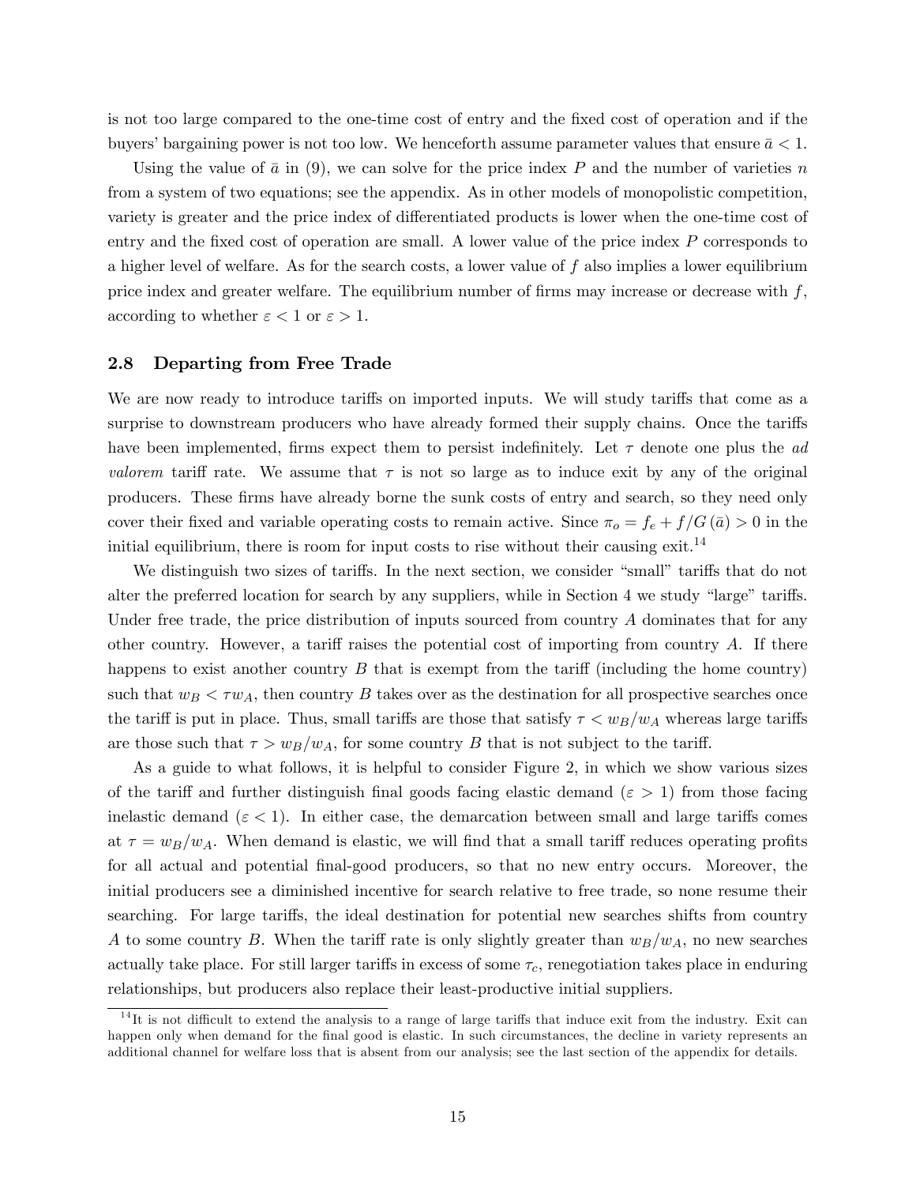is not too large compared to the one-time cost of entry and the fixed cost of operation and if the buyers' bargaining power is not too low. We henceforth assume parameter values that ensure $\bar{a} < 1$.

Using the value of $\bar{a}$ in (9), we can solve for the price index $P$ and the number of varieties $n$ from a system of two equations; see the appendix. As in other models of monopolistic competition, variety is greater and the price index of differentiated products is lower when the one-time cost of entry and the fixed cost of operation are small. A lower value of the price index $P$ corresponds to a higher level of welfare. As for the search costs, a lower value of $f$ also implies a lower equilibrium price index and greater welfare. The equilibrium number of firms may increase or decrease with $f$, according to whether $\varepsilon < 1$ or $\varepsilon > 1$.

### 2.8 Departing from Free Trade

We are now ready to introduce tariffs on imported inputs. We will study tariffs that come as a surprise to downstream producers who have already formed their supply chains. Once the tariffs have been implemented, firms expect them to persist indefinitely. Let $\tau$ denote one plus the *ad valorem* tariff rate. We assume that $\tau$ is not so large as to induce exit by any of the original producers. These firms have already borne the sunk costs of entry and search, so they need only cover their fixed and variable operating costs to remain active. Since $\pi_o = f_e + f/G(\bar{a}) > 0$ in the initial equilibrium, there is room for input costs to rise without their causing exit.[14]

We distinguish two sizes of tariffs. In the next section, we consider "small" tariffs that do not alter the preferred location for search by any suppliers, while in Section 4 we study "large" tariffs. Under free trade, the price distribution of inputs sourced from country $A$ dominates that for any other country. However, a tariff raises the potential cost of importing from country $A$. If there happens to exist another country $B$ that is exempt from the tariff (including the home country) such that $w_B < \tau w_A$, then country $B$ takes over as the destination for all prospective searches once the tariff is put in place. Thus, small tariffs are those that satisfy $\tau < w_B/w_A$ whereas large tariffs are those such that $\tau > w_B/w_A$, for some country $B$ that is not subject to the tariff.

As a guide to what follows, it is helpful to consider Figure 2, in which we show various sizes of the tariff and further distinguish final goods facing elastic demand ($\varepsilon > 1$) from those facing inelastic demand ($\varepsilon < 1$). In either case, the demarcation between small and large tariffs comes at $\tau = w_B/w_A$. When demand is elastic, we will find that a small tariff reduces operating profits for all actual and potential final-good producers, so that no new entry occurs. Moreover, the initial producers see a diminished incentive for search relative to free trade, so none resume their searching. For large tariffs, the ideal destination for potential new searches shifts from country $A$ to some country $B$. When the tariff rate is only slightly greater than $w_B/w_A$, no new searches actually take place. For still larger tariffs in excess of some $\tau_c$, renegotiation takes place in enduring relationships, but producers also replace their least-productive initial suppliers.

[14] It is not difficult to extend the analysis to a range of large tariffs that induce exit from the industry. Exit can happen only when demand for the final good is elastic. In such circumstances, the decline in variety represents an additional channel for welfare loss that is absent from our analysis; see the last section of the appendix for details.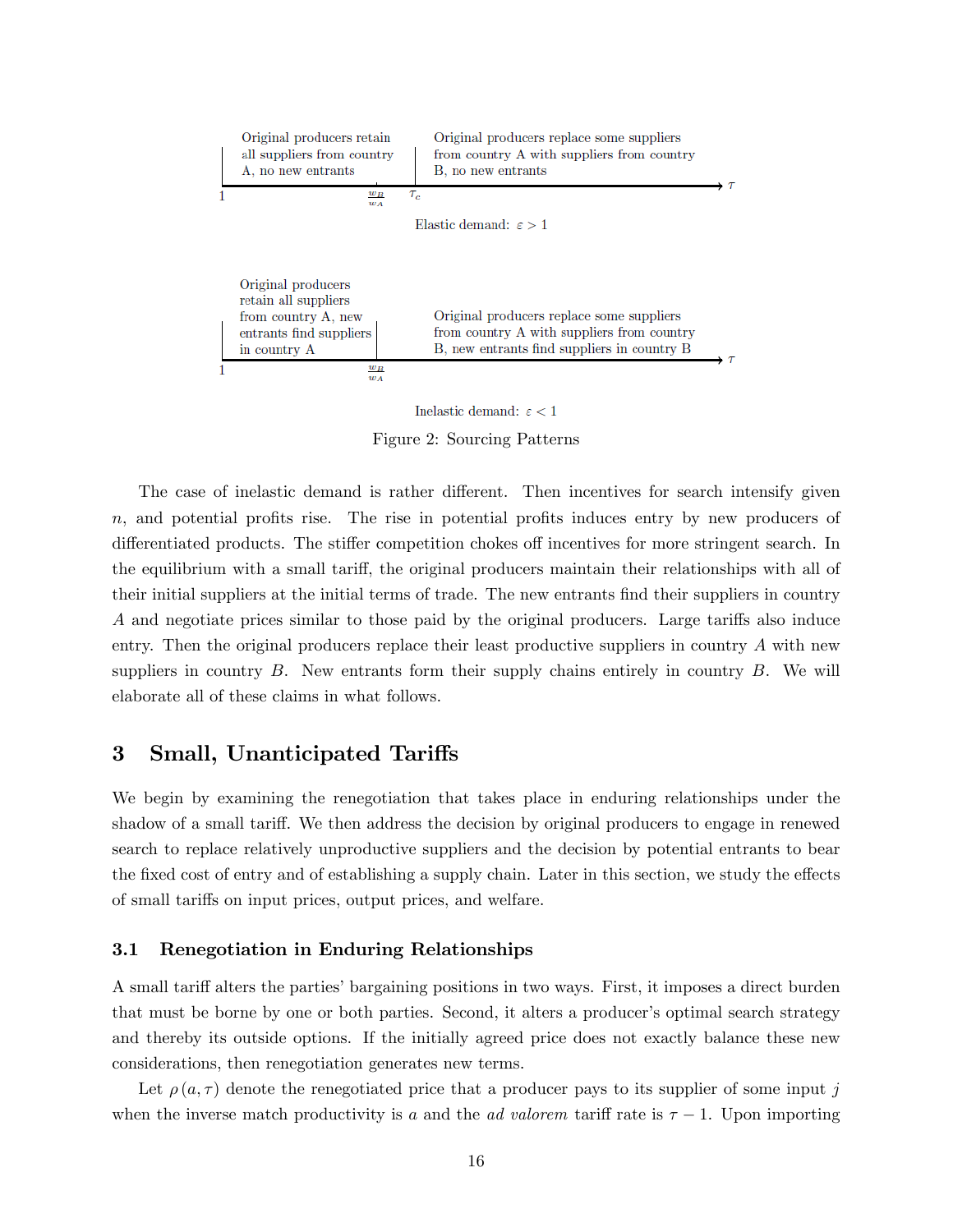Original producers retain all suppliers from country A, no new entrants | Original producers replace some suppliers from country A with suppliers from country B, no new entrants

$1$ $\quad \frac{w_B}{w_A} \quad \tau_c \quad \tau$

Elastic demand: $\varepsilon > 1$

Original producers retain all suppliers from country A, new entrants find suppliers in country A | Original producers replace some suppliers from country A with suppliers from country B, new entrants find suppliers in country B

$1$ $\quad \frac{w_B}{w_A} \quad \tau$

Inelastic demand: $\varepsilon < 1$

Figure 2: Sourcing Patterns

The case of inelastic demand is rather different. Then incentives for search intensify given $n$, and potential profits rise. The rise in potential profits induces entry by new producers of differentiated products. The stiffer competition chokes off incentives for more stringent search. In the equilibrium with a small tariff, the original producers maintain their relationships with all of their initial suppliers at the initial terms of trade. The new entrants find their suppliers in country $A$ and negotiate prices similar to those paid by the original producers. Large tariffs also induce entry. Then the original producers replace their least productive suppliers in country $A$ with new suppliers in country $B$. New entrants form their supply chains entirely in country $B$. We will elaborate all of these claims in what follows.

## 3 Small, Unanticipated Tariffs

We begin by examining the renegotiation that takes place in enduring relationships under the shadow of a small tariff. We then address the decision by original producers to engage in renewed search to replace relatively unproductive suppliers and the decision by potential entrants to bear the fixed cost of entry and of establishing a supply chain. Later in this section, we study the effects of small tariffs on input prices, output prices, and welfare.

### 3.1 Renegotiation in Enduring Relationships

A small tariff alters the parties' bargaining positions in two ways. First, it imposes a direct burden that must be borne by one or both parties. Second, it alters a producer's optimal search strategy and thereby its outside options. If the initially agreed price does not exactly balance these new considerations, then renegotiation generates new terms.

Let $\rho(a, \tau)$ denote the renegotiated price that a producer pays to its supplier of some input $j$ when the inverse match productivity is $a$ and the *ad valorem* tariff rate is $\tau - 1$. Upon importing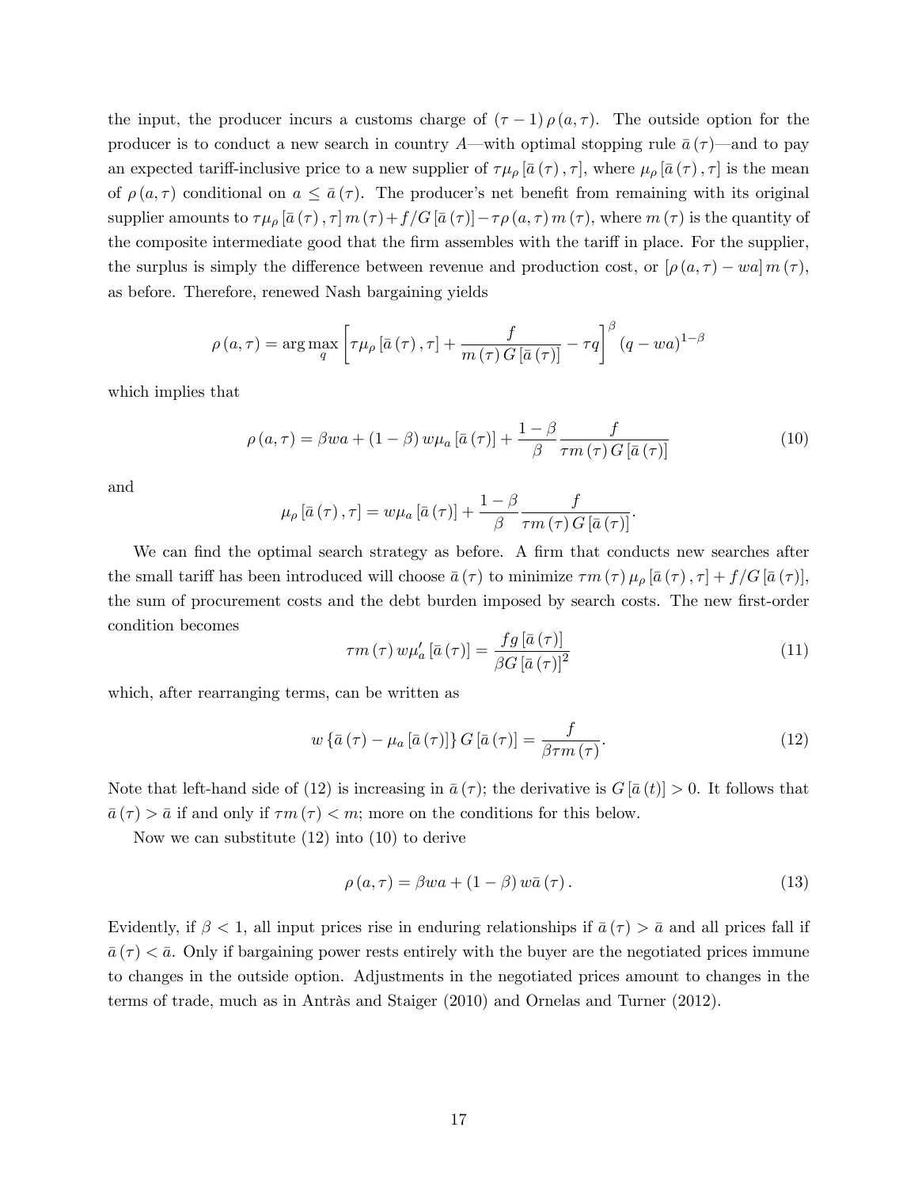the input, the producer incurs a customs charge of $(\tau - 1)\rho(a,\tau)$. The outside option for the producer is to conduct a new search in country $A$—with optimal stopping rule $\bar{a}(\tau)$—and to pay an expected tariff-inclusive price to a new supplier of $\tau\mu_\rho[\bar{a}(\tau),\tau]$, where $\mu_\rho[\bar{a}(\tau),\tau]$ is the mean of $\rho(a,\tau)$ conditional on $a \leq \bar{a}(\tau)$. The producer's net benefit from remaining with its original supplier amounts to $\tau\mu_\rho[\bar{a}(\tau),\tau]\,m(\tau) + f/G[\bar{a}(\tau)] - \tau\rho(a,\tau)\,m(\tau)$, where $m(\tau)$ is the quantity of the composite intermediate good that the firm assembles with the tariff in place. For the supplier, the surplus is simply the difference between revenue and production cost, or $[\rho(a,\tau) - wa]\,m(\tau)$, as before. Therefore, renewed Nash bargaining yields

$$\rho(a,\tau) = \arg\max_q \left[\tau\mu_\rho[\bar{a}(\tau),\tau] + \frac{f}{m(\tau)\,G[\bar{a}(\tau)]} - \tau q\right]^\beta (q - wa)^{1-\beta}$$

which implies that

$$\rho(a,\tau) = \beta wa + (1-\beta)\,w\mu_a[\bar{a}(\tau)] + \frac{1-\beta}{\beta}\frac{f}{\tau m(\tau)\,G[\bar{a}(\tau)]} \tag{10}$$

and

$$\mu_\rho[\bar{a}(\tau),\tau] = w\mu_a[\bar{a}(\tau)] + \frac{1-\beta}{\beta}\frac{f}{\tau m(\tau)\,G[\bar{a}(\tau)]}.$$

We can find the optimal search strategy as before. A firm that conducts new searches after the small tariff has been introduced will choose $\bar{a}(\tau)$ to minimize $\tau m(\tau)\,\mu_\rho[\bar{a}(\tau),\tau] + f/G[\bar{a}(\tau)]$, the sum of procurement costs and the debt burden imposed by search costs. The new first-order condition becomes

$$\tau m(\tau)\,w\mu_a'[\bar{a}(\tau)] = \frac{fg[\bar{a}(\tau)]}{\beta G[\bar{a}(\tau)]^2} \tag{11}$$

which, after rearranging terms, can be written as

$$w\{\bar{a}(\tau) - \mu_a[\bar{a}(\tau)]\}\,G[\bar{a}(\tau)] = \frac{f}{\beta\tau m(\tau)}. \tag{12}$$

Note that left-hand side of (12) is increasing in $\bar{a}(\tau)$; the derivative is $G[\bar{a}(t)] > 0$. It follows that $\bar{a}(\tau) > \bar{a}$ if and only if $\tau m(\tau) < m$; more on the conditions for this below.

Now we can substitute (12) into (10) to derive

$$\rho(a,\tau) = \beta wa + (1-\beta)\,w\bar{a}(\tau). \tag{13}$$

Evidently, if $\beta < 1$, all input prices rise in enduring relationships if $\bar{a}(\tau) > \bar{a}$ and all prices fall if $\bar{a}(\tau) < \bar{a}$. Only if bargaining power rests entirely with the buyer are the negotiated prices immune to changes in the outside option. Adjustments in the negotiated prices amount to changes in the terms of trade, much as in Antràs and Staiger (2010) and Ornelas and Turner (2012).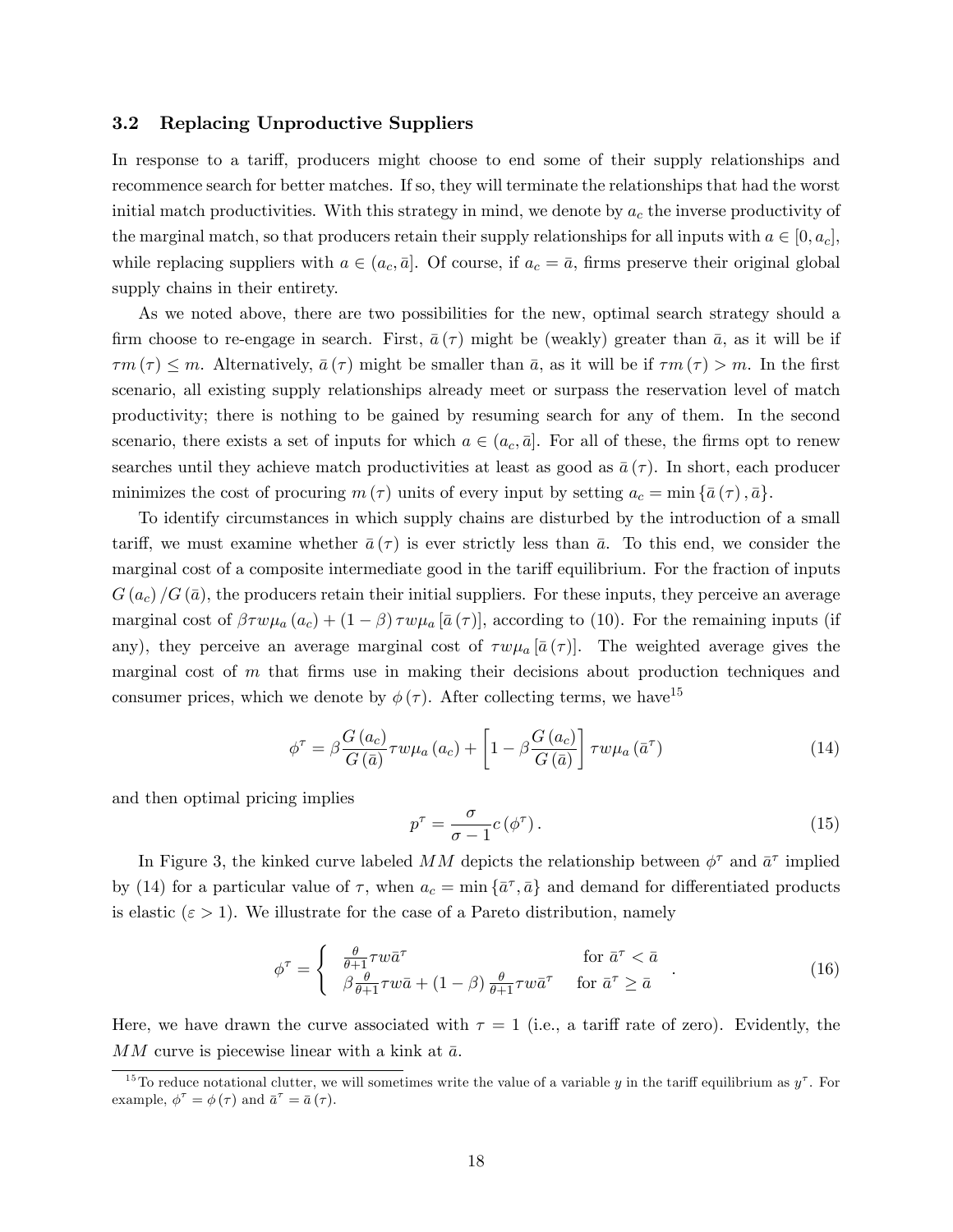### 3.2 Replacing Unproductive Suppliers

In response to a tariff, producers might choose to end some of their supply relationships and recommence search for better matches. If so, they will terminate the relationships that had the worst initial match productivities. With this strategy in mind, we denote by $a_c$ the inverse productivity of the marginal match, so that producers retain their supply relationships for all inputs with $a \in [0, a_c]$, while replacing suppliers with $a \in (a_c, \bar{a}]$. Of course, if $a_c = \bar{a}$, firms preserve their original global supply chains in their entirety.

As we noted above, there are two possibilities for the new, optimal search strategy should a firm choose to re-engage in search. First, $\bar{a}(\tau)$ might be (weakly) greater than $\bar{a}$, as it will be if $\tau m(\tau) \leq m$. Alternatively, $\bar{a}(\tau)$ might be smaller than $\bar{a}$, as it will be if $\tau m(\tau) > m$. In the first scenario, all existing supply relationships already meet or surpass the reservation level of match productivity; there is nothing to be gained by resuming search for any of them. In the second scenario, there exists a set of inputs for which $a \in (a_c, \bar{a}]$. For all of these, the firms opt to renew searches until they achieve match productivities at least as good as $\bar{a}(\tau)$. In short, each producer minimizes the cost of procuring $m(\tau)$ units of every input by setting $a_c = \min\{\bar{a}(\tau), \bar{a}\}$.

To identify circumstances in which supply chains are disturbed by the introduction of a small tariff, we must examine whether $\bar{a}(\tau)$ is ever strictly less than $\bar{a}$. To this end, we consider the marginal cost of a composite intermediate good in the tariff equilibrium. For the fraction of inputs $G(a_c)/G(\bar{a})$, the producers retain their initial suppliers. For these inputs, they perceive an average marginal cost of $\beta \tau w \mu_a(a_c) + (1-\beta)\tau w \mu_a[\bar{a}(\tau)]$, according to (10). For the remaining inputs (if any), they perceive an average marginal cost of $\tau w \mu_a[\bar{a}(\tau)]$. The weighted average gives the marginal cost of $m$ that firms use in making their decisions about production techniques and consumer prices, which we denote by $\phi(\tau)$. After collecting terms, we have[15]

$$\phi^\tau = \beta \frac{G(a_c)}{G(\bar{a})} \tau w \mu_a(a_c) + \left[1 - \beta \frac{G(a_c)}{G(\bar{a})}\right] \tau w \mu_a(\bar{a}^\tau) \tag{14}$$

and then optimal pricing implies

$$p^\tau = \frac{\sigma}{\sigma - 1} c(\phi^\tau). \tag{15}$$

In Figure 3, the kinked curve labeled $MM$ depicts the relationship between $\phi^\tau$ and $\bar{a}^\tau$ implied by (14) for a particular value of $\tau$, when $a_c = \min\{\bar{a}^\tau, \bar{a}\}$ and demand for differentiated products is elastic ($\varepsilon > 1$). We illustrate for the case of a Pareto distribution, namely

$$\phi^\tau = \begin{cases} \frac{\theta}{\theta+1} \tau w \bar{a}^\tau & \text{for } \bar{a}^\tau < \bar{a} \\ \beta \frac{\theta}{\theta+1} \tau w \bar{a} + (1-\beta) \frac{\theta}{\theta+1} \tau w \bar{a}^\tau & \text{for } \bar{a}^\tau \geq \bar{a} \end{cases}. \tag{16}$$

Here, we have drawn the curve associated with $\tau = 1$ (i.e., a tariff rate of zero). Evidently, the $MM$ curve is piecewise linear with a kink at $\bar{a}$.

[15] To reduce notational clutter, we will sometimes write the value of a variable $y$ in the tariff equilibrium as $y^\tau$. For example, $\phi^\tau = \phi(\tau)$ and $\bar{a}^\tau = \bar{a}(\tau)$.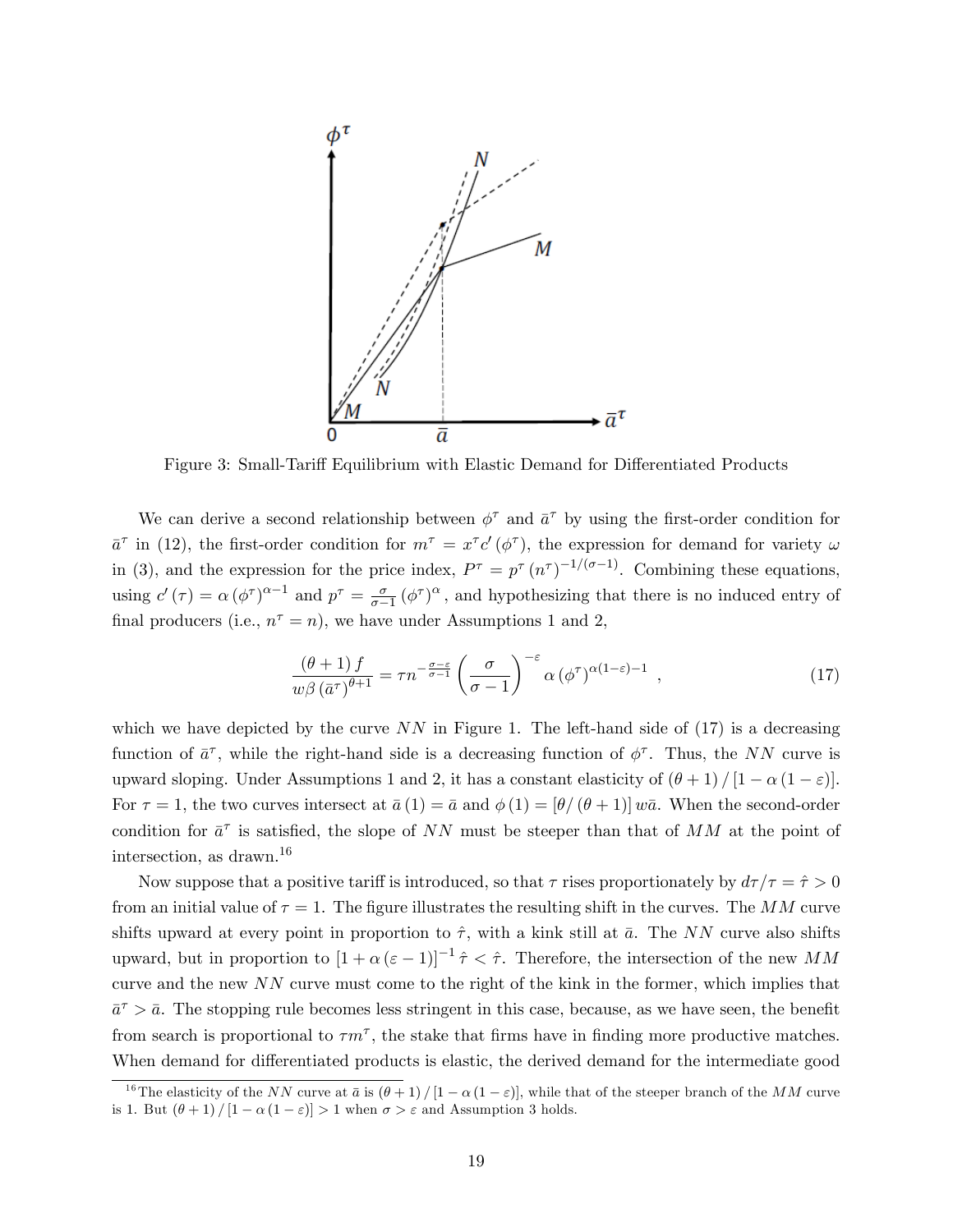Figure 3: Small-Tariff Equilibrium with Elastic Demand for Differentiated Products

We can derive a second relationship between $\phi^\tau$ and $\bar{a}^\tau$ by using the first-order condition for $\bar{a}^\tau$ in (12), the first-order condition for $m^\tau = x^\tau c'(\phi^\tau)$, the expression for demand for variety $\omega$ in (3), and the expression for the price index, $P^\tau = p^\tau (n^\tau)^{-1/(\sigma-1)}$. Combining these equations, using $c'(\tau) = \alpha(\phi^\tau)^{\alpha-1}$ and $p^\tau = \frac{\sigma}{\sigma-1}(\phi^\tau)^\alpha$, and hypothesizing that there is no induced entry of final producers (i.e., $n^\tau = n$), we have under Assumptions 1 and 2,

$$\frac{(\theta+1) f}{w\beta (\bar{a}^\tau)^{\theta+1}} = \tau n^{-\frac{\sigma-\varepsilon}{\sigma-1}} \left(\frac{\sigma}{\sigma-1}\right)^{-\varepsilon} \alpha (\phi^\tau)^{\alpha(1-\varepsilon)-1} \ , \tag{17}$$

which we have depicted by the curve $NN$ in Figure 1. The left-hand side of (17) is a decreasing function of $\bar{a}^\tau$, while the right-hand side is a decreasing function of $\phi^\tau$. Thus, the $NN$ curve is upward sloping. Under Assumptions 1 and 2, it has a constant elasticity of $(\theta+1)/[1-\alpha(1-\varepsilon)]$. For $\tau = 1$, the two curves intersect at $\bar{a}(1) = \bar{a}$ and $\phi(1) = [\theta/(\theta+1)] w\bar{a}$. When the second-order condition for $\bar{a}^\tau$ is satisfied, the slope of $NN$ must be steeper than that of $MM$ at the point of intersection, as drawn.[16]

Now suppose that a positive tariff is introduced, so that $\tau$ rises proportionately by $d\tau/\tau = \hat{\tau} > 0$ from an initial value of $\tau = 1$. The figure illustrates the resulting shift in the curves. The $MM$ curve shifts upward at every point in proportion to $\hat{\tau}$, with a kink still at $\bar{a}$. The $NN$ curve also shifts upward, but in proportion to $[1+\alpha(\varepsilon-1)]^{-1}\hat{\tau} < \hat{\tau}$. Therefore, the intersection of the new $MM$ curve and the new $NN$ curve must come to the right of the kink in the former, which implies that $\bar{a}^\tau > \bar{a}$. The stopping rule becomes less stringent in this case, because, as we have seen, the benefit from search is proportional to $\tau m^\tau$, the stake that firms have in finding more productive matches. When demand for differentiated products is elastic, the derived demand for the intermediate good

[16] The elasticity of the $NN$ curve at $\bar{a}$ is $(\theta+1)/[1-\alpha(1-\varepsilon)]$, while that of the steeper branch of the $MM$ curve is 1. But $(\theta+1)/[1-\alpha(1-\varepsilon)] > 1$ when $\sigma > \varepsilon$ and Assumption 3 holds.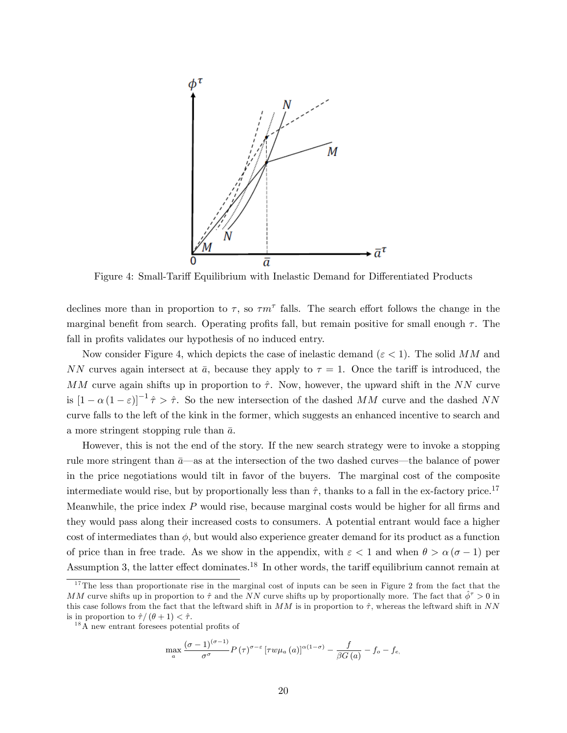Figure 4: Small-Tariff Equilibrium with Inelastic Demand for Differentiated Products

declines more than in proportion to $\tau$, so $\tau m^{\tau}$ falls. The search effort follows the change in the marginal benefit from search. Operating profits fall, but remain positive for small enough $\tau$. The fall in profits validates our hypothesis of no induced entry.

Now consider Figure 4, which depicts the case of inelastic demand ($\varepsilon < 1$). The solid $MM$ and $NN$ curves again intersect at $\bar{a}$, because they apply to $\tau = 1$. Once the tariff is introduced, the $MM$ curve again shifts up in proportion to $\hat{\tau}$. Now, however, the upward shift in the $NN$ curve is $[1 - \alpha(1-\varepsilon)]^{-1} \hat{\tau} > \hat{\tau}$. So the new intersection of the dashed $MM$ curve and the dashed $NN$ curve falls to the left of the kink in the former, which suggests an enhanced incentive to search and a more stringent stopping rule than $\bar{a}$.

However, this is not the end of the story. If the new search strategy were to invoke a stopping rule more stringent than $\bar{a}$—as at the intersection of the two dashed curves—the balance of power in the price negotiations would tilt in favor of the buyers. The marginal cost of the composite intermediate would rise, but by proportionally less than $\hat{\tau}$, thanks to a fall in the ex-factory price.[17] Meanwhile, the price index $P$ would rise, because marginal costs would be higher for all firms and they would pass along their increased costs to consumers. A potential entrant would face a higher cost of intermediates than $\phi$, but would also experience greater demand for its product as a function of price than in free trade. As we show in the appendix, with $\varepsilon < 1$ and when $\theta > \alpha(\sigma - 1)$ per Assumption 3, the latter effect dominates.[18] In other words, the tariff equilibrium cannot remain at

[17] The less than proportionate rise in the marginal cost of inputs can be seen in Figure 2 from the fact that the $MM$ curve shifts up in proportion to $\hat{\tau}$ and the $NN$ curve shifts up by proportionally more. The fact that $\hat{\phi}^{\tau} > 0$ in this case follows from the fact that the leftward shift in $MM$ is in proportion to $\hat{\tau}$, whereas the leftward shift in $NN$ is in proportion to $\hat{\tau}/(\theta+1) < \hat{\tau}$.

[18] A new entrant foresees potential profits of

$$\max_{a} \frac{(\sigma-1)^{(\sigma-1)}}{\sigma^{\sigma}} P(\tau)^{\sigma-\varepsilon} \left[\tau w \mu_a(a)\right]^{\alpha(1-\sigma)} - \frac{f}{\beta G(a)} - f_o - f_e,$$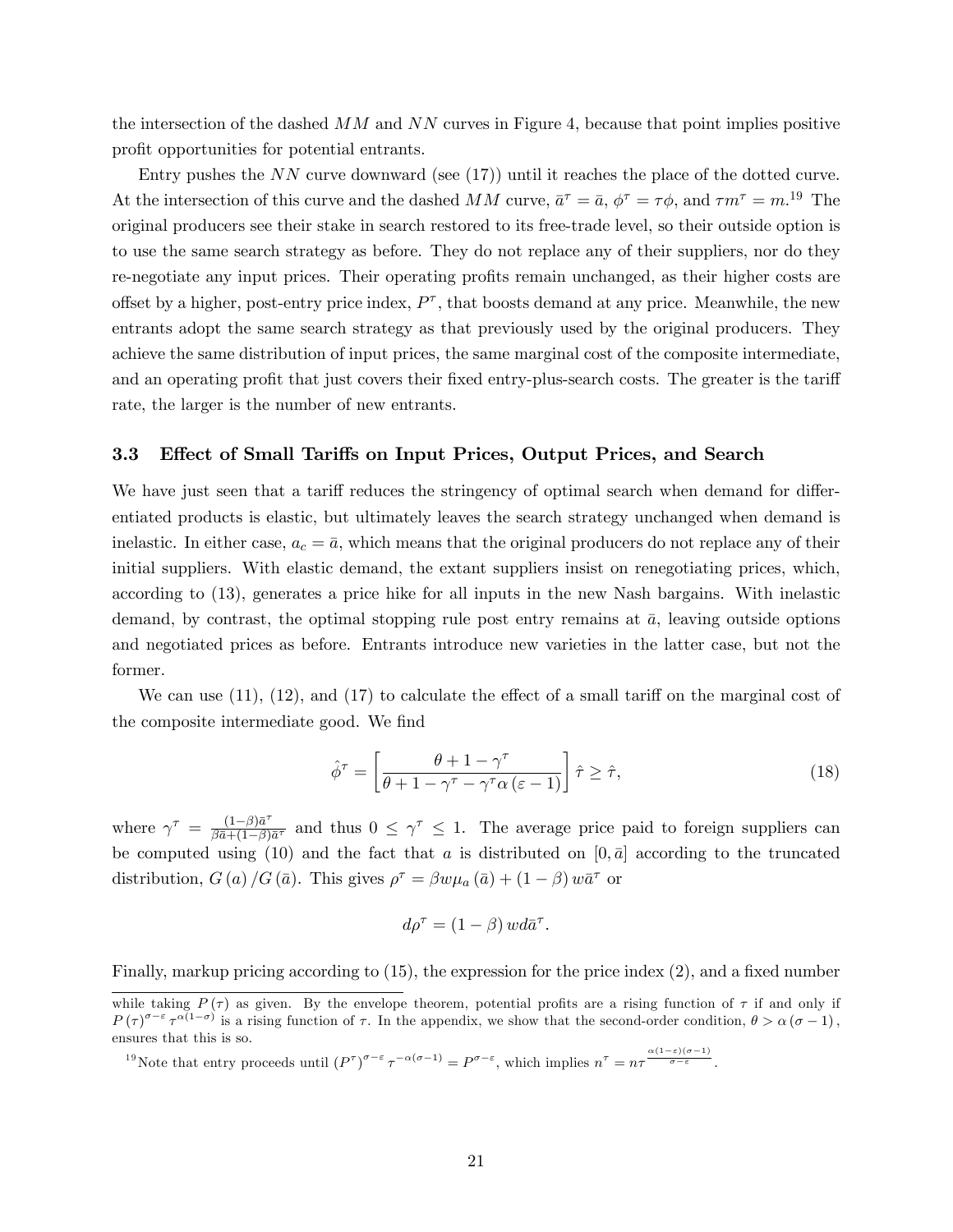the intersection of the dashed $MM$ and $NN$ curves in Figure 4, because that point implies positive profit opportunities for potential entrants.

Entry pushes the $NN$ curve downward (see (17)) until it reaches the place of the dotted curve. At the intersection of this curve and the dashed $MM$ curve, $\bar{a}^{\tau} = \bar{a}$, $\phi^{\tau} = \tau\phi$, and $\tau m^{\tau} = m$.[19] The original producers see their stake in search restored to its free-trade level, so their outside option is to use the same search strategy as before. They do not replace any of their suppliers, nor do they re-negotiate any input prices. Their operating profits remain unchanged, as their higher costs are offset by a higher, post-entry price index, $P^{\tau}$, that boosts demand at any price. Meanwhile, the new entrants adopt the same search strategy as that previously used by the original producers. They achieve the same distribution of input prices, the same marginal cost of the composite intermediate, and an operating profit that just covers their fixed entry-plus-search costs. The greater is the tariff rate, the larger is the number of new entrants.

### 3.3 Effect of Small Tariffs on Input Prices, Output Prices, and Search

We have just seen that a tariff reduces the stringency of optimal search when demand for differentiated products is elastic, but ultimately leaves the search strategy unchanged when demand is inelastic. In either case, $a_c = \bar{a}$, which means that the original producers do not replace any of their initial suppliers. With elastic demand, the extant suppliers insist on renegotiating prices, which, according to (13), generates a price hike for all inputs in the new Nash bargains. With inelastic demand, by contrast, the optimal stopping rule post entry remains at $\bar{a}$, leaving outside options and negotiated prices as before. Entrants introduce new varieties in the latter case, but not the former.

We can use (11), (12), and (17) to calculate the effect of a small tariff on the marginal cost of the composite intermediate good. We find

$$\hat{\phi}^{\tau} = \left[\frac{\theta + 1 - \gamma^{\tau}}{\theta + 1 - \gamma^{\tau} - \gamma^{\tau}\alpha(\varepsilon - 1)}\right]\hat{\tau} \geq \hat{\tau}, \tag{18}$$

where $\gamma^{\tau} = \frac{(1-\beta)\bar{a}^{\tau}}{\beta\bar{a}+(1-\beta)\bar{a}^{\tau}}$ and thus $0 \leq \gamma^{\tau} \leq 1$. The average price paid to foreign suppliers can be computed using (10) and the fact that $a$ is distributed on $[0, \bar{a}]$ according to the truncated distribution, $G(a)/G(\bar{a})$. This gives $\rho^{\tau} = \beta w \mu_a(\bar{a}) + (1-\beta) w \bar{a}^{\tau}$ or

$$d\rho^{\tau} = (1-\beta) w d\bar{a}^{\tau}.$$

Finally, markup pricing according to (15), the expression for the price index (2), and a fixed number

while taking $P(\tau)$ as given. By the envelope theorem, potential profits are a rising function of $\tau$ if and only if $P(\tau)^{\sigma-\varepsilon}\tau^{\alpha(1-\sigma)}$ is a rising function of $\tau$. In the appendix, we show that the second-order condition, $\theta > \alpha(\sigma - 1)$, ensures that this is so.

[19] Note that entry proceeds until $(P^{\tau})^{\sigma-\varepsilon}\tau^{-\alpha(\sigma-1)} = P^{\sigma-\varepsilon}$, which implies $n^{\tau} = n\tau^{\frac{\alpha(1-\varepsilon)(\sigma-1)}{\sigma-\varepsilon}}$.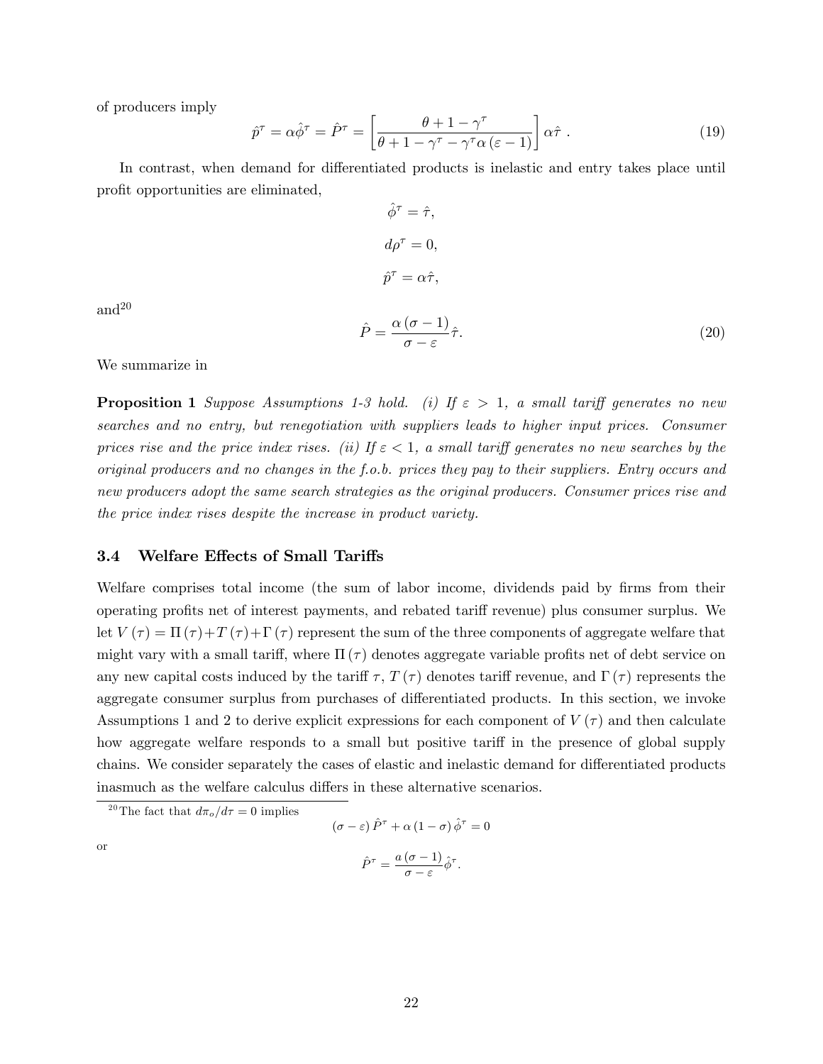of producers imply

$$\hat{p}^{\tau} = \alpha\hat{\phi}^{\tau} = \hat{P}^{\tau} = \left[\frac{\theta + 1 - \gamma^{\tau}}{\theta + 1 - \gamma^{\tau} - \gamma^{\tau}\alpha(\varepsilon - 1)}\right]\alpha\hat{\tau} \ . \tag{19}$$

In contrast, when demand for differentiated products is inelastic and entry takes place until profit opportunities are eliminated,

$$\hat{\phi}^{\tau} = \hat{\tau},$$

$$d\rho^{\tau} = 0,$$

$$\hat{p}^{\tau} = \alpha\hat{\tau},$$

and[20]

$$\hat{P} = \frac{\alpha(\sigma - 1)}{\sigma - \varepsilon}\hat{\tau}. \tag{20}$$

We summarize in

**Proposition 1** *Suppose Assumptions 1-3 hold. (i) If $\varepsilon > 1$, a small tariff generates no new searches and no entry, but renegotiation with suppliers leads to higher input prices. Consumer prices rise and the price index rises. (ii) If $\varepsilon < 1$, a small tariff generates no new searches by the original producers and no changes in the f.o.b. prices they pay to their suppliers. Entry occurs and new producers adopt the same search strategies as the original producers. Consumer prices rise and the price index rises despite the increase in product variety.*

### 3.4 Welfare Effects of Small Tariffs

Welfare comprises total income (the sum of labor income, dividends paid by firms from their operating profits net of interest payments, and rebated tariff revenue) plus consumer surplus. We let $V(\tau) = \Pi(\tau) + T(\tau) + \Gamma(\tau)$ represent the sum of the three components of aggregate welfare that might vary with a small tariff, where $\Pi(\tau)$ denotes aggregate variable profits net of debt service on any new capital costs induced by the tariff $\tau$, $T(\tau)$ denotes tariff revenue, and $\Gamma(\tau)$ represents the aggregate consumer surplus from purchases of differentiated products. In this section, we invoke Assumptions 1 and 2 to derive explicit expressions for each component of $V(\tau)$ and then calculate how aggregate welfare responds to a small but positive tariff in the presence of global supply chains. We consider separately the cases of elastic and inelastic demand for differentiated products inasmuch as the welfare calculus differs in these alternative scenarios.

[20] The fact that $d\pi_o/d\tau = 0$ implies

$$(\sigma - \varepsilon)\hat{P}^{\tau} + \alpha(1 - \sigma)\hat{\phi}^{\tau} = 0$$

or

$$\hat{P}^{\tau} = \frac{a(\sigma - 1)}{\sigma - \varepsilon}\hat{\phi}^{\tau}.$$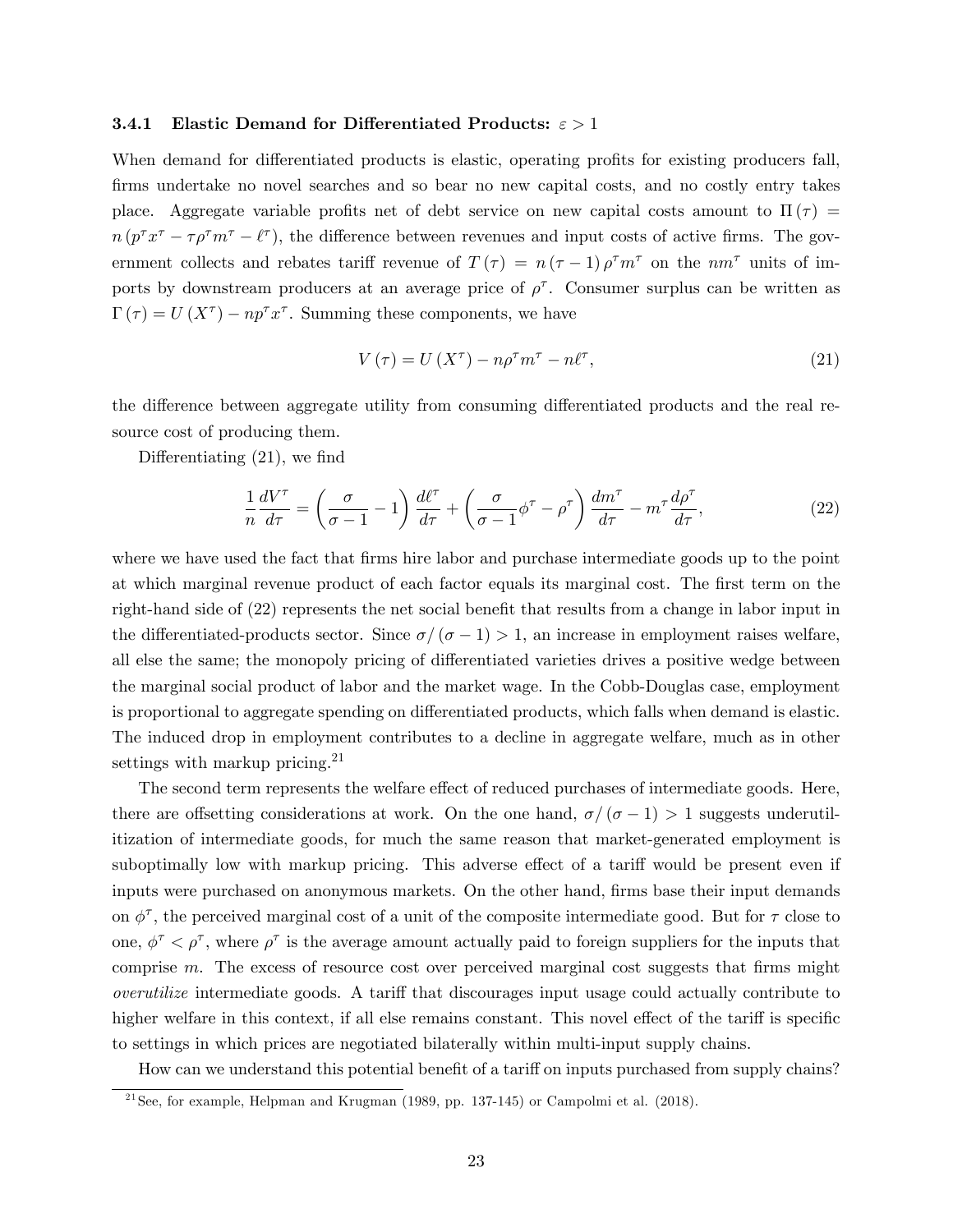#### 3.4.1 Elastic Demand for Differentiated Products: $\varepsilon > 1$

When demand for differentiated products is elastic, operating profits for existing producers fall, firms undertake no novel searches and so bear no new capital costs, and no costly entry takes place. Aggregate variable profits net of debt service on new capital costs amount to $\Pi(\tau) = n(p^\tau x^\tau - \tau\rho^\tau m^\tau - \ell^\tau)$, the difference between revenues and input costs of active firms. The government collects and rebates tariff revenue of $T(\tau) = n(\tau - 1)\rho^\tau m^\tau$ on the $nm^\tau$ units of imports by downstream producers at an average price of $\rho^\tau$. Consumer surplus can be written as $\Gamma(\tau) = U(X^\tau) - np^\tau x^\tau$. Summing these components, we have

$$V(\tau) = U(X^\tau) - n\rho^\tau m^\tau - n\ell^\tau, \tag{21}$$

the difference between aggregate utility from consuming differentiated products and the real resource cost of producing them.

Differentiating (21), we find

$$\frac{1}{n}\frac{dV^\tau}{d\tau} = \left(\frac{\sigma}{\sigma - 1} - 1\right)\frac{d\ell^\tau}{d\tau} + \left(\frac{\sigma}{\sigma - 1}\phi^\tau - \rho^\tau\right)\frac{dm^\tau}{d\tau} - m^\tau\frac{d\rho^\tau}{d\tau}, \tag{22}$$

where we have used the fact that firms hire labor and purchase intermediate goods up to the point at which marginal revenue product of each factor equals its marginal cost. The first term on the right-hand side of (22) represents the net social benefit that results from a change in labor input in the differentiated-products sector. Since $\sigma/(\sigma - 1) > 1$, an increase in employment raises welfare, all else the same; the monopoly pricing of differentiated varieties drives a positive wedge between the marginal social product of labor and the market wage. In the Cobb-Douglas case, employment is proportional to aggregate spending on differentiated products, which falls when demand is elastic. The induced drop in employment contributes to a decline in aggregate welfare, much as in other settings with markup pricing.[21]

The second term represents the welfare effect of reduced purchases of intermediate goods. Here, there are offsetting considerations at work. On the one hand, $\sigma/(\sigma - 1) > 1$ suggests underutilitization of intermediate goods, for much the same reason that market-generated employment is suboptimally low with markup pricing. This adverse effect of a tariff would be present even if inputs were purchased on anonymous markets. On the other hand, firms base their input demands on $\phi^\tau$, the perceived marginal cost of a unit of the composite intermediate good. But for $\tau$ close to one, $\phi^\tau < \rho^\tau$, where $\rho^\tau$ is the average amount actually paid to foreign suppliers for the inputs that comprise $m$. The excess of resource cost over perceived marginal cost suggests that firms might *overutilize* intermediate goods. A tariff that discourages input usage could actually contribute to higher welfare in this context, if all else remains constant. This novel effect of the tariff is specific to settings in which prices are negotiated bilaterally within multi-input supply chains.

How can we understand this potential benefit of a tariff on inputs purchased from supply chains?

[21] See, for example, Helpman and Krugman (1989, pp. 137-145) or Campolmi et al. (2018).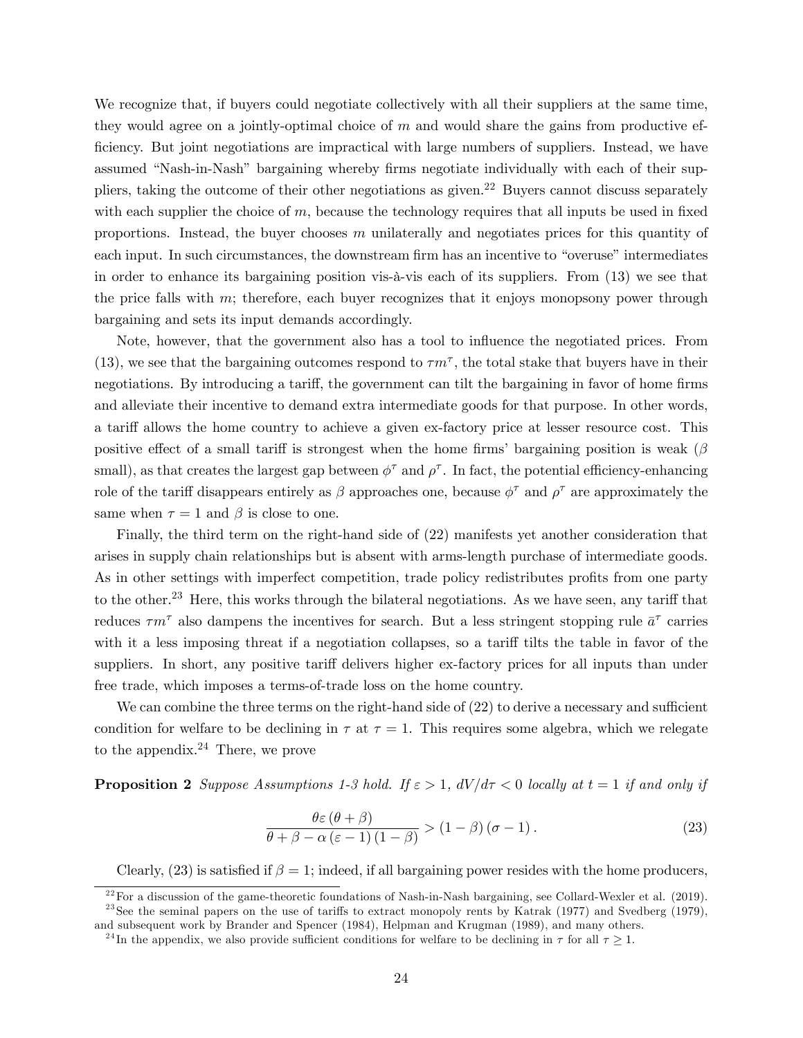We recognize that, if buyers could negotiate collectively with all their suppliers at the same time, they would agree on a jointly-optimal choice of $m$ and would share the gains from productive efficiency. But joint negotiations are impractical with large numbers of suppliers. Instead, we have assumed "Nash-in-Nash" bargaining whereby firms negotiate individually with each of their suppliers, taking the outcome of their other negotiations as given.[22] Buyers cannot discuss separately with each supplier the choice of $m$, because the technology requires that all inputs be used in fixed proportions. Instead, the buyer chooses $m$ unilaterally and negotiates prices for this quantity of each input. In such circumstances, the downstream firm has an incentive to "overuse" intermediates in order to enhance its bargaining position vis-à-vis each of its suppliers. From (13) we see that the price falls with $m$; therefore, each buyer recognizes that it enjoys monopsony power through bargaining and sets its input demands accordingly.

Note, however, that the government also has a tool to influence the negotiated prices. From (13), we see that the bargaining outcomes respond to $\tau m^{\tau}$, the total stake that buyers have in their negotiations. By introducing a tariff, the government can tilt the bargaining in favor of home firms and alleviate their incentive to demand extra intermediate goods for that purpose. In other words, a tariff allows the home country to achieve a given ex-factory price at lesser resource cost. This positive effect of a small tariff is strongest when the home firms' bargaining position is weak ($\beta$ small), as that creates the largest gap between $\phi^{\tau}$ and $\rho^{\tau}$. In fact, the potential efficiency-enhancing role of the tariff disappears entirely as $\beta$ approaches one, because $\phi^{\tau}$ and $\rho^{\tau}$ are approximately the same when $\tau = 1$ and $\beta$ is close to one.

Finally, the third term on the right-hand side of (22) manifests yet another consideration that arises in supply chain relationships but is absent with arms-length purchase of intermediate goods. As in other settings with imperfect competition, trade policy redistributes profits from one party to the other.[23] Here, this works through the bilateral negotiations. As we have seen, any tariff that reduces $\tau m^{\tau}$ also dampens the incentives for search. But a less stringent stopping rule $\bar{a}^{\tau}$ carries with it a less imposing threat if a negotiation collapses, so a tariff tilts the table in favor of the suppliers. In short, any positive tariff delivers higher ex-factory prices for all inputs than under free trade, which imposes a terms-of-trade loss on the home country.

We can combine the three terms on the right-hand side of (22) to derive a necessary and sufficient condition for welfare to be declining in $\tau$ at $\tau = 1$. This requires some algebra, which we relegate to the appendix.[24] There, we prove

**Proposition 2** *Suppose Assumptions 1-3 hold. If $\varepsilon > 1$, $dV/d\tau < 0$ locally at $t = 1$ if and only if*

$$\frac{\theta\varepsilon\left(\theta+\beta\right)}{\theta+\beta-\alpha\left(\varepsilon-1\right)\left(1-\beta\right)} > \left(1-\beta\right)\left(\sigma-1\right). \tag{23}$$

Clearly, (23) is satisfied if $\beta = 1$; indeed, if all bargaining power resides with the home producers,

[22] For a discussion of the game-theoretic foundations of Nash-in-Nash bargaining, see Collard-Wexler et al. (2019).

[23] See the seminal papers on the use of tariffs to extract monopoly rents by Katrak (1977) and Svedberg (1979), and subsequent work by Brander and Spencer (1984), Helpman and Krugman (1989), and many others.

[24] In the appendix, we also provide sufficient conditions for welfare to be declining in $\tau$ for all $\tau \geq 1$.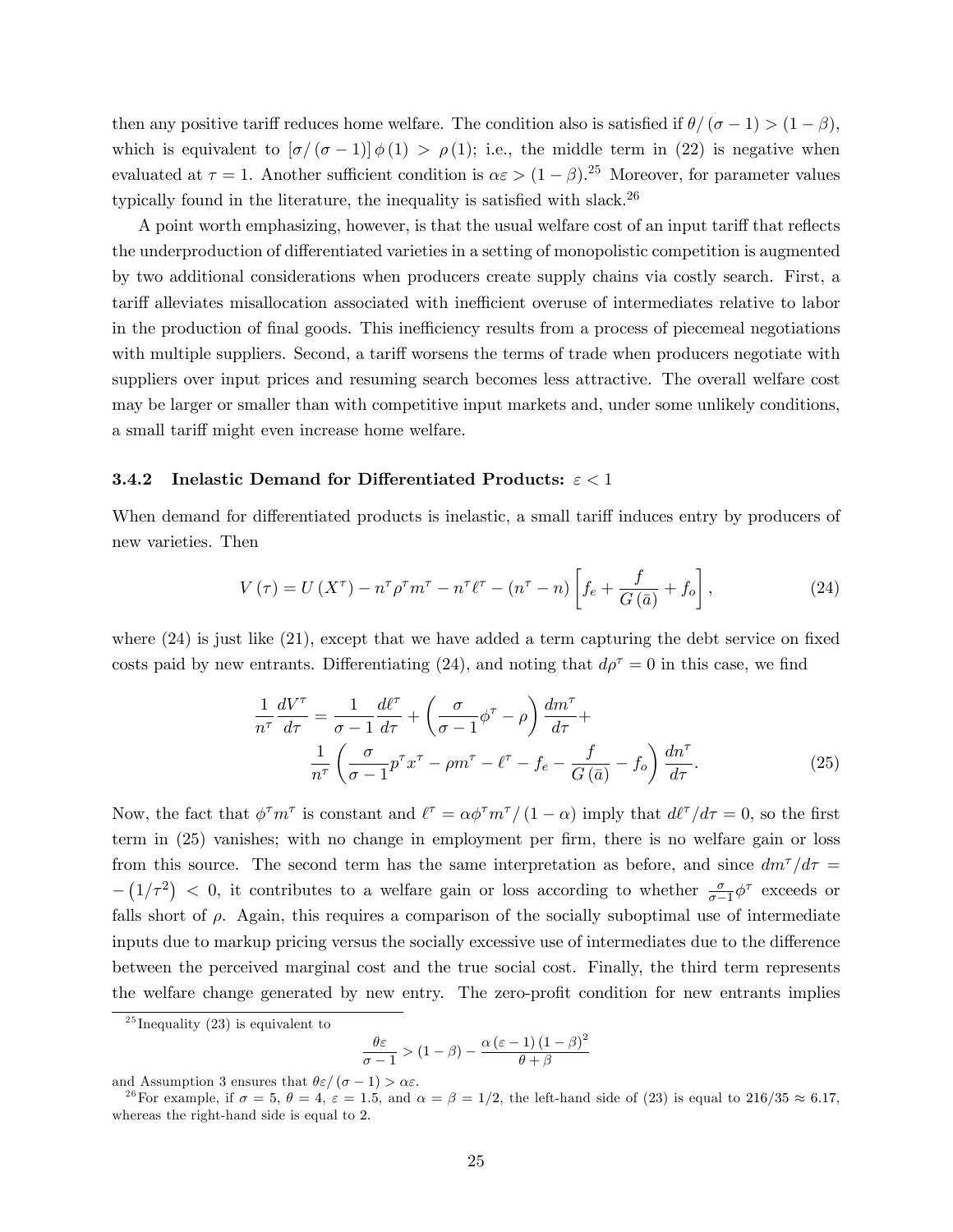then any positive tariff reduces home welfare. The condition also is satisfied if $\theta/(\sigma-1) > (1-\beta)$, which is equivalent to $[\sigma/(\sigma-1)]\phi(1) > \rho(1)$; i.e., the middle term in (22) is negative when evaluated at $\tau = 1$. Another sufficient condition is $\alpha\varepsilon > (1-\beta)$.[25] Moreover, for parameter values typically found in the literature, the inequality is satisfied with slack.[26]

A point worth emphasizing, however, is that the usual welfare cost of an input tariff that reflects the underproduction of differentiated varieties in a setting of monopolistic competition is augmented by two additional considerations when producers create supply chains via costly search. First, a tariff alleviates misallocation associated with inefficient overuse of intermediates relative to labor in the production of final goods. This inefficiency results from a process of piecemeal negotiations with multiple suppliers. Second, a tariff worsens the terms of trade when producers negotiate with suppliers over input prices and resuming search becomes less attractive. The overall welfare cost may be larger or smaller than with competitive input markets and, under some unlikely conditions, a small tariff might even increase home welfare.

### 3.4.2 Inelastic Demand for Differentiated Products: $\varepsilon < 1$

When demand for differentiated products is inelastic, a small tariff induces entry by producers of new varieties. Then

$$V(\tau) = U(X^{\tau}) - n^{\tau}\rho^{\tau}m^{\tau} - n^{\tau}\ell^{\tau} - (n^{\tau} - n)\left[f_e + \frac{f}{G(\bar{a})} + f_o\right], \tag{24}$$

where (24) is just like (21), except that we have added a term capturing the debt service on fixed costs paid by new entrants. Differentiating (24), and noting that $d\rho^{\tau} = 0$ in this case, we find

$$\frac{1}{n^{\tau}}\frac{dV^{\tau}}{d\tau} = \frac{1}{\sigma-1}\frac{d\ell^{\tau}}{d\tau} + \left(\frac{\sigma}{\sigma-1}\phi^{\tau} - \rho\right)\frac{dm^{\tau}}{d\tau} + \frac{1}{n^{\tau}}\left(\frac{\sigma}{\sigma-1}p^{\tau}x^{\tau} - \rho m^{\tau} - \ell^{\tau} - f_e - \frac{f}{G(\bar{a})} - f_o\right)\frac{dn^{\tau}}{d\tau}. \tag{25}$$

Now, the fact that $\phi^{\tau}m^{\tau}$ is constant and $\ell^{\tau} = \alpha\phi^{\tau}m^{\tau}/(1-\alpha)$ imply that $d\ell^{\tau}/d\tau = 0$, so the first term in (25) vanishes; with no change in employment per firm, there is no welfare gain or loss from this source. The second term has the same interpretation as before, and since $dm^{\tau}/d\tau = -\left(1/\tau^2\right) < 0$, it contributes to a welfare gain or loss according to whether $\frac{\sigma}{\sigma-1}\phi^{\tau}$ exceeds or falls short of $\rho$. Again, this requires a comparison of the socially suboptimal use of intermediate inputs due to markup pricing versus the socially excessive use of intermediates due to the difference between the perceived marginal cost and the true social cost. Finally, the third term represents the welfare change generated by new entry. The zero-profit condition for new entrants implies

---

[25] Inequality (23) is equivalent to

$$\frac{\theta\varepsilon}{\sigma-1} > (1-\beta) - \frac{\alpha(\varepsilon-1)(1-\beta)^2}{\theta+\beta}$$

and Assumption 3 ensures that $\theta\varepsilon/(\sigma-1) > \alpha\varepsilon$.

[26] For example, if $\sigma = 5$, $\theta = 4$, $\varepsilon = 1.5$, and $\alpha = \beta = 1/2$, the left-hand side of (23) is equal to $216/35 \approx 6.17$, whereas the right-hand side is equal to 2.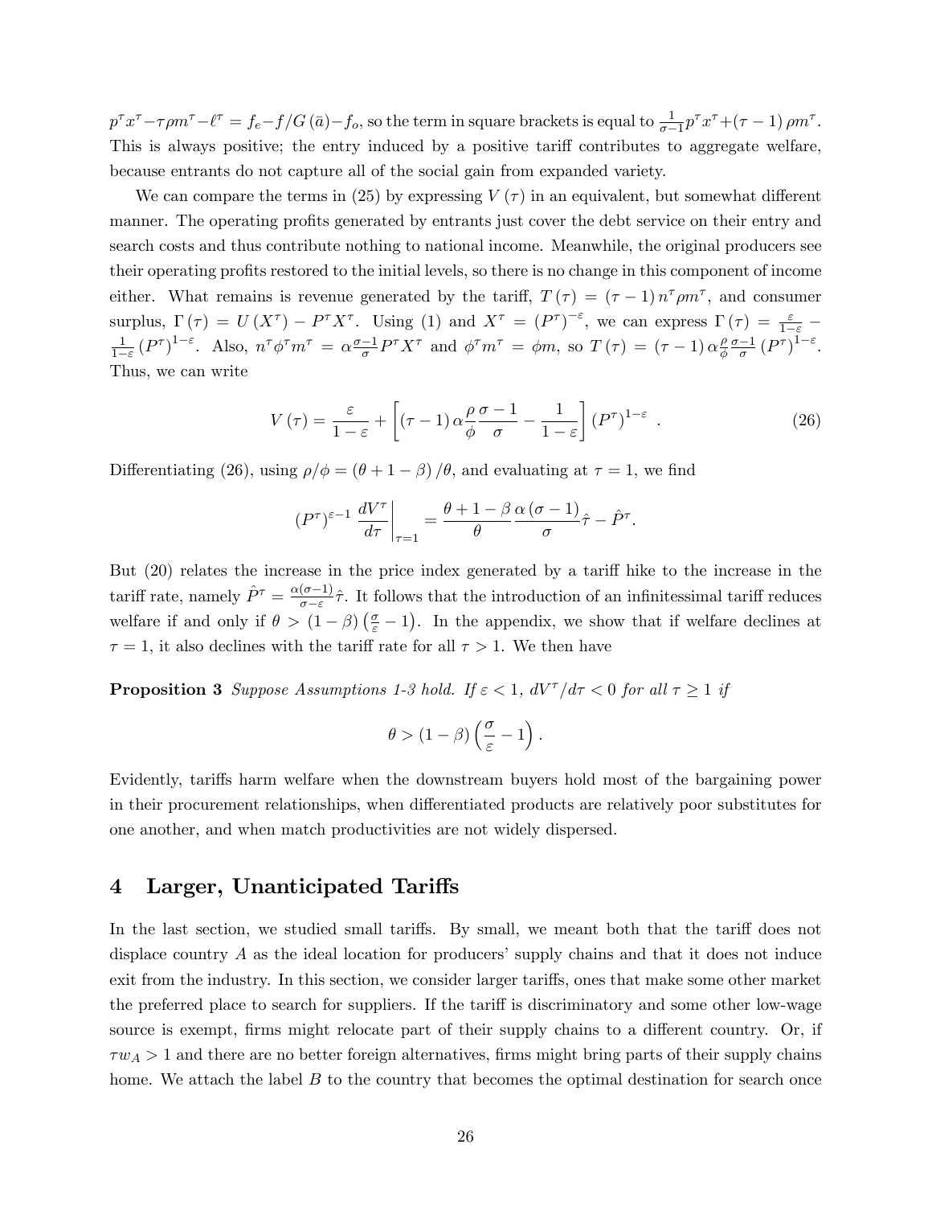$p^\tau x^\tau - \tau \rho m^\tau - \ell^\tau = f_e - f/G(\bar{a}) - f_o$, so the term in square brackets is equal to $\frac{1}{\sigma-1} p^\tau x^\tau + (\tau - 1) \rho m^\tau$. This is always positive; the entry induced by a positive tariff contributes to aggregate welfare, because entrants do not capture all of the social gain from expanded variety.

We can compare the terms in (25) by expressing $V(\tau)$ in an equivalent, but somewhat different manner. The operating profits generated by entrants just cover the debt service on their entry and search costs and thus contribute nothing to national income. Meanwhile, the original producers see their operating profits restored to the initial levels, so there is no change in this component of income either. What remains is revenue generated by the tariff, $T(\tau) = (\tau - 1) n^\tau \rho m^\tau$, and consumer surplus, $\Gamma(\tau) = U(X^\tau) - P^\tau X^\tau$. Using (1) and $X^\tau = (P^\tau)^{-\varepsilon}$, we can express $\Gamma(\tau) = \frac{\varepsilon}{1-\varepsilon} - \frac{1}{1-\varepsilon}(P^\tau)^{1-\varepsilon}$. Also, $n^\tau \phi^\tau m^\tau = \alpha \frac{\sigma-1}{\sigma} P^\tau X^\tau$ and $\phi^\tau m^\tau = \phi m$, so $T(\tau) = (\tau - 1) \alpha \frac{\rho}{\phi} \frac{\sigma-1}{\sigma} (P^\tau)^{1-\varepsilon}$. Thus, we can write

$$V(\tau) = \frac{\varepsilon}{1-\varepsilon} + \left[ (\tau - 1) \alpha \frac{\rho}{\phi} \frac{\sigma - 1}{\sigma} - \frac{1}{1-\varepsilon} \right] (P^\tau)^{1-\varepsilon} \ . \tag{26}$$

Differentiating (26), using $\rho/\phi = (\theta + 1 - \beta)/\theta$, and evaluating at $\tau = 1$, we find

$$(P^\tau)^{\varepsilon - 1} \left. \frac{dV^\tau}{d\tau} \right|_{\tau=1} = \frac{\theta + 1 - \beta}{\theta} \frac{\alpha(\sigma - 1)}{\sigma} \hat{\tau} - \hat{P}^\tau.$$

But (20) relates the increase in the price index generated by a tariff hike to the increase in the tariff rate, namely $\hat{P}^\tau = \frac{\alpha(\sigma-1)}{\sigma-\varepsilon} \hat{\tau}$. It follows that the introduction of an infinitessimal tariff reduces welfare if and only if $\theta > (1 - \beta)\left(\frac{\sigma}{\varepsilon} - 1\right)$. In the appendix, we show that if welfare declines at $\tau = 1$, it also declines with the tariff rate for all $\tau > 1$. We then have

**Proposition 3** *Suppose Assumptions 1-3 hold. If $\varepsilon < 1$, $dV^\tau/d\tau < 0$ for all $\tau \geq 1$ if*

$$\theta > (1 - \beta)\left(\frac{\sigma}{\varepsilon} - 1\right).$$

Evidently, tariffs harm welfare when the downstream buyers hold most of the bargaining power in their procurement relationships, when differentiated products are relatively poor substitutes for one another, and when match productivities are not widely dispersed.

# 4 Larger, Unanticipated Tariffs

In the last section, we studied small tariffs. By small, we meant both that the tariff does not displace country $A$ as the ideal location for producers' supply chains and that it does not induce exit from the industry. In this section, we consider larger tariffs, ones that make some other market the preferred place to search for suppliers. If the tariff is discriminatory and some other low-wage source is exempt, firms might relocate part of their supply chains to a different country. Or, if $\tau w_A > 1$ and there are no better foreign alternatives, firms might bring parts of their supply chains home. We attach the label $B$ to the country that becomes the optimal destination for search once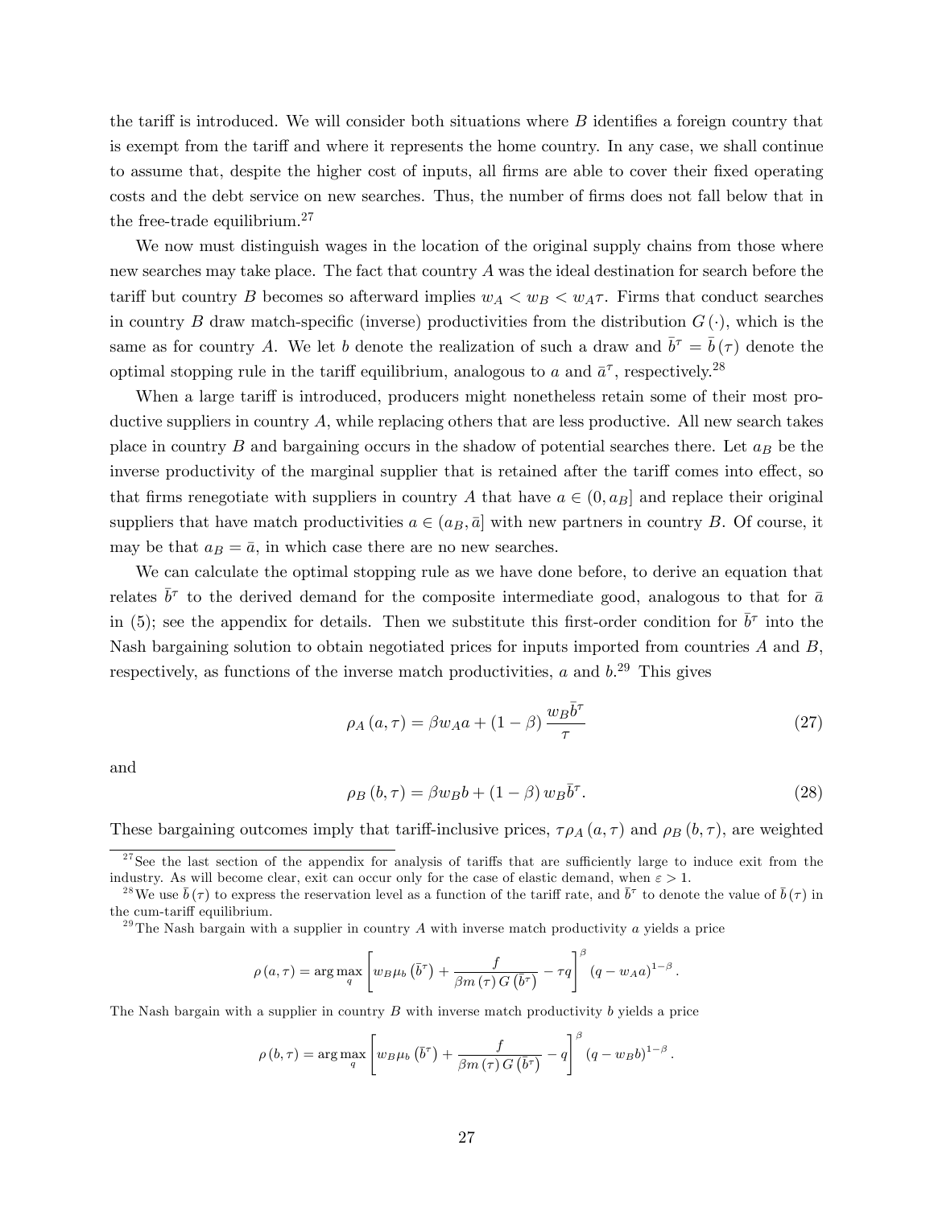the tariff is introduced. We will consider both situations where $B$ identifies a foreign country that is exempt from the tariff and where it represents the home country. In any case, we shall continue to assume that, despite the higher cost of inputs, all firms are able to cover their fixed operating costs and the debt service on new searches. Thus, the number of firms does not fall below that in the free-trade equilibrium.[27]

We now must distinguish wages in the location of the original supply chains from those where new searches may take place. The fact that country $A$ was the ideal destination for search before the tariff but country $B$ becomes so afterward implies $w_A < w_B < w_A\tau$. Firms that conduct searches in country $B$ draw match-specific (inverse) productivities from the distribution $G(\cdot)$, which is the same as for country $A$. We let $b$ denote the realization of such a draw and $\bar{b}^\tau = \bar{b}(\tau)$ denote the optimal stopping rule in the tariff equilibrium, analogous to $a$ and $\bar{a}^\tau$, respectively.[28]

When a large tariff is introduced, producers might nonetheless retain some of their most productive suppliers in country $A$, while replacing others that are less productive. All new search takes place in country $B$ and bargaining occurs in the shadow of potential searches there. Let $a_B$ be the inverse productivity of the marginal supplier that is retained after the tariff comes into effect, so that firms renegotiate with suppliers in country $A$ that have $a \in (0, a_B]$ and replace their original suppliers that have match productivities $a \in (a_B, \bar{a}]$ with new partners in country $B$. Of course, it may be that $a_B = \bar{a}$, in which case there are no new searches.

We can calculate the optimal stopping rule as we have done before, to derive an equation that relates $\bar{b}^\tau$ to the derived demand for the composite intermediate good, analogous to that for $\bar{a}$ in (5); see the appendix for details. Then we substitute this first-order condition for $\bar{b}^\tau$ into the Nash bargaining solution to obtain negotiated prices for inputs imported from countries $A$ and $B$, respectively, as functions of the inverse match productivities, $a$ and $b$.[29] This gives

$$\rho_A(a,\tau) = \beta w_A a + (1-\beta)\frac{w_B \bar{b}^\tau}{\tau} \tag{27}$$

and

$$\rho_B(b,\tau) = \beta w_B b + (1-\beta) w_B \bar{b}^\tau. \tag{28}$$

These bargaining outcomes imply that tariff-inclusive prices, $\tau\rho_A(a,\tau)$ and $\rho_B(b,\tau)$, are weighted

---

[27] See the last section of the appendix for analysis of tariffs that are sufficiently large to induce exit from the industry. As will become clear, exit can occur only for the case of elastic demand, when $\varepsilon > 1$.

[28] We use $\bar{b}(\tau)$ to express the reservation level as a function of the tariff rate, and $\bar{b}^\tau$ to denote the value of $\bar{b}(\tau)$ in the cum-tariff equilibrium.

[29] The Nash bargain with a supplier in country $A$ with inverse match productivity $a$ yields a price

$$\rho(a,\tau) = \arg\max_q \left[ w_B \mu_b\left(\bar{b}^\tau\right) + \frac{f}{\beta m(\tau) G\left(\bar{b}^\tau\right)} - \tau q \right]^\beta (q - w_A a)^{1-\beta}.$$

The Nash bargain with a supplier in country $B$ with inverse match productivity $b$ yields a price

$$\rho(b,\tau) = \arg\max_q \left[ w_B \mu_b\left(\bar{b}^\tau\right) + \frac{f}{\beta m(\tau) G\left(\bar{b}^\tau\right)} - q \right]^\beta (q - w_B b)^{1-\beta}.$$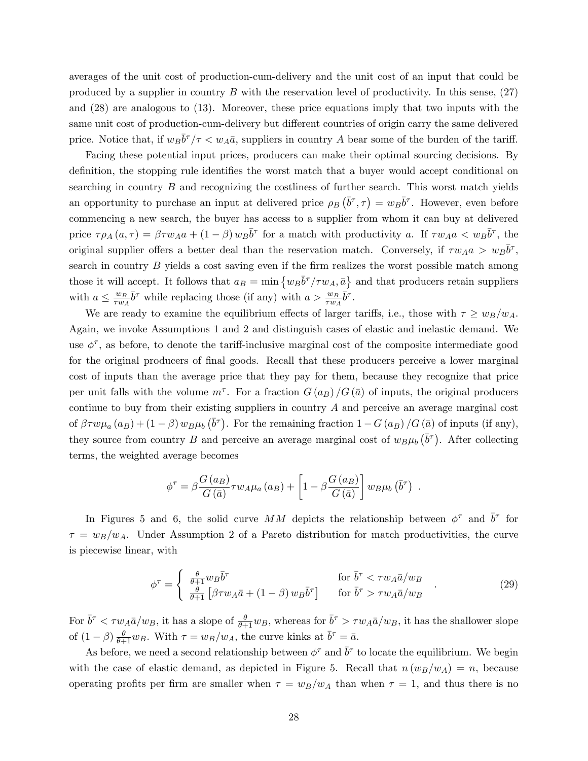averages of the unit cost of production-cum-delivery and the unit cost of an input that could be produced by a supplier in country $B$ with the reservation level of productivity. In this sense, (27) and (28) are analogous to (13). Moreover, these price equations imply that two inputs with the same unit cost of production-cum-delivery but different countries of origin carry the same delivered price. Notice that, if $w_B \bar{b}^\tau / \tau < w_A \bar{a}$, suppliers in country $A$ bear some of the burden of the tariff.

Facing these potential input prices, producers can make their optimal sourcing decisions. By definition, the stopping rule identifies the worst match that a buyer would accept conditional on searching in country $B$ and recognizing the costliness of further search. This worst match yields an opportunity to purchase an input at delivered price $\rho_B \left(\bar{b}^\tau, \tau\right) = w_B \bar{b}^\tau$. However, even before commencing a new search, the buyer has access to a supplier from whom it can buy at delivered price $\tau \rho_A (a, \tau) = \beta \tau w_A a + (1-\beta) w_B \bar{b}^\tau$ for a match with productivity $a$. If $\tau w_A a < w_B \bar{b}^\tau$, the original supplier offers a better deal than the reservation match. Conversely, if $\tau w_A a > w_B \bar{b}^\tau$, search in country $B$ yields a cost saving even if the firm realizes the worst possible match among those it will accept. It follows that $a_B = \min \left\{ w_B \bar{b}^\tau / \tau w_A, \bar{a} \right\}$ and that producers retain suppliers with $a \leq \frac{w_B}{\tau w_A} \bar{b}^\tau$ while replacing those (if any) with $a > \frac{w_B}{\tau w_A} \bar{b}^\tau$.

We are ready to examine the equilibrium effects of larger tariffs, i.e., those with $\tau \geq w_B / w_A$. Again, we invoke Assumptions 1 and 2 and distinguish cases of elastic and inelastic demand. We use $\phi^\tau$, as before, to denote the tariff-inclusive marginal cost of the composite intermediate good for the original producers of final goods. Recall that these producers perceive a lower marginal cost of inputs than the average price that they pay for them, because they recognize that price per unit falls with the volume $m^\tau$. For a fraction $G(a_B) / G(\bar{a})$ of inputs, the original producers continue to buy from their existing suppliers in country $A$ and perceive an average marginal cost of $\beta \tau w \mu_a (a_B) + (1-\beta) w_B \mu_b \left(\bar{b}^\tau\right)$. For the remaining fraction $1 - G(a_B) / G(\bar{a})$ of inputs (if any), they source from country $B$ and perceive an average marginal cost of $w_B \mu_b \left(\bar{b}^\tau\right)$. After collecting terms, the weighted average becomes

$$\phi^\tau = \beta \frac{G(a_B)}{G(\bar{a})} \tau w_A \mu_a (a_B) + \left[1 - \beta \frac{G(a_B)}{G(\bar{a})}\right] w_B \mu_b \left(\bar{b}^\tau\right) \ .$$

In Figures 5 and 6, the solid curve $MM$ depicts the relationship between $\phi^\tau$ and $\bar{b}^\tau$ for $\tau = w_B / w_A$. Under Assumption 2 of a Pareto distribution for match productivities, the curve is piecewise linear, with

$$\phi^\tau = \begin{cases} \frac{\theta}{\theta+1} w_B \bar{b}^\tau & \text{for } \bar{b}^\tau < \tau w_A \bar{a} / w_B \\ \frac{\theta}{\theta+1} \left[\beta \tau w_A \bar{a} + (1-\beta) w_B \bar{b}^\tau\right] & \text{for } \bar{b}^\tau > \tau w_A \bar{a} / w_B \end{cases} . \tag{29}$$

For $\bar{b}^\tau < \tau w_A \bar{a} / w_B$, it has a slope of $\frac{\theta}{\theta+1} w_B$, whereas for $\bar{b}^\tau > \tau w_A \bar{a} / w_B$, it has the shallower slope of $(1-\beta) \frac{\theta}{\theta+1} w_B$. With $\tau = w_B / w_A$, the curve kinks at $\bar{b}^\tau = \bar{a}$.

As before, we need a second relationship between $\phi^\tau$ and $\bar{b}^\tau$ to locate the equilibrium. We begin with the case of elastic demand, as depicted in Figure 5. Recall that $n(w_B / w_A) = n$, because operating profits per firm are smaller when $\tau = w_B / w_A$ than when $\tau = 1$, and thus there is no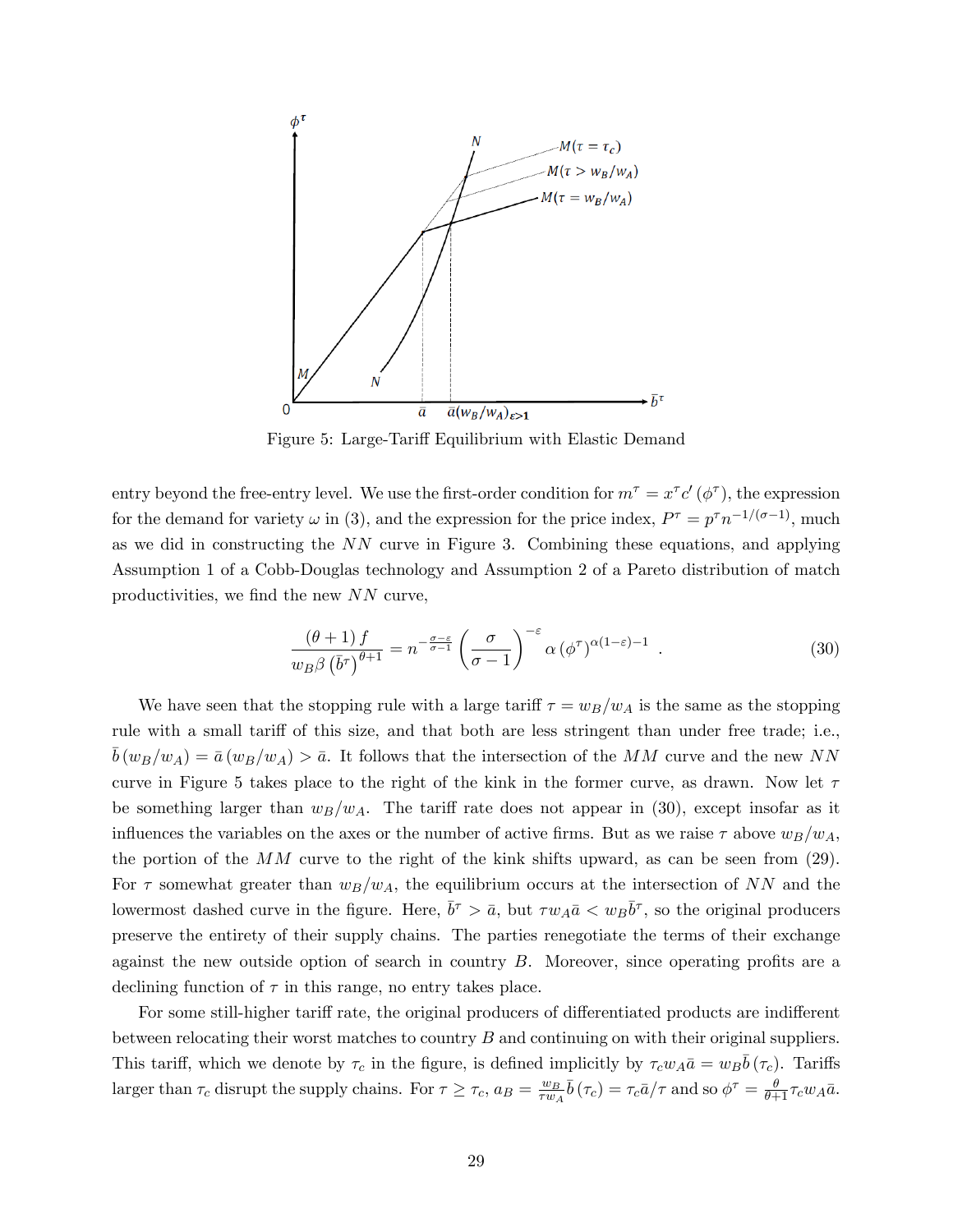Figure 5: Large-Tariff Equilibrium with Elastic Demand

entry beyond the free-entry level. We use the first-order condition for $m^{\tau} = x^{\tau} c'(\phi^{\tau})$, the expression for the demand for variety $\omega$ in (3), and the expression for the price index, $P^{\tau} = p^{\tau} n^{-1/(\sigma-1)}$, much as we did in constructing the $NN$ curve in Figure 3. Combining these equations, and applying Assumption 1 of a Cobb-Douglas technology and Assumption 2 of a Pareto distribution of match productivities, we find the new $NN$ curve,

$$\frac{(\theta+1)f}{w_B \beta \left(\bar{b}^{\tau}\right)^{\theta+1}} = n^{-\frac{\sigma-\varepsilon}{\sigma-1}} \left(\frac{\sigma}{\sigma-1}\right)^{-\varepsilon} \alpha \left(\phi^{\tau}\right)^{\alpha(1-\varepsilon)-1} \ . \tag{30}$$

We have seen that the stopping rule with a large tariff $\tau = w_B/w_A$ is the same as the stopping rule with a small tariff of this size, and that both are less stringent than under free trade; i.e., $\bar{b}(w_B/w_A) = \bar{a}(w_B/w_A) > \bar{a}$. It follows that the intersection of the $MM$ curve and the new $NN$ curve in Figure 5 takes place to the right of the kink in the former curve, as drawn. Now let $\tau$ be something larger than $w_B/w_A$. The tariff rate does not appear in (30), except insofar as it influences the variables on the axes or the number of active firms. But as we raise $\tau$ above $w_B/w_A$, the portion of the $MM$ curve to the right of the kink shifts upward, as can be seen from (29). For $\tau$ somewhat greater than $w_B/w_A$, the equilibrium occurs at the intersection of $NN$ and the lowermost dashed curve in the figure. Here, $\bar{b}^{\tau} > \bar{a}$, but $\tau w_A \bar{a} < w_B \bar{b}^{\tau}$, so the original producers preserve the entirety of their supply chains. The parties renegotiate the terms of their exchange against the new outside option of search in country $B$. Moreover, since operating profits are a declining function of $\tau$ in this range, no entry takes place.

For some still-higher tariff rate, the original producers of differentiated products are indifferent between relocating their worst matches to country $B$ and continuing on with their original suppliers. This tariff, which we denote by $\tau_c$ in the figure, is defined implicitly by $\tau_c w_A \bar{a} = w_B \bar{b}(\tau_c)$. Tariffs larger than $\tau_c$ disrupt the supply chains. For $\tau \geq \tau_c$, $a_B = \frac{w_B}{\tau w_A} \bar{b}(\tau_c) = \tau_c \bar{a}/\tau$ and so $\phi^{\tau} = \frac{\theta}{\theta+1} \tau_c w_A \bar{a}$.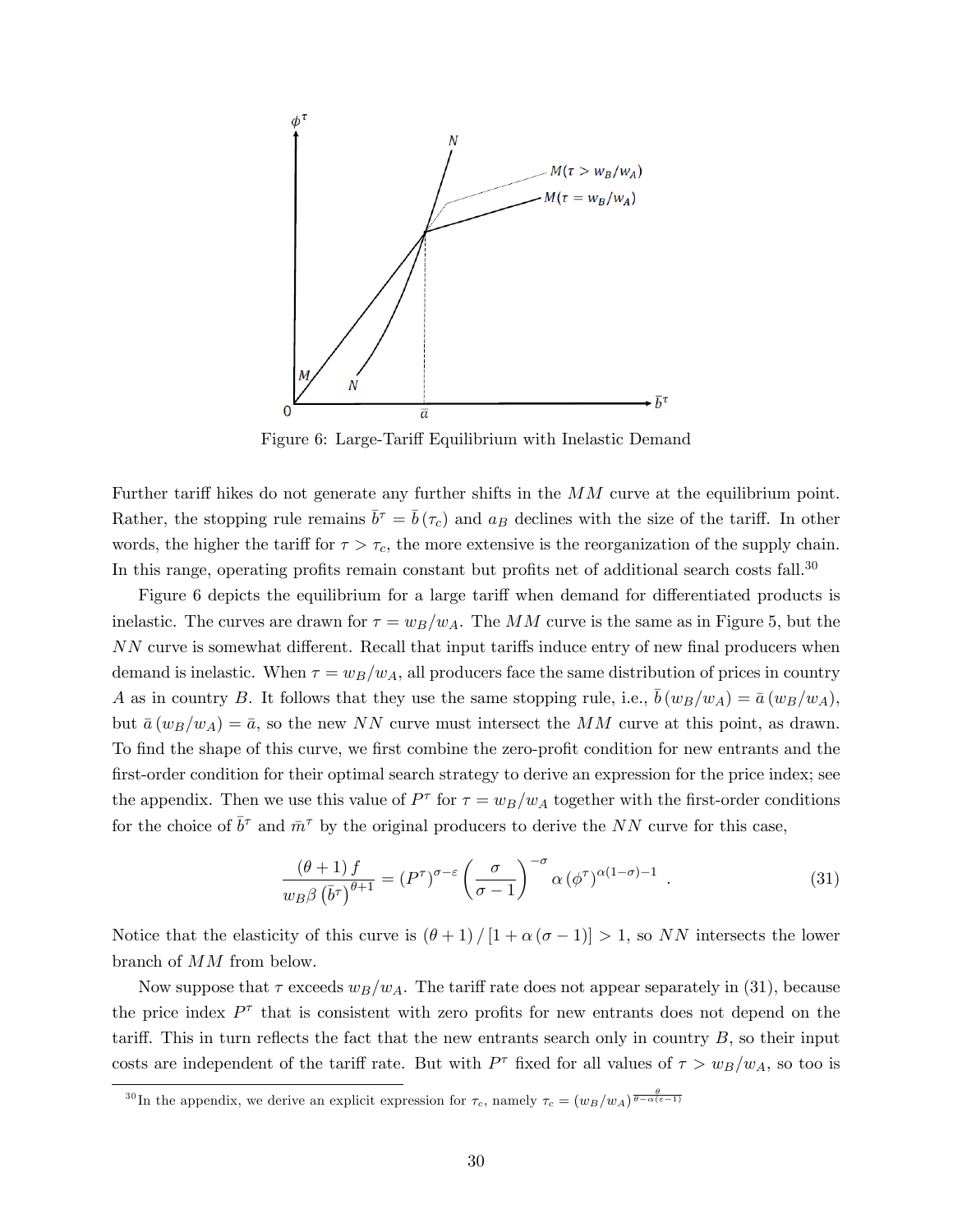Figure 6: Large-Tariff Equilibrium with Inelastic Demand

Further tariff hikes do not generate any further shifts in the $MM$ curve at the equilibrium point. Rather, the stopping rule remains $\bar{b}^{\tau} = \bar{b}(\tau_c)$ and $a_B$ declines with the size of the tariff. In other words, the higher the tariff for $\tau > \tau_c$, the more extensive is the reorganization of the supply chain. In this range, operating profits remain constant but profits net of additional search costs fall.[30]

Figure 6 depicts the equilibrium for a large tariff when demand for differentiated products is inelastic. The curves are drawn for $\tau = w_B/w_A$. The $MM$ curve is the same as in Figure 5, but the $NN$ curve is somewhat different. Recall that input tariffs induce entry of new final producers when demand is inelastic. When $\tau = w_B/w_A$, all producers face the same distribution of prices in country $A$ as in country $B$. It follows that they use the same stopping rule, i.e., $\bar{b}(w_B/w_A) = \bar{a}(w_B/w_A)$, but $\bar{a}(w_B/w_A) = \bar{a}$, so the new $NN$ curve must intersect the $MM$ curve at this point, as drawn. To find the shape of this curve, we first combine the zero-profit condition for new entrants and the first-order condition for their optimal search strategy to derive an expression for the price index; see the appendix. Then we use this value of $P^{\tau}$ for $\tau = w_B/w_A$ together with the first-order conditions for the choice of $\bar{b}^{\tau}$ and $\bar{m}^{\tau}$ by the original producers to derive the $NN$ curve for this case,

$$\frac{(\theta+1)f}{w_B \beta \left(\bar{b}^{\tau}\right)^{\theta+1}} = \left(P^{\tau}\right)^{\sigma-\varepsilon} \left(\frac{\sigma}{\sigma-1}\right)^{-\sigma} \alpha \left(\phi^{\tau}\right)^{\alpha(1-\sigma)-1} \quad . \tag{31}$$

Notice that the elasticity of this curve is $(\theta+1)/[1+\alpha(\sigma-1)] > 1$, so $NN$ intersects the lower branch of $MM$ from below.

Now suppose that $\tau$ exceeds $w_B/w_A$. The tariff rate does not appear separately in (31), because the price index $P^{\tau}$ that is consistent with zero profits for new entrants does not depend on the tariff. This in turn reflects the fact that the new entrants search only in country $B$, so their input costs are independent of the tariff rate. But with $P^{\tau}$ fixed for all values of $\tau > w_B/w_A$, so too is

[30] In the appendix, we derive an explicit expression for $\tau_c$, namely $\tau_c = (w_B/w_A)^{\frac{\theta}{\theta-\alpha(\varepsilon-1)}}$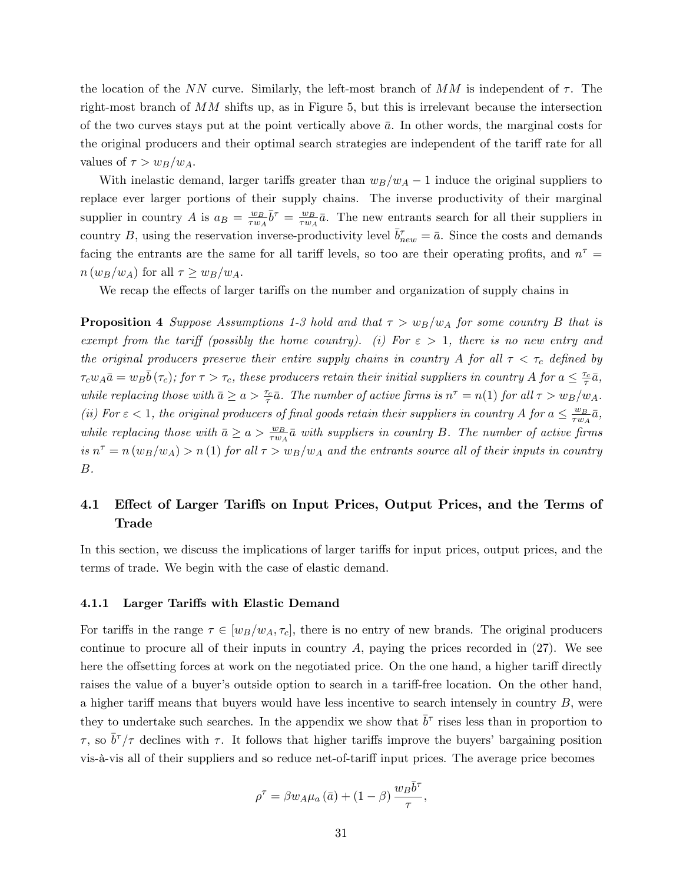the location of the $NN$ curve. Similarly, the left-most branch of $MM$ is independent of $\tau$. The right-most branch of $MM$ shifts up, as in Figure 5, but this is irrelevant because the intersection of the two curves stays put at the point vertically above $\bar{a}$. In other words, the marginal costs for the original producers and their optimal search strategies are independent of the tariff rate for all values of $\tau > w_B/w_A$.

With inelastic demand, larger tariffs greater than $w_B/w_A - 1$ induce the original suppliers to replace ever larger portions of their supply chains. The inverse productivity of their marginal supplier in country $A$ is $a_B = \frac{w_B}{\tau w_A}\bar{b}^\tau = \frac{w_B}{\tau w_A}\bar{a}$. The new entrants search for all their suppliers in country $B$, using the reservation inverse-productivity level $\bar{b}^\tau_{new} = \bar{a}$. Since the costs and demands facing the entrants are the same for all tariff levels, so too are their operating profits, and $n^\tau = n\left(w_B/w_A\right)$ for all $\tau \geq w_B/w_A$.

We recap the effects of larger tariffs on the number and organization of supply chains in

**Proposition 4** *Suppose Assumptions 1-3 hold and that $\tau > w_B/w_A$ for some country $B$ that is exempt from the tariff (possibly the home country). (i) For $\varepsilon > 1$, there is no new entry and the original producers preserve their entire supply chains in country $A$ for all $\tau < \tau_c$ defined by $\tau_c w_A \bar{a} = w_B \bar{b}\left(\tau_c\right)$; for $\tau > \tau_c$, these producers retain their initial suppliers in country $A$ for $a \leq \frac{\tau_c}{\tau}\bar{a}$, while replacing those with $\bar{a} \geq a > \frac{\tau_c}{\tau}\bar{a}$. The number of active firms is $n^\tau = n(1)$ for all $\tau > w_B/w_A$. (ii) For $\varepsilon < 1$, the original producers of final goods retain their suppliers in country $A$ for $a \leq \frac{w_B}{\tau w_A}\bar{a}$, while replacing those with $\bar{a} \geq a > \frac{w_B}{\tau w_A}\bar{a}$ with suppliers in country $B$. The number of active firms is $n^\tau = n\left(w_B/w_A\right) > n\left(1\right)$ for all $\tau > w_B/w_A$ and the entrants source all of their inputs in country $B$.*

## 4.1 Effect of Larger Tariffs on Input Prices, Output Prices, and the Terms of Trade

In this section, we discuss the implications of larger tariffs for input prices, output prices, and the terms of trade. We begin with the case of elastic demand.

### 4.1.1 Larger Tariffs with Elastic Demand

For tariffs in the range $\tau \in [w_B/w_A, \tau_c]$, there is no entry of new brands. The original producers continue to procure all of their inputs in country $A$, paying the prices recorded in (27). We see here the offsetting forces at work on the negotiated price. On the one hand, a higher tariff directly raises the value of a buyer's outside option to search in a tariff-free location. On the other hand, a higher tariff means that buyers would have less incentive to search intensely in country $B$, were they to undertake such searches. In the appendix we show that $\bar{b}^\tau$ rises less than in proportion to $\tau$, so $\bar{b}^\tau/\tau$ declines with $\tau$. It follows that higher tariffs improve the buyers' bargaining position vis-à-vis all of their suppliers and so reduce net-of-tariff input prices. The average price becomes

$$\rho^\tau = \beta w_A \mu_a\left(\bar{a}\right) + \left(1-\beta\right)\frac{w_B \bar{b}^\tau}{\tau},$$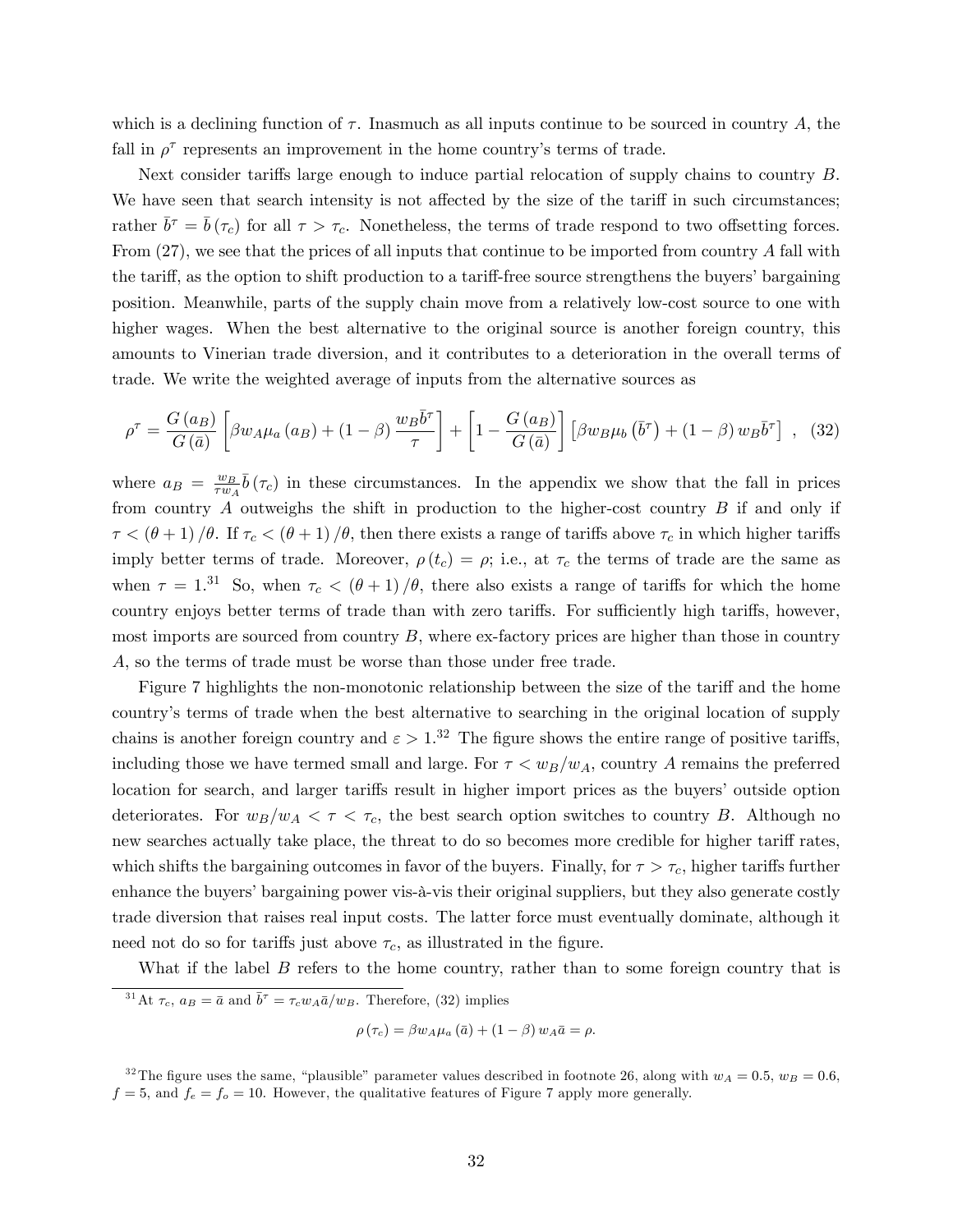which is a declining function of $\tau$. Inasmuch as all inputs continue to be sourced in country $A$, the fall in $\rho^{\tau}$ represents an improvement in the home country's terms of trade.

Next consider tariffs large enough to induce partial relocation of supply chains to country $B$. We have seen that search intensity is not affected by the size of the tariff in such circumstances; rather $\bar{b}^{\tau} = \bar{b}(\tau_c)$ for all $\tau > \tau_c$. Nonetheless, the terms of trade respond to two offsetting forces. From (27), we see that the prices of all inputs that continue to be imported from country $A$ fall with the tariff, as the option to shift production to a tariff-free source strengthens the buyers' bargaining position. Meanwhile, parts of the supply chain move from a relatively low-cost source to one with higher wages. When the best alternative to the original source is another foreign country, this amounts to Vinerian trade diversion, and it contributes to a deterioration in the overall terms of trade. We write the weighted average of inputs from the alternative sources as

$$\rho^{\tau} = \frac{G(a_B)}{G(\bar{a})}\left[\beta w_A \mu_a(a_B) + (1-\beta)\frac{w_B \bar{b}^{\tau}}{\tau}\right] + \left[1 - \frac{G(a_B)}{G(\bar{a})}\right]\left[\beta w_B \mu_b(\bar{b}^{\tau}) + (1-\beta) w_B \bar{b}^{\tau}\right], \quad (32)$$

where $a_B = \frac{w_B}{\tau w_A}\bar{b}(\tau_c)$ in these circumstances. In the appendix we show that the fall in prices from country $A$ outweighs the shift in production to the higher-cost country $B$ if and only if $\tau < (\theta+1)/\theta$. If $\tau_c < (\theta+1)/\theta$, then there exists a range of tariffs above $\tau_c$ in which higher tariffs imply better terms of trade. Moreover, $\rho(t_c) = \rho$; i.e., at $\tau_c$ the terms of trade are the same as when $\tau = 1$.[31] So, when $\tau_c < (\theta+1)/\theta$, there also exists a range of tariffs for which the home country enjoys better terms of trade than with zero tariffs. For sufficiently high tariffs, however, most imports are sourced from country $B$, where ex-factory prices are higher than those in country $A$, so the terms of trade must be worse than those under free trade.

Figure 7 highlights the non-monotonic relationship between the size of the tariff and the home country's terms of trade when the best alternative to searching in the original location of supply chains is another foreign country and $\varepsilon > 1$.[32] The figure shows the entire range of positive tariffs, including those we have termed small and large. For $\tau < w_B/w_A$, country $A$ remains the preferred location for search, and larger tariffs result in higher import prices as the buyers' outside option deteriorates. For $w_B/w_A < \tau < \tau_c$, the best search option switches to country $B$. Although no new searches actually take place, the threat to do so becomes more credible for higher tariff rates, which shifts the bargaining outcomes in favor of the buyers. Finally, for $\tau > \tau_c$, higher tariffs further enhance the buyers' bargaining power vis-à-vis their original suppliers, but they also generate costly trade diversion that raises real input costs. The latter force must eventually dominate, although it need not do so for tariffs just above $\tau_c$, as illustrated in the figure.

What if the label $B$ refers to the home country, rather than to some foreign country that is

[31] At $\tau_c$, $a_B = \bar{a}$ and $\bar{b}^{\tau} = \tau_c w_A \bar{a}/w_B$. Therefore, (32) implies

$$\rho(\tau_c) = \beta w_A \mu_a(\bar{a}) + (1-\beta) w_A \bar{a} = \rho.$$

[32] The figure uses the same, "plausible" parameter values described in footnote 26, along with $w_A = 0.5$, $w_B = 0.6$, $f = 5$, and $f_e = f_o = 10$. However, the qualitative features of Figure 7 apply more generally.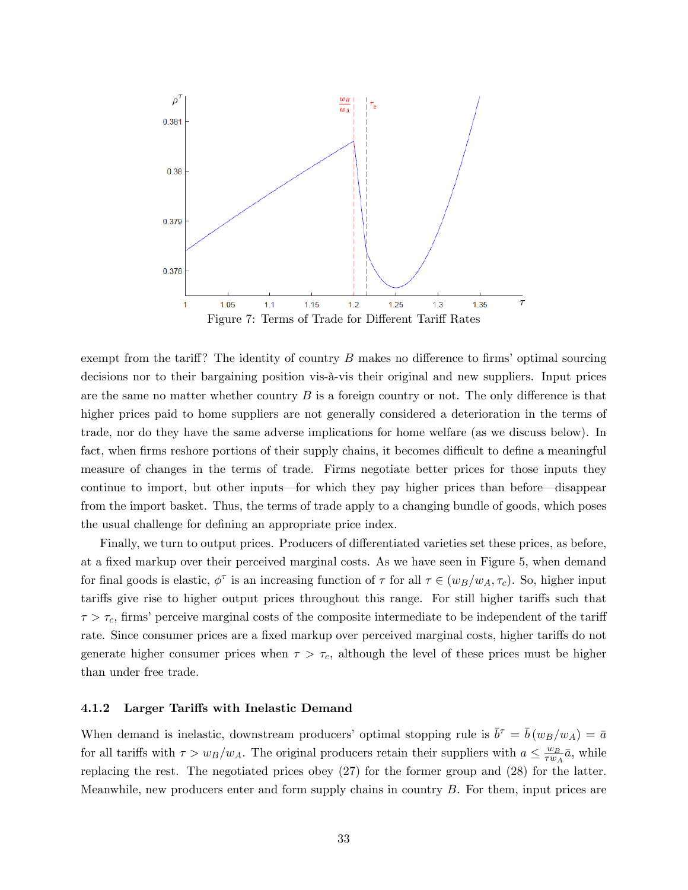Figure 7: Terms of Trade for Different Tariff Rates

exempt from the tariff? The identity of country $B$ makes no difference to firms' optimal sourcing decisions nor to their bargaining position vis-à-vis their original and new suppliers. Input prices are the same no matter whether country $B$ is a foreign country or not. The only difference is that higher prices paid to home suppliers are not generally considered a deterioration in the terms of trade, nor do they have the same adverse implications for home welfare (as we discuss below). In fact, when firms reshore portions of their supply chains, it becomes difficult to define a meaningful measure of changes in the terms of trade. Firms negotiate better prices for those inputs they continue to import, but other inputs—for which they pay higher prices than before—disappear from the import basket. Thus, the terms of trade apply to a changing bundle of goods, which poses the usual challenge for defining an appropriate price index.

Finally, we turn to output prices. Producers of differentiated varieties set these prices, as before, at a fixed markup over their perceived marginal costs. As we have seen in Figure 5, when demand for final goods is elastic, $\phi^{\tau}$ is an increasing function of $\tau$ for all $\tau \in (w_B/w_A, \tau_c)$. So, higher input tariffs give rise to higher output prices throughout this range. For still higher tariffs such that $\tau > \tau_c$, firms' perceive marginal costs of the composite intermediate to be independent of the tariff rate. Since consumer prices are a fixed markup over perceived marginal costs, higher tariffs do not generate higher consumer prices when $\tau > \tau_c$, although the level of these prices must be higher than under free trade.

### 4.1.2 Larger Tariffs with Inelastic Demand

When demand is inelastic, downstream producers' optimal stopping rule is $\bar{b}^{\tau} = \bar{b}\,(w_B/w_A) = \bar{a}$ for all tariffs with $\tau > w_B/w_A$. The original producers retain their suppliers with $a \leq \frac{w_B}{\tau w_A}\bar{a}$, while replacing the rest. The negotiated prices obey (27) for the former group and (28) for the latter. Meanwhile, new producers enter and form supply chains in country $B$. For them, input prices are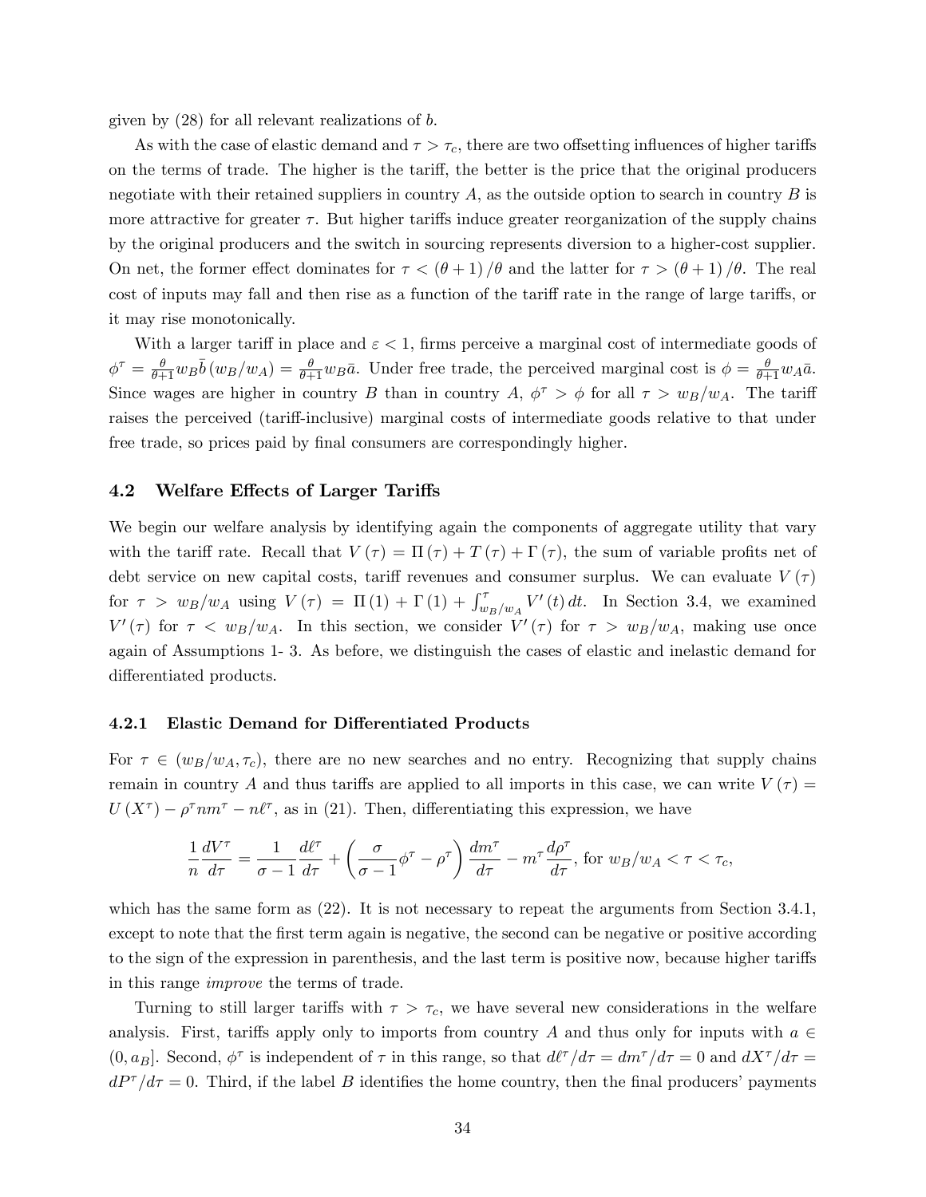given by (28) for all relevant realizations of $b$.

As with the case of elastic demand and $\tau > \tau_c$, there are two offsetting influences of higher tariffs on the terms of trade. The higher is the tariff, the better is the price that the original producers negotiate with their retained suppliers in country $A$, as the outside option to search in country $B$ is more attractive for greater $\tau$. But higher tariffs induce greater reorganization of the supply chains by the original producers and the switch in sourcing represents diversion to a higher-cost supplier. On net, the former effect dominates for $\tau < (\theta + 1)/\theta$ and the latter for $\tau > (\theta + 1)/\theta$. The real cost of inputs may fall and then rise as a function of the tariff rate in the range of large tariffs, or it may rise monotonically.

With a larger tariff in place and $\varepsilon < 1$, firms perceive a marginal cost of intermediate goods of $\phi^\tau = \frac{\theta}{\theta+1} w_B \bar{b}(w_B/w_A) = \frac{\theta}{\theta+1} w_B \bar{a}$. Under free trade, the perceived marginal cost is $\phi = \frac{\theta}{\theta+1} w_A \bar{a}$. Since wages are higher in country $B$ than in country $A$, $\phi^\tau > \phi$ for all $\tau > w_B/w_A$. The tariff raises the perceived (tariff-inclusive) marginal costs of intermediate goods relative to that under free trade, so prices paid by final consumers are correspondingly higher.

### 4.2 Welfare Effects of Larger Tariffs

We begin our welfare analysis by identifying again the components of aggregate utility that vary with the tariff rate. Recall that $V(\tau) = \Pi(\tau) + T(\tau) + \Gamma(\tau)$, the sum of variable profits net of debt service on new capital costs, tariff revenues and consumer surplus. We can evaluate $V(\tau)$ for $\tau > w_B/w_A$ using $V(\tau) = \Pi(1) + \Gamma(1) + \int_{w_B/w_A}^{\tau} V'(t)\,dt$. In Section 3.4, we examined $V'(\tau)$ for $\tau < w_B/w_A$. In this section, we consider $V'(\tau)$ for $\tau > w_B/w_A$, making use once again of Assumptions 1- 3. As before, we distinguish the cases of elastic and inelastic demand for differentiated products.

#### 4.2.1 Elastic Demand for Differentiated Products

For $\tau \in (w_B/w_A, \tau_c)$, there are no new searches and no entry. Recognizing that supply chains remain in country $A$ and thus tariffs are applied to all imports in this case, we can write $V(\tau) = U(X^\tau) - \rho^\tau n m^\tau - n\ell^\tau$, as in (21). Then, differentiating this expression, we have

$$\frac{1}{n}\frac{dV^\tau}{d\tau} = \frac{1}{\sigma - 1}\frac{d\ell^\tau}{d\tau} + \left(\frac{\sigma}{\sigma - 1}\phi^\tau - \rho^\tau\right)\frac{dm^\tau}{d\tau} - m^\tau \frac{d\rho^\tau}{d\tau}, \text{ for } w_B/w_A < \tau < \tau_c,$$

which has the same form as (22). It is not necessary to repeat the arguments from Section 3.4.1, except to note that the first term again is negative, the second can be negative or positive according to the sign of the expression in parenthesis, and the last term is positive now, because higher tariffs in this range *improve* the terms of trade.

Turning to still larger tariffs with $\tau > \tau_c$, we have several new considerations in the welfare analysis. First, tariffs apply only to imports from country $A$ and thus only for inputs with $a \in (0, a_B]$. Second, $\phi^\tau$ is independent of $\tau$ in this range, so that $d\ell^\tau/d\tau = dm^\tau/d\tau = 0$ and $dX^\tau/d\tau = dP^\tau/d\tau = 0$. Third, if the label $B$ identifies the home country, then the final producers' payments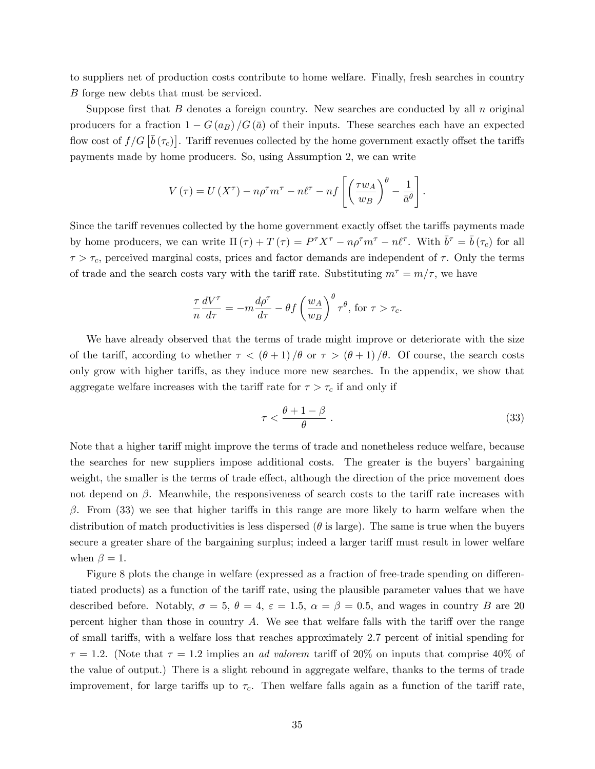to suppliers net of production costs contribute to home welfare. Finally, fresh searches in country $B$ forge new debts that must be serviced.

Suppose first that $B$ denotes a foreign country. New searches are conducted by all $n$ original producers for a fraction $1 - G(a_B)/G(\bar{a})$ of their inputs. These searches each have an expected flow cost of $f/G\left[\bar{b}(\tau_c)\right]$. Tariff revenues collected by the home government exactly offset the tariffs payments made by home producers. So, using Assumption 2, we can write

$$V(\tau) = U(X^{\tau}) - n\rho^{\tau}m^{\tau} - n\ell^{\tau} - nf\left[\left(\frac{\tau w_A}{w_B}\right)^{\theta} - \frac{1}{\bar{a}^{\theta}}\right].$$

Since the tariff revenues collected by the home government exactly offset the tariffs payments made by home producers, we can write $\Pi(\tau) + T(\tau) = P^{\tau}X^{\tau} - n\rho^{\tau}m^{\tau} - n\ell^{\tau}$. With $\bar{b}^{\tau} = \bar{b}(\tau_c)$ for all $\tau > \tau_c$, perceived marginal costs, prices and factor demands are independent of $\tau$. Only the terms of trade and the search costs vary with the tariff rate. Substituting $m^{\tau} = m/\tau$, we have

$$\frac{\tau}{n}\frac{dV^{\tau}}{d\tau} = -m\frac{d\rho^{\tau}}{d\tau} - \theta f\left(\frac{w_A}{w_B}\right)^{\theta}\tau^{\theta}, \text{ for } \tau > \tau_c.$$

We have already observed that the terms of trade might improve or deteriorate with the size of the tariff, according to whether $\tau < (\theta+1)/\theta$ or $\tau > (\theta+1)/\theta$. Of course, the search costs only grow with higher tariffs, as they induce more new searches. In the appendix, we show that aggregate welfare increases with the tariff rate for $\tau > \tau_c$ if and only if

$$\tau < \frac{\theta + 1 - \beta}{\theta}. \tag{33}$$

Note that a higher tariff might improve the terms of trade and nonetheless reduce welfare, because the searches for new suppliers impose additional costs. The greater is the buyers' bargaining weight, the smaller is the terms of trade effect, although the direction of the price movement does not depend on $\beta$. Meanwhile, the responsiveness of search costs to the tariff rate increases with $\beta$. From (33) we see that higher tariffs in this range are more likely to harm welfare when the distribution of match productivities is less dispersed ($\theta$ is large). The same is true when the buyers secure a greater share of the bargaining surplus; indeed a larger tariff must result in lower welfare when $\beta = 1$.

Figure 8 plots the change in welfare (expressed as a fraction of free-trade spending on differentiated products) as a function of the tariff rate, using the plausible parameter values that we have described before. Notably, $\sigma = 5$, $\theta = 4$, $\varepsilon = 1.5$, $\alpha = \beta = 0.5$, and wages in country $B$ are 20 percent higher than those in country $A$. We see that welfare falls with the tariff over the range of small tariffs, with a welfare loss that reaches approximately 2.7 percent of initial spending for $\tau = 1.2$. (Note that $\tau = 1.2$ implies an *ad valorem* tariff of 20% on inputs that comprise 40% of the value of output.) There is a slight rebound in aggregate welfare, thanks to the terms of trade improvement, for large tariffs up to $\tau_c$. Then welfare falls again as a function of the tariff rate,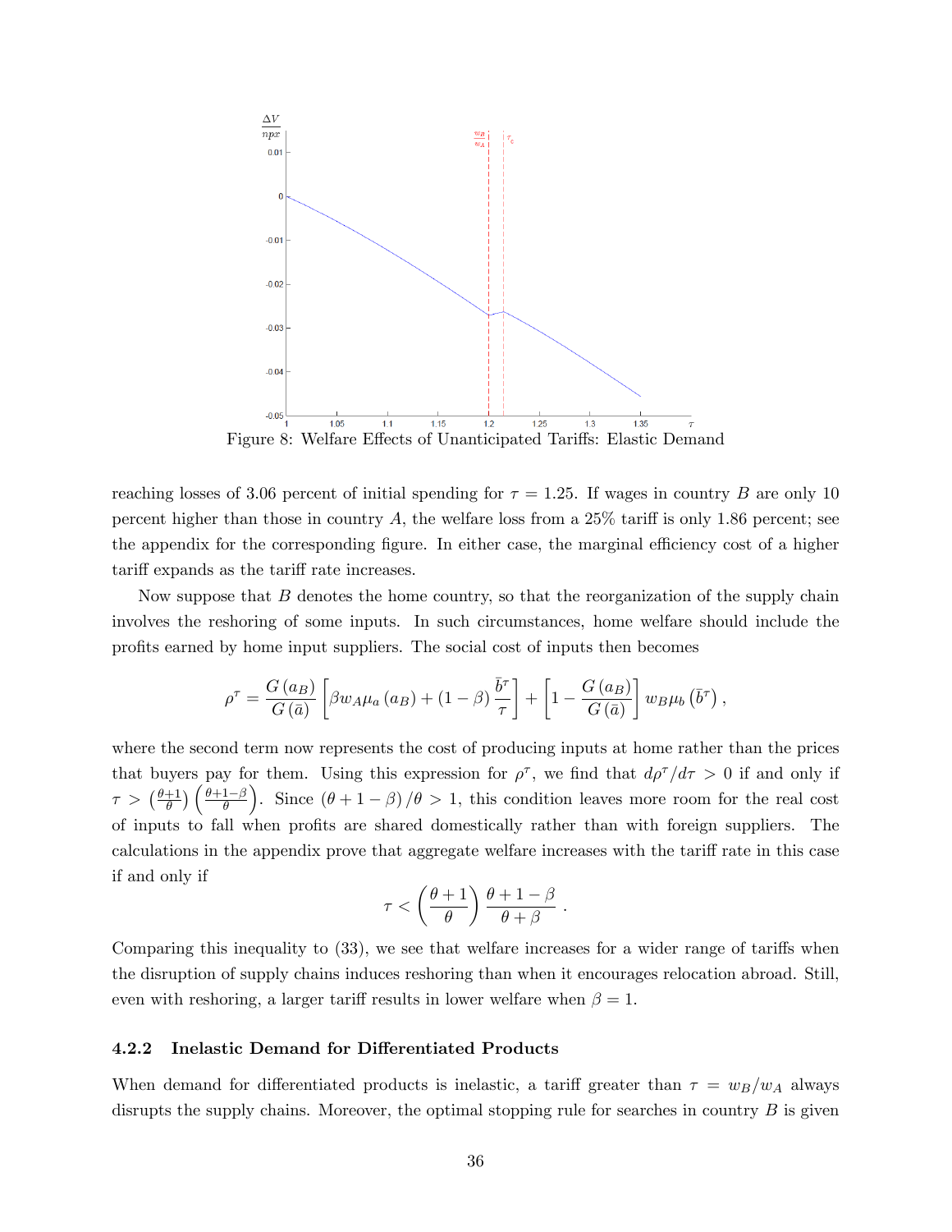Figure 8: Welfare Effects of Unanticipated Tariffs: Elastic Demand

reaching losses of 3.06 percent of initial spending for $\tau = 1.25$. If wages in country $B$ are only 10 percent higher than those in country $A$, the welfare loss from a 25% tariff is only 1.86 percent; see the appendix for the corresponding figure. In either case, the marginal efficiency cost of a higher tariff expands as the tariff rate increases.

Now suppose that $B$ denotes the home country, so that the reorganization of the supply chain involves the reshoring of some inputs. In such circumstances, home welfare should include the profits earned by home input suppliers. The social cost of inputs then becomes

$$\rho^{\tau} = \frac{G(a_B)}{G(\bar{a})}\left[\beta w_A \mu_a(a_B) + (1-\beta)\frac{\bar{b}^{\tau}}{\tau}\right] + \left[1 - \frac{G(a_B)}{G(\bar{a})}\right] w_B \mu_b\left(\bar{b}^{\tau}\right),$$

where the second term now represents the cost of producing inputs at home rather than the prices that buyers pay for them. Using this expression for $\rho^{\tau}$, we find that $d\rho^{\tau}/d\tau > 0$ if and only if $\tau > \left(\frac{\theta+1}{\theta}\right)\left(\frac{\theta+1-\beta}{\theta}\right)$. Since $(\theta+1-\beta)/\theta > 1$, this condition leaves more room for the real cost of inputs to fall when profits are shared domestically rather than with foreign suppliers. The calculations in the appendix prove that aggregate welfare increases with the tariff rate in this case if and only if

$$\tau < \left(\frac{\theta+1}{\theta}\right)\frac{\theta+1-\beta}{\theta+\beta}.$$

Comparing this inequality to (33), we see that welfare increases for a wider range of tariffs when the disruption of supply chains induces reshoring than when it encourages relocation abroad. Still, even with reshoring, a larger tariff results in lower welfare when $\beta = 1$.

#### 4.2.2 Inelastic Demand for Differentiated Products

When demand for differentiated products is inelastic, a tariff greater than $\tau = w_B/w_A$ always disrupts the supply chains. Moreover, the optimal stopping rule for searches in country $B$ is given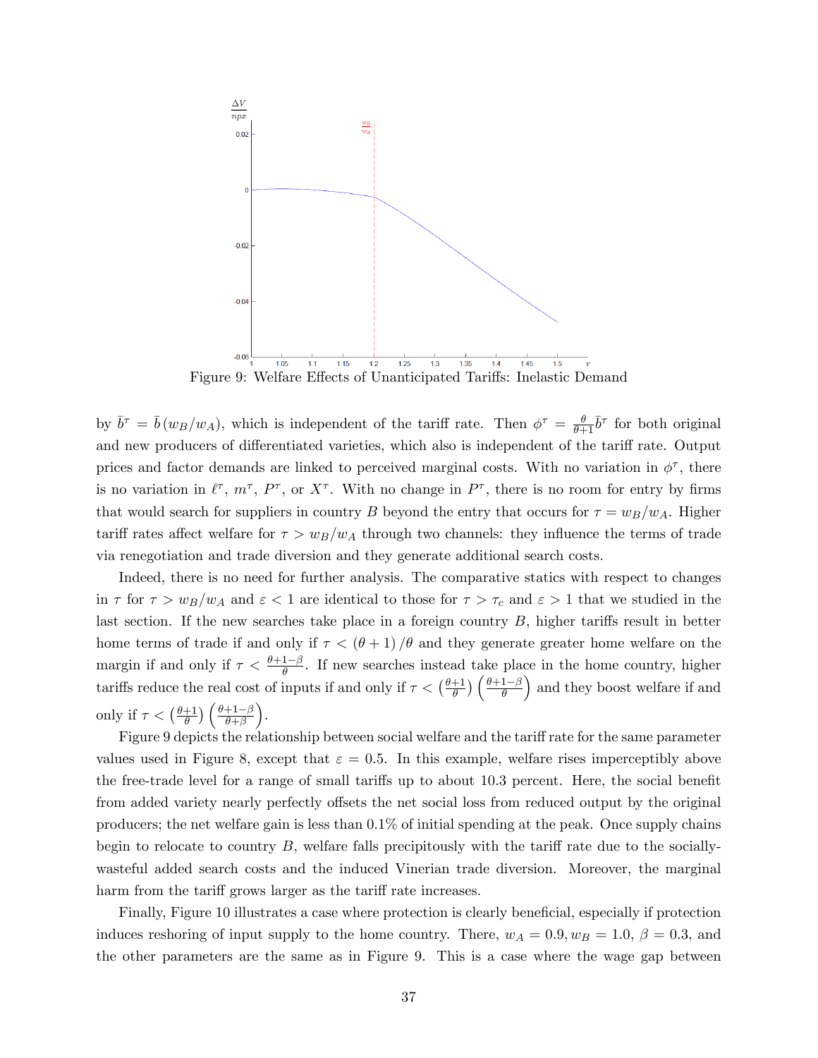Figure 9: Welfare Effects of Unanticipated Tariffs: Inelastic Demand

by $\bar{b}^{\tau} = \bar{b}(w_B/w_A)$, which is independent of the tariff rate. Then $\phi^{\tau} = \frac{\theta}{\theta+1}\bar{b}^{\tau}$ for both original and new producers of differentiated varieties, which also is independent of the tariff rate. Output prices and factor demands are linked to perceived marginal costs. With no variation in $\phi^{\tau}$, there is no variation in $\ell^{\tau}$, $m^{\tau}$, $P^{\tau}$, or $X^{\tau}$. With no change in $P^{\tau}$, there is no room for entry by firms that would search for suppliers in country $B$ beyond the entry that occurs for $\tau = w_B/w_A$. Higher tariff rates affect welfare for $\tau > w_B/w_A$ through two channels: they influence the terms of trade via renegotiation and trade diversion and they generate additional search costs.

Indeed, there is no need for further analysis. The comparative statics with respect to changes in $\tau$ for $\tau > w_B/w_A$ and $\varepsilon < 1$ are identical to those for $\tau > \tau_c$ and $\varepsilon > 1$ that we studied in the last section. If the new searches take place in a foreign country $B$, higher tariffs result in better home terms of trade if and only if $\tau < (\theta+1)/\theta$ and they generate greater home welfare on the margin if and only if $\tau < \frac{\theta+1-\beta}{\theta}$. If new searches instead take place in the home country, higher tariffs reduce the real cost of inputs if and only if $\tau < \left(\frac{\theta+1}{\theta}\right)\left(\frac{\theta+1-\beta}{\theta}\right)$ and they boost welfare if and only if $\tau < \left(\frac{\theta+1}{\theta}\right)\left(\frac{\theta+1-\beta}{\theta+\beta}\right)$.

Figure 9 depicts the relationship between social welfare and the tariff rate for the same parameter values used in Figure 8, except that $\varepsilon = 0.5$. In this example, welfare rises imperceptibly above the free-trade level for a range of small tariffs up to about 10.3 percent. Here, the social benefit from added variety nearly perfectly offsets the net social loss from reduced output by the original producers; the net welfare gain is less than 0.1% of initial spending at the peak. Once supply chains begin to relocate to country $B$, welfare falls precipitously with the tariff rate due to the socially-wasteful added search costs and the induced Vinerian trade diversion. Moreover, the marginal harm from the tariff grows larger as the tariff rate increases.

Finally, Figure 10 illustrates a case where protection is clearly beneficial, especially if protection induces reshoring of input supply to the home country. There, $w_A = 0.9, w_B = 1.0$, $\beta = 0.3$, and the other parameters are the same as in Figure 9. This is a case where the wage gap between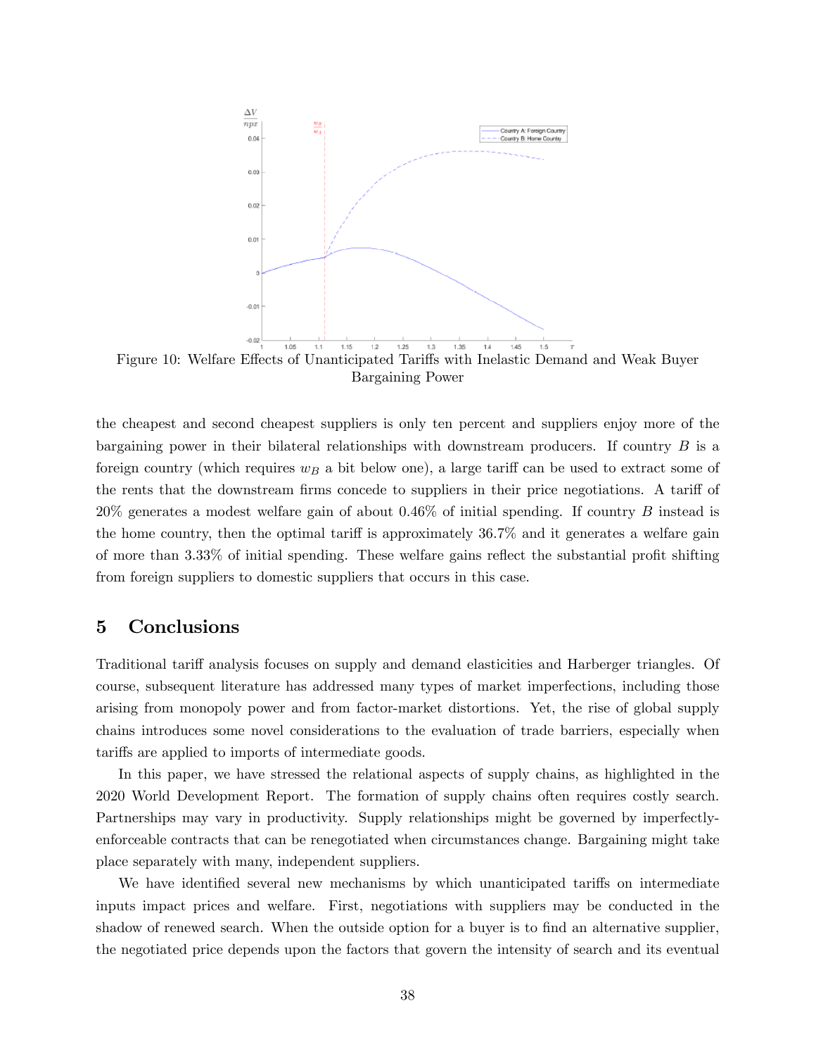Figure 10: Welfare Effects of Unanticipated Tariffs with Inelastic Demand and Weak Buyer Bargaining Power

the cheapest and second cheapest suppliers is only ten percent and suppliers enjoy more of the bargaining power in their bilateral relationships with downstream producers. If country $B$ is a foreign country (which requires $w_B$ a bit below one), a large tariff can be used to extract some of the rents that the downstream firms concede to suppliers in their price negotiations. A tariff of 20% generates a modest welfare gain of about 0.46% of initial spending. If country $B$ instead is the home country, then the optimal tariff is approximately 36.7% and it generates a welfare gain of more than 3.33% of initial spending. These welfare gains reflect the substantial profit shifting from foreign suppliers to domestic suppliers that occurs in this case.

# 5 Conclusions

Traditional tariff analysis focuses on supply and demand elasticities and Harberger triangles. Of course, subsequent literature has addressed many types of market imperfections, including those arising from monopoly power and from factor-market distortions. Yet, the rise of global supply chains introduces some novel considerations to the evaluation of trade barriers, especially when tariffs are applied to imports of intermediate goods.

In this paper, we have stressed the relational aspects of supply chains, as highlighted in the 2020 World Development Report. The formation of supply chains often requires costly search. Partnerships may vary in productivity. Supply relationships might be governed by imperfectly-enforceable contracts that can be renegotiated when circumstances change. Bargaining might take place separately with many, independent suppliers.

We have identified several new mechanisms by which unanticipated tariffs on intermediate inputs impact prices and welfare. First, negotiations with suppliers may be conducted in the shadow of renewed search. When the outside option for a buyer is to find an alternative supplier, the negotiated price depends upon the factors that govern the intensity of search and its eventual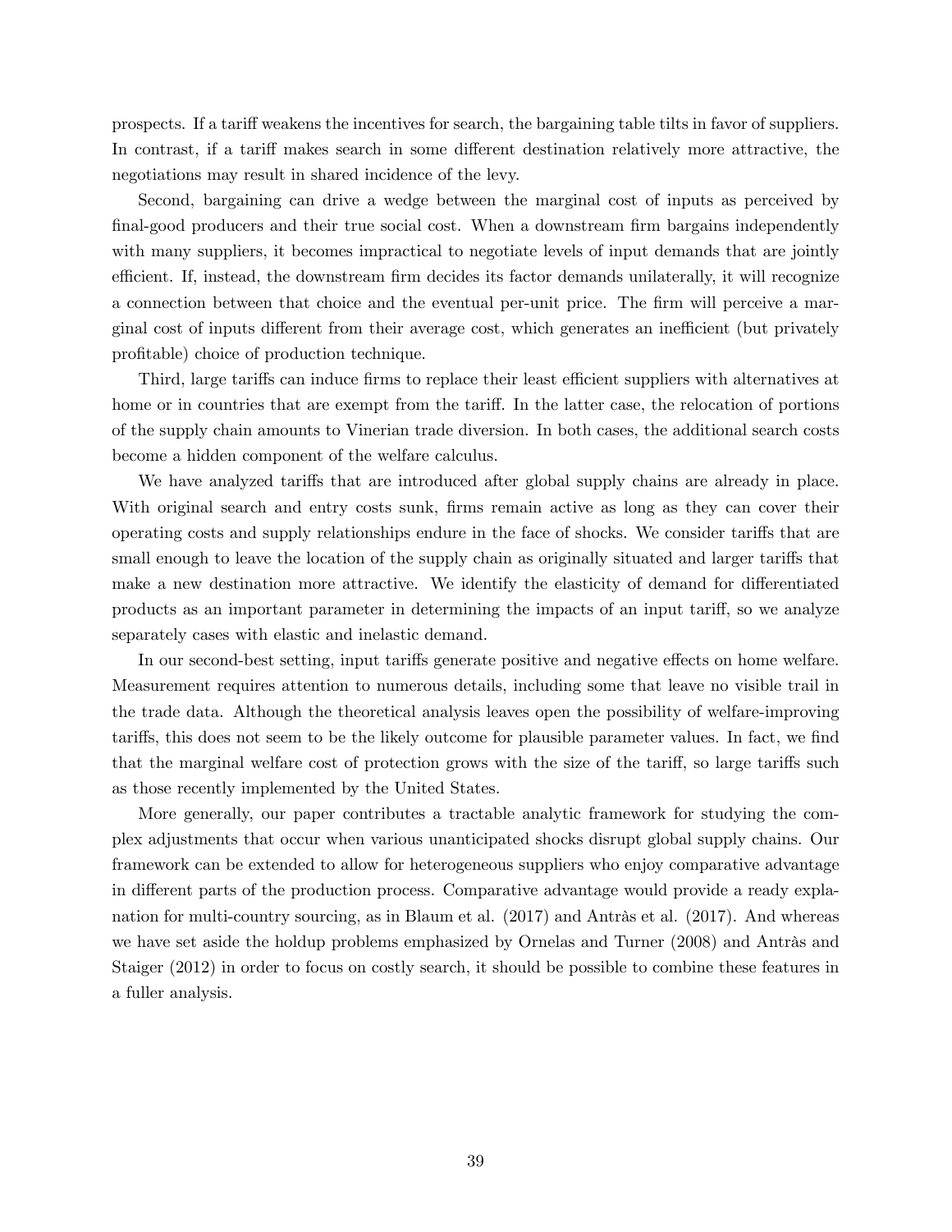prospects. If a tariff weakens the incentives for search, the bargaining table tilts in favor of suppliers. In contrast, if a tariff makes search in some different destination relatively more attractive, the negotiations may result in shared incidence of the levy.

Second, bargaining can drive a wedge between the marginal cost of inputs as perceived by final-good producers and their true social cost. When a downstream firm bargains independently with many suppliers, it becomes impractical to negotiate levels of input demands that are jointly efficient. If, instead, the downstream firm decides its factor demands unilaterally, it will recognize a connection between that choice and the eventual per-unit price. The firm will perceive a marginal cost of inputs different from their average cost, which generates an inefficient (but privately profitable) choice of production technique.

Third, large tariffs can induce firms to replace their least efficient suppliers with alternatives at home or in countries that are exempt from the tariff. In the latter case, the relocation of portions of the supply chain amounts to Vinerian trade diversion. In both cases, the additional search costs become a hidden component of the welfare calculus.

We have analyzed tariffs that are introduced after global supply chains are already in place. With original search and entry costs sunk, firms remain active as long as they can cover their operating costs and supply relationships endure in the face of shocks. We consider tariffs that are small enough to leave the location of the supply chain as originally situated and larger tariffs that make a new destination more attractive. We identify the elasticity of demand for differentiated products as an important parameter in determining the impacts of an input tariff, so we analyze separately cases with elastic and inelastic demand.

In our second-best setting, input tariffs generate positive and negative effects on home welfare. Measurement requires attention to numerous details, including some that leave no visible trail in the trade data. Although the theoretical analysis leaves open the possibility of welfare-improving tariffs, this does not seem to be the likely outcome for plausible parameter values. In fact, we find that the marginal welfare cost of protection grows with the size of the tariff, so large tariffs such as those recently implemented by the United States.

More generally, our paper contributes a tractable analytic framework for studying the complex adjustments that occur when various unanticipated shocks disrupt global supply chains. Our framework can be extended to allow for heterogeneous suppliers who enjoy comparative advantage in different parts of the production process. Comparative advantage would provide a ready explanation for multi-country sourcing, as in Blaum et al. (2017) and Antràs et al. (2017). And whereas we have set aside the holdup problems emphasized by Ornelas and Turner (2008) and Antràs and Staiger (2012) in order to focus on costly search, it should be possible to combine these features in a fuller analysis.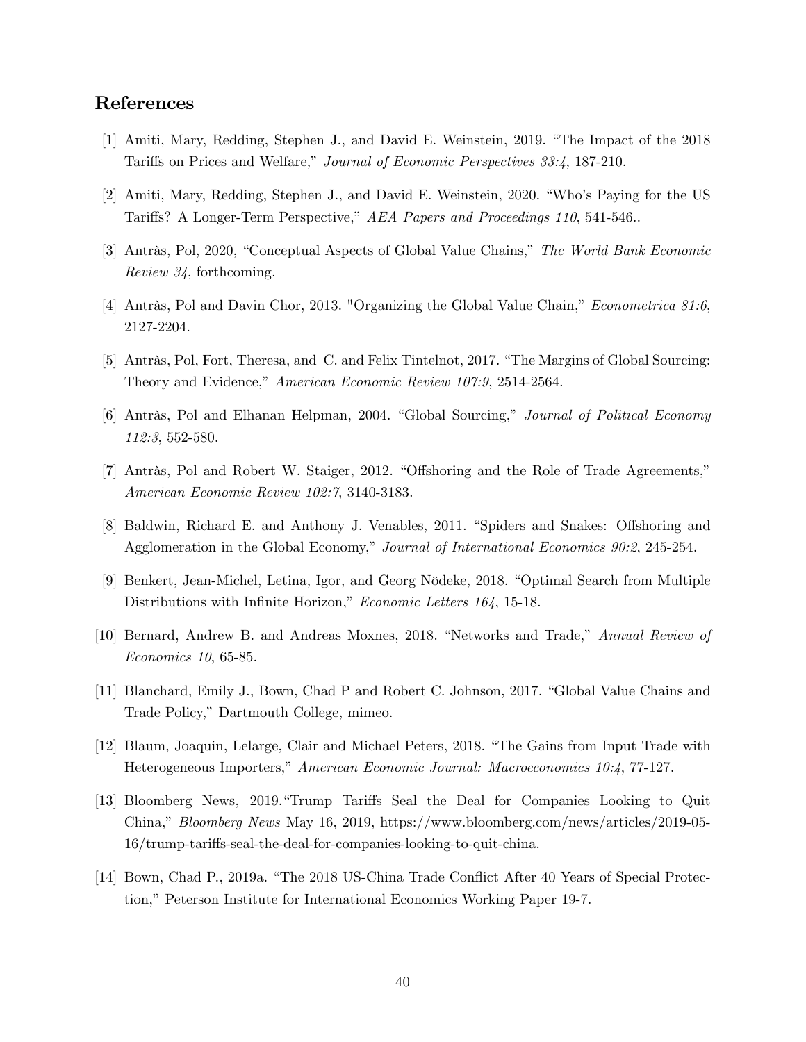## References

[1] Amiti, Mary, Redding, Stephen J., and David E. Weinstein, 2019. “The Impact of the 2018 Tariffs on Prices and Welfare,” *Journal of Economic Perspectives 33:4*, 187-210.

[2] Amiti, Mary, Redding, Stephen J., and David E. Weinstein, 2020. “Who’s Paying for the US Tariffs? A Longer-Term Perspective,” *AEA Papers and Proceedings 110*, 541-546..

[3] Antràs, Pol, 2020, “Conceptual Aspects of Global Value Chains,” *The World Bank Economic Review 34*, forthcoming.

[4] Antràs, Pol and Davin Chor, 2013. "Organizing the Global Value Chain,” *Econometrica 81:6*, 2127-2204.

[5] Antràs, Pol, Fort, Theresa, and C. and Felix Tintelnot, 2017. “The Margins of Global Sourcing: Theory and Evidence,” *American Economic Review 107:9*, 2514-2564.

[6] Antràs, Pol and Elhanan Helpman, 2004. “Global Sourcing,” *Journal of Political Economy 112:3*, 552-580.

[7] Antràs, Pol and Robert W. Staiger, 2012. “Offshoring and the Role of Trade Agreements,” *American Economic Review 102:7*, 3140-3183.

[8] Baldwin, Richard E. and Anthony J. Venables, 2011. “Spiders and Snakes: Offshoring and Agglomeration in the Global Economy,” *Journal of International Economics 90:2*, 245-254.

[9] Benkert, Jean-Michel, Letina, Igor, and Georg Nödeke, 2018. “Optimal Search from Multiple Distributions with Infinite Horizon,” *Economic Letters 164*, 15-18.

[10] Bernard, Andrew B. and Andreas Moxnes, 2018. “Networks and Trade,” *Annual Review of Economics 10*, 65-85.

[11] Blanchard, Emily J., Bown, Chad P and Robert C. Johnson, 2017. “Global Value Chains and Trade Policy,” Dartmouth College, mimeo.

[12] Blaum, Joaquin, Lelarge, Clair and Michael Peters, 2018. “The Gains from Input Trade with Heterogeneous Importers,” *American Economic Journal: Macroeconomics 10:4*, 77-127.

[13] Bloomberg News, 2019.“Trump Tariffs Seal the Deal for Companies Looking to Quit China,” *Bloomberg News* May 16, 2019, https://www.bloomberg.com/news/articles/2019-05-16/trump-tariffs-seal-the-deal-for-companies-looking-to-quit-china.

[14] Bown, Chad P., 2019a. “The 2018 US-China Trade Conflict After 40 Years of Special Protection,” Peterson Institute for International Economics Working Paper 19-7.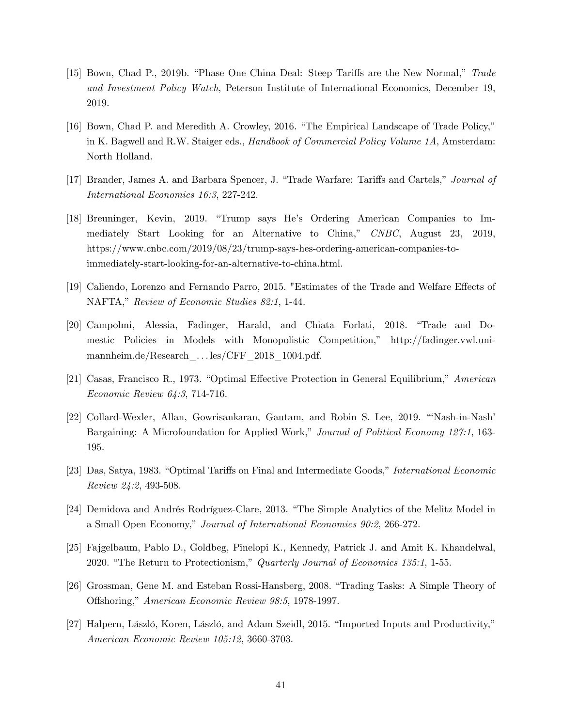[15] Bown, Chad P., 2019b. "Phase One China Deal: Steep Tariffs are the New Normal," *Trade and Investment Policy Watch*, Peterson Institute of International Economics, December 19, 2019.

[16] Bown, Chad P. and Meredith A. Crowley, 2016. "The Empirical Landscape of Trade Policy," in K. Bagwell and R.W. Staiger eds., *Handbook of Commercial Policy Volume 1A*, Amsterdam: North Holland.

[17] Brander, James A. and Barbara Spencer, J. "Trade Warfare: Tariffs and Cartels," *Journal of International Economics 16:3*, 227-242.

[18] Breuninger, Kevin, 2019. "Trump says He's Ordering American Companies to Immediately Start Looking for an Alternative to China," *CNBC*, August 23, 2019, https://www.cnbc.com/2019/08/23/trump-says-hes-ordering-american-companies-to-immediately-start-looking-for-an-alternative-to-china.html.

[19] Caliendo, Lorenzo and Fernando Parro, 2015. "Estimates of the Trade and Welfare Effects of NAFTA," *Review of Economic Studies 82:1*, 1-44.

[20] Campolmi, Alessia, Fadinger, Harald, and Chiata Forlati, 2018. "Trade and Domestic Policies in Models with Monopolistic Competition," http://fadinger.vwl.uni-mannheim.de/Research_...les/CFF_2018_1004.pdf.

[21] Casas, Francisco R., 1973. "Optimal Effective Protection in General Equilibrium," *American Economic Review 64:3*, 714-716.

[22] Collard-Wexler, Allan, Gowrisankaran, Gautam, and Robin S. Lee, 2019. "'Nash-in-Nash' Bargaining: A Microfoundation for Applied Work," *Journal of Political Economy 127:1*, 163-195.

[23] Das, Satya, 1983. "Optimal Tariffs on Final and Intermediate Goods," *International Economic Review 24:2*, 493-508.

[24] Demidova and Andrés Rodríguez-Clare, 2013. "The Simple Analytics of the Melitz Model in a Small Open Economy," *Journal of International Economics 90:2*, 266-272.

[25] Fajgelbaum, Pablo D., Goldbeg, Pinelopi K., Kennedy, Patrick J. and Amit K. Khandelwal, 2020. "The Return to Protectionism," *Quarterly Journal of Economics 135:1*, 1-55.

[26] Grossman, Gene M. and Esteban Rossi-Hansberg, 2008. "Trading Tasks: A Simple Theory of Offshoring," *American Economic Review 98:5*, 1978-1997.

[27] Halpern, László, Koren, László, and Adam Szeidl, 2015. "Imported Inputs and Productivity," *American Economic Review 105:12*, 3660-3703.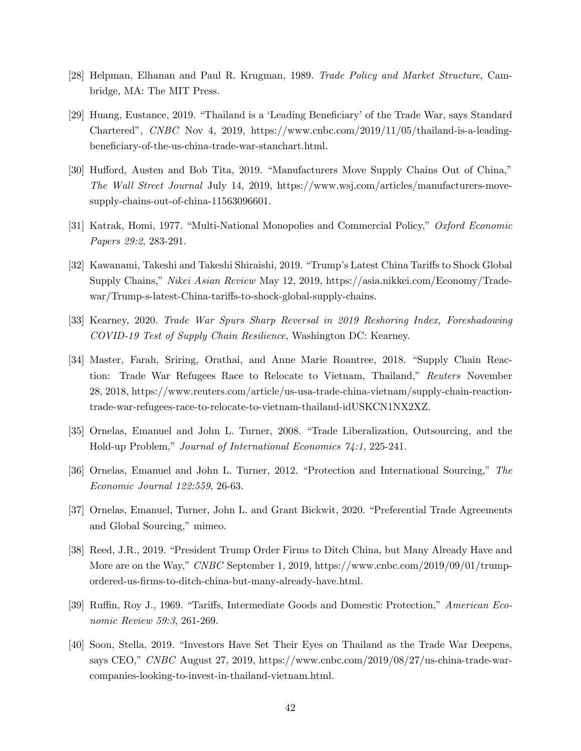[28] Helpman, Elhanan and Paul R. Krugman, 1989. *Trade Policy and Market Structure*, Cambridge, MA: The MIT Press.

[29] Huang, Eustance, 2019. "Thailand is a 'Leading Beneficiary' of the Trade War, says Standard Chartered", *CNBC* Nov 4, 2019, https://www.cnbc.com/2019/11/05/thailand-is-a-leading-beneficiary-of-the-us-china-trade-war-stanchart.html.

[30] Hufford, Austen and Bob Tita, 2019. "Manufacturers Move Supply Chains Out of China," *The Wall Street Journal* July 14, 2019, https://www.wsj.com/articles/manufacturers-move-supply-chains-out-of-china-11563096601.

[31] Katrak, Homi, 1977. "Multi-National Monopolies and Commercial Policy," *Oxford Economic Papers 29:2*, 283-291.

[32] Kawanami, Takeshi and Takeshi Shiraishi, 2019. "Trump's Latest China Tariffs to Shock Global Supply Chains," *Nikei Asian Review* May 12, 2019, https://asia.nikkei.com/Economy/Trade-war/Trump-s-latest-China-tariffs-to-shock-global-supply-chains.

[33] Kearney, 2020. *Trade War Spurs Sharp Reversal in 2019 Reshoring Index, Foreshadowing COVID-19 Test of Supply Chain Resilience*, Washington DC: Kearney.

[34] Master, Farah, Sriring, Orathai, and Anne Marie Roantree, 2018. "Supply Chain Reaction: Trade War Refugees Race to Relocate to Vietnam, Thailand," *Reuters* November 28, 2018, https://www.reuters.com/article/us-usa-trade-china-vietnam/supply-chain-reaction-trade-war-refugees-race-to-relocate-to-vietnam-thailand-idUSKCN1NX2XZ.

[35] Ornelas, Emanuel and John L. Turner, 2008. "Trade Liberalization, Outsourcing, and the Hold-up Problem," *Journal of International Economics 74:1*, 225-241.

[36] Ornelas, Emanuel and John L. Turner, 2012. "Protection and International Sourcing," *The Economic Journal 122:559*, 26-63.

[37] Ornelas, Emanuel, Turner, John L. and Grant Bickwit, 2020. "Preferential Trade Agreements and Global Sourcing," mimeo.

[38] Reed, J.R., 2019. "President Trump Order Firms to Ditch China, but Many Already Have and More are on the Way," *CNBC* September 1, 2019, https://www.cnbc.com/2019/09/01/trump-ordered-us-firms-to-ditch-china-but-many-already-have.html.

[39] Ruffin, Roy J., 1969. "Tariffs, Intermediate Goods and Domestic Protection," *American Economic Review 59:3*, 261-269.

[40] Soon, Stella, 2019. "Investors Have Set Their Eyes on Thailand as the Trade War Deepens, says CEO," *CNBC* August 27, 2019, https://www.cnbc.com/2019/08/27/us-china-trade-war-companies-looking-to-invest-in-thailand-vietnam.html.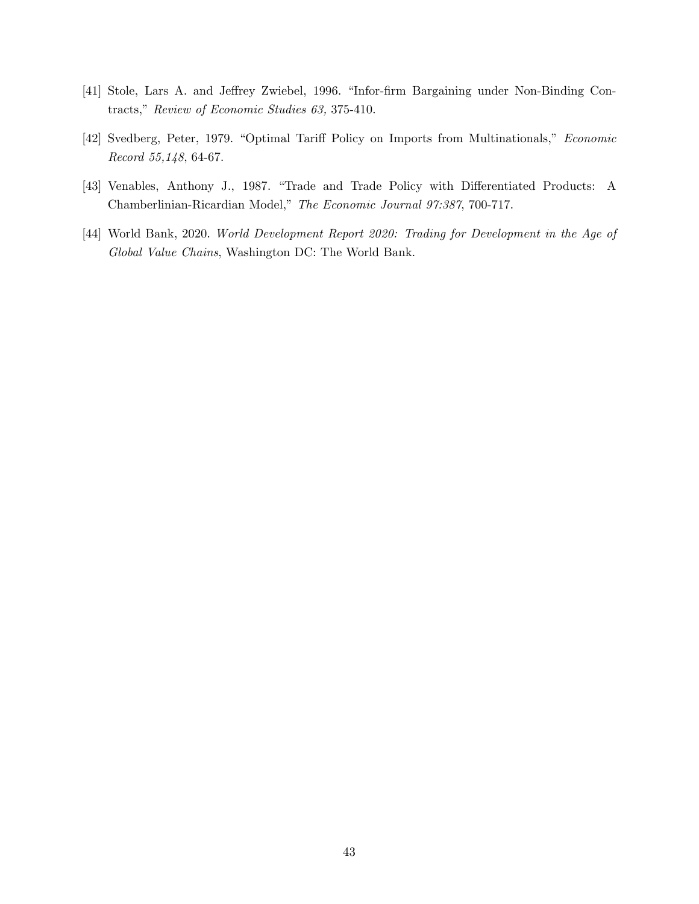[41] Stole, Lars A. and Jeffrey Zwiebel, 1996. "Infor-firm Bargaining under Non-Binding Contracts," *Review of Economic Studies 63,* 375-410.

[42] Svedberg, Peter, 1979. "Optimal Tariff Policy on Imports from Multinationals," *Economic Record 55,148*, 64-67.

[43] Venables, Anthony J., 1987. "Trade and Trade Policy with Differentiated Products: A Chamberlinian-Ricardian Model," *The Economic Journal 97:387*, 700-717.

[44] World Bank, 2020. *World Development Report 2020: Trading for Development in the Age of Global Value Chains*, Washington DC: The World Bank.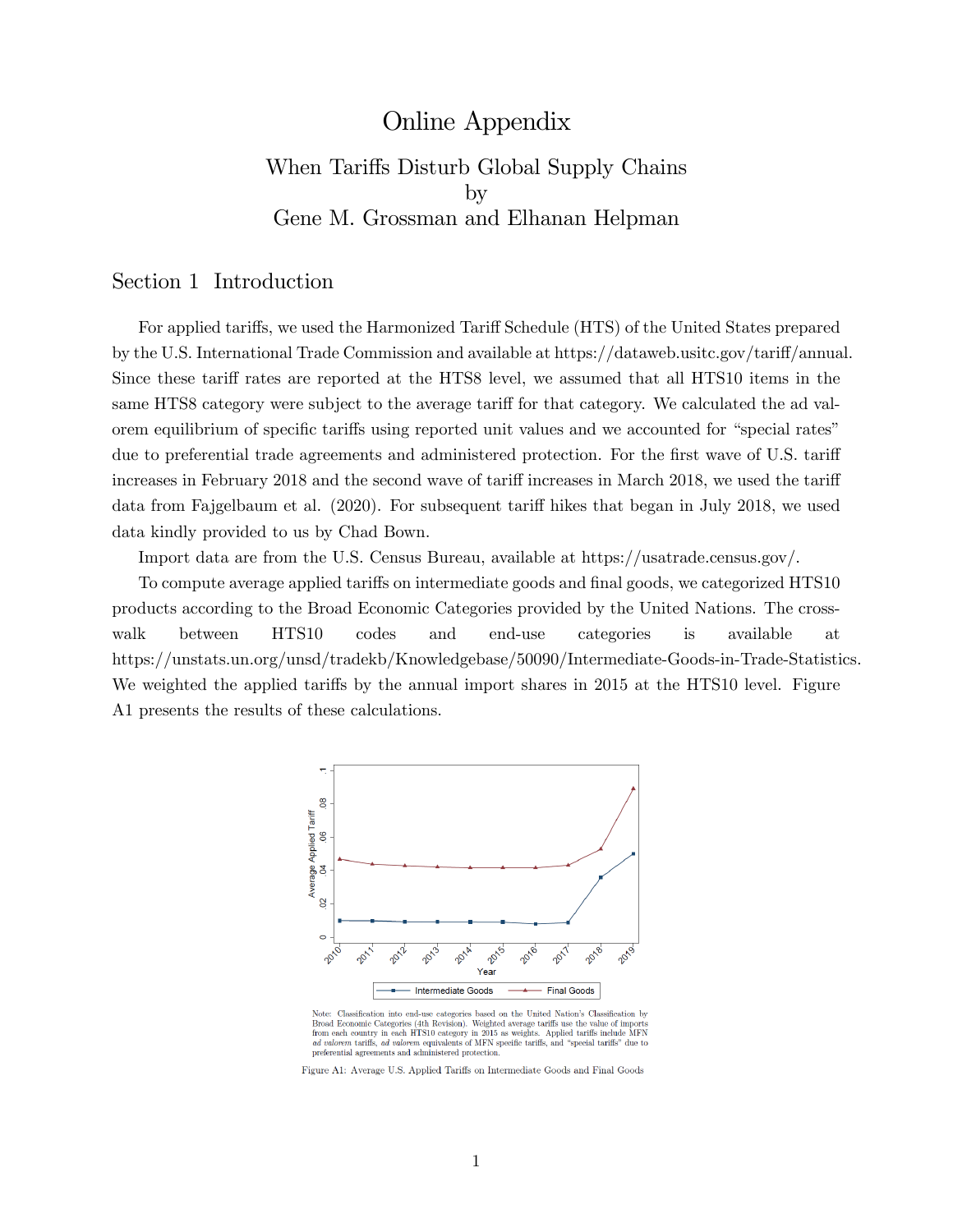# Online Appendix

## When Tariffs Disturb Global Supply Chains
by
Gene M. Grossman and Elhanan Helpman

## Section 1 Introduction

For applied tariffs, we used the Harmonized Tariff Schedule (HTS) of the United States prepared by the U.S. International Trade Commission and available at https://dataweb.usitc.gov/tariff/annual. Since these tariff rates are reported at the HTS8 level, we assumed that all HTS10 items in the same HTS8 category were subject to the average tariff for that category. We calculated the ad valorem equilibrium of specific tariffs using reported unit values and we accounted for "special rates" due to preferential trade agreements and administered protection. For the first wave of U.S. tariff increases in February 2018 and the second wave of tariff increases in March 2018, we used the tariff data from Fajgelbaum et al. (2020). For subsequent tariff hikes that began in July 2018, we used data kindly provided to us by Chad Bown.

Import data are from the U.S. Census Bureau, available at https://usatrade.census.gov/.

To compute average applied tariffs on intermediate goods and final goods, we categorized HTS10 products according to the Broad Economic Categories provided by the United Nations. The crosswalk between HTS10 codes and end-use categories is available at https://unstats.un.org/unsd/tradekb/Knowledgebase/50090/Intermediate-Goods-in-Trade-Statistics. We weighted the applied tariffs by the annual import shares in 2015 at the HTS10 level. Figure A1 presents the results of these calculations.

Note: Classification into end-use categories based on the United Nation's Classification by Broad Economic Categories (4th Revision). Weighted average tariffs use the value of imports from each country in each HTS10 category in 2015 as weights. Applied tariffs include MFN *ad valorem* tariffs, *ad valorem* equivalents of MFN specific tariffs, and "special tariffs" due to preferential agreements and administered protection.

Figure A1: Average U.S. Applied Tariffs on Intermediate Goods and Final Goods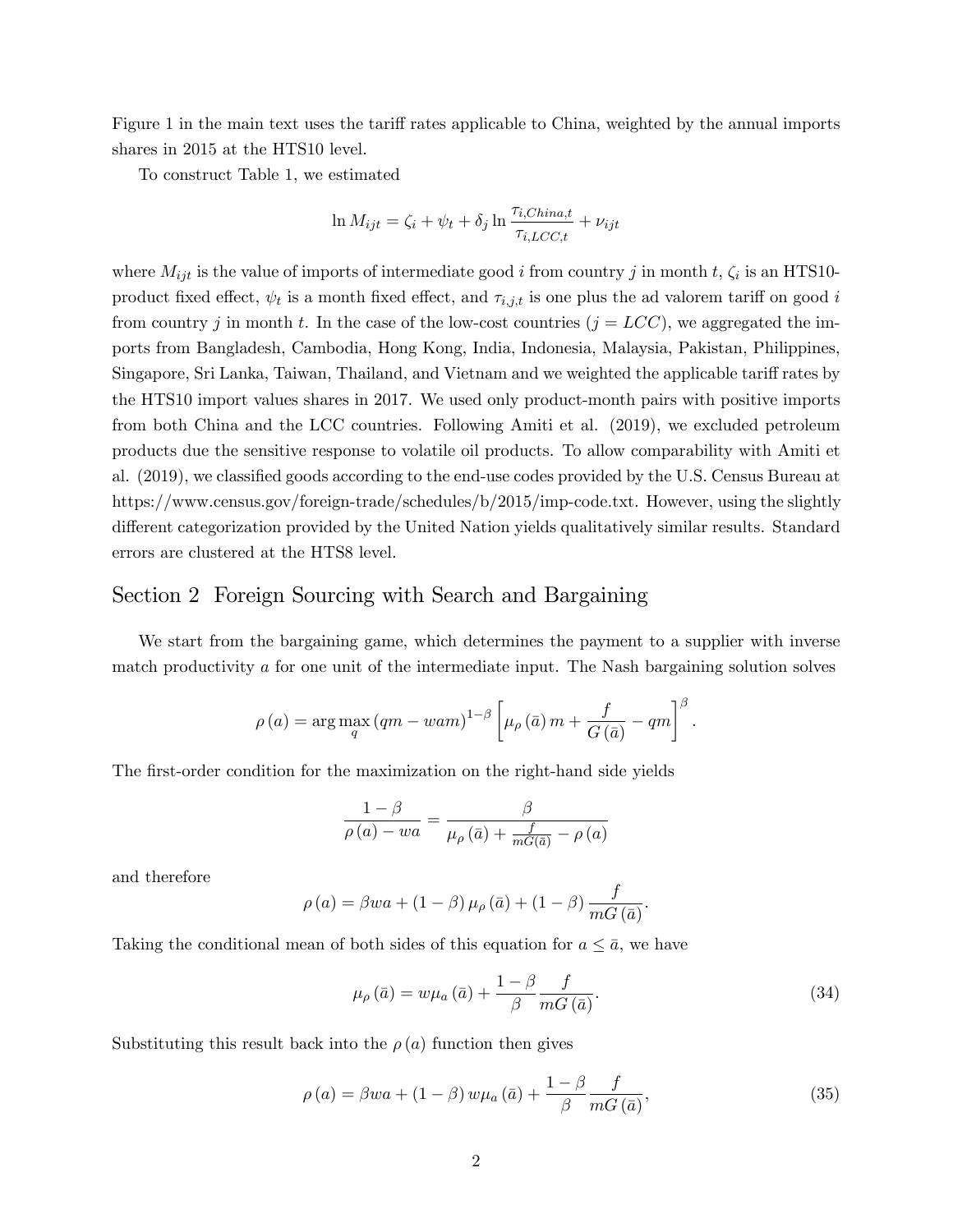Figure 1 in the main text uses the tariff rates applicable to China, weighted by the annual imports shares in 2015 at the HTS10 level.

To construct Table 1, we estimated

$$\ln M_{ijt} = \zeta_i + \psi_t + \delta_j \ln \frac{\tau_{i,China,t}}{\tau_{i,LCC,t}} + \nu_{ijt}$$

where $M_{ijt}$ is the value of imports of intermediate good $i$ from country $j$ in month $t$, $\zeta_i$ is an HTS10-product fixed effect, $\psi_t$ is a month fixed effect, and $\tau_{i,j,t}$ is one plus the ad valorem tariff on good $i$ from country $j$ in month $t$. In the case of the low-cost countries ($j = LCC$), we aggregated the imports from Bangladesh, Cambodia, Hong Kong, India, Indonesia, Malaysia, Pakistan, Philippines, Singapore, Sri Lanka, Taiwan, Thailand, and Vietnam and we weighted the applicable tariff rates by the HTS10 import values shares in 2017. We used only product-month pairs with positive imports from both China and the LCC countries. Following Amiti et al. (2019), we excluded petroleum products due the sensitive response to volatile oil products. To allow comparability with Amiti et al. (2019), we classified goods according to the end-use codes provided by the U.S. Census Bureau at https://www.census.gov/foreign-trade/schedules/b/2015/imp-code.txt. However, using the slightly different categorization provided by the United Nation yields qualitatively similar results. Standard errors are clustered at the HTS8 level.

## Section 2 Foreign Sourcing with Search and Bargaining

We start from the bargaining game, which determines the payment to a supplier with inverse match productivity $a$ for one unit of the intermediate input. The Nash bargaining solution solves

$$\rho(a) = \arg\max_{q} (qm - wam)^{1-\beta} \left[ \mu_\rho(\bar{a}) m + \frac{f}{G(\bar{a})} - qm \right]^{\beta}.$$

The first-order condition for the maximization on the right-hand side yields

$$\frac{1-\beta}{\rho(a) - wa} = \frac{\beta}{\mu_\rho(\bar{a}) + \frac{f}{mG(\bar{a})} - \rho(a)}$$

and therefore

$$\rho(a) = \beta wa + (1-\beta)\mu_\rho(\bar{a}) + (1-\beta)\frac{f}{mG(\bar{a})}.$$

Taking the conditional mean of both sides of this equation for $a \leq \bar{a}$, we have

$$\mu_\rho(\bar{a}) = w\mu_a(\bar{a}) + \frac{1-\beta}{\beta}\frac{f}{mG(\bar{a})}. \tag{34}$$

Substituting this result back into the $\rho(a)$ function then gives

$$\rho(a) = \beta wa + (1-\beta) w\mu_a(\bar{a}) + \frac{1-\beta}{\beta}\frac{f}{mG(\bar{a})}, \tag{35}$$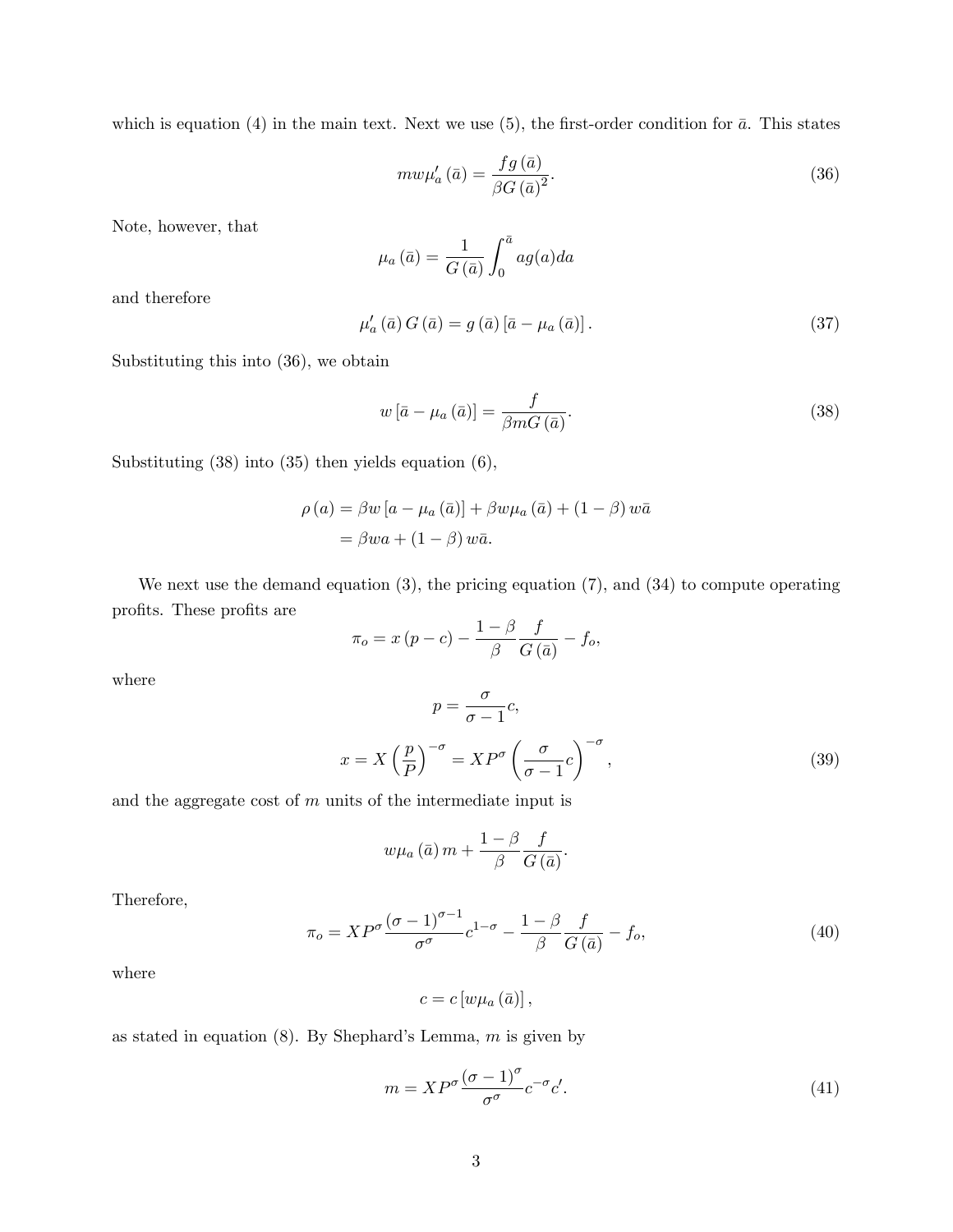which is equation (4) in the main text. Next we use (5), the first-order condition for $\bar{a}$. This states

$$mw\mu_a'(\bar{a}) = \frac{fg(\bar{a})}{\beta G(\bar{a})^2}. \tag{36}$$

Note, however, that

$$\mu_a(\bar{a}) = \frac{1}{G(\bar{a})}\int_0^{\bar{a}} ag(a)da$$

and therefore

$$\mu_a'(\bar{a})\,G(\bar{a}) = g(\bar{a})\,[\bar{a} - \mu_a(\bar{a})]. \tag{37}$$

Substituting this into (36), we obtain

$$w\,[\bar{a} - \mu_a(\bar{a})] = \frac{f}{\beta m G(\bar{a})}. \tag{38}$$

Substituting (38) into (35) then yields equation (6),

$$\begin{aligned}
\rho(a) &= \beta w\,[a - \mu_a(\bar{a})] + \beta w \mu_a(\bar{a}) + (1-\beta)\,w\bar{a} \\
&= \beta wa + (1-\beta)\,w\bar{a}.
\end{aligned}$$

We next use the demand equation (3), the pricing equation (7), and (34) to compute operating profits. These profits are

$$\pi_o = x\,(p - c) - \frac{1-\beta}{\beta}\frac{f}{G(\bar{a})} - f_o,$$

where

$$p = \frac{\sigma}{\sigma - 1}c,$$

$$x = X\left(\frac{p}{P}\right)^{-\sigma} = XP^{\sigma}\left(\frac{\sigma}{\sigma-1}c\right)^{-\sigma}, \tag{39}$$

and the aggregate cost of $m$ units of the intermediate input is

$$w\mu_a(\bar{a})\,m + \frac{1-\beta}{\beta}\frac{f}{G(\bar{a})}.$$

Therefore,

$$\pi_o = XP^{\sigma}\frac{(\sigma-1)^{\sigma-1}}{\sigma^{\sigma}}c^{1-\sigma} - \frac{1-\beta}{\beta}\frac{f}{G(\bar{a})} - f_o, \tag{40}$$

where

$$c = c\,[w\mu_a(\bar{a})],$$

as stated in equation (8). By Shephard's Lemma, $m$ is given by

$$m = XP^{\sigma}\frac{(\sigma-1)^{\sigma}}{\sigma^{\sigma}}c^{-\sigma}c'. \tag{41}$$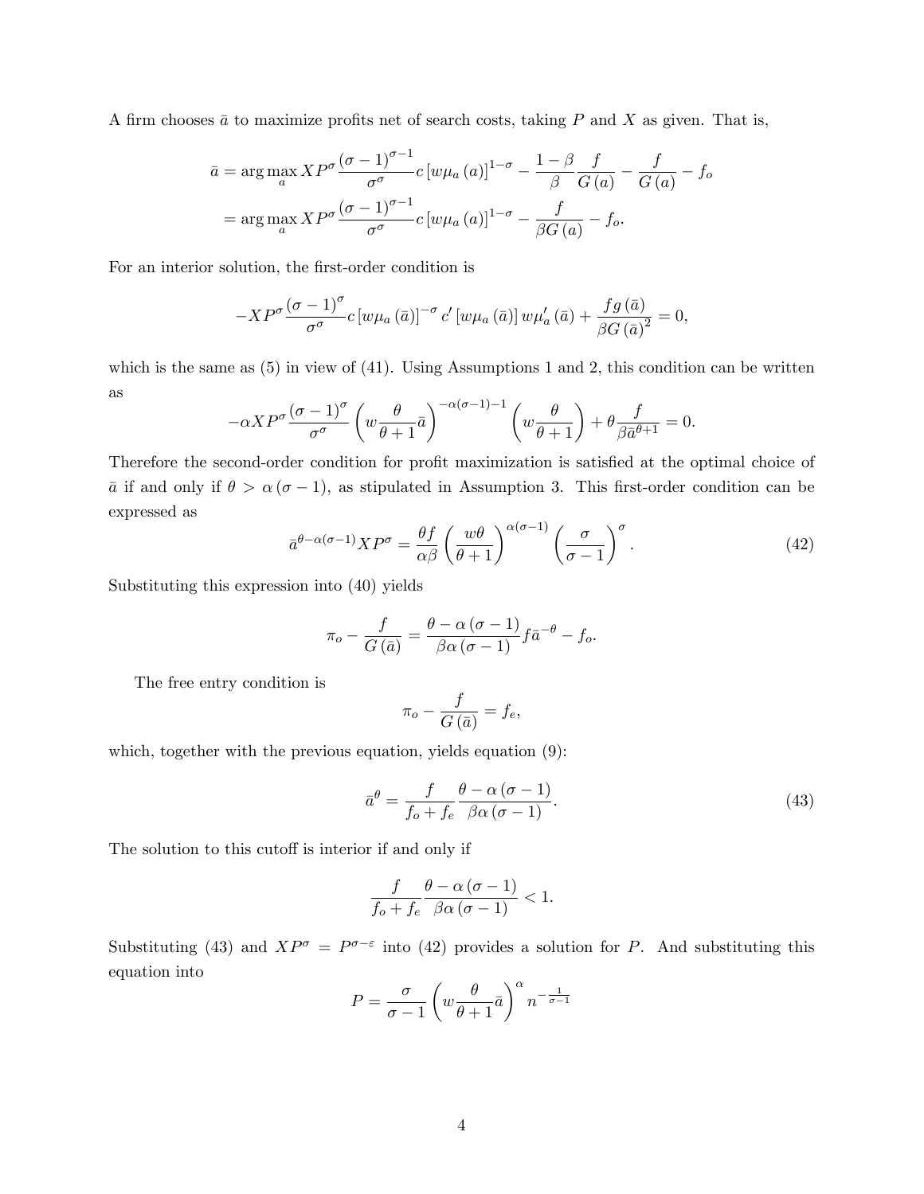A firm chooses $\bar{a}$ to maximize profits net of search costs, taking $P$ and $X$ as given. That is,

$$
\begin{aligned}
\bar{a} &= \arg\max_{a} XP^{\sigma}\frac{(\sigma-1)^{\sigma-1}}{\sigma^{\sigma}}c\left[w\mu_a(a)\right]^{1-\sigma} - \frac{1-\beta}{\beta}\frac{f}{G(a)} - \frac{f}{G(a)} - f_o \\
&= \arg\max_{a} XP^{\sigma}\frac{(\sigma-1)^{\sigma-1}}{\sigma^{\sigma}}c\left[w\mu_a(a)\right]^{1-\sigma} - \frac{f}{\beta G(a)} - f_o.
\end{aligned}
$$

For an interior solution, the first-order condition is

$$
-XP^{\sigma}\frac{(\sigma-1)^{\sigma}}{\sigma^{\sigma}}c\left[w\mu_a(\bar{a})\right]^{-\sigma}c'\left[w\mu_a(\bar{a})\right]w\mu_a'(\bar{a}) + \frac{fg(\bar{a})}{\beta G(\bar{a})^2} = 0,
$$

which is the same as (5) in view of (41). Using Assumptions 1 and 2, this condition can be written as

$$
-\alpha XP^{\sigma}\frac{(\sigma-1)^{\sigma}}{\sigma^{\sigma}}\left(w\frac{\theta}{\theta+1}\bar{a}\right)^{-\alpha(\sigma-1)-1}\left(w\frac{\theta}{\theta+1}\right) + \theta\frac{f}{\beta\bar{a}^{\theta+1}} = 0.
$$

Therefore the second-order condition for profit maximization is satisfied at the optimal choice of $\bar{a}$ if and only if $\theta > \alpha(\sigma-1)$, as stipulated in Assumption 3. This first-order condition can be expressed as

$$
\bar{a}^{\theta-\alpha(\sigma-1)}XP^{\sigma} = \frac{\theta f}{\alpha\beta}\left(\frac{w\theta}{\theta+1}\right)^{\alpha(\sigma-1)}\left(\frac{\sigma}{\sigma-1}\right)^{\sigma}. \tag{42}
$$

Substituting this expression into (40) yields

$$
\pi_o - \frac{f}{G(\bar{a})} = \frac{\theta-\alpha(\sigma-1)}{\beta\alpha(\sigma-1)}f\bar{a}^{-\theta} - f_o.
$$

The free entry condition is

$$
\pi_o - \frac{f}{G(\bar{a})} = f_e,
$$

which, together with the previous equation, yields equation (9):

$$
\bar{a}^{\theta} = \frac{f}{f_o+f_e}\frac{\theta-\alpha(\sigma-1)}{\beta\alpha(\sigma-1)}. \tag{43}
$$

The solution to this cutoff is interior if and only if

$$
\frac{f}{f_o+f_e}\frac{\theta-\alpha(\sigma-1)}{\beta\alpha(\sigma-1)} < 1.
$$

Substituting (43) and $XP^{\sigma} = P^{\sigma-\varepsilon}$ into (42) provides a solution for $P$. And substituting this equation into

$$
P = \frac{\sigma}{\sigma-1}\left(w\frac{\theta}{\theta+1}\bar{a}\right)^{\alpha}n^{-\frac{1}{\sigma-1}}
$$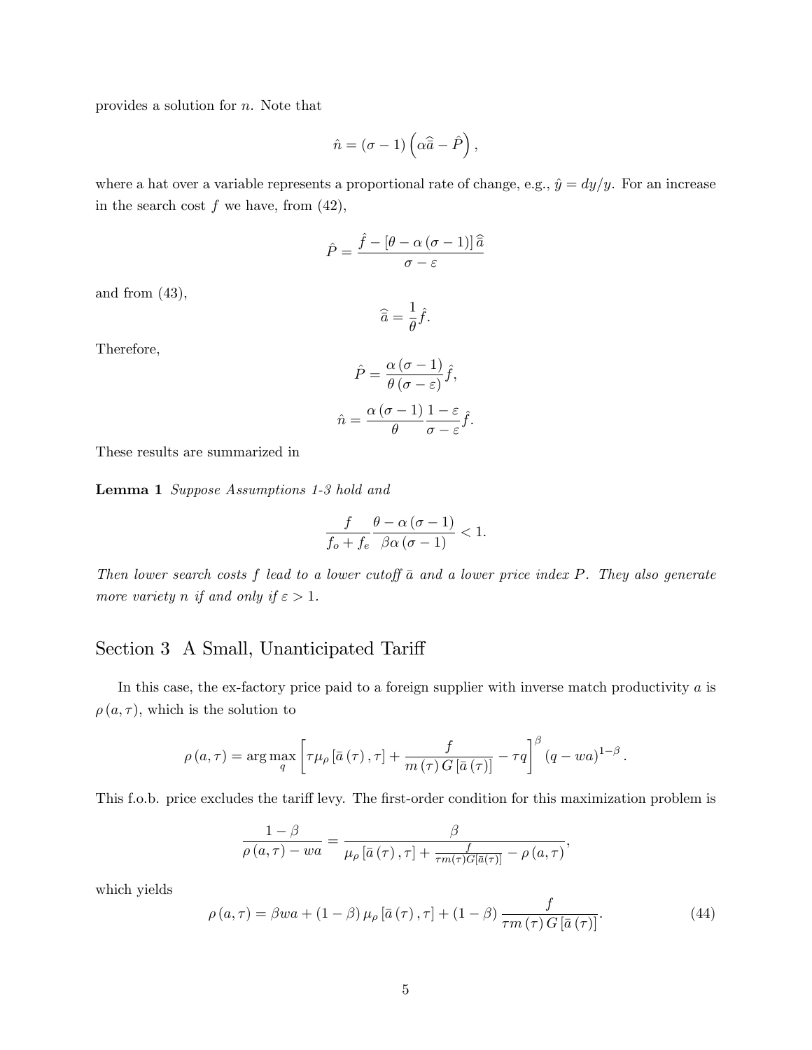provides a solution for $n$. Note that

$$\hat{n} = (\sigma - 1)\left(\alpha \hat{\bar{a}} - \hat{P}\right),$$

where a hat over a variable represents a proportional rate of change, e.g., $\hat{y} = dy/y$. For an increase in the search cost $f$ we have, from (42),

$$\hat{P} = \frac{\hat{f} - [\theta - \alpha(\sigma - 1)]\hat{\bar{a}}}{\sigma - \varepsilon}$$

and from (43),

$$\hat{\bar{a}} = \frac{1}{\theta}\hat{f}.$$

Therefore,

$$\hat{P} = \frac{\alpha(\sigma - 1)}{\theta(\sigma - \varepsilon)}\hat{f},$$

$$\hat{n} = \frac{\alpha(\sigma - 1)}{\theta}\frac{1 - \varepsilon}{\sigma - \varepsilon}\hat{f}.$$

These results are summarized in

**Lemma 1** *Suppose Assumptions 1-3 hold and*

$$\frac{f}{f_o + f_e}\frac{\theta - \alpha(\sigma - 1)}{\beta\alpha(\sigma - 1)} < 1.$$

*Then lower search costs $f$ lead to a lower cutoff $\bar{a}$ and a lower price index $P$. They also generate more variety $n$ if and only if $\varepsilon > 1$.*

## Section 3 A Small, Unanticipated Tariff

In this case, the ex-factory price paid to a foreign supplier with inverse match productivity $a$ is $\rho(a, \tau)$, which is the solution to

$$\rho(a, \tau) = \arg\max_q \left[\tau\mu_\rho[\bar{a}(\tau), \tau] + \frac{f}{m(\tau)G[\bar{a}(\tau)]} - \tau q\right]^\beta (q - wa)^{1-\beta}.$$

This f.o.b. price excludes the tariff levy. The first-order condition for this maximization problem is

$$\frac{1 - \beta}{\rho(a, \tau) - wa} = \frac{\beta}{\mu_\rho[\bar{a}(\tau), \tau] + \frac{f}{\tau m(\tau)G[\bar{a}(\tau)]} - \rho(a, \tau)},$$

which yields

$$\rho(a, \tau) = \beta wa + (1 - \beta)\mu_\rho[\bar{a}(\tau), \tau] + (1 - \beta)\frac{f}{\tau m(\tau)G[\bar{a}(\tau)]}. \tag{44}$$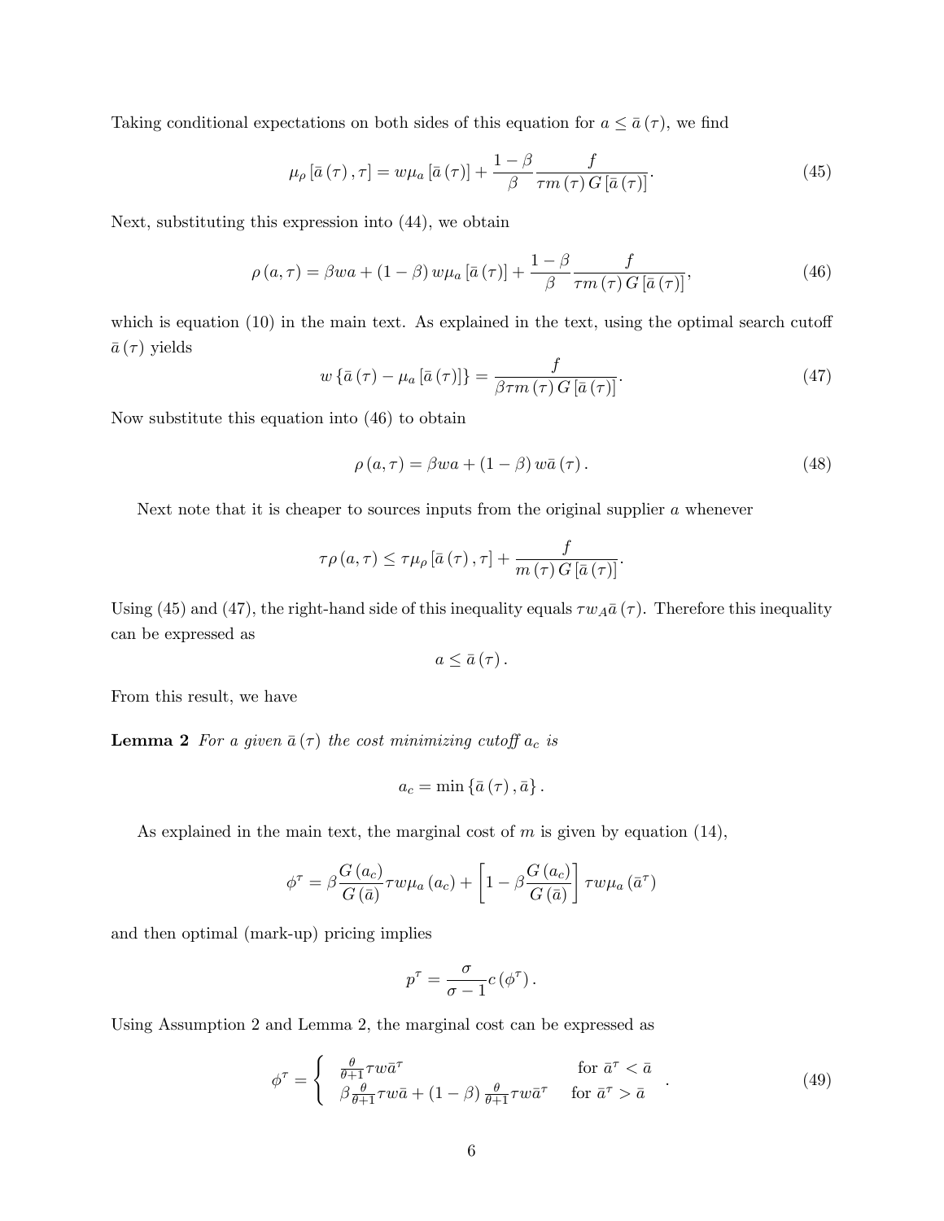Taking conditional expectations on both sides of this equation for $a \leq \bar{a}(\tau)$, we find

$$\mu_\rho [\bar{a}(\tau), \tau] = w\mu_a [\bar{a}(\tau)] + \frac{1-\beta}{\beta} \frac{f}{\tau m(\tau) G[\bar{a}(\tau)]}. \tag{45}$$

Next, substituting this expression into (44), we obtain

$$\rho(a, \tau) = \beta wa + (1-\beta) w\mu_a [\bar{a}(\tau)] + \frac{1-\beta}{\beta} \frac{f}{\tau m(\tau) G[\bar{a}(\tau)]}, \tag{46}$$

which is equation (10) in the main text. As explained in the text, using the optimal search cutoff $\bar{a}(\tau)$ yields

$$w\{\bar{a}(\tau) - \mu_a [\bar{a}(\tau)]\} = \frac{f}{\beta \tau m(\tau) G[\bar{a}(\tau)]}. \tag{47}$$

Now substitute this equation into (46) to obtain

$$\rho(a, \tau) = \beta wa + (1-\beta) w\bar{a}(\tau). \tag{48}$$

Next note that it is cheaper to sources inputs from the original supplier $a$ whenever

$$\tau\rho(a, \tau) \leq \tau\mu_\rho [\bar{a}(\tau), \tau] + \frac{f}{m(\tau) G[\bar{a}(\tau)]}.$$

Using (45) and (47), the right-hand side of this inequality equals $\tau w_A \bar{a}(\tau)$. Therefore this inequality can be expressed as

$$a \leq \bar{a}(\tau).$$

From this result, we have

**Lemma 2** *For a given $\bar{a}(\tau)$ the cost minimizing cutoff $a_c$ is*

$$a_c = \min\{\bar{a}(\tau), \bar{a}\}.$$

As explained in the main text, the marginal cost of $m$ is given by equation (14),

$$\phi^\tau = \beta \frac{G(a_c)}{G(\bar{a})} \tau w \mu_a(a_c) + \left[1 - \beta \frac{G(a_c)}{G(\bar{a})}\right] \tau w \mu_a(\bar{a}^\tau)$$

and then optimal (mark-up) pricing implies

$$p^\tau = \frac{\sigma}{\sigma - 1} c(\phi^\tau).$$

Using Assumption 2 and Lemma 2, the marginal cost can be expressed as

$$\phi^\tau = \begin{cases} \frac{\theta}{\theta+1} \tau w \bar{a}^\tau & \text{for } \bar{a}^\tau < \bar{a} \\ \beta \frac{\theta}{\theta+1} \tau w \bar{a} + (1-\beta) \frac{\theta}{\theta+1} \tau w \bar{a}^\tau & \text{for } \bar{a}^\tau > \bar{a} \end{cases}. \tag{49}$$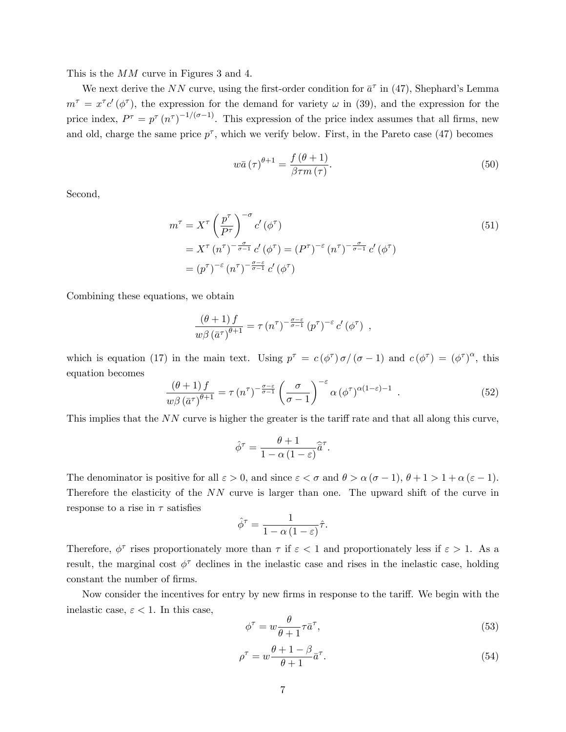This is the $MM$ curve in Figures 3 and 4.

We next derive the $NN$ curve, using the first-order condition for $\bar{a}^\tau$ in (47), Shephard's Lemma $m^\tau = x^\tau c'(\phi^\tau)$, the expression for the demand for variety $\omega$ in (39), and the expression for the price index, $P^\tau = p^\tau (n^\tau)^{-1/(\sigma-1)}$. This expression of the price index assumes that all firms, new and old, charge the same price $p^\tau$, which we verify below. First, in the Pareto case (47) becomes

$$w\bar{a}(\tau)^{\theta+1} = \frac{f(\theta+1)}{\beta\tau m(\tau)}. \tag{50}$$

Second,

$$\begin{aligned} m^\tau &= X^\tau \left(\frac{p^\tau}{P^\tau}\right)^{-\sigma} c'(\phi^\tau) \\ &= X^\tau (n^\tau)^{-\frac{\sigma}{\sigma-1}} c'(\phi^\tau) = (P^\tau)^{-\varepsilon} (n^\tau)^{-\frac{\sigma}{\sigma-1}} c'(\phi^\tau) \\ &= (p^\tau)^{-\varepsilon} (n^\tau)^{-\frac{\sigma-\varepsilon}{\sigma-1}} c'(\phi^\tau) \end{aligned} \tag{51}$$

Combining these equations, we obtain

$$\frac{(\theta+1) f}{w\beta (\bar{a}^\tau)^{\theta+1}} = \tau (n^\tau)^{-\frac{\sigma-\varepsilon}{\sigma-1}} (p^\tau)^{-\varepsilon} c'(\phi^\tau) \ ,$$

which is equation (17) in the main text. Using $p^\tau = c(\phi^\tau)\sigma/(\sigma-1)$ and $c(\phi^\tau) = (\phi^\tau)^\alpha$, this equation becomes

$$\frac{(\theta+1) f}{w\beta (\bar{a}^\tau)^{\theta+1}} = \tau (n^\tau)^{-\frac{\sigma-\varepsilon}{\sigma-1}} \left(\frac{\sigma}{\sigma-1}\right)^{-\varepsilon} \alpha (\phi^\tau)^{\alpha(1-\varepsilon)-1} \ . \tag{52}$$

This implies that the $NN$ curve is higher the greater is the tariff rate and that all along this curve,

$$\hat{\phi}^\tau = \frac{\theta+1}{1-\alpha(1-\varepsilon)} \widehat{\bar{a}}^\tau.$$

The denominator is positive for all $\varepsilon > 0$, and since $\varepsilon < \sigma$ and $\theta > \alpha(\sigma-1)$, $\theta + 1 > 1 + \alpha(\varepsilon - 1)$. Therefore the elasticity of the $NN$ curve is larger than one. The upward shift of the curve in response to a rise in $\tau$ satisfies

$$\hat{\phi}^\tau = \frac{1}{1-\alpha(1-\varepsilon)} \hat{\tau}.$$

Therefore, $\phi^\tau$ rises proportionately more than $\tau$ if $\varepsilon < 1$ and proportionately less if $\varepsilon > 1$. As a result, the marginal cost $\phi^\tau$ declines in the inelastic case and rises in the inelastic case, holding constant the number of firms.

Now consider the incentives for entry by new firms in response to the tariff. We begin with the inelastic case, $\varepsilon < 1$. In this case,

$$\phi^\tau = w \frac{\theta}{\theta+1} \tau \bar{a}^\tau, \tag{53}$$

$$\rho^\tau = w \frac{\theta + 1 - \beta}{\theta+1} \bar{a}^\tau. \tag{54}$$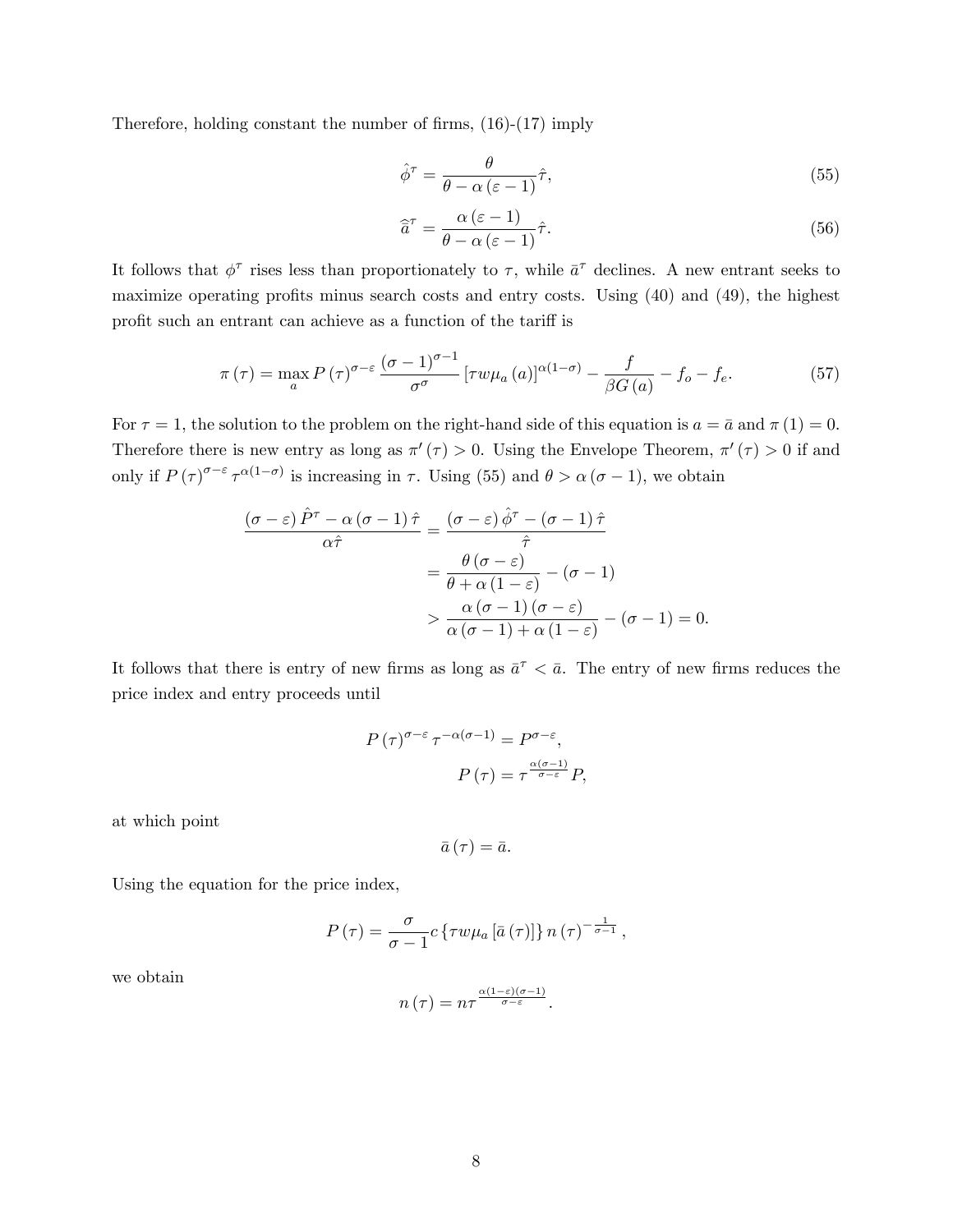Therefore, holding constant the number of firms, (16)-(17) imply

$$\hat{\phi}^{\tau} = \frac{\theta}{\theta - \alpha(\varepsilon - 1)}\hat{\tau}, \tag{55}$$

$$\widehat{\bar{a}}^{\tau} = \frac{\alpha(\varepsilon - 1)}{\theta - \alpha(\varepsilon - 1)}\hat{\tau}. \tag{56}$$

It follows that $\phi^{\tau}$ rises less than proportionately to $\tau$, while $\bar{a}^{\tau}$ declines. A new entrant seeks to maximize operating profits minus search costs and entry costs. Using (40) and (49), the highest profit such an entrant can achieve as a function of the tariff is

$$\pi(\tau) = \max_{a} P(\tau)^{\sigma-\varepsilon} \frac{(\sigma-1)^{\sigma-1}}{\sigma^{\sigma}} [\tau w \mu_a(a)]^{\alpha(1-\sigma)} - \frac{f}{\beta G(a)} - f_o - f_e. \tag{57}$$

For $\tau = 1$, the solution to the problem on the right-hand side of this equation is $a = \bar{a}$ and $\pi(1) = 0$. Therefore there is new entry as long as $\pi'(\tau) > 0$. Using the Envelope Theorem, $\pi'(\tau) > 0$ if and only if $P(\tau)^{\sigma-\varepsilon}\tau^{\alpha(1-\sigma)}$ is increasing in $\tau$. Using (55) and $\theta > \alpha(\sigma - 1)$, we obtain

$$\begin{aligned}
\frac{(\sigma-\varepsilon)\hat{P}^{\tau} - \alpha(\sigma-1)\hat{\tau}}{\alpha\hat{\tau}} &= \frac{(\sigma-\varepsilon)\hat{\phi}^{\tau} - (\sigma-1)\hat{\tau}}{\hat{\tau}} \\
&= \frac{\theta(\sigma-\varepsilon)}{\theta + \alpha(1-\varepsilon)} - (\sigma-1) \\
&> \frac{\alpha(\sigma-1)(\sigma-\varepsilon)}{\alpha(\sigma-1) + \alpha(1-\varepsilon)} - (\sigma-1) = 0.
\end{aligned}$$

It follows that there is entry of new firms as long as $\bar{a}^{\tau} < \bar{a}$. The entry of new firms reduces the price index and entry proceeds until

$$\begin{aligned}
P(\tau)^{\sigma-\varepsilon}\tau^{-\alpha(\sigma-1)} &= P^{\sigma-\varepsilon}, \\
P(\tau) &= \tau^{\frac{\alpha(\sigma-1)}{\sigma-\varepsilon}} P,
\end{aligned}$$

at which point

$$\bar{a}(\tau) = \bar{a}.$$

Using the equation for the price index,

$$P(\tau) = \frac{\sigma}{\sigma-1} c\left\{\tau w \mu_a[\bar{a}(\tau)]\right\} n(\tau)^{-\frac{1}{\sigma-1}},$$

we obtain

$$n(\tau) = n\tau^{\frac{\alpha(1-\varepsilon)(\sigma-1)}{\sigma-\varepsilon}}.$$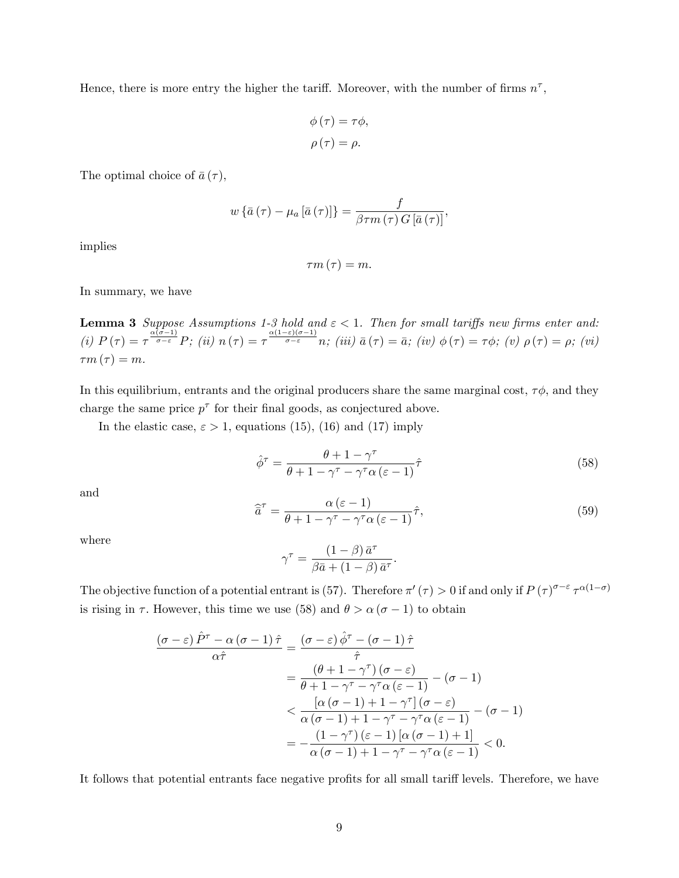Hence, there is more entry the higher the tariff. Moreover, with the number of firms $n^{\tau}$,

$$\phi(\tau) = \tau\phi,$$
$$\rho(\tau) = \rho.$$

The optimal choice of $\bar{a}(\tau)$,

$$w\{\bar{a}(\tau) - \mu_a[\bar{a}(\tau)]\} = \frac{f}{\beta\tau m(\tau) G[\bar{a}(\tau)]},$$

implies

$$\tau m(\tau) = m.$$

In summary, we have

**Lemma 3** *Suppose Assumptions 1-3 hold and $\varepsilon < 1$. Then for small tariffs new firms enter and: (i) $P(\tau) = \tau^{\frac{\alpha(\sigma-1)}{\sigma-\varepsilon}} P$; (ii) $n(\tau) = \tau^{\frac{\alpha(1-\varepsilon)(\sigma-1)}{\sigma-\varepsilon}} n$; (iii) $\bar{a}(\tau) = \bar{a}$; (iv) $\phi(\tau) = \tau\phi$; (v) $\rho(\tau) = \rho$; (vi) $\tau m(\tau) = m$.*

In this equilibrium, entrants and the original producers share the same marginal cost, $\tau\phi$, and they charge the same price $p^{\tau}$ for their final goods, as conjectured above.

In the elastic case, $\varepsilon > 1$, equations (15), (16) and (17) imply

$$\hat{\phi}^{\tau} = \frac{\theta + 1 - \gamma^{\tau}}{\theta + 1 - \gamma^{\tau} - \gamma^{\tau}\alpha(\varepsilon - 1)}\hat{\tau} \tag{58}$$

and

$$\widehat{\bar{a}}^{\tau} = \frac{\alpha(\varepsilon - 1)}{\theta + 1 - \gamma^{\tau} - \gamma^{\tau}\alpha(\varepsilon - 1)}\hat{\tau}, \tag{59}$$

where

$$\gamma^{\tau} = \frac{(1-\beta)\bar{a}^{\tau}}{\beta\bar{a} + (1-\beta)\bar{a}^{\tau}}.$$

The objective function of a potential entrant is (57). Therefore $\pi'(\tau) > 0$ if and only if $P(\tau)^{\sigma-\varepsilon}\tau^{\alpha(1-\sigma)}$ is rising in $\tau$. However, this time we use (58) and $\theta > \alpha(\sigma - 1)$ to obtain

$$\begin{aligned}
\frac{(\sigma-\varepsilon)\hat{P}^{\tau} - \alpha(\sigma-1)\hat{\tau}}{\alpha\hat{\tau}} &= \frac{(\sigma-\varepsilon)\hat{\phi}^{\tau} - (\sigma-1)\hat{\tau}}{\hat{\tau}} \\
&= \frac{(\theta + 1 - \gamma^{\tau})(\sigma-\varepsilon)}{\theta + 1 - \gamma^{\tau} - \gamma^{\tau}\alpha(\varepsilon-1)} - (\sigma-1) \\
&< \frac{[\alpha(\sigma-1) + 1 - \gamma^{\tau}](\sigma-\varepsilon)}{\alpha(\sigma-1) + 1 - \gamma^{\tau} - \gamma^{\tau}\alpha(\varepsilon-1)} - (\sigma-1) \\
&= -\frac{(1-\gamma^{\tau})(\varepsilon-1)[\alpha(\sigma-1)+1]}{\alpha(\sigma-1) + 1 - \gamma^{\tau} - \gamma^{\tau}\alpha(\varepsilon-1)} < 0.
\end{aligned}$$

It follows that potential entrants face negative profits for all small tariff levels. Therefore, we have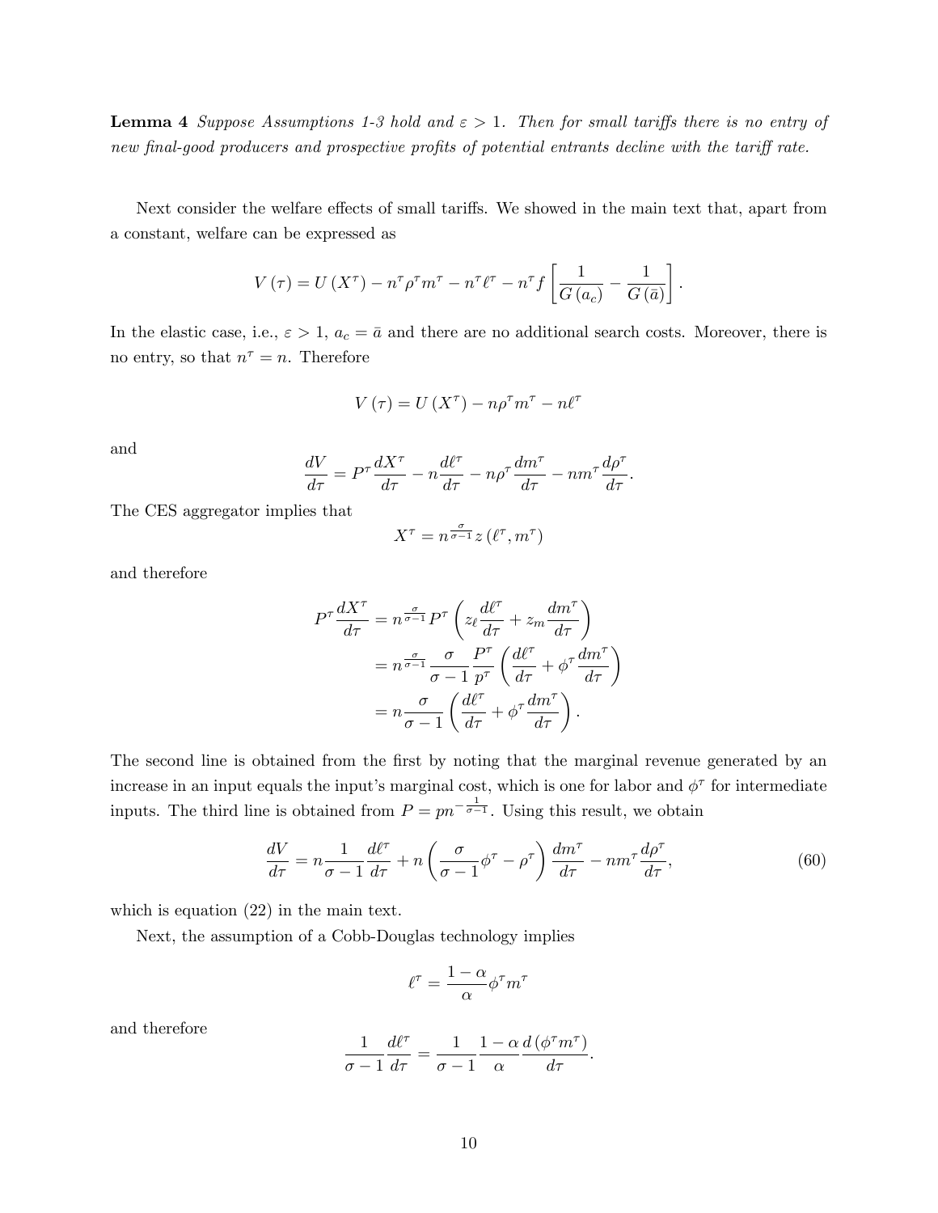**Lemma 4** *Suppose Assumptions 1-3 hold and $\varepsilon > 1$. Then for small tariffs there is no entry of new final-good producers and prospective profits of potential entrants decline with the tariff rate.*

Next consider the welfare effects of small tariffs. We showed in the main text that, apart from a constant, welfare can be expressed as

$$V(\tau) = U(X^\tau) - n^\tau \rho^\tau m^\tau - n^\tau \ell^\tau - n^\tau f \left[ \frac{1}{G(a_c)} - \frac{1}{G(\bar{a})} \right].$$

In the elastic case, i.e., $\varepsilon > 1$, $a_c = \bar{a}$ and there are no additional search costs. Moreover, there is no entry, so that $n^\tau = n$. Therefore

$$V(\tau) = U(X^\tau) - n\rho^\tau m^\tau - n\ell^\tau$$

and

$$\frac{dV}{d\tau} = P^\tau \frac{dX^\tau}{d\tau} - n\frac{d\ell^\tau}{d\tau} - n\rho^\tau \frac{dm^\tau}{d\tau} - nm^\tau \frac{d\rho^\tau}{d\tau}.$$

The CES aggregator implies that

$$X^\tau = n^{\frac{\sigma}{\sigma-1}} z(\ell^\tau, m^\tau)$$

and therefore

$$\begin{aligned}
P^\tau \frac{dX^\tau}{d\tau} &= n^{\frac{\sigma}{\sigma-1}} P^\tau \left( z_\ell \frac{d\ell^\tau}{d\tau} + z_m \frac{dm^\tau}{d\tau} \right) \\
&= n^{\frac{\sigma}{\sigma-1}} \frac{\sigma}{\sigma-1} \frac{P^\tau}{p^\tau} \left( \frac{d\ell^\tau}{d\tau} + \phi^\tau \frac{dm^\tau}{d\tau} \right) \\
&= n \frac{\sigma}{\sigma-1} \left( \frac{d\ell^\tau}{d\tau} + \phi^\tau \frac{dm^\tau}{d\tau} \right).
\end{aligned}$$

The second line is obtained from the first by noting that the marginal revenue generated by an increase in an input equals the input's marginal cost, which is one for labor and $\phi^\tau$ for intermediate inputs. The third line is obtained from $P = pn^{-\frac{1}{\sigma-1}}$. Using this result, we obtain

$$\frac{dV}{d\tau} = n\frac{1}{\sigma-1}\frac{d\ell^\tau}{d\tau} + n\left(\frac{\sigma}{\sigma-1}\phi^\tau - \rho^\tau\right)\frac{dm^\tau}{d\tau} - nm^\tau \frac{d\rho^\tau}{d\tau}, \tag{60}$$

which is equation (22) in the main text.

Next, the assumption of a Cobb-Douglas technology implies

$$\ell^\tau = \frac{1-\alpha}{\alpha}\phi^\tau m^\tau$$

and therefore

$$\frac{1}{\sigma-1}\frac{d\ell^\tau}{d\tau} = \frac{1}{\sigma-1}\frac{1-\alpha}{\alpha}\frac{d(\phi^\tau m^\tau)}{d\tau}.$$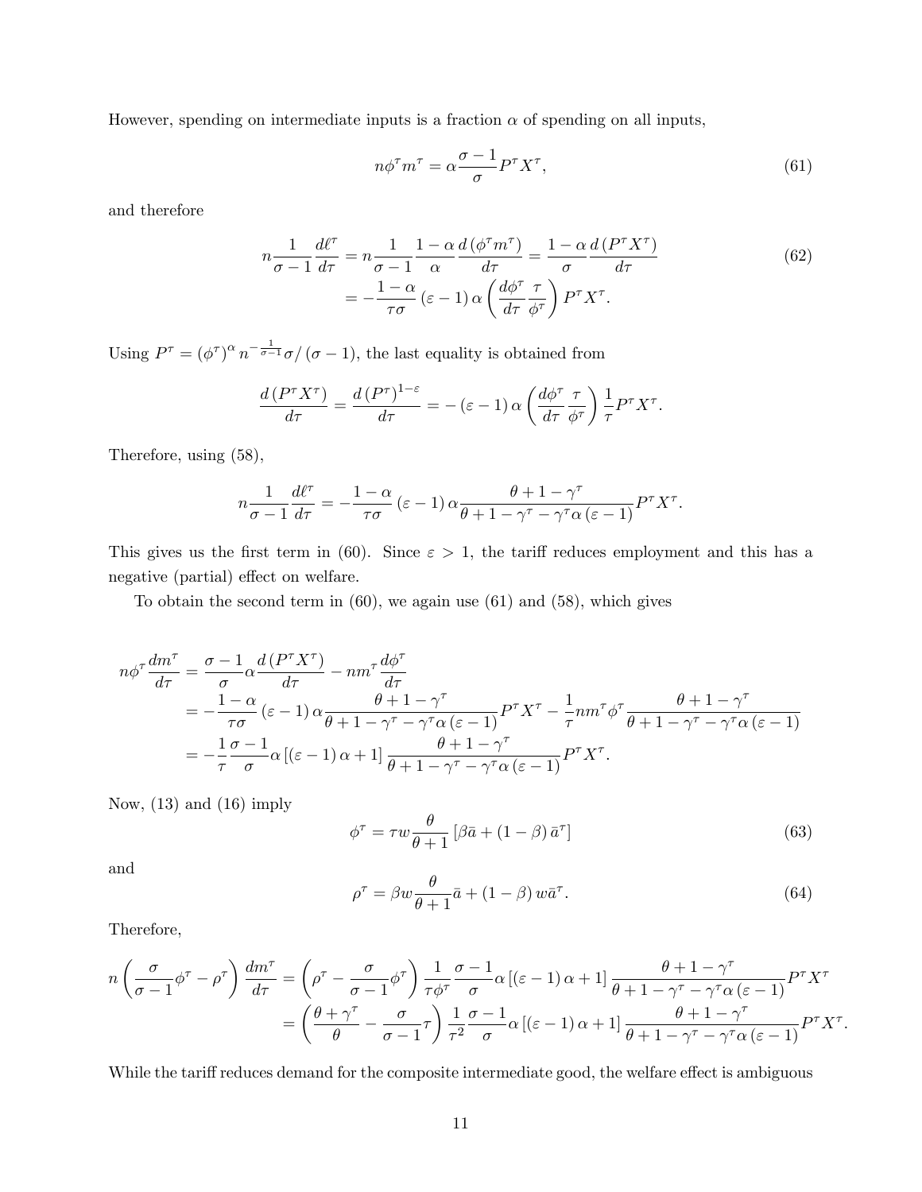However, spending on intermediate inputs is a fraction $\alpha$ of spending on all inputs,

$$n\phi^{\tau}m^{\tau} = \alpha\frac{\sigma-1}{\sigma}P^{\tau}X^{\tau}, \tag{61}$$

and therefore

$$\begin{aligned} n\frac{1}{\sigma-1}\frac{d\ell^{\tau}}{d\tau} &= n\frac{1}{\sigma-1}\frac{1-\alpha}{\alpha}\frac{d\left(\phi^{\tau}m^{\tau}\right)}{d\tau} = \frac{1-\alpha}{\sigma}\frac{d\left(P^{\tau}X^{\tau}\right)}{d\tau} \\ &= -\frac{1-\alpha}{\tau\sigma}\left(\varepsilon-1\right)\alpha\left(\frac{d\phi^{\tau}}{d\tau}\frac{\tau}{\phi^{\tau}}\right)P^{\tau}X^{\tau}. \end{aligned} \tag{62}$$

Using $P^{\tau} = \left(\phi^{\tau}\right)^{\alpha} n^{-\frac{1}{\sigma-1}}\sigma/\left(\sigma-1\right)$, the last equality is obtained from

$$\frac{d\left(P^{\tau}X^{\tau}\right)}{d\tau} = \frac{d\left(P^{\tau}\right)^{1-\varepsilon}}{d\tau} = -\left(\varepsilon-1\right)\alpha\left(\frac{d\phi^{\tau}}{d\tau}\frac{\tau}{\phi^{\tau}}\right)\frac{1}{\tau}P^{\tau}X^{\tau}.$$

Therefore, using (58),

$$n\frac{1}{\sigma-1}\frac{d\ell^{\tau}}{d\tau} = -\frac{1-\alpha}{\tau\sigma}\left(\varepsilon-1\right)\alpha\frac{\theta+1-\gamma^{\tau}}{\theta+1-\gamma^{\tau}-\gamma^{\tau}\alpha\left(\varepsilon-1\right)}P^{\tau}X^{\tau}.$$

This gives us the first term in (60). Since $\varepsilon > 1$, the tariff reduces employment and this has a negative (partial) effect on welfare.

To obtain the second term in (60), we again use (61) and (58), which gives

$$\begin{aligned} n\phi^{\tau}\frac{dm^{\tau}}{d\tau} &= \frac{\sigma-1}{\sigma}\alpha\frac{d\left(P^{\tau}X^{\tau}\right)}{d\tau} - nm^{\tau}\frac{d\phi^{\tau}}{d\tau} \\ &= -\frac{1-\alpha}{\tau\sigma}\left(\varepsilon-1\right)\alpha\frac{\theta+1-\gamma^{\tau}}{\theta+1-\gamma^{\tau}-\gamma^{\tau}\alpha\left(\varepsilon-1\right)}P^{\tau}X^{\tau} - \frac{1}{\tau}nm^{\tau}\phi^{\tau}\frac{\theta+1-\gamma^{\tau}}{\theta+1-\gamma^{\tau}-\gamma^{\tau}\alpha\left(\varepsilon-1\right)} \\ &= -\frac{1}{\tau}\frac{\sigma-1}{\sigma}\alpha\left[\left(\varepsilon-1\right)\alpha+1\right]\frac{\theta+1-\gamma^{\tau}}{\theta+1-\gamma^{\tau}-\gamma^{\tau}\alpha\left(\varepsilon-1\right)}P^{\tau}X^{\tau}. \end{aligned}$$

Now, (13) and (16) imply

$$\phi^{\tau} = \tau w\frac{\theta}{\theta+1}\left[\beta\bar{a} + \left(1-\beta\right)\bar{a}^{\tau}\right] \tag{63}$$

and

$$\rho^{\tau} = \beta w\frac{\theta}{\theta+1}\bar{a} + \left(1-\beta\right)w\bar{a}^{\tau}. \tag{64}$$

Therefore,

$$\begin{aligned} n\left(\frac{\sigma}{\sigma-1}\phi^{\tau} - \rho^{\tau}\right)\frac{dm^{\tau}}{d\tau} &= \left(\rho^{\tau} - \frac{\sigma}{\sigma-1}\phi^{\tau}\right)\frac{1}{\tau\phi^{\tau}}\frac{\sigma-1}{\sigma}\alpha\left[\left(\varepsilon-1\right)\alpha+1\right]\frac{\theta+1-\gamma^{\tau}}{\theta+1-\gamma^{\tau}-\gamma^{\tau}\alpha\left(\varepsilon-1\right)}P^{\tau}X^{\tau} \\ &= \left(\frac{\theta+\gamma^{\tau}}{\theta} - \frac{\sigma}{\sigma-1}\tau\right)\frac{1}{\tau^{2}}\frac{\sigma-1}{\sigma}\alpha\left[\left(\varepsilon-1\right)\alpha+1\right]\frac{\theta+1-\gamma^{\tau}}{\theta+1-\gamma^{\tau}-\gamma^{\tau}\alpha\left(\varepsilon-1\right)}P^{\tau}X^{\tau}. \end{aligned}$$

While the tariff reduces demand for the composite intermediate good, the welfare effect is ambiguous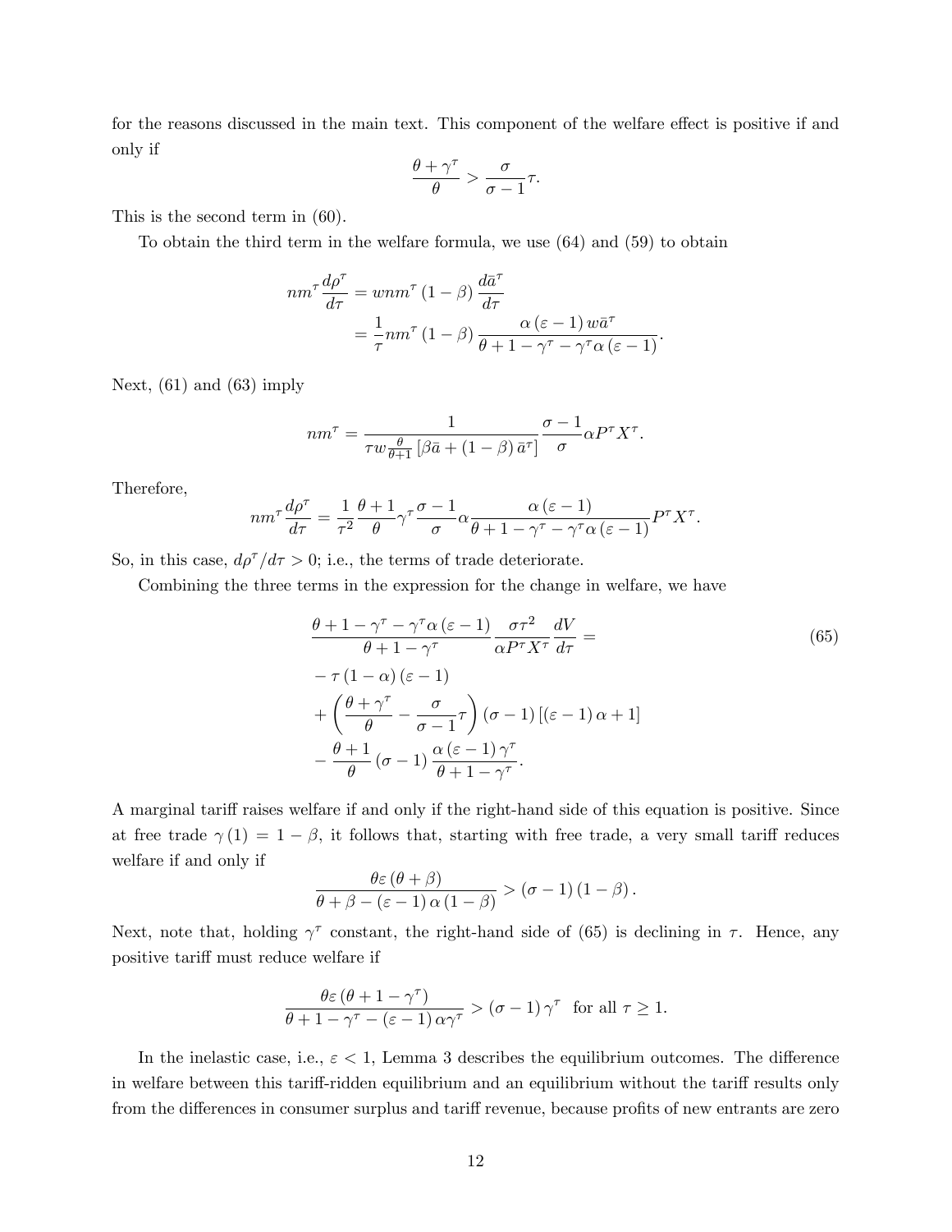for the reasons discussed in the main text. This component of the welfare effect is positive if and only if

$$\frac{\theta+\gamma^{\tau}}{\theta} > \frac{\sigma}{\sigma-1}\tau.$$

This is the second term in (60).

To obtain the third term in the welfare formula, we use (64) and (59) to obtain

$$\begin{aligned} nm^{\tau}\frac{d\rho^{\tau}}{d\tau} &= wnm^{\tau}(1-\beta)\frac{d\bar{a}^{\tau}}{d\tau} \\ &= \frac{1}{\tau}nm^{\tau}(1-\beta)\frac{\alpha(\varepsilon-1)w\bar{a}^{\tau}}{\theta+1-\gamma^{\tau}-\gamma^{\tau}\alpha(\varepsilon-1)}. \end{aligned}$$

Next, (61) and (63) imply

$$nm^{\tau} = \frac{1}{\tau w\frac{\theta}{\theta+1}\left[\beta\bar{a}+(1-\beta)\bar{a}^{\tau}\right]}\frac{\sigma-1}{\sigma}\alpha P^{\tau}X^{\tau}.$$

Therefore,

$$nm^{\tau}\frac{d\rho^{\tau}}{d\tau} = \frac{1}{\tau^{2}}\frac{\theta+1}{\theta}\gamma^{\tau}\frac{\sigma-1}{\sigma}\alpha\frac{\alpha(\varepsilon-1)}{\theta+1-\gamma^{\tau}-\gamma^{\tau}\alpha(\varepsilon-1)}P^{\tau}X^{\tau}.$$

So, in this case, $d\rho^{\tau}/d\tau > 0$; i.e., the terms of trade deteriorate.

Combining the three terms in the expression for the change in welfare, we have

$$\begin{aligned} &\frac{\theta+1-\gamma^{\tau}-\gamma^{\tau}\alpha(\varepsilon-1)}{\theta+1-\gamma^{\tau}}\frac{\sigma\tau^{2}}{\alpha P^{\tau}X^{\tau}}\frac{dV}{d\tau} = \\ &-\tau(1-\alpha)(\varepsilon-1) \\ &+\left(\frac{\theta+\gamma^{\tau}}{\theta}-\frac{\sigma}{\sigma-1}\tau\right)(\sigma-1)\left[(\varepsilon-1)\alpha+1\right] \\ &-\frac{\theta+1}{\theta}(\sigma-1)\frac{\alpha(\varepsilon-1)\gamma^{\tau}}{\theta+1-\gamma^{\tau}}. \end{aligned} \tag{65}$$

A marginal tariff raises welfare if and only if the right-hand side of this equation is positive. Since at free trade $\gamma(1) = 1-\beta$, it follows that, starting with free trade, a very small tariff reduces welfare if and only if

$$\frac{\theta\varepsilon(\theta+\beta)}{\theta+\beta-(\varepsilon-1)\alpha(1-\beta)} > (\sigma-1)(1-\beta).$$

Next, note that, holding $\gamma^{\tau}$ constant, the right-hand side of (65) is declining in $\tau$. Hence, any positive tariff must reduce welfare if

$$\frac{\theta\varepsilon(\theta+1-\gamma^{\tau})}{\theta+1-\gamma^{\tau}-(\varepsilon-1)\alpha\gamma^{\tau}} > (\sigma-1)\gamma^{\tau} \;\text{ for all } \tau \geq 1.$$

In the inelastic case, i.e., $\varepsilon < 1$, Lemma 3 describes the equilibrium outcomes. The difference in welfare between this tariff-ridden equilibrium and an equilibrium without the tariff results only from the differences in consumer surplus and tariff revenue, because profits of new entrants are zero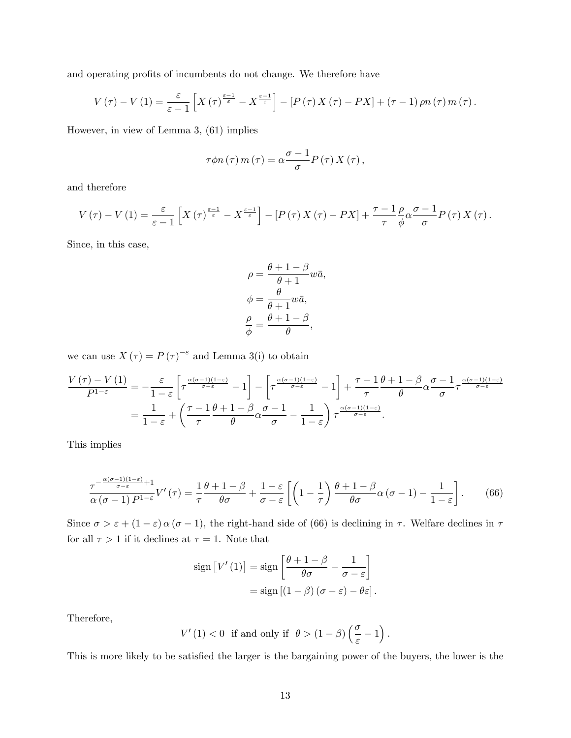and operating profits of incumbents do not change. We therefore have

$$V(\tau) - V(1) = \frac{\varepsilon}{\varepsilon - 1}\left[X(\tau)^{\frac{\varepsilon-1}{\varepsilon}} - X^{\frac{\varepsilon-1}{\varepsilon}}\right] - \left[P(\tau)X(\tau) - PX\right] + (\tau - 1)\rho n(\tau) m(\tau).$$

However, in view of Lemma 3, (61) implies

$$\tau\phi n(\tau) m(\tau) = \alpha\frac{\sigma - 1}{\sigma}P(\tau)X(\tau),$$

and therefore

$$V(\tau) - V(1) = \frac{\varepsilon}{\varepsilon - 1}\left[X(\tau)^{\frac{\varepsilon-1}{\varepsilon}} - X^{\frac{\varepsilon-1}{\varepsilon}}\right] - \left[P(\tau)X(\tau) - PX\right] + \frac{\tau - 1}{\tau}\frac{\rho}{\phi}\alpha\frac{\sigma - 1}{\sigma}P(\tau)X(\tau).$$

Since, in this case,

$$\rho = \frac{\theta + 1 - \beta}{\theta + 1}w\bar{a},$$
$$\phi = \frac{\theta}{\theta + 1}w\bar{a},$$
$$\frac{\rho}{\phi} = \frac{\theta + 1 - \beta}{\theta},$$

we can use $X(\tau) = P(\tau)^{-\varepsilon}$ and Lemma 3(i) to obtain

$$\begin{aligned}
\frac{V(\tau) - V(1)}{P^{1-\varepsilon}} &= -\frac{\varepsilon}{1-\varepsilon}\left[\tau^{\frac{\alpha(\sigma-1)(1-\varepsilon)}{\sigma-\varepsilon}} - 1\right] - \left[\tau^{\frac{\alpha(\sigma-1)(1-\varepsilon)}{\sigma-\varepsilon}} - 1\right] + \frac{\tau - 1}{\tau}\frac{\theta + 1 - \beta}{\theta}\alpha\frac{\sigma - 1}{\sigma}\tau^{\frac{\alpha(\sigma-1)(1-\varepsilon)}{\sigma-\varepsilon}} \\
&= \frac{1}{1-\varepsilon} + \left(\frac{\tau - 1}{\tau}\frac{\theta + 1 - \beta}{\theta}\alpha\frac{\sigma - 1}{\sigma} - \frac{1}{1-\varepsilon}\right)\tau^{\frac{\alpha(\sigma-1)(1-\varepsilon)}{\sigma-\varepsilon}}.
\end{aligned}$$

This implies

$$\frac{\tau^{-\frac{\alpha(\sigma-1)(1-\varepsilon)}{\sigma-\varepsilon}+1}}{\alpha(\sigma-1)P^{1-\varepsilon}}V'(\tau) = \frac{1}{\tau}\frac{\theta + 1 - \beta}{\theta\sigma} + \frac{1-\varepsilon}{\sigma-\varepsilon}\left[\left(1 - \frac{1}{\tau}\right)\frac{\theta + 1 - \beta}{\theta\sigma}\alpha(\sigma - 1) - \frac{1}{1-\varepsilon}\right]. \tag{66}$$

Since $\sigma > \varepsilon + (1-\varepsilon)\alpha(\sigma - 1)$, the right-hand side of (66) is declining in $\tau$. Welfare declines in $\tau$ for all $\tau > 1$ if it declines at $\tau = 1$. Note that

$$\begin{aligned}
\text{sign}\left[V'(1)\right] &= \text{sign}\left[\frac{\theta + 1 - \beta}{\theta\sigma} - \frac{1}{\sigma - \varepsilon}\right] \\
&= \text{sign}\left[(1-\beta)(\sigma - \varepsilon) - \theta\varepsilon\right].
\end{aligned}$$

Therefore,

$$V'(1) < 0 \;\text{ if and only if }\; \theta > (1-\beta)\left(\frac{\sigma}{\varepsilon} - 1\right).$$

This is more likely to be satisfied the larger is the bargaining power of the buyers, the lower is the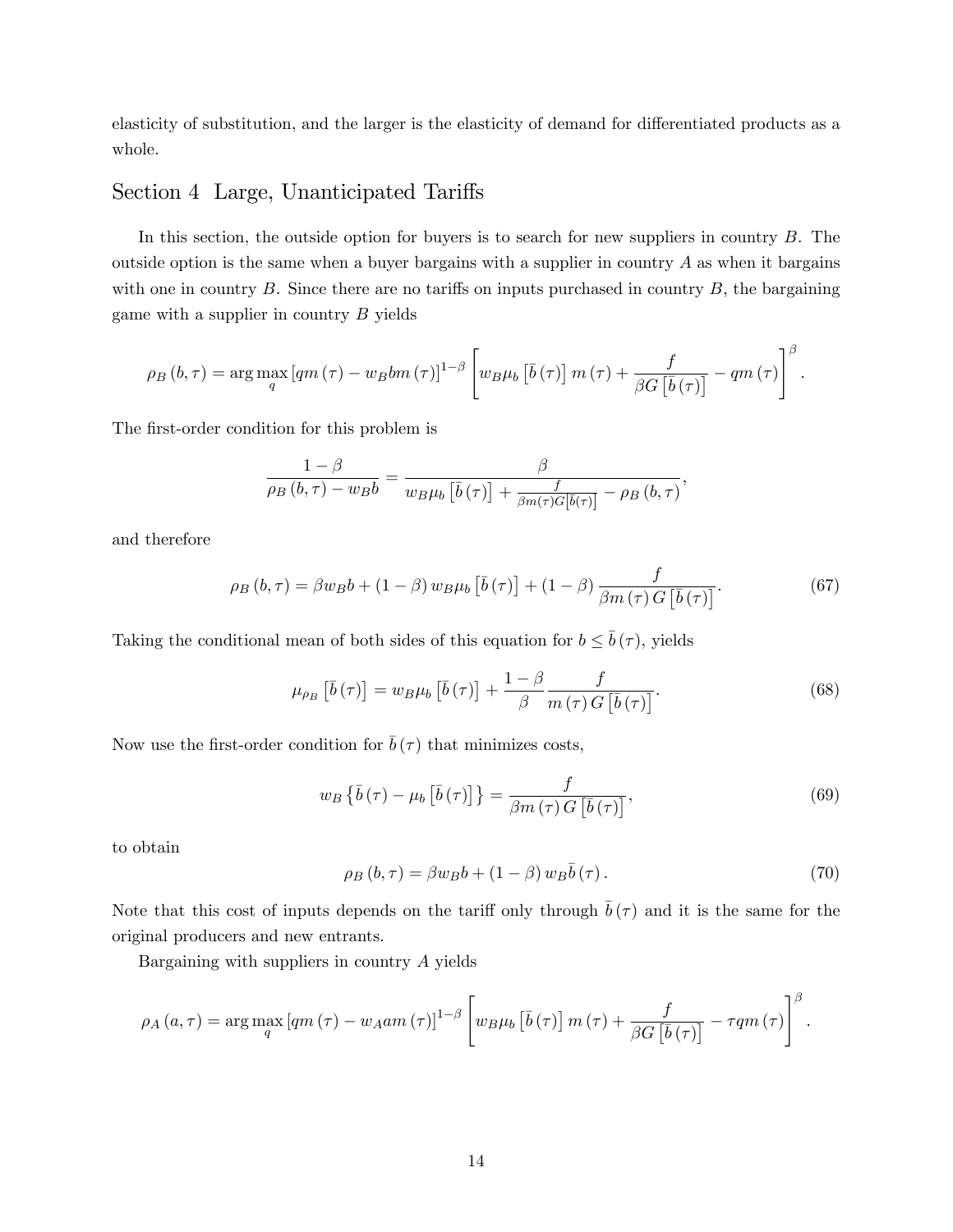elasticity of substitution, and the larger is the elasticity of demand for differentiated products as a whole.

## Section 4 Large, Unanticipated Tariffs

In this section, the outside option for buyers is to search for new suppliers in country $B$. The outside option is the same when a buyer bargains with a supplier in country $A$ as when it bargains with one in country $B$. Since there are no tariffs on inputs purchased in country $B$, the bargaining game with a supplier in country $B$ yields

$$\rho_B(b,\tau) = \arg\max_q \left[qm(\tau) - w_B b m(\tau)\right]^{1-\beta} \left[w_B \mu_b\left[\bar{b}(\tau)\right] m(\tau) + \frac{f}{\beta G\left[\bar{b}(\tau)\right]} - qm(\tau)\right]^{\beta}.$$

The first-order condition for this problem is

$$\frac{1-\beta}{\rho_B(b,\tau) - w_B b} = \frac{\beta}{w_B \mu_b\left[\bar{b}(\tau)\right] + \frac{f}{\beta m(\tau) G\left[\bar{b}(\tau)\right]} - \rho_B(b,\tau)},$$

and therefore

$$\rho_B(b,\tau) = \beta w_B b + (1-\beta) w_B \mu_b\left[\bar{b}(\tau)\right] + (1-\beta)\frac{f}{\beta m(\tau) G\left[\bar{b}(\tau)\right]}. \tag{67}$$

Taking the conditional mean of both sides of this equation for $b \le \bar{b}(\tau)$, yields

$$\mu_{\rho_B}\left[\bar{b}(\tau)\right] = w_B \mu_b\left[\bar{b}(\tau)\right] + \frac{1-\beta}{\beta}\frac{f}{m(\tau) G\left[\bar{b}(\tau)\right]}. \tag{68}$$

Now use the first-order condition for $\bar{b}(\tau)$ that minimizes costs,

$$w_B\left\{\bar{b}(\tau) - \mu_b\left[\bar{b}(\tau)\right]\right\} = \frac{f}{\beta m(\tau) G\left[\bar{b}(\tau)\right]}, \tag{69}$$

to obtain

$$\rho_B(b,\tau) = \beta w_B b + (1-\beta) w_B \bar{b}(\tau). \tag{70}$$

Note that this cost of inputs depends on the tariff only through $\bar{b}(\tau)$ and it is the same for the original producers and new entrants.

Bargaining with suppliers in country $A$ yields

$$\rho_A(a,\tau) = \arg\max_q \left[qm(\tau) - w_A a m(\tau)\right]^{1-\beta} \left[w_B \mu_b\left[\bar{b}(\tau)\right] m(\tau) + \frac{f}{\beta G\left[\bar{b}(\tau)\right]} - \tau q m(\tau)\right]^{\beta}.$$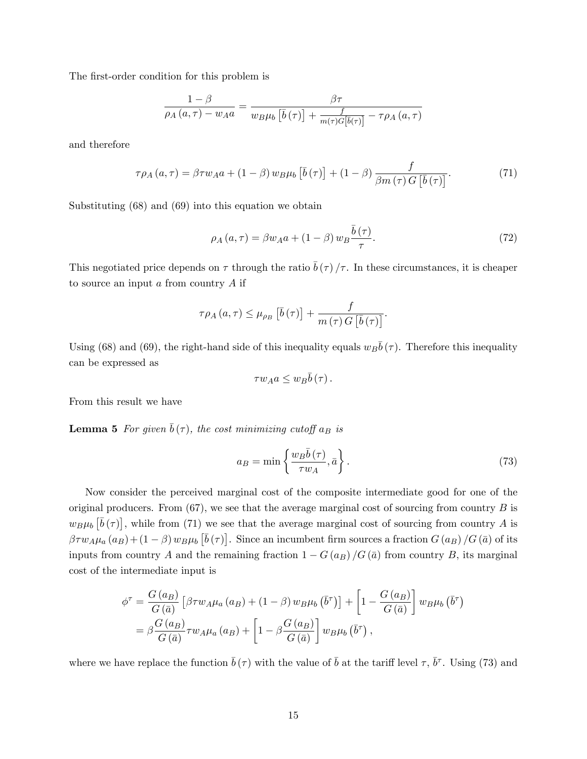The first-order condition for this problem is

$$\frac{1-\beta}{\rho_A(a,\tau)-w_A a}=\frac{\beta\tau}{w_B\mu_b\left[\bar{b}(\tau)\right]+\frac{f}{m(\tau)G\left[\bar{b}(\tau)\right]}-\tau\rho_A(a,\tau)}$$

and therefore

$$\tau\rho_A(a,\tau)=\beta\tau w_A a+(1-\beta)w_B\mu_b\left[\bar{b}(\tau)\right]+(1-\beta)\frac{f}{\beta m(\tau)G\left[\bar{b}(\tau)\right]}. \tag{71}$$

Substituting (68) and (69) into this equation we obtain

$$\rho_A(a,\tau)=\beta w_A a+(1-\beta)w_B\frac{\bar{b}(\tau)}{\tau}. \tag{72}$$

This negotiated price depends on $\tau$ through the ratio $\bar{b}(\tau)/\tau$. In these circumstances, it is cheaper to source an input $a$ from country $A$ if

$$\tau\rho_A(a,\tau)\leq\mu_{\rho_B}\left[\bar{b}(\tau)\right]+\frac{f}{m(\tau)G\left[\bar{b}(\tau)\right]}.$$

Using (68) and (69), the right-hand side of this inequality equals $w_B\bar{b}(\tau)$. Therefore this inequality can be expressed as

$$\tau w_A a\leq w_B\bar{b}(\tau).$$

From this result we have

**Lemma 5** *For given $\bar{b}(\tau)$, the cost minimizing cutoff $a_B$ is*

$$a_B=\min\left\{\frac{w_B\bar{b}(\tau)}{\tau w_A},\bar{a}\right\}. \tag{73}$$

Now consider the perceived marginal cost of the composite intermediate good for one of the original producers. From (67), we see that the average marginal cost of sourcing from country $B$ is $w_B\mu_b\left[\bar{b}(\tau)\right]$, while from (71) we see that the average marginal cost of sourcing from country $A$ is $\beta\tau w_A\mu_a(a_B)+(1-\beta)w_B\mu_b\left[\bar{b}(\tau)\right]$. Since an incumbent firm sources a fraction $G(a_B)/G(\bar{a})$ of its inputs from country $A$ and the remaining fraction $1-G(a_B)/G(\bar{a})$ from country $B$, its marginal cost of the intermediate input is

$$\begin{aligned}\phi^\tau&=\frac{G(a_B)}{G(\bar{a})}\left[\beta\tau w_A\mu_a(a_B)+(1-\beta)w_B\mu_b\left(\bar{b}^\tau\right)\right]+\left[1-\frac{G(a_B)}{G(\bar{a})}\right]w_B\mu_b\left(\bar{b}^\tau\right)\\&=\beta\frac{G(a_B)}{G(\bar{a})}\tau w_A\mu_a(a_B)+\left[1-\beta\frac{G(a_B)}{G(\bar{a})}\right]w_B\mu_b\left(\bar{b}^\tau\right),\end{aligned}$$

where we have replace the function $\bar{b}(\tau)$ with the value of $\bar{b}$ at the tariff level $\tau$, $\bar{b}^\tau$. Using (73) and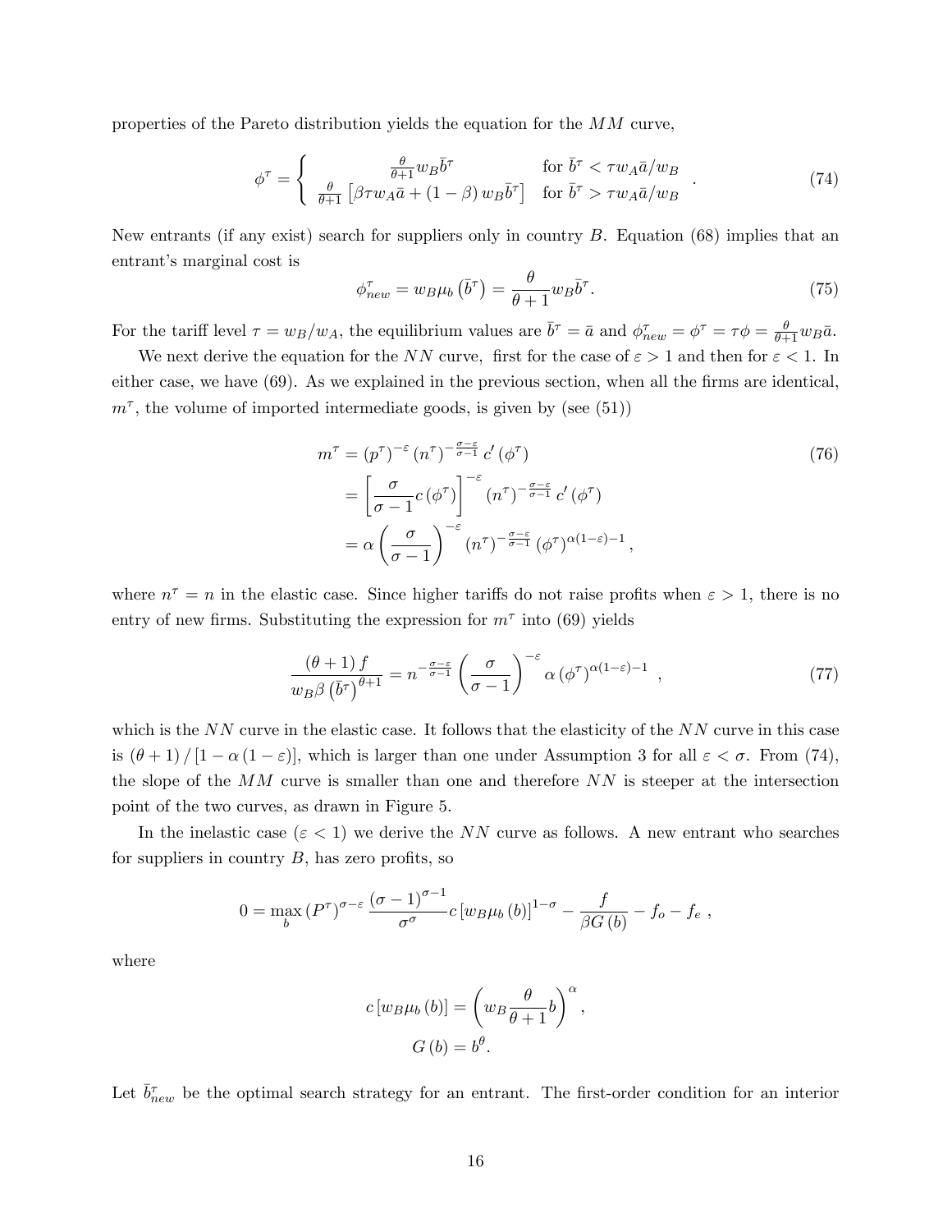properties of the Pareto distribution yields the equation for the $MM$ curve,

$$\phi^{\tau} = \begin{cases} \frac{\theta}{\theta+1} w_B \bar{b}^{\tau} & \text{for } \bar{b}^{\tau} < \tau w_A \bar{a} / w_B \\ \frac{\theta}{\theta+1} \left[ \beta \tau w_A \bar{a} + (1-\beta) w_B \bar{b}^{\tau} \right] & \text{for } \bar{b}^{\tau} > \tau w_A \bar{a} / w_B \end{cases} . \tag{74}$$

New entrants (if any exist) search for suppliers only in country $B$. Equation (68) implies that an entrant's marginal cost is

$$\phi_{new}^{\tau} = w_B \mu_b \left( \bar{b}^{\tau} \right) = \frac{\theta}{\theta+1} w_B \bar{b}^{\tau}. \tag{75}$$

For the tariff level $\tau = w_B / w_A$, the equilibrium values are $\bar{b}^{\tau} = \bar{a}$ and $\phi_{new}^{\tau} = \phi^{\tau} = \tau \phi = \frac{\theta}{\theta+1} w_B \bar{a}$.

We next derive the equation for the $NN$ curve, first for the case of $\varepsilon > 1$ and then for $\varepsilon < 1$. In either case, we have (69). As we explained in the previous section, when all the firms are identical, $m^{\tau}$, the volume of imported intermediate goods, is given by (see (51))

$$\begin{aligned} m^{\tau} &= \left( p^{\tau} \right)^{-\varepsilon} \left( n^{\tau} \right)^{-\frac{\sigma-\varepsilon}{\sigma-1}} c' \left( \phi^{\tau} \right) \\ &= \left[ \frac{\sigma}{\sigma-1} c \left( \phi^{\tau} \right) \right]^{-\varepsilon} \left( n^{\tau} \right)^{-\frac{\sigma-\varepsilon}{\sigma-1}} c' \left( \phi^{\tau} \right) \\ &= \alpha \left( \frac{\sigma}{\sigma-1} \right)^{-\varepsilon} \left( n^{\tau} \right)^{-\frac{\sigma-\varepsilon}{\sigma-1}} \left( \phi^{\tau} \right)^{\alpha(1-\varepsilon)-1}, \end{aligned} \tag{76}$$

where $n^{\tau} = n$ in the elastic case. Since higher tariffs do not raise profits when $\varepsilon > 1$, there is no entry of new firms. Substituting the expression for $m^{\tau}$ into (69) yields

$$\frac{(\theta+1) f}{w_B \beta \left( \bar{b}^{\tau} \right)^{\theta+1}} = n^{-\frac{\sigma-\varepsilon}{\sigma-1}} \left( \frac{\sigma}{\sigma-1} \right)^{-\varepsilon} \alpha \left( \phi^{\tau} \right)^{\alpha(1-\varepsilon)-1} \ , \tag{77}$$

which is the $NN$ curve in the elastic case. It follows that the elasticity of the $NN$ curve in this case is $(\theta+1) / [1 - \alpha(1-\varepsilon)]$, which is larger than one under Assumption 3 for all $\varepsilon < \sigma$. From (74), the slope of the $MM$ curve is smaller than one and therefore $NN$ is steeper at the intersection point of the two curves, as drawn in Figure 5.

In the inelastic case ($\varepsilon < 1$) we derive the $NN$ curve as follows. A new entrant who searches for suppliers in country $B$, has zero profits, so

$$0 = \max_{b} \left( P^{\tau} \right)^{\sigma-\varepsilon} \frac{(\sigma-1)^{\sigma-1}}{\sigma^{\sigma}} c \left[ w_B \mu_b (b) \right]^{1-\sigma} - \frac{f}{\beta G(b)} - f_o - f_e \ ,$$

where

$$\begin{aligned} c \left[ w_B \mu_b (b) \right] &= \left( w_B \frac{\theta}{\theta+1} b \right)^{\alpha}, \\ G(b) &= b^{\theta}. \end{aligned}$$

Let $\bar{b}_{new}^{\tau}$ be the optimal search strategy for an entrant. The first-order condition for an interior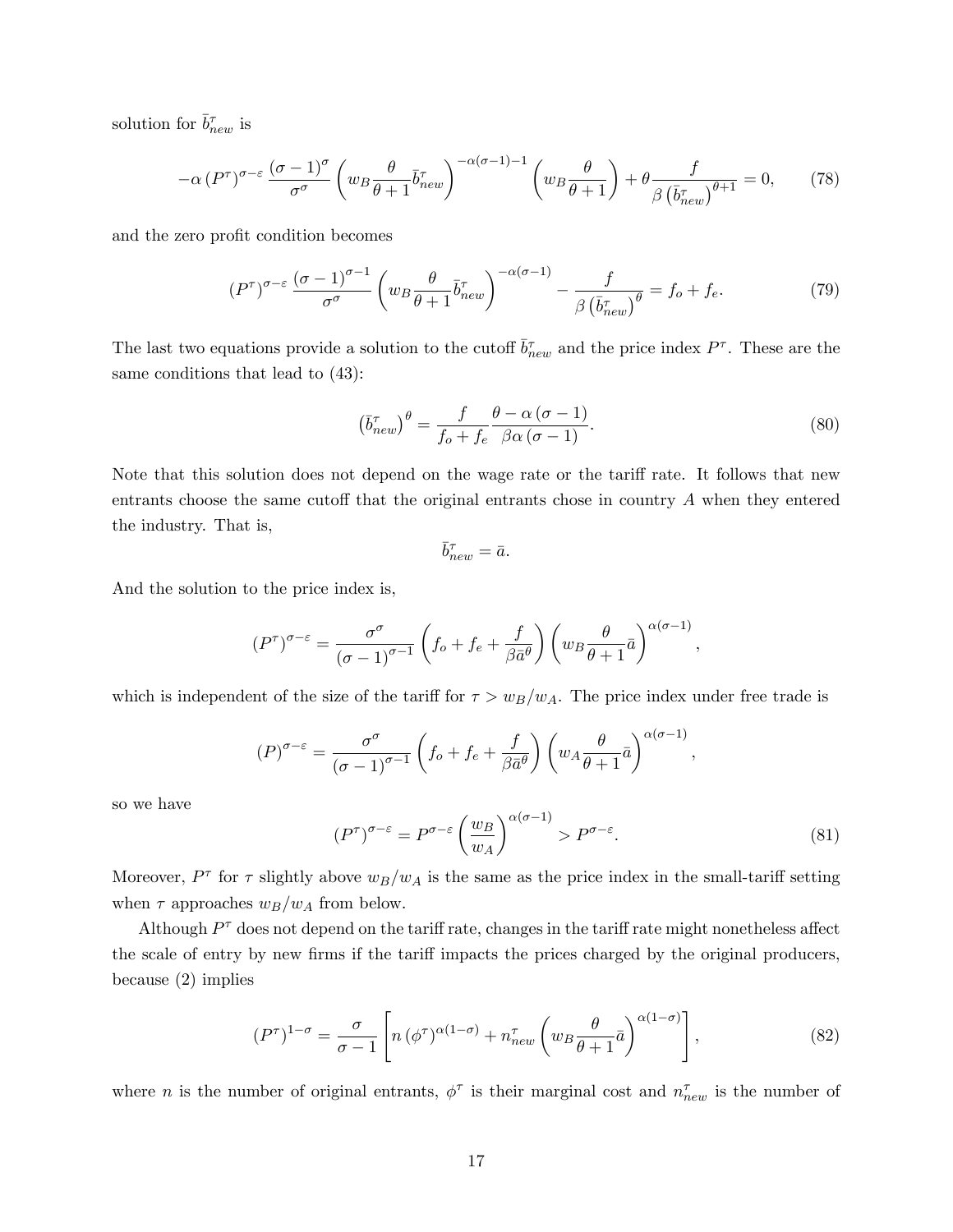solution for $\bar{b}^{\tau}_{new}$ is

$$-\alpha \left(P^{\tau}\right)^{\sigma-\varepsilon} \frac{(\sigma-1)^{\sigma}}{\sigma^{\sigma}} \left(w_B \frac{\theta}{\theta+1} \bar{b}^{\tau}_{new}\right)^{-\alpha(\sigma-1)-1} \left(w_B \frac{\theta}{\theta+1}\right) + \theta \frac{f}{\beta \left(\bar{b}^{\tau}_{new}\right)^{\theta+1}} = 0, \tag{78}$$

and the zero profit condition becomes

$$\left(P^{\tau}\right)^{\sigma-\varepsilon} \frac{(\sigma-1)^{\sigma-1}}{\sigma^{\sigma}} \left(w_B \frac{\theta}{\theta+1} \bar{b}^{\tau}_{new}\right)^{-\alpha(\sigma-1)} - \frac{f}{\beta \left(\bar{b}^{\tau}_{new}\right)^{\theta}} = f_o + f_e. \tag{79}$$

The last two equations provide a solution to the cutoff $\bar{b}^{\tau}_{new}$ and the price index $P^{\tau}$. These are the same conditions that lead to (43):

$$\left(\bar{b}^{\tau}_{new}\right)^{\theta} = \frac{f}{f_o + f_e} \frac{\theta - \alpha(\sigma-1)}{\beta \alpha (\sigma-1)}. \tag{80}$$

Note that this solution does not depend on the wage rate or the tariff rate. It follows that new entrants choose the same cutoff that the original entrants chose in country $A$ when they entered the industry. That is,

$$\bar{b}^{\tau}_{new} = \bar{a}.$$

And the solution to the price index is,

$$\left(P^{\tau}\right)^{\sigma-\varepsilon} = \frac{\sigma^{\sigma}}{(\sigma-1)^{\sigma-1}} \left(f_o + f_e + \frac{f}{\beta \bar{a}^{\theta}}\right) \left(w_B \frac{\theta}{\theta+1} \bar{a}\right)^{\alpha(\sigma-1)},$$

which is independent of the size of the tariff for $\tau > w_B/w_A$. The price index under free trade is

$$(P)^{\sigma-\varepsilon} = \frac{\sigma^{\sigma}}{(\sigma-1)^{\sigma-1}} \left(f_o + f_e + \frac{f}{\beta \bar{a}^{\theta}}\right) \left(w_A \frac{\theta}{\theta+1} \bar{a}\right)^{\alpha(\sigma-1)},$$

so we have

$$\left(P^{\tau}\right)^{\sigma-\varepsilon} = P^{\sigma-\varepsilon} \left(\frac{w_B}{w_A}\right)^{\alpha(\sigma-1)} > P^{\sigma-\varepsilon}. \tag{81}$$

Moreover, $P^{\tau}$ for $\tau$ slightly above $w_B/w_A$ is the same as the price index in the small-tariff setting when $\tau$ approaches $w_B/w_A$ from below.

Although $P^{\tau}$ does not depend on the tariff rate, changes in the tariff rate might nonetheless affect the scale of entry by new firms if the tariff impacts the prices charged by the original producers, because (2) implies

$$\left(P^{\tau}\right)^{1-\sigma} = \frac{\sigma}{\sigma-1} \left[ n \left(\phi^{\tau}\right)^{\alpha(1-\sigma)} + n^{\tau}_{new} \left(w_B \frac{\theta}{\theta+1} \bar{a}\right)^{\alpha(1-\sigma)} \right], \tag{82}$$

where $n$ is the number of original entrants, $\phi^{\tau}$ is their marginal cost and $n^{\tau}_{new}$ is the number of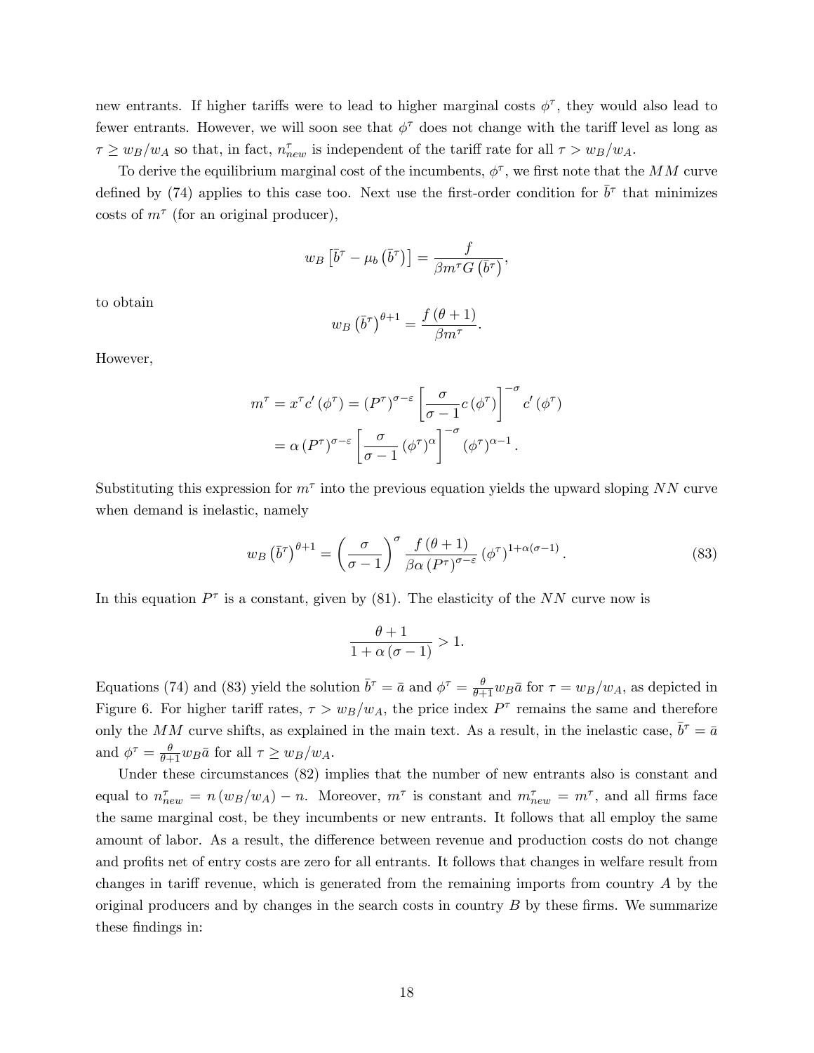new entrants. If higher tariffs were to lead to higher marginal costs $\phi^\tau$, they would also lead to fewer entrants. However, we will soon see that $\phi^\tau$ does not change with the tariff level as long as $\tau \geq w_B/w_A$ so that, in fact, $n^\tau_{new}$ is independent of the tariff rate for all $\tau > w_B/w_A$.

To derive the equilibrium marginal cost of the incumbents, $\phi^\tau$, we first note that the $MM$ curve defined by (74) applies to this case too. Next use the first-order condition for $\bar{b}^\tau$ that minimizes costs of $m^\tau$ (for an original producer),

$$w_B\left[\bar{b}^\tau - \mu_b\left(\bar{b}^\tau\right)\right] = \frac{f}{\beta m^\tau G\left(\bar{b}^\tau\right)},$$

to obtain

$$w_B\left(\bar{b}^\tau\right)^{\theta+1} = \frac{f\left(\theta+1\right)}{\beta m^\tau}.$$

However,

$$\begin{aligned} m^\tau = x^\tau c'\left(\phi^\tau\right) &= \left(P^\tau\right)^{\sigma-\varepsilon}\left[\frac{\sigma}{\sigma-1}c\left(\phi^\tau\right)\right]^{-\sigma}c'\left(\phi^\tau\right) \\ &= \alpha\left(P^\tau\right)^{\sigma-\varepsilon}\left[\frac{\sigma}{\sigma-1}\left(\phi^\tau\right)^\alpha\right]^{-\sigma}\left(\phi^\tau\right)^{\alpha-1}. \end{aligned}$$

Substituting this expression for $m^\tau$ into the previous equation yields the upward sloping $NN$ curve when demand is inelastic, namely

$$w_B\left(\bar{b}^\tau\right)^{\theta+1} = \left(\frac{\sigma}{\sigma-1}\right)^\sigma \frac{f\left(\theta+1\right)}{\beta\alpha\left(P^\tau\right)^{\sigma-\varepsilon}}\left(\phi^\tau\right)^{1+\alpha(\sigma-1)}. \tag{83}$$

In this equation $P^\tau$ is a constant, given by (81). The elasticity of the $NN$ curve now is

$$\frac{\theta+1}{1+\alpha\left(\sigma-1\right)} > 1.$$

Equations (74) and (83) yield the solution $\bar{b}^\tau = \bar{a}$ and $\phi^\tau = \frac{\theta}{\theta+1}w_B\bar{a}$ for $\tau = w_B/w_A$, as depicted in Figure 6. For higher tariff rates, $\tau > w_B/w_A$, the price index $P^\tau$ remains the same and therefore only the $MM$ curve shifts, as explained in the main text. As a result, in the inelastic case, $\bar{b}^\tau = \bar{a}$ and $\phi^\tau = \frac{\theta}{\theta+1}w_B\bar{a}$ for all $\tau \geq w_B/w_A$.

Under these circumstances (82) implies that the number of new entrants also is constant and equal to $n^\tau_{new} = n\left(w_B/w_A\right) - n$. Moreover, $m^\tau$ is constant and $m^\tau_{new} = m^\tau$, and all firms face the same marginal cost, be they incumbents or new entrants. It follows that all employ the same amount of labor. As a result, the difference between revenue and production costs do not change and profits net of entry costs are zero for all entrants. It follows that changes in welfare result from changes in tariff revenue, which is generated from the remaining imports from country $A$ by the original producers and by changes in the search costs in country $B$ by these firms. We summarize these findings in: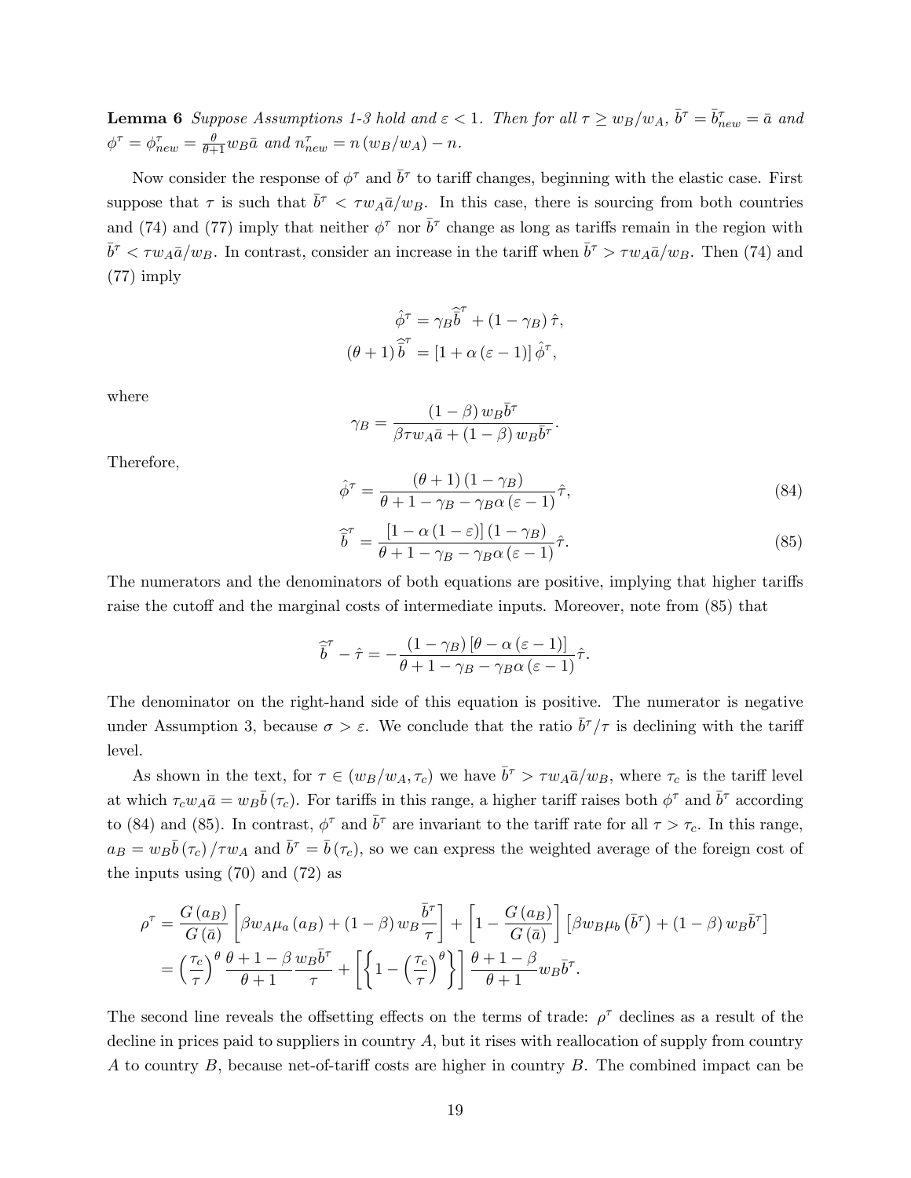**Lemma 6** *Suppose Assumptions 1-3 hold and $\varepsilon < 1$. Then for all $\tau \geq w_B/w_A$, $\bar{b}^{\tau} = \bar{b}^{\tau}_{new} = \bar{a}$ and $\phi^{\tau} = \phi^{\tau}_{new} = \frac{\theta}{\theta+1} w_B \bar{a}$ and $n^{\tau}_{new} = n(w_B/w_A) - n$.*

Now consider the response of $\phi^{\tau}$ and $\bar{b}^{\tau}$ to tariff changes, beginning with the elastic case. First suppose that $\tau$ is such that $\bar{b}^{\tau} < \tau w_A \bar{a}/w_B$. In this case, there is sourcing from both countries and (74) and (77) imply that neither $\phi^{\tau}$ nor $\bar{b}^{\tau}$ change as long as tariffs remain in the region with $\bar{b}^{\tau} < \tau w_A \bar{a}/w_B$. In contrast, consider an increase in the tariff when $\bar{b}^{\tau} > \tau w_A \bar{a}/w_B$. Then (74) and (77) imply

$$\hat{\phi}^{\tau} = \gamma_B \widehat{\bar{b}}^{\tau} + (1 - \gamma_B)\hat{\tau},$$

$$(\theta + 1)\widehat{\bar{b}}^{\tau} = [1 + \alpha(\varepsilon - 1)]\hat{\phi}^{\tau},$$

where

$$\gamma_B = \frac{(1-\beta) w_B \bar{b}^{\tau}}{\beta \tau w_A \bar{a} + (1-\beta) w_B \bar{b}^{\tau}}.$$

Therefore,

$$\hat{\phi}^{\tau} = \frac{(\theta+1)(1-\gamma_B)}{\theta + 1 - \gamma_B - \gamma_B \alpha(\varepsilon - 1)}\hat{\tau}, \tag{84}$$

$$\widehat{\bar{b}}^{\tau} = \frac{[1 - \alpha(1-\varepsilon)](1-\gamma_B)}{\theta + 1 - \gamma_B - \gamma_B \alpha(\varepsilon - 1)}\hat{\tau}. \tag{85}$$

The numerators and the denominators of both equations are positive, implying that higher tariffs raise the cutoff and the marginal costs of intermediate inputs. Moreover, note from (85) that

$$\widehat{\bar{b}}^{\tau} - \hat{\tau} = -\frac{(1-\gamma_B)[\theta - \alpha(\varepsilon - 1)]}{\theta + 1 - \gamma_B - \gamma_B \alpha(\varepsilon - 1)}\hat{\tau}.$$

The denominator on the right-hand side of this equation is positive. The numerator is negative under Assumption 3, because $\sigma > \varepsilon$. We conclude that the ratio $\bar{b}^{\tau}/\tau$ is declining with the tariff level.

As shown in the text, for $\tau \in (w_B/w_A, \tau_c)$ we have $\bar{b}^{\tau} > \tau w_A \bar{a}/w_B$, where $\tau_c$ is the tariff level at which $\tau_c w_A \bar{a} = w_B \bar{b}(\tau_c)$. For tariffs in this range, a higher tariff raises both $\phi^{\tau}$ and $\bar{b}^{\tau}$ according to (84) and (85). In contrast, $\phi^{\tau}$ and $\bar{b}^{\tau}$ are invariant to the tariff rate for all $\tau > \tau_c$. In this range, $a_B = w_B \bar{b}(\tau_c)/\tau w_A$ and $\bar{b}^{\tau} = \bar{b}(\tau_c)$, so we can express the weighted average of the foreign cost of the inputs using (70) and (72) as

$$\begin{aligned}
\rho^{\tau} &= \frac{G(a_B)}{G(\bar{a})}\left[\beta w_A \mu_a(a_B) + (1-\beta) w_B \frac{\bar{b}^{\tau}}{\tau}\right] + \left[1 - \frac{G(a_B)}{G(\bar{a})}\right]\left[\beta w_B \mu_b(\bar{b}^{\tau}) + (1-\beta) w_B \bar{b}^{\tau}\right] \\
&= \left(\frac{\tau_c}{\tau}\right)^{\theta} \frac{\theta + 1 - \beta}{\theta + 1} \frac{w_B \bar{b}^{\tau}}{\tau} + \left[\left\{1 - \left(\frac{\tau_c}{\tau}\right)^{\theta}\right\}\right] \frac{\theta + 1 - \beta}{\theta + 1} w_B \bar{b}^{\tau}.
\end{aligned}$$

The second line reveals the offsetting effects on the terms of trade: $\rho^{\tau}$ declines as a result of the decline in prices paid to suppliers in country $A$, but it rises with reallocation of supply from country $A$ to country $B$, because net-of-tariff costs are higher in country $B$. The combined impact can be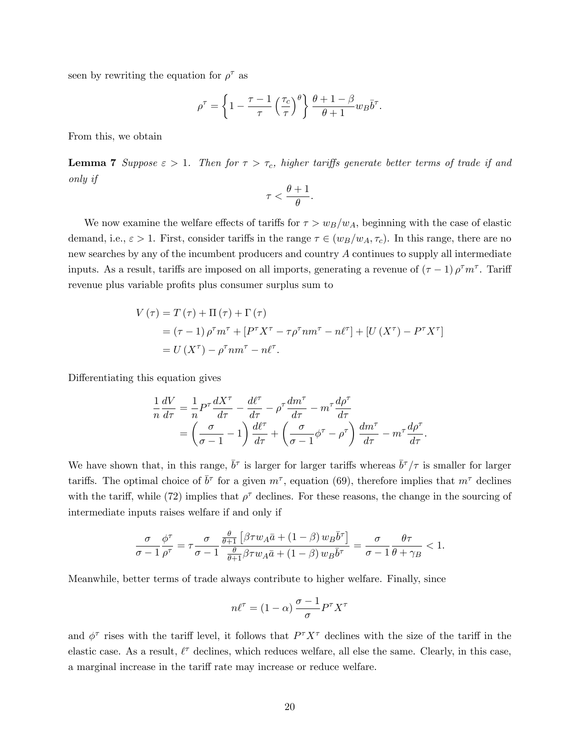seen by rewriting the equation for $\rho^\tau$ as

$$\rho^\tau = \left\{1 - \frac{\tau - 1}{\tau}\left(\frac{\tau_c}{\tau}\right)^\theta\right\} \frac{\theta + 1 - \beta}{\theta + 1} w_B \bar{b}^\tau.$$

From this, we obtain

**Lemma 7** *Suppose $\varepsilon > 1$. Then for $\tau > \tau_c$, higher tariffs generate better terms of trade if and only if*

$$\tau < \frac{\theta + 1}{\theta}.$$

We now examine the welfare effects of tariffs for $\tau > w_B/w_A$, beginning with the case of elastic demand, i.e., $\varepsilon > 1$. First, consider tariffs in the range $\tau \in (w_B/w_A, \tau_c)$. In this range, there are no new searches by any of the incumbent producers and country $A$ continues to supply all intermediate inputs. As a result, tariffs are imposed on all imports, generating a revenue of $(\tau - 1)\rho^\tau m^\tau$. Tariff revenue plus variable profits plus consumer surplus sum to

$$\begin{aligned}
V(\tau) &= T(\tau) + \Pi(\tau) + \Gamma(\tau) \\
&= (\tau - 1)\rho^\tau m^\tau + [P^\tau X^\tau - \tau\rho^\tau n m^\tau - n\ell^\tau] + [U(X^\tau) - P^\tau X^\tau] \\
&= U(X^\tau) - \rho^\tau n m^\tau - n\ell^\tau.
\end{aligned}$$

Differentiating this equation gives

$$\begin{aligned}
\frac{1}{n}\frac{dV}{d\tau} &= \frac{1}{n}P^\tau \frac{dX^\tau}{d\tau} - \frac{d\ell^\tau}{d\tau} - \rho^\tau \frac{dm^\tau}{d\tau} - m^\tau \frac{d\rho^\tau}{d\tau} \\
&= \left(\frac{\sigma}{\sigma - 1} - 1\right)\frac{d\ell^\tau}{d\tau} + \left(\frac{\sigma}{\sigma - 1}\phi^\tau - \rho^\tau\right)\frac{dm^\tau}{d\tau} - m^\tau \frac{d\rho^\tau}{d\tau}.
\end{aligned}$$

We have shown that, in this range, $\bar{b}^\tau$ is larger for larger tariffs whereas $\bar{b}^\tau/\tau$ is smaller for larger tariffs. The optimal choice of $\bar{b}^\tau$ for a given $m^\tau$, equation (69), therefore implies that $m^\tau$ declines with the tariff, while (72) implies that $\rho^\tau$ declines. For these reasons, the change in the sourcing of intermediate inputs raises welfare if and only if

$$\frac{\sigma}{\sigma - 1}\frac{\phi^\tau}{\rho^\tau} = \tau \frac{\sigma}{\sigma - 1}\frac{\frac{\theta}{\theta+1}\left[\beta\tau w_A \bar{a} + (1 - \beta) w_B \bar{b}^\tau\right]}{\frac{\theta}{\theta+1}\beta\tau w_A \bar{a} + (1 - \beta) w_B \bar{b}^\tau} = \frac{\sigma}{\sigma - 1}\frac{\theta\tau}{\theta + \gamma_B} < 1.$$

Meanwhile, better terms of trade always contribute to higher welfare. Finally, since

$$n\ell^\tau = (1 - \alpha)\frac{\sigma - 1}{\sigma}P^\tau X^\tau$$

and $\phi^\tau$ rises with the tariff level, it follows that $P^\tau X^\tau$ declines with the size of the tariff in the elastic case. As a result, $\ell^\tau$ declines, which reduces welfare, all else the same. Clearly, in this case, a marginal increase in the tariff rate may increase or reduce welfare.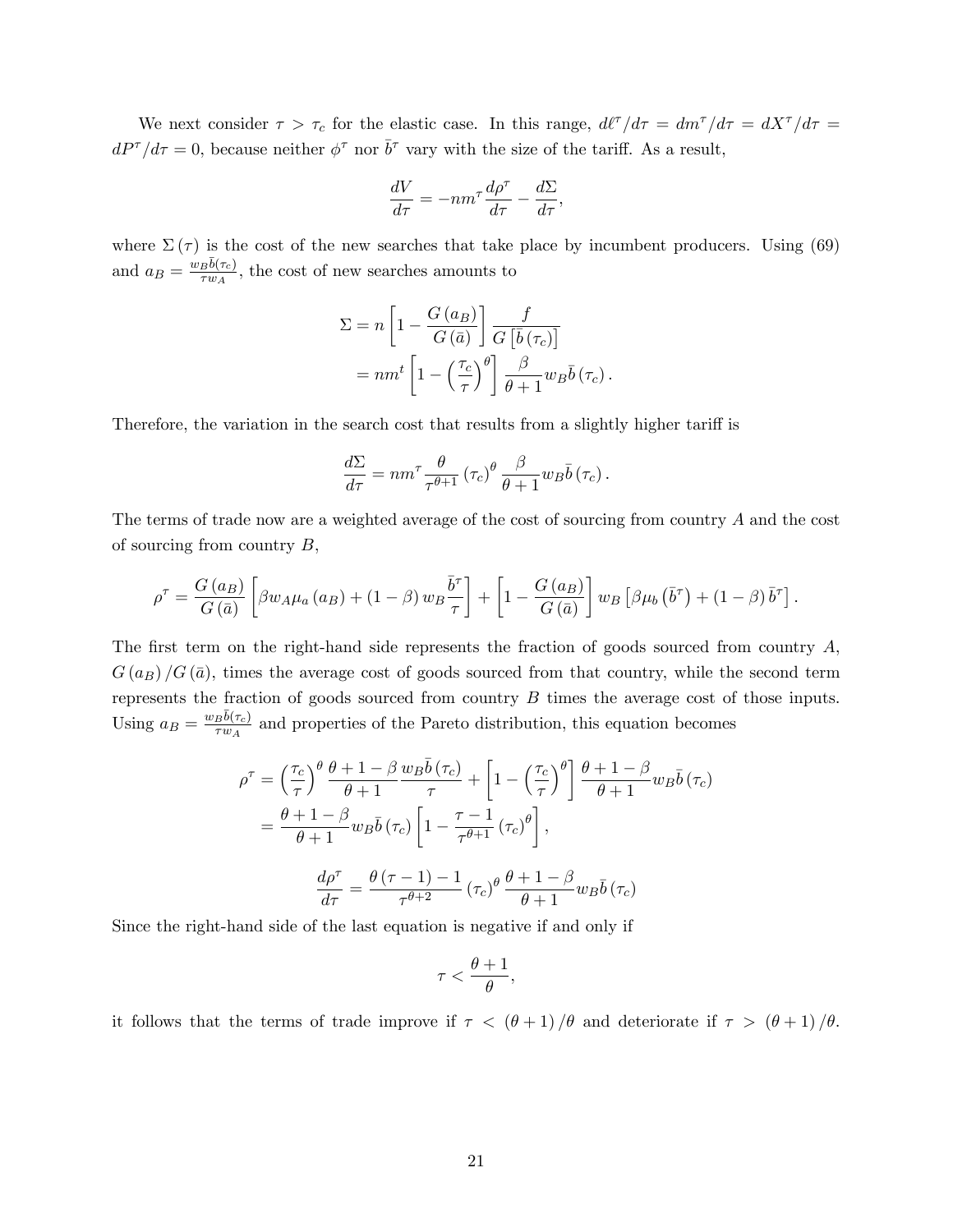We next consider $\tau > \tau_c$ for the elastic case. In this range, $d\ell^\tau/d\tau = dm^\tau/d\tau = dX^\tau/d\tau = dP^\tau/d\tau = 0$, because neither $\phi^\tau$ nor $\bar{b}^\tau$ vary with the size of the tariff. As a result,

$$\frac{dV}{d\tau} = -nm^\tau \frac{d\rho^\tau}{d\tau} - \frac{d\Sigma}{d\tau},$$

where $\Sigma(\tau)$ is the cost of the new searches that take place by incumbent producers. Using (69) and $a_B = \frac{w_B \bar{b}(\tau_c)}{\tau w_A}$, the cost of new searches amounts to

$$\begin{aligned}
\Sigma &= n\left[1 - \frac{G(a_B)}{G(\bar{a})}\right]\frac{f}{G\left[\bar{b}(\tau_c)\right]} \\
&= nm^t\left[1 - \left(\frac{\tau_c}{\tau}\right)^\theta\right]\frac{\beta}{\theta+1} w_B \bar{b}(\tau_c).
\end{aligned}$$

Therefore, the variation in the search cost that results from a slightly higher tariff is

$$\frac{d\Sigma}{d\tau} = nm^\tau \frac{\theta}{\tau^{\theta+1}} (\tau_c)^\theta \frac{\beta}{\theta+1} w_B \bar{b}(\tau_c).$$

The terms of trade now are a weighted average of the cost of sourcing from country $A$ and the cost of sourcing from country $B$,

$$\rho^\tau = \frac{G(a_B)}{G(\bar{a})}\left[\beta w_A \mu_a(a_B) + (1-\beta) w_B \frac{\bar{b}^\tau}{\tau}\right] + \left[1 - \frac{G(a_B)}{G(\bar{a})}\right] w_B\left[\beta \mu_b\left(\bar{b}^\tau\right) + (1-\beta)\bar{b}^\tau\right].$$

The first term on the right-hand side represents the fraction of goods sourced from country $A$, $G(a_B)/G(\bar{a})$, times the average cost of goods sourced from that country, while the second term represents the fraction of goods sourced from country $B$ times the average cost of those inputs. Using $a_B = \frac{w_B \bar{b}(\tau_c)}{\tau w_A}$ and properties of the Pareto distribution, this equation becomes

$$\begin{aligned}
\rho^\tau &= \left(\frac{\tau_c}{\tau}\right)^\theta \frac{\theta+1-\beta}{\theta+1}\frac{w_B \bar{b}(\tau_c)}{\tau} + \left[1 - \left(\frac{\tau_c}{\tau}\right)^\theta\right]\frac{\theta+1-\beta}{\theta+1} w_B \bar{b}(\tau_c) \\
&= \frac{\theta+1-\beta}{\theta+1} w_B \bar{b}(\tau_c)\left[1 - \frac{\tau-1}{\tau^{\theta+1}}(\tau_c)^\theta\right],
\end{aligned}$$

$$\frac{d\rho^\tau}{d\tau} = \frac{\theta(\tau-1)-1}{\tau^{\theta+2}}(\tau_c)^\theta \frac{\theta+1-\beta}{\theta+1} w_B \bar{b}(\tau_c)$$

Since the right-hand side of the last equation is negative if and only if

$$\tau < \frac{\theta+1}{\theta},$$

it follows that the terms of trade improve if $\tau < (\theta+1)/\theta$ and deteriorate if $\tau > (\theta+1)/\theta$.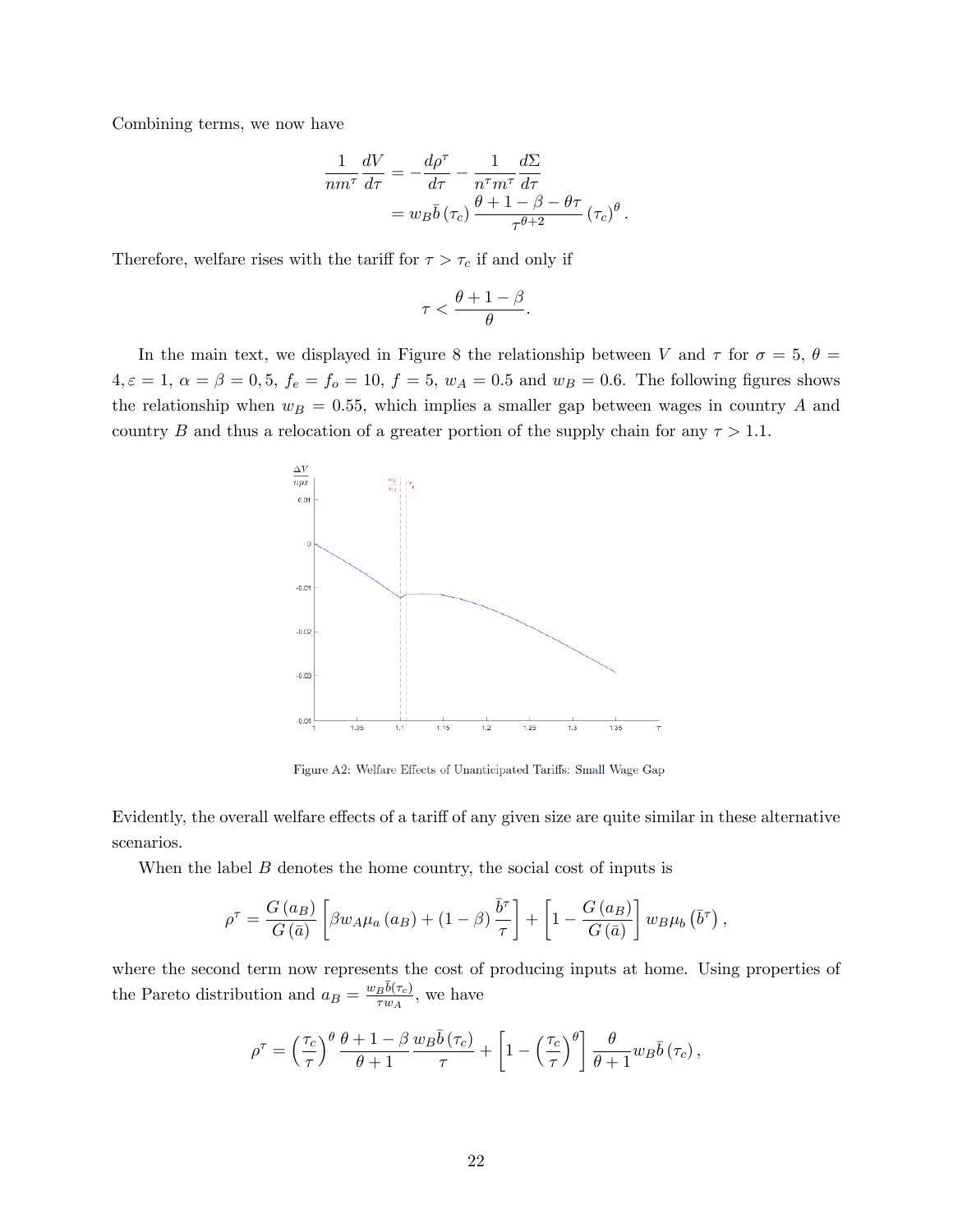Combining terms, we now have

$$\frac{1}{nm^{\tau}}\frac{dV}{d\tau} = -\frac{d\rho^{\tau}}{d\tau} - \frac{1}{n^{\tau}m^{\tau}}\frac{d\Sigma}{d\tau}$$
$$= w_B \bar{b}(\tau_c) \frac{\theta + 1 - \beta - \theta\tau}{\tau^{\theta+2}} (\tau_c)^{\theta}.$$

Therefore, welfare rises with the tariff for $\tau > \tau_c$ if and only if

$$\tau < \frac{\theta + 1 - \beta}{\theta}.$$

In the main text, we displayed in Figure 8 the relationship between $V$ and $\tau$ for $\sigma = 5$, $\theta = 4, \varepsilon = 1$, $\alpha = \beta = 0,5$, $f_e = f_o = 10$, $f = 5$, $w_A = 0.5$ and $w_B = 0.6$. The following figures shows the relationship when $w_B = 0.55$, which implies a smaller gap between wages in country $A$ and country $B$ and thus a relocation of a greater portion of the supply chain for any $\tau > 1.1$.

Figure A2: Welfare Effects of Unanticipated Tariffs: Small Wage Gap

Evidently, the overall welfare effects of a tariff of any given size are quite similar in these alternative scenarios.

When the label $B$ denotes the home country, the social cost of inputs is

$$\rho^{\tau} = \frac{G(a_B)}{G(\bar{a})}\left[\beta w_A \mu_a(a_B) + (1-\beta)\frac{\bar{b}^{\tau}}{\tau}\right] + \left[1 - \frac{G(a_B)}{G(\bar{a})}\right] w_B \mu_b\left(\bar{b}^{\tau}\right),$$

where the second term now represents the cost of producing inputs at home. Using properties of the Pareto distribution and $a_B = \frac{w_B \bar{b}(\tau_c)}{\tau w_A}$, we have

$$\rho^{\tau} = \left(\frac{\tau_c}{\tau}\right)^{\theta} \frac{\theta + 1 - \beta}{\theta + 1} \frac{w_B \bar{b}(\tau_c)}{\tau} + \left[1 - \left(\frac{\tau_c}{\tau}\right)^{\theta}\right] \frac{\theta}{\theta + 1} w_B \bar{b}(\tau_c),$$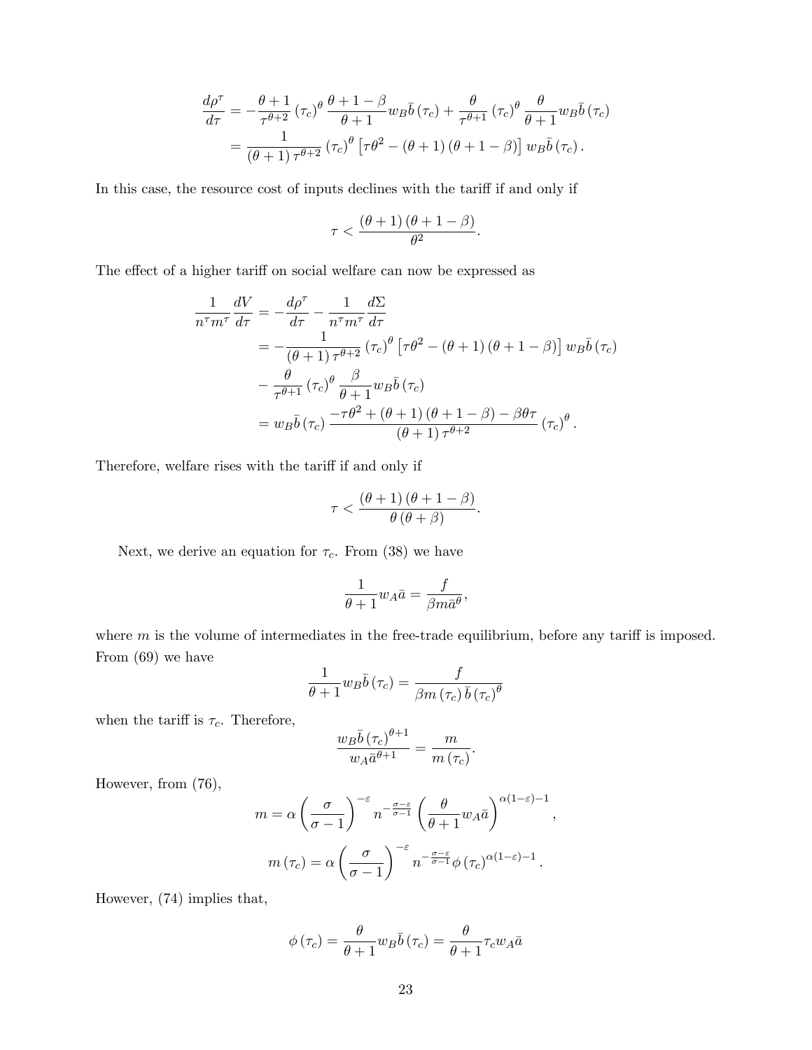$$\frac{d\rho^{\tau}}{d\tau} = -\frac{\theta+1}{\tau^{\theta+2}}\left(\tau_c\right)^{\theta}\frac{\theta+1-\beta}{\theta+1}w_B\bar{b}\left(\tau_c\right) + \frac{\theta}{\tau^{\theta+1}}\left(\tau_c\right)^{\theta}\frac{\theta}{\theta+1}w_B\bar{b}\left(\tau_c\right)$$
$$= \frac{1}{\left(\theta+1\right)\tau^{\theta+2}}\left(\tau_c\right)^{\theta}\left[\tau\theta^2 - \left(\theta+1\right)\left(\theta+1-\beta\right)\right]w_B\bar{b}\left(\tau_c\right).$$

In this case, the resource cost of inputs declines with the tariff if and only if

$$\tau < \frac{\left(\theta+1\right)\left(\theta+1-\beta\right)}{\theta^2}.$$

The effect of a higher tariff on social welfare can now be expressed as

$$\frac{1}{n^{\tau}m^{\tau}}\frac{dV}{d\tau} = -\frac{d\rho^{\tau}}{d\tau} - \frac{1}{n^{\tau}m^{\tau}}\frac{d\Sigma}{d\tau}$$
$$= -\frac{1}{\left(\theta+1\right)\tau^{\theta+2}}\left(\tau_c\right)^{\theta}\left[\tau\theta^2 - \left(\theta+1\right)\left(\theta+1-\beta\right)\right]w_B\bar{b}\left(\tau_c\right)$$
$$- \frac{\theta}{\tau^{\theta+1}}\left(\tau_c\right)^{\theta}\frac{\beta}{\theta+1}w_B\bar{b}\left(\tau_c\right)$$
$$= w_B\bar{b}\left(\tau_c\right)\frac{-\tau\theta^2 + \left(\theta+1\right)\left(\theta+1-\beta\right) - \beta\theta\tau}{\left(\theta+1\right)\tau^{\theta+2}}\left(\tau_c\right)^{\theta}.$$

Therefore, welfare rises with the tariff if and only if

$$\tau < \frac{\left(\theta+1\right)\left(\theta+1-\beta\right)}{\theta\left(\theta+\beta\right)}.$$

Next, we derive an equation for $\tau_c$. From (38) we have

$$\frac{1}{\theta+1}w_A\bar{a} = \frac{f}{\beta m\bar{a}^{\theta}},$$

where $m$ is the volume of intermediates in the free-trade equilibrium, before any tariff is imposed. From (69) we have

$$\frac{1}{\theta+1}w_B\bar{b}\left(\tau_c\right) = \frac{f}{\beta m\left(\tau_c\right)\bar{b}\left(\tau_c\right)^{\theta}}$$

when the tariff is $\tau_c$. Therefore,

$$\frac{w_B\bar{b}\left(\tau_c\right)^{\theta+1}}{w_A\bar{a}^{\theta+1}} = \frac{m}{m\left(\tau_c\right)}.$$

However, from (76),

$$m = \alpha\left(\frac{\sigma}{\sigma-1}\right)^{-\varepsilon}n^{-\frac{\sigma-\varepsilon}{\sigma-1}}\left(\frac{\theta}{\theta+1}w_A\bar{a}\right)^{\alpha(1-\varepsilon)-1},$$

$$m\left(\tau_c\right) = \alpha\left(\frac{\sigma}{\sigma-1}\right)^{-\varepsilon}n^{-\frac{\sigma-\varepsilon}{\sigma-1}}\phi\left(\tau_c\right)^{\alpha(1-\varepsilon)-1}.$$

However, (74) implies that,

$$\phi\left(\tau_c\right) = \frac{\theta}{\theta+1}w_B\bar{b}\left(\tau_c\right) = \frac{\theta}{\theta+1}\tau_c w_A\bar{a}$$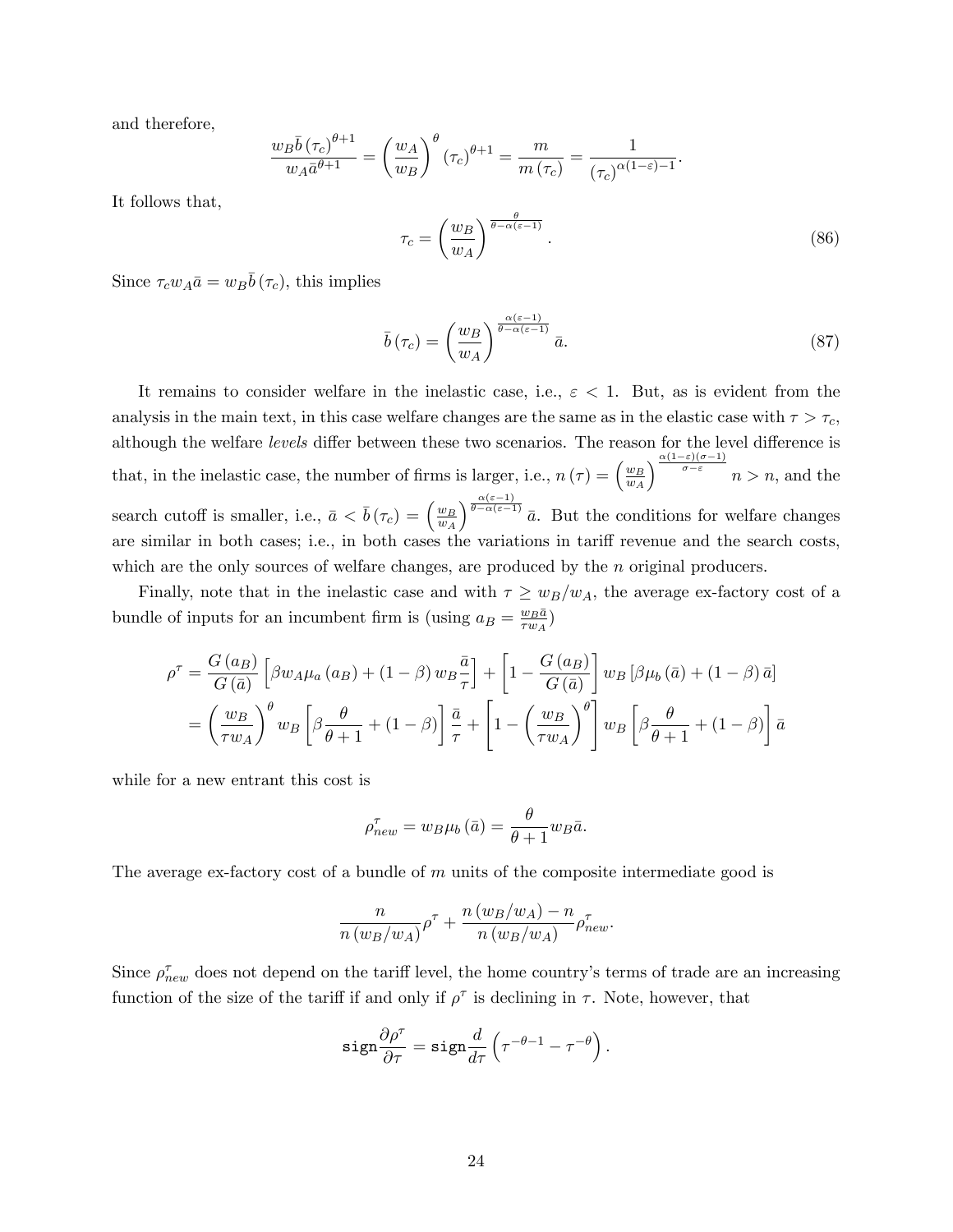and therefore,

$$\frac{w_B \bar{b}(\tau_c)^{\theta+1}}{w_A \bar{a}^{\theta+1}} = \left(\frac{w_A}{w_B}\right)^{\theta} (\tau_c)^{\theta+1} = \frac{m}{m(\tau_c)} = \frac{1}{(\tau_c)^{\alpha(1-\varepsilon)-1}}.$$

It follows that,

$$\tau_c = \left(\frac{w_B}{w_A}\right)^{\frac{\theta}{\theta-\alpha(\varepsilon-1)}}. \tag{86}$$

Since $\tau_c w_A \bar{a} = w_B \bar{b}(\tau_c)$, this implies

$$\bar{b}(\tau_c) = \left(\frac{w_B}{w_A}\right)^{\frac{\alpha(\varepsilon-1)}{\theta-\alpha(\varepsilon-1)}} \bar{a}. \tag{87}$$

It remains to consider welfare in the inelastic case, i.e., $\varepsilon < 1$. But, as is evident from the analysis in the main text, in this case welfare changes are the same as in the elastic case with $\tau > \tau_c$, although the welfare *levels* differ between these two scenarios. The reason for the level difference is that, in the inelastic case, the number of firms is larger, i.e., $n(\tau) = \left(\frac{w_B}{w_A}\right)^{\frac{\alpha(1-\varepsilon)(\sigma-1)}{\sigma-\varepsilon}} n > n$, and the search cutoff is smaller, i.e., $\bar{a} < \bar{b}(\tau_c) = \left(\frac{w_B}{w_A}\right)^{\frac{\alpha(\varepsilon-1)}{\theta-\alpha(\varepsilon-1)}} \bar{a}$. But the conditions for welfare changes are similar in both cases; i.e., in both cases the variations in tariff revenue and the search costs, which are the only sources of welfare changes, are produced by the $n$ original producers.

Finally, note that in the inelastic case and with $\tau \geq w_B/w_A$, the average ex-factory cost of a bundle of inputs for an incumbent firm is (using $a_B = \frac{w_B \bar{a}}{\tau w_A}$)

$$\begin{aligned}
\rho^{\tau} &= \frac{G(a_B)}{G(\bar{a})}\left[\beta w_A \mu_a(a_B) + (1-\beta) w_B \frac{\bar{a}}{\tau}\right] + \left[1 - \frac{G(a_B)}{G(\bar{a})}\right] w_B \left[\beta \mu_b(\bar{a}) + (1-\beta)\bar{a}\right] \\
&= \left(\frac{w_B}{\tau w_A}\right)^{\theta} w_B \left[\beta \frac{\theta}{\theta+1} + (1-\beta)\right] \frac{\bar{a}}{\tau} + \left[1 - \left(\frac{w_B}{\tau w_A}\right)^{\theta}\right] w_B \left[\beta \frac{\theta}{\theta+1} + (1-\beta)\right] \bar{a}
\end{aligned}$$

while for a new entrant this cost is

$$\rho^{\tau}_{new} = w_B \mu_b(\bar{a}) = \frac{\theta}{\theta+1} w_B \bar{a}.$$

The average ex-factory cost of a bundle of $m$ units of the composite intermediate good is

$$\frac{n}{n(w_B/w_A)} \rho^{\tau} + \frac{n(w_B/w_A) - n}{n(w_B/w_A)} \rho^{\tau}_{new}.$$

Since $\rho^{\tau}_{new}$ does not depend on the tariff level, the home country's terms of trade are an increasing function of the size of the tariff if and only if $\rho^{\tau}$ is declining in $\tau$. Note, however, that

$$\texttt{sign}\frac{\partial \rho^{\tau}}{\partial \tau} = \texttt{sign}\frac{d}{d\tau}\left(\tau^{-\theta-1} - \tau^{-\theta}\right).$$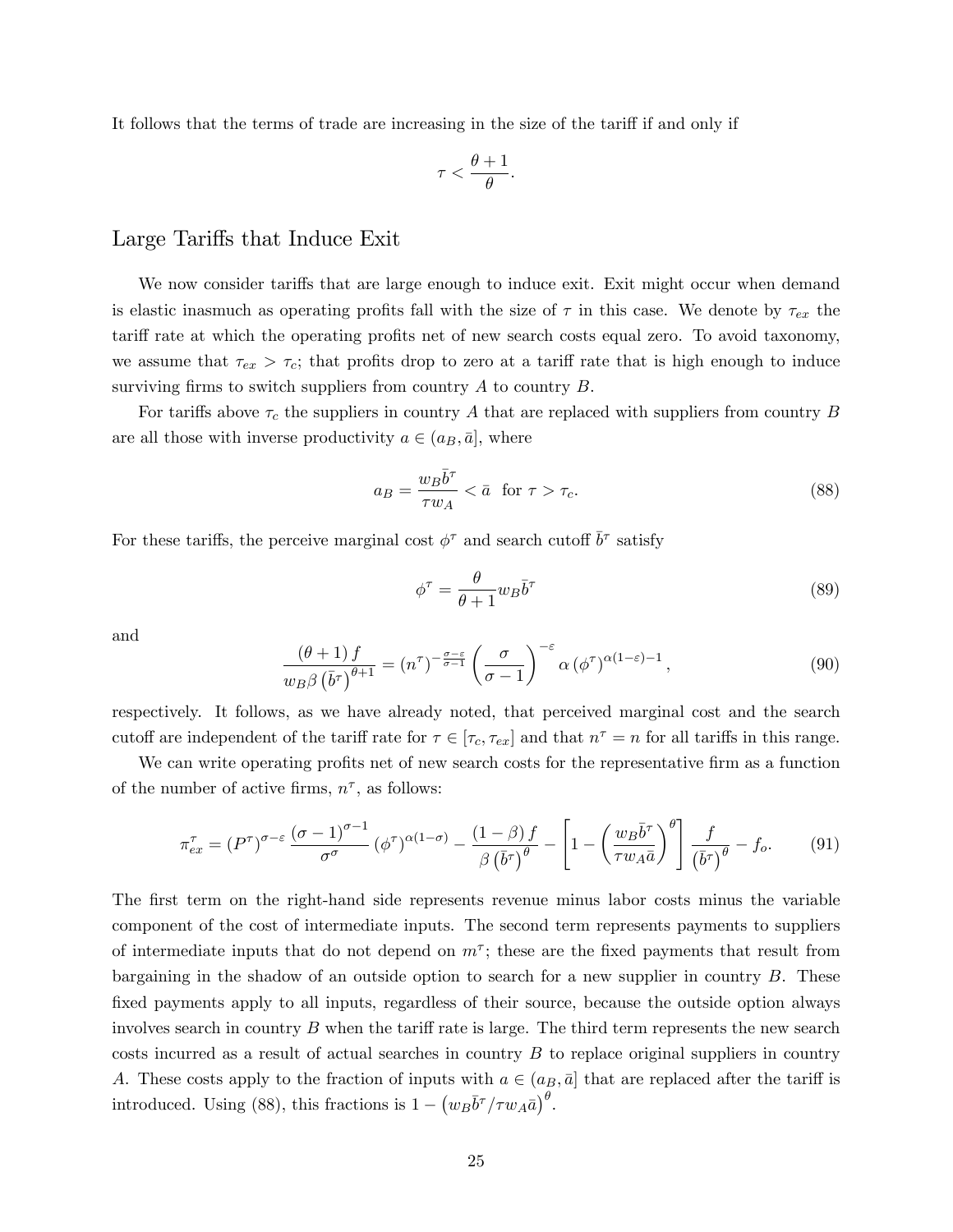It follows that the terms of trade are increasing in the size of the tariff if and only if

$$\tau < \frac{\theta + 1}{\theta}.$$

## Large Tariffs that Induce Exit

We now consider tariffs that are large enough to induce exit. Exit might occur when demand is elastic inasmuch as operating profits fall with the size of $\tau$ in this case. We denote by $\tau_{ex}$ the tariff rate at which the operating profits net of new search costs equal zero. To avoid taxonomy, we assume that $\tau_{ex} > \tau_c$; that profits drop to zero at a tariff rate that is high enough to induce surviving firms to switch suppliers from country $A$ to country $B$.

For tariffs above $\tau_c$ the suppliers in country $A$ that are replaced with suppliers from country $B$ are all those with inverse productivity $a \in (a_B, \bar{a}]$, where

$$a_B = \frac{w_B \bar{b}^\tau}{\tau w_A} < \bar{a} \ \text{ for } \tau > \tau_c. \tag{88}$$

For these tariffs, the perceive marginal cost $\phi^\tau$ and search cutoff $\bar{b}^\tau$ satisfy

$$\phi^\tau = \frac{\theta}{\theta + 1} w_B \bar{b}^\tau \tag{89}$$

and

$$\frac{(\theta + 1) f}{w_B \beta \left(\bar{b}^\tau\right)^{\theta + 1}} = (n^\tau)^{-\frac{\sigma - \varepsilon}{\sigma - 1}} \left(\frac{\sigma}{\sigma - 1}\right)^{-\varepsilon} \alpha \left(\phi^\tau\right)^{\alpha(1 - \varepsilon) - 1}, \tag{90}$$

respectively. It follows, as we have already noted, that perceived marginal cost and the search cutoff are independent of the tariff rate for $\tau \in [\tau_c, \tau_{ex}]$ and that $n^\tau = n$ for all tariffs in this range.

We can write operating profits net of new search costs for the representative firm as a function of the number of active firms, $n^\tau$, as follows:

$$\pi_{ex}^\tau = (P^\tau)^{\sigma - \varepsilon} \frac{(\sigma - 1)^{\sigma - 1}}{\sigma^\sigma} \left(\phi^\tau\right)^{\alpha(1 - \sigma)} - \frac{(1 - \beta) f}{\beta \left(\bar{b}^\tau\right)^\theta} - \left[1 - \left(\frac{w_B \bar{b}^\tau}{\tau w_A \bar{a}}\right)^\theta\right] \frac{f}{\left(\bar{b}^\tau\right)^\theta} - f_o. \tag{91}$$

The first term on the right-hand side represents revenue minus labor costs minus the variable component of the cost of intermediate inputs. The second term represents payments to suppliers of intermediate inputs that do not depend on $m^\tau$; these are the fixed payments that result from bargaining in the shadow of an outside option to search for a new supplier in country $B$. These fixed payments apply to all inputs, regardless of their source, because the outside option always involves search in country $B$ when the tariff rate is large. The third term represents the new search costs incurred as a result of actual searches in country $B$ to replace original suppliers in country $A$. These costs apply to the fraction of inputs with $a \in (a_B, \bar{a}]$ that are replaced after the tariff is introduced. Using (88), this fractions is $1 - \left(w_B \bar{b}^\tau / \tau w_A \bar{a}\right)^\theta$.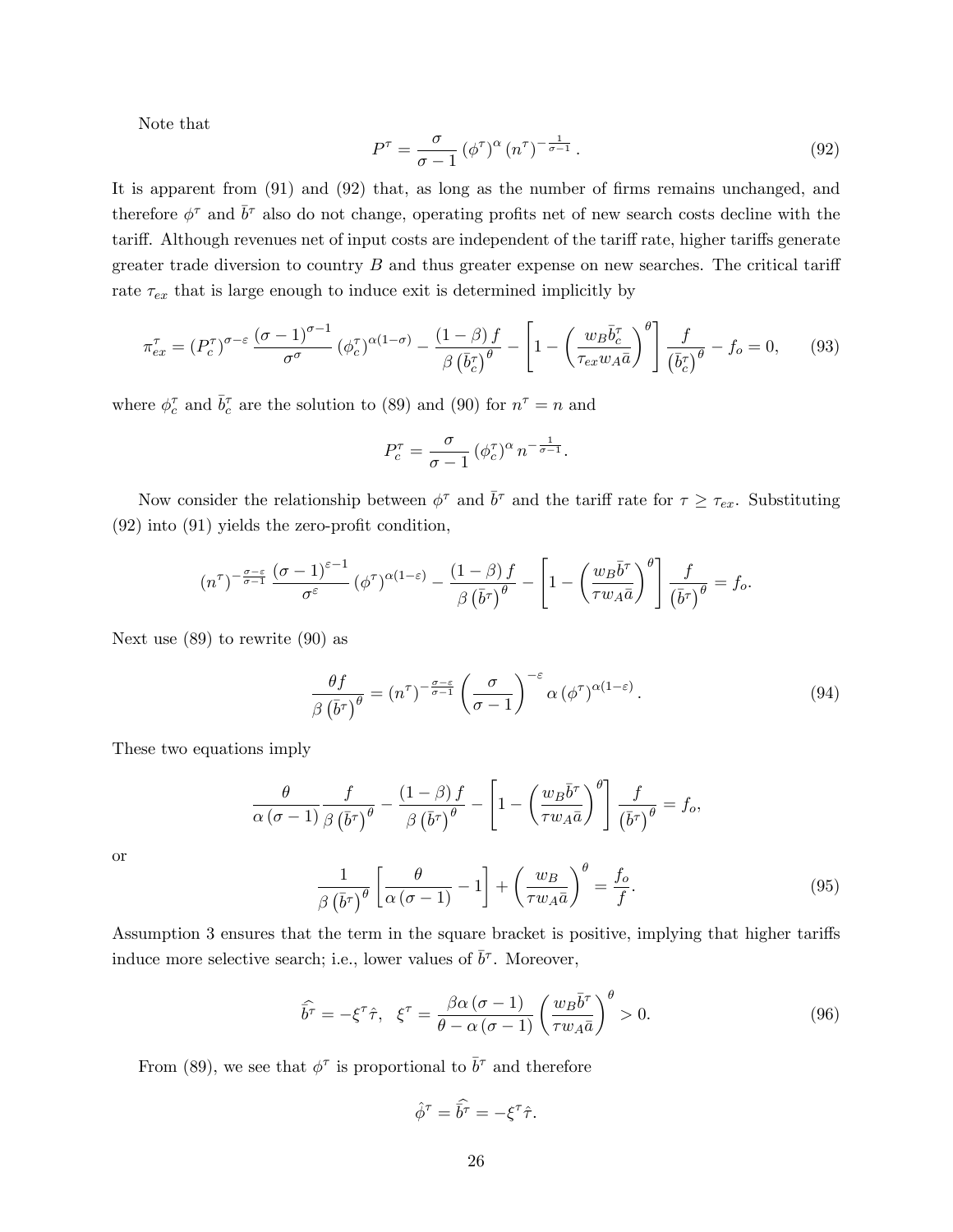Note that

$$P^{\tau} = \frac{\sigma}{\sigma - 1} \left(\phi^{\tau}\right)^{\alpha} \left(n^{\tau}\right)^{-\frac{1}{\sigma-1}}. \tag{92}$$

It is apparent from (91) and (92) that, as long as the number of firms remains unchanged, and therefore $\phi^{\tau}$ and $\bar{b}^{\tau}$ also do not change, operating profits net of new search costs decline with the tariff. Although revenues net of input costs are independent of the tariff rate, higher tariffs generate greater trade diversion to country $B$ and thus greater expense on new searches. The critical tariff rate $\tau_{ex}$ that is large enough to induce exit is determined implicitly by

$$\pi_{ex}^{\tau} = \left(P_c^{\tau}\right)^{\sigma-\varepsilon} \frac{(\sigma-1)^{\sigma-1}}{\sigma^{\sigma}} \left(\phi_c^{\tau}\right)^{\alpha(1-\sigma)} - \frac{(1-\beta) f}{\beta \left(\bar{b}_c^{\tau}\right)^{\theta}} - \left[1 - \left(\frac{w_B \bar{b}_c^{\tau}}{\tau_{ex} w_A \bar{a}}\right)^{\theta}\right] \frac{f}{\left(\bar{b}_c^{\tau}\right)^{\theta}} - f_o = 0, \tag{93}$$

where $\phi_c^{\tau}$ and $\bar{b}_c^{\tau}$ are the solution to (89) and (90) for $n^{\tau} = n$ and

$$P_c^{\tau} = \frac{\sigma}{\sigma-1} \left(\phi_c^{\tau}\right)^{\alpha} n^{-\frac{1}{\sigma-1}}.$$

Now consider the relationship between $\phi^{\tau}$ and $\bar{b}^{\tau}$ and the tariff rate for $\tau \geq \tau_{ex}$. Substituting (92) into (91) yields the zero-profit condition,

$$\left(n^{\tau}\right)^{-\frac{\sigma-\varepsilon}{\sigma-1}} \frac{(\sigma-1)^{\varepsilon-1}}{\sigma^{\varepsilon}} \left(\phi^{\tau}\right)^{\alpha(1-\varepsilon)} - \frac{(1-\beta) f}{\beta \left(\bar{b}^{\tau}\right)^{\theta}} - \left[1 - \left(\frac{w_B \bar{b}^{\tau}}{\tau w_A \bar{a}}\right)^{\theta}\right] \frac{f}{\left(\bar{b}^{\tau}\right)^{\theta}} = f_o.$$

Next use (89) to rewrite (90) as

$$\frac{\theta f}{\beta \left(\bar{b}^{\tau}\right)^{\theta}} = \left(n^{\tau}\right)^{-\frac{\sigma-\varepsilon}{\sigma-1}} \left(\frac{\sigma}{\sigma-1}\right)^{-\varepsilon} \alpha \left(\phi^{\tau}\right)^{\alpha(1-\varepsilon)}. \tag{94}$$

These two equations imply

$$\frac{\theta}{\alpha(\sigma-1)} \frac{f}{\beta \left(\bar{b}^{\tau}\right)^{\theta}} - \frac{(1-\beta) f}{\beta \left(\bar{b}^{\tau}\right)^{\theta}} - \left[1 - \left(\frac{w_B \bar{b}^{\tau}}{\tau w_A \bar{a}}\right)^{\theta}\right] \frac{f}{\left(\bar{b}^{\tau}\right)^{\theta}} = f_o,$$

or

$$\frac{1}{\beta \left(\bar{b}^{\tau}\right)^{\theta}} \left[\frac{\theta}{\alpha(\sigma-1)} - 1\right] + \left(\frac{w_B}{\tau w_A \bar{a}}\right)^{\theta} = \frac{f_o}{f}. \tag{95}$$

Assumption 3 ensures that the term in the square bracket is positive, implying that higher tariffs induce more selective search; i.e., lower values of $\bar{b}^{\tau}$. Moreover,

$$\widehat{\bar{b}^{\tau}} = -\xi^{\tau} \hat{\tau}, \quad \xi^{\tau} = \frac{\beta \alpha (\sigma-1)}{\theta - \alpha(\sigma-1)} \left(\frac{w_B \bar{b}^{\tau}}{\tau w_A \bar{a}}\right)^{\theta} > 0. \tag{96}$$

From (89), we see that $\phi^{\tau}$ is proportional to $\bar{b}^{\tau}$ and therefore

$$\hat{\phi}^{\tau} = \widehat{\bar{b}^{\tau}} = -\xi^{\tau} \hat{\tau}.$$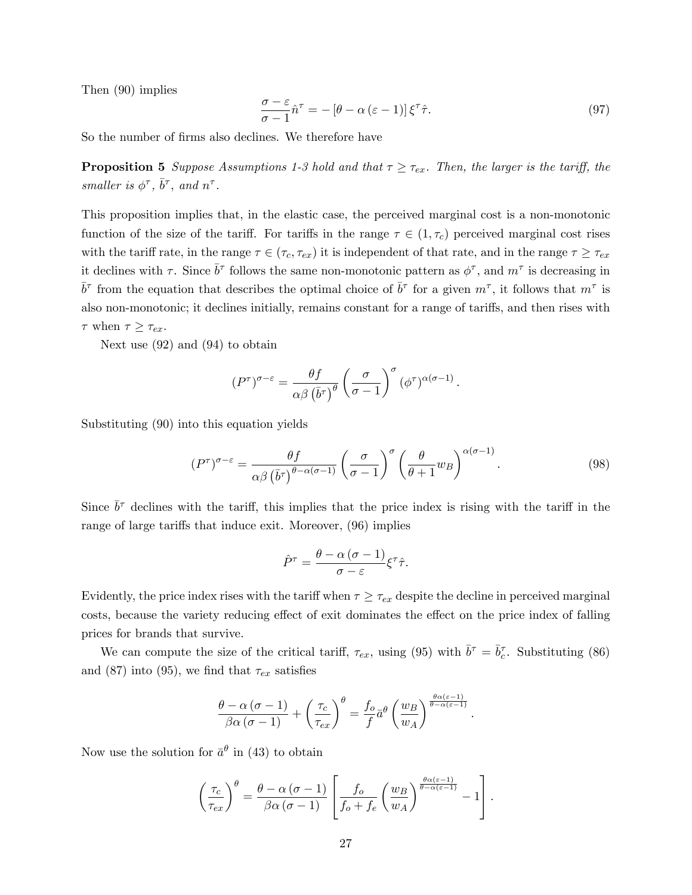Then (90) implies

$$\frac{\sigma - \varepsilon}{\sigma - 1}\hat{n}^{\tau} = -\left[\theta - \alpha\left(\varepsilon - 1\right)\right]\xi^{\tau}\hat{\tau}. \tag{97}$$

So the number of firms also declines. We therefore have

**Proposition 5** *Suppose Assumptions 1-3 hold and that $\tau \geq \tau_{ex}$. Then, the larger is the tariff, the smaller is $\phi^{\tau}$, $\bar{b}^{\tau}$, and $n^{\tau}$.*

This proposition implies that, in the elastic case, the perceived marginal cost is a non-monotonic function of the size of the tariff. For tariffs in the range $\tau \in (1, \tau_c)$ perceived marginal cost rises with the tariff rate, in the range $\tau \in (\tau_c, \tau_{ex})$ it is independent of that rate, and in the range $\tau \geq \tau_{ex}$ it declines with $\tau$. Since $\bar{b}^{\tau}$ follows the same non-monotonic pattern as $\phi^{\tau}$, and $m^{\tau}$ is decreasing in $\bar{b}^{\tau}$ from the equation that describes the optimal choice of $\bar{b}^{\tau}$ for a given $m^{\tau}$, it follows that $m^{\tau}$ is also non-monotonic; it declines initially, remains constant for a range of tariffs, and then rises with $\tau$ when $\tau \geq \tau_{ex}$.

Next use (92) and (94) to obtain

$$\left(P^{\tau}\right)^{\sigma-\varepsilon} = \frac{\theta f}{\alpha\beta\left(\bar{b}^{\tau}\right)^{\theta}}\left(\frac{\sigma}{\sigma-1}\right)^{\sigma}\left(\phi^{\tau}\right)^{\alpha(\sigma-1)}.$$

Substituting (90) into this equation yields

$$\left(P^{\tau}\right)^{\sigma-\varepsilon} = \frac{\theta f}{\alpha\beta\left(\bar{b}^{\tau}\right)^{\theta-\alpha(\sigma-1)}}\left(\frac{\sigma}{\sigma-1}\right)^{\sigma}\left(\frac{\theta}{\theta+1}w_B\right)^{\alpha(\sigma-1)}. \tag{98}$$

Since $\bar{b}^{\tau}$ declines with the tariff, this implies that the price index is rising with the tariff in the range of large tariffs that induce exit. Moreover, (96) implies

$$\hat{P}^{\tau} = \frac{\theta - \alpha\left(\sigma - 1\right)}{\sigma - \varepsilon}\xi^{\tau}\hat{\tau}.$$

Evidently, the price index rises with the tariff when $\tau \geq \tau_{ex}$ despite the decline in perceived marginal costs, because the variety reducing effect of exit dominates the effect on the price index of falling prices for brands that survive.

We can compute the size of the critical tariff, $\tau_{ex}$, using (95) with $\bar{b}^{\tau} = \bar{b}^{\tau}_c$. Substituting (86) and (87) into (95), we find that $\tau_{ex}$ satisfies

$$\frac{\theta - \alpha\left(\sigma-1\right)}{\beta\alpha\left(\sigma-1\right)} + \left(\frac{\tau_c}{\tau_{ex}}\right)^{\theta} = \frac{f_o}{f}\bar{a}^{\theta}\left(\frac{w_B}{w_A}\right)^{\frac{\theta\alpha(\varepsilon-1)}{\theta-\alpha(\varepsilon-1)}}.$$

Now use the solution for $\bar{a}^{\theta}$ in (43) to obtain

$$\left(\frac{\tau_c}{\tau_{ex}}\right)^{\theta} = \frac{\theta - \alpha\left(\sigma-1\right)}{\beta\alpha\left(\sigma-1\right)}\left[\frac{f_o}{f_o+f_e}\left(\frac{w_B}{w_A}\right)^{\frac{\theta\alpha(\varepsilon-1)}{\theta-\alpha(\varepsilon-1)}} - 1\right].$$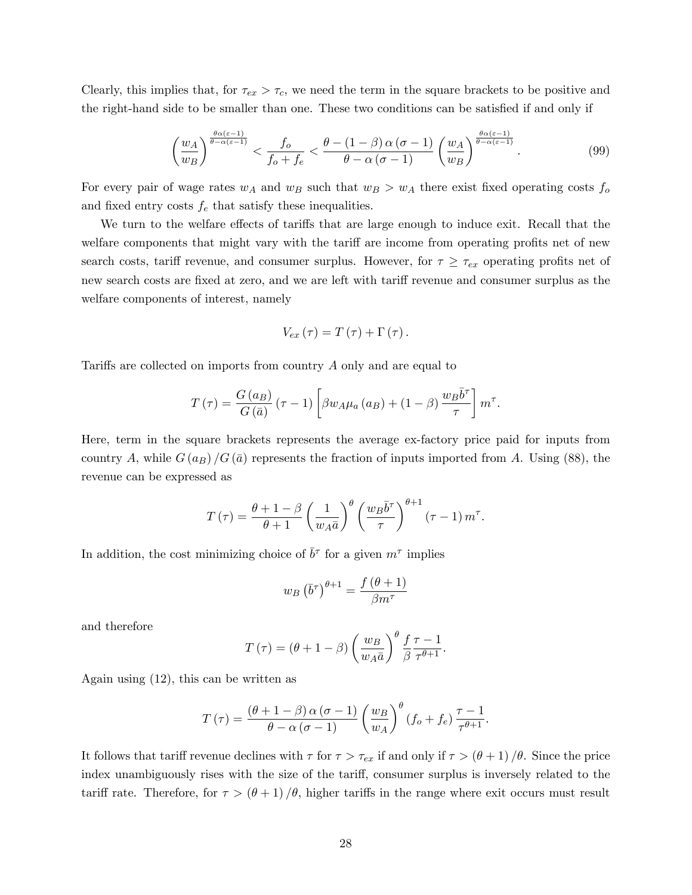Clearly, this implies that, for $\tau_{ex} > \tau_c$, we need the term in the square brackets to be positive and the right-hand side to be smaller than one. These two conditions can be satisfied if and only if

$$\left(\frac{w_A}{w_B}\right)^{\frac{\theta\alpha(\varepsilon-1)}{\theta-\alpha(\varepsilon-1)}} < \frac{f_o}{f_o+f_e} < \frac{\theta-(1-\beta)\,\alpha\,(\sigma-1)}{\theta-\alpha\,(\sigma-1)}\left(\frac{w_A}{w_B}\right)^{\frac{\theta\alpha(\varepsilon-1)}{\theta-\alpha(\varepsilon-1)}}. \tag{99}$$

For every pair of wage rates $w_A$ and $w_B$ such that $w_B > w_A$ there exist fixed operating costs $f_o$ and fixed entry costs $f_e$ that satisfy these inequalities.

We turn to the welfare effects of tariffs that are large enough to induce exit. Recall that the welfare components that might vary with the tariff are income from operating profits net of new search costs, tariff revenue, and consumer surplus. However, for $\tau \geq \tau_{ex}$ operating profits net of new search costs are fixed at zero, and we are left with tariff revenue and consumer surplus as the welfare components of interest, namely

$$V_{ex}(\tau) = T(\tau) + \Gamma(\tau).$$

Tariffs are collected on imports from country $A$ only and are equal to

$$T(\tau) = \frac{G(a_B)}{G(\bar{a})}(\tau-1)\left[\beta w_A \mu_a(a_B) + (1-\beta)\frac{w_B \bar{b}^\tau}{\tau}\right] m^\tau.$$

Here, term in the square brackets represents the average ex-factory price paid for inputs from country $A$, while $G(a_B)/G(\bar{a})$ represents the fraction of inputs imported from $A$. Using (88), the revenue can be expressed as

$$T(\tau) = \frac{\theta+1-\beta}{\theta+1}\left(\frac{1}{w_A\bar{a}}\right)^\theta \left(\frac{w_B\bar{b}^\tau}{\tau}\right)^{\theta+1}(\tau-1)\, m^\tau.$$

In addition, the cost minimizing choice of $\bar{b}^\tau$ for a given $m^\tau$ implies

$$w_B\left(\bar{b}^\tau\right)^{\theta+1} = \frac{f(\theta+1)}{\beta m^\tau}$$

and therefore

$$T(\tau) = (\theta+1-\beta)\left(\frac{w_B}{w_A\bar{a}}\right)^\theta \frac{f}{\beta}\frac{\tau-1}{\tau^{\theta+1}}.$$

Again using (12), this can be written as

$$T(\tau) = \frac{(\theta+1-\beta)\,\alpha\,(\sigma-1)}{\theta-\alpha\,(\sigma-1)}\left(\frac{w_B}{w_A}\right)^\theta (f_o+f_e)\frac{\tau-1}{\tau^{\theta+1}}.$$

It follows that tariff revenue declines with $\tau$ for $\tau > \tau_{ex}$ if and only if $\tau > (\theta+1)/\theta$. Since the price index unambiguously rises with the size of the tariff, consumer surplus is inversely related to the tariff rate. Therefore, for $\tau > (\theta+1)/\theta$, higher tariffs in the range where exit occurs must result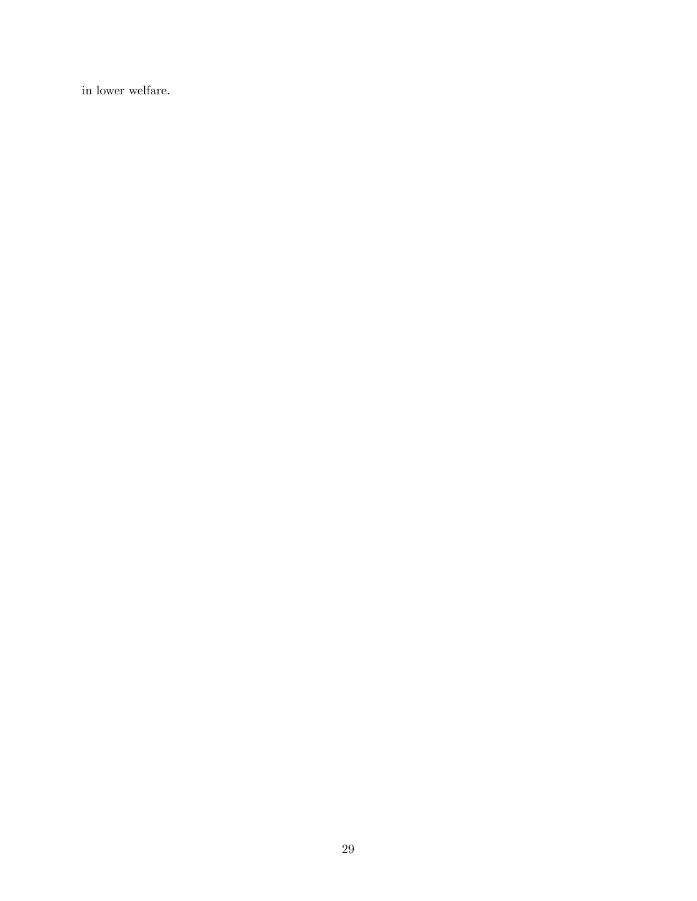in lower welfare.